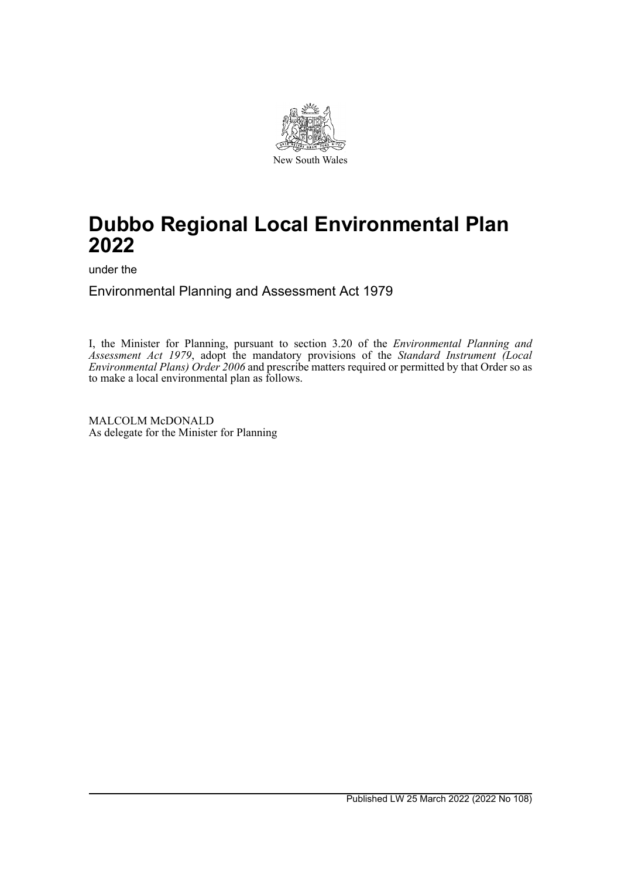New South Wales

# Dubbo Regional Local Environmental Plan 2022

under the

Environmental Planning and Assessment Act 1979

I, the Minister for Planning, pursuant to section 3.20 of the *Environmental Planning and Assessment Act 1979*, adopt the mandatory provisions of the *Standard Instrument (Local Environmental Plans) Order 2006* and prescribe matters required or permitted by that Order so as to make a local environmental plan as follows.

MALCOLM McDONALD
As delegate for the Minister for Planning

Published LW 25 March 2022 (2022 No 108)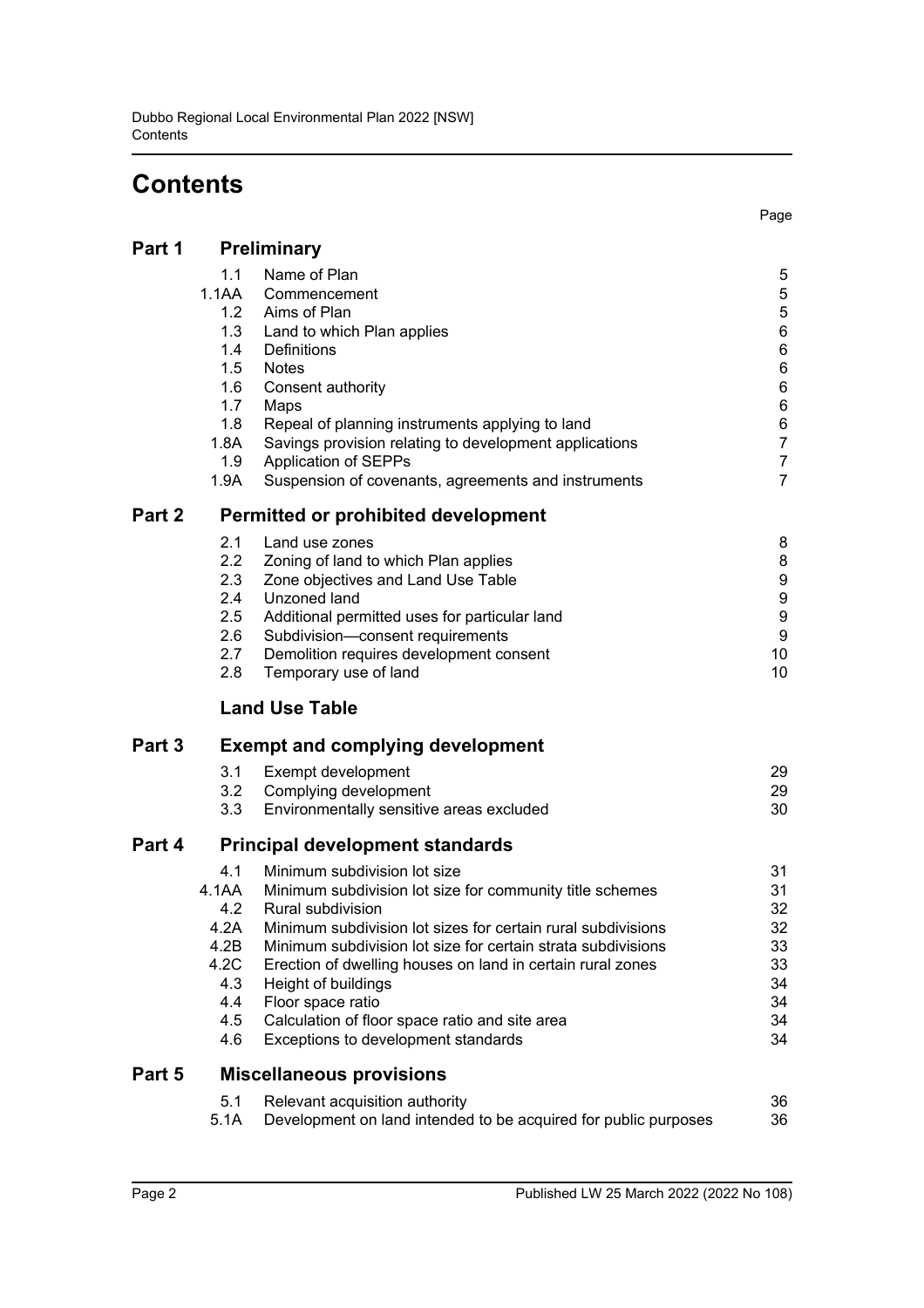# Contents

| | | | Page |
|---|---|---|---|
| **Part 1** | **Preliminary** | | |
| | 1.1 | Name of Plan | 5 |
| | 1.1AA | Commencement | 5 |
| | 1.2 | Aims of Plan | 5 |
| | 1.3 | Land to which Plan applies | 6 |
| | 1.4 | Definitions | 6 |
| | 1.5 | Notes | 6 |
| | 1.6 | Consent authority | 6 |
| | 1.7 | Maps | 6 |
| | 1.8 | Repeal of planning instruments applying to land | 6 |
| | 1.8A | Savings provision relating to development applications | 7 |
| | 1.9 | Application of SEPPs | 7 |
| | 1.9A | Suspension of covenants, agreements and instruments | 7 |
| **Part 2** | **Permitted or prohibited development** | | |
| | 2.1 | Land use zones | 8 |
| | 2.2 | Zoning of land to which Plan applies | 8 |
| | 2.3 | Zone objectives and Land Use Table | 9 |
| | 2.4 | Unzoned land | 9 |
| | 2.5 | Additional permitted uses for particular land | 9 |
| | 2.6 | Subdivision—consent requirements | 9 |
| | 2.7 | Demolition requires development consent | 10 |
| | 2.8 | Temporary use of land | 10 |
| | **Land Use Table** | | |
| **Part 3** | **Exempt and complying development** | | |
| | 3.1 | Exempt development | 29 |
| | 3.2 | Complying development | 29 |
| | 3.3 | Environmentally sensitive areas excluded | 30 |
| **Part 4** | **Principal development standards** | | |
| | 4.1 | Minimum subdivision lot size | 31 |
| | 4.1AA | Minimum subdivision lot size for community title schemes | 31 |
| | 4.2 | Rural subdivision | 32 |
| | 4.2A | Minimum subdivision lot sizes for certain rural subdivisions | 32 |
| | 4.2B | Minimum subdivision lot size for certain strata subdivisions | 33 |
| | 4.2C | Erection of dwelling houses on land in certain rural zones | 33 |
| | 4.3 | Height of buildings | 34 |
| | 4.4 | Floor space ratio | 34 |
| | 4.5 | Calculation of floor space ratio and site area | 34 |
| | 4.6 | Exceptions to development standards | 34 |
| **Part 5** | **Miscellaneous provisions** | | |
| | 5.1 | Relevant acquisition authority | 36 |
| | 5.1A | Development on land intended to be acquired for public purposes | 36 |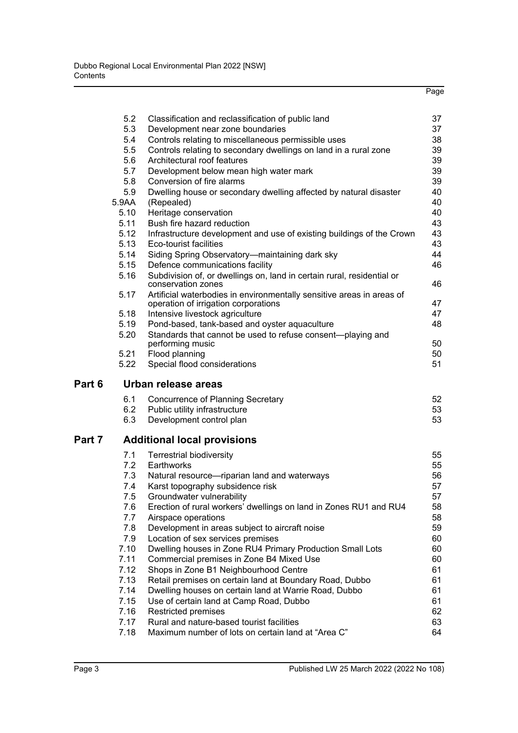| | | Page |
|---|---|---|
| 5.2 | Classification and reclassification of public land | 37 |
| 5.3 | Development near zone boundaries | 37 |
| 5.4 | Controls relating to miscellaneous permissible uses | 38 |
| 5.5 | Controls relating to secondary dwellings on land in a rural zone | 39 |
| 5.6 | Architectural roof features | 39 |
| 5.7 | Development below mean high water mark | 39 |
| 5.8 | Conversion of fire alarms | 39 |
| 5.9 | Dwelling house or secondary dwelling affected by natural disaster | 40 |
| 5.9AA | (Repealed) | 40 |
| 5.10 | Heritage conservation | 40 |
| 5.11 | Bush fire hazard reduction | 43 |
| 5.12 | Infrastructure development and use of existing buildings of the Crown | 43 |
| 5.13 | Eco-tourist facilities | 43 |
| 5.14 | Siding Spring Observatory—maintaining dark sky | 44 |
| 5.15 | Defence communications facility | 46 |
| 5.16 | Subdivision of, or dwellings on, land in certain rural, residential or conservation zones | 46 |
| 5.17 | Artificial waterbodies in environmentally sensitive areas in areas of operation of irrigation corporations | 47 |
| 5.18 | Intensive livestock agriculture | 47 |
| 5.19 | Pond-based, tank-based and oyster aquaculture | 48 |
| 5.20 | Standards that cannot be used to refuse consent—playing and performing music | 50 |
| 5.21 | Flood planning | 50 |
| 5.22 | Special flood considerations | 51 |

## Part 6 Urban release areas

| | | |
|---|---|---|
| 6.1 | Concurrence of Planning Secretary | 52 |
| 6.2 | Public utility infrastructure | 53 |
| 6.3 | Development control plan | 53 |

## Part 7 Additional local provisions

| | | |
|---|---|---|
| 7.1 | Terrestrial biodiversity | 55 |
| 7.2 | Earthworks | 55 |
| 7.3 | Natural resource—riparian land and waterways | 56 |
| 7.4 | Karst topography subsidence risk | 57 |
| 7.5 | Groundwater vulnerability | 57 |
| 7.6 | Erection of rural workers' dwellings on land in Zones RU1 and RU4 | 58 |
| 7.7 | Airspace operations | 58 |
| 7.8 | Development in areas subject to aircraft noise | 59 |
| 7.9 | Location of sex services premises | 60 |
| 7.10 | Dwelling houses in Zone RU4 Primary Production Small Lots | 60 |
| 7.11 | Commercial premises in Zone B4 Mixed Use | 60 |
| 7.12 | Shops in Zone B1 Neighbourhood Centre | 61 |
| 7.13 | Retail premises on certain land at Boundary Road, Dubbo | 61 |
| 7.14 | Dwelling houses on certain land at Warrie Road, Dubbo | 61 |
| 7.15 | Use of certain land at Camp Road, Dubbo | 61 |
| 7.16 | Restricted premises | 62 |
| 7.17 | Rural and nature-based tourist facilities | 63 |
| 7.18 | Maximum number of lots on certain land at "Area C" | 64 |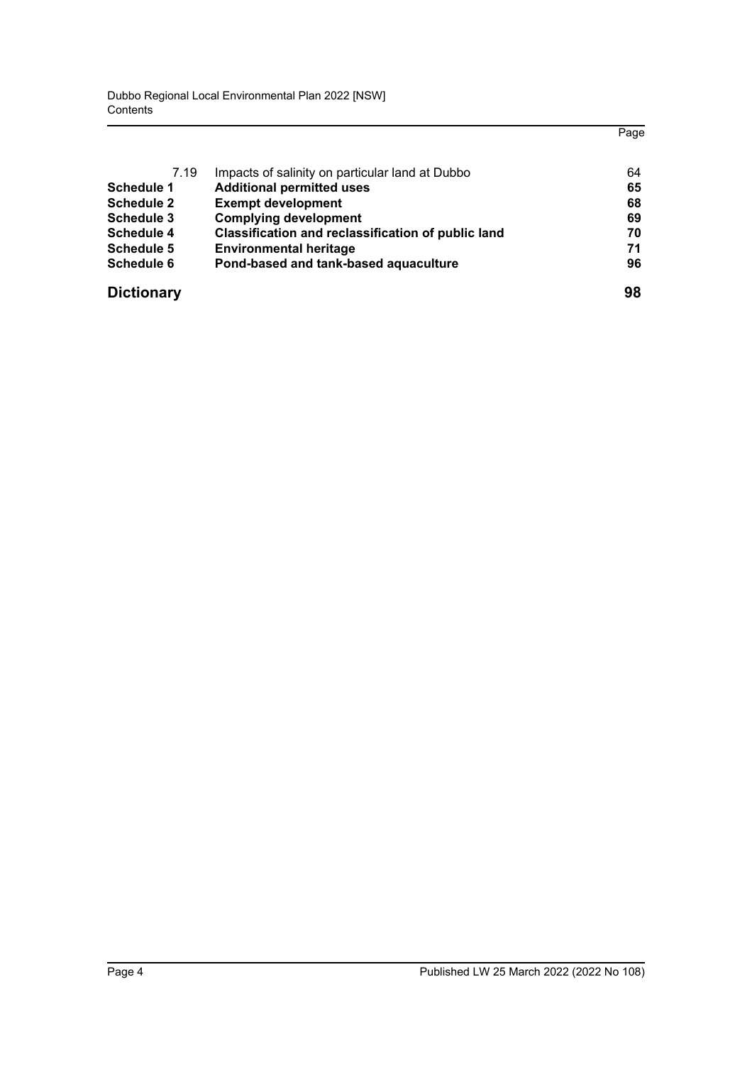| | | Page |
|---|---|---|
| 7.19 | Impacts of salinity on particular land at Dubbo | 64 |
| **Schedule 1** | **Additional permitted uses** | **65** |
| **Schedule 2** | **Exempt development** | **68** |
| **Schedule 3** | **Complying development** | **69** |
| **Schedule 4** | **Classification and reclassification of public land** | **70** |
| **Schedule 5** | **Environmental heritage** | **71** |
| **Schedule 6** | **Pond-based and tank-based aquaculture** | **96** |

**Dictionary** **98**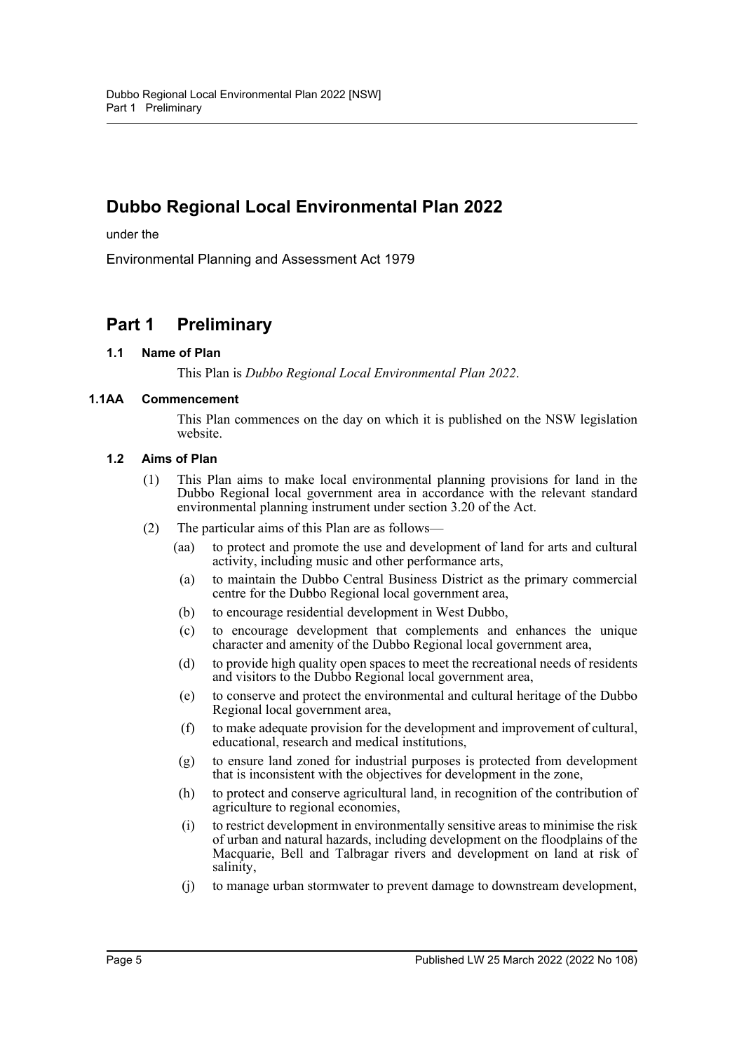# Dubbo Regional Local Environmental Plan 2022

under the

Environmental Planning and Assessment Act 1979

## Part 1 Preliminary

### 1.1 Name of Plan

This Plan is *Dubbo Regional Local Environmental Plan 2022*.

### 1.1AA Commencement

This Plan commences on the day on which it is published on the NSW legislation website.

### 1.2 Aims of Plan

(1) This Plan aims to make local environmental planning provisions for land in the Dubbo Regional local government area in accordance with the relevant standard environmental planning instrument under section 3.20 of the Act.

(2) The particular aims of this Plan are as follows—

(aa) to protect and promote the use and development of land for arts and cultural activity, including music and other performance arts,

(a) to maintain the Dubbo Central Business District as the primary commercial centre for the Dubbo Regional local government area,

(b) to encourage residential development in West Dubbo,

(c) to encourage development that complements and enhances the unique character and amenity of the Dubbo Regional local government area,

(d) to provide high quality open spaces to meet the recreational needs of residents and visitors to the Dubbo Regional local government area,

(e) to conserve and protect the environmental and cultural heritage of the Dubbo Regional local government area,

(f) to make adequate provision for the development and improvement of cultural, educational, research and medical institutions,

(g) to ensure land zoned for industrial purposes is protected from development that is inconsistent with the objectives for development in the zone,

(h) to protect and conserve agricultural land, in recognition of the contribution of agriculture to regional economies,

(i) to restrict development in environmentally sensitive areas to minimise the risk of urban and natural hazards, including development on the floodplains of the Macquarie, Bell and Talbragar rivers and development on land at risk of salinity,

(j) to manage urban stormwater to prevent damage to downstream development,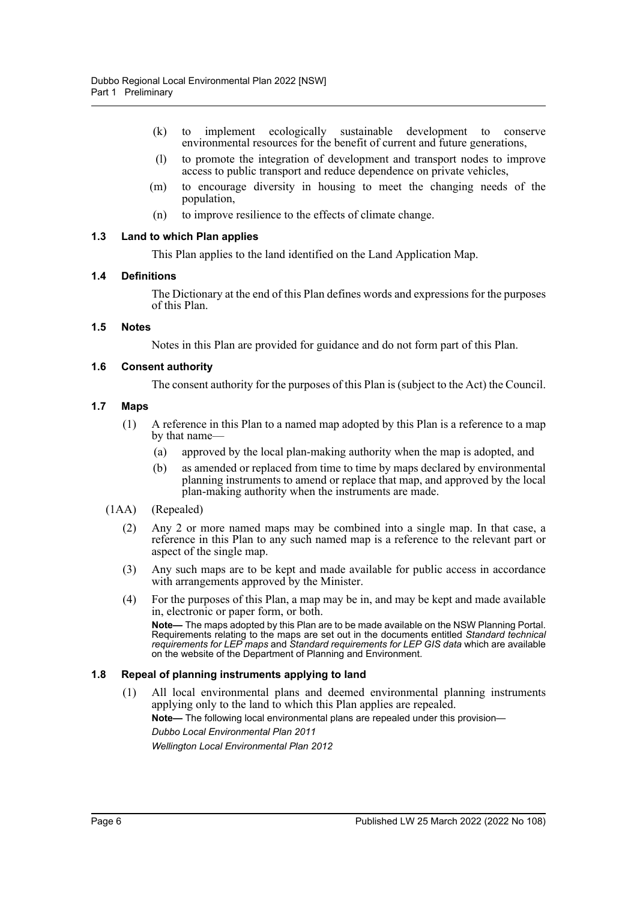(k) to implement ecologically sustainable development to conserve environmental resources for the benefit of current and future generations,

(l) to promote the integration of development and transport nodes to improve access to public transport and reduce dependence on private vehicles,

(m) to encourage diversity in housing to meet the changing needs of the population,

(n) to improve resilience to the effects of climate change.

### 1.3 Land to which Plan applies

This Plan applies to the land identified on the Land Application Map.

### 1.4 Definitions

The Dictionary at the end of this Plan defines words and expressions for the purposes of this Plan.

### 1.5 Notes

Notes in this Plan are provided for guidance and do not form part of this Plan.

### 1.6 Consent authority

The consent authority for the purposes of this Plan is (subject to the Act) the Council.

### 1.7 Maps

(1) A reference in this Plan to a named map adopted by this Plan is a reference to a map by that name—

(a) approved by the local plan-making authority when the map is adopted, and

(b) as amended or replaced from time to time by maps declared by environmental planning instruments to amend or replace that map, and approved by the local plan-making authority when the instruments are made.

(1AA) (Repealed)

(2) Any 2 or more named maps may be combined into a single map. In that case, a reference in this Plan to any such named map is a reference to the relevant part or aspect of the single map.

(3) Any such maps are to be kept and made available for public access in accordance with arrangements approved by the Minister.

(4) For the purposes of this Plan, a map may be in, and may be kept and made available in, electronic or paper form, or both.

**Note—** The maps adopted by this Plan are to be made available on the NSW Planning Portal. Requirements relating to the maps are set out in the documents entitled *Standard technical requirements for LEP maps* and *Standard requirements for LEP GIS data* which are available on the website of the Department of Planning and Environment.

### 1.8 Repeal of planning instruments applying to land

(1) All local environmental plans and deemed environmental planning instruments applying only to the land to which this Plan applies are repealed.

**Note—** The following local environmental plans are repealed under this provision—

*Dubbo Local Environmental Plan 2011*

*Wellington Local Environmental Plan 2012*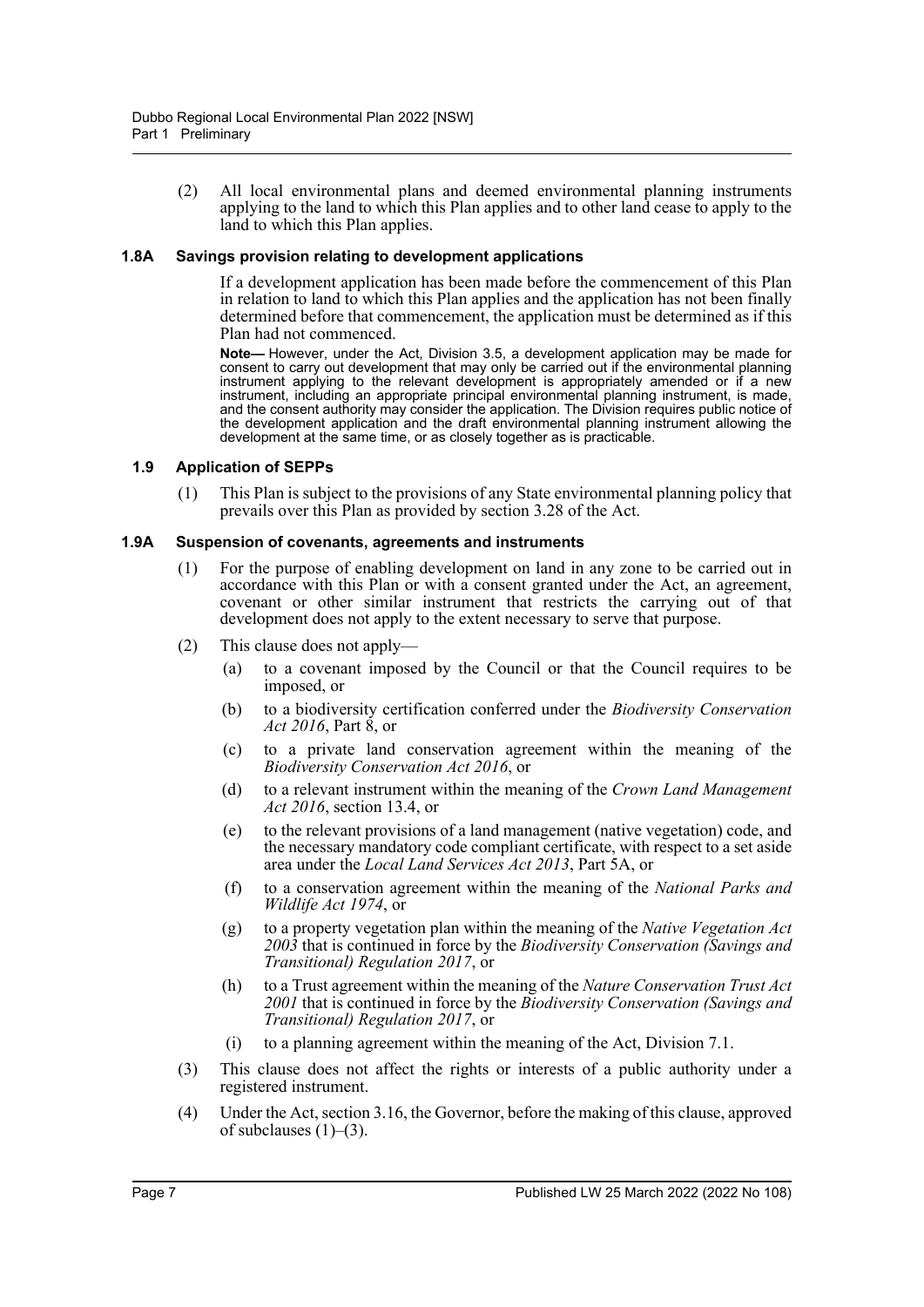(2) All local environmental plans and deemed environmental planning instruments applying to the land to which this Plan applies and to other land cease to apply to the land to which this Plan applies.

### 1.8A Savings provision relating to development applications

If a development application has been made before the commencement of this Plan in relation to land to which this Plan applies and the application has not been finally determined before that commencement, the application must be determined as if this Plan had not commenced.

**Note—** However, under the Act, Division 3.5, a development application may be made for consent to carry out development that may only be carried out if the environmental planning instrument applying to the relevant development is appropriately amended or if a new instrument, including an appropriate principal environmental planning instrument, is made, and the consent authority may consider the application. The Division requires public notice of the development application and the draft environmental planning instrument allowing the development at the same time, or as closely together as is practicable.

### 1.9 Application of SEPPs

(1) This Plan is subject to the provisions of any State environmental planning policy that prevails over this Plan as provided by section 3.28 of the Act.

### 1.9A Suspension of covenants, agreements and instruments

(1) For the purpose of enabling development on land in any zone to be carried out in accordance with this Plan or with a consent granted under the Act, an agreement, covenant or other similar instrument that restricts the carrying out of that development does not apply to the extent necessary to serve that purpose.

(2) This clause does not apply—

- (a) to a covenant imposed by the Council or that the Council requires to be imposed, or
- (b) to a biodiversity certification conferred under the *Biodiversity Conservation Act 2016*, Part 8, or
- (c) to a private land conservation agreement within the meaning of the *Biodiversity Conservation Act 2016*, or
- (d) to a relevant instrument within the meaning of the *Crown Land Management Act 2016*, section 13.4, or
- (e) to the relevant provisions of a land management (native vegetation) code, and the necessary mandatory code compliant certificate, with respect to a set aside area under the *Local Land Services Act 2013*, Part 5A, or
- (f) to a conservation agreement within the meaning of the *National Parks and Wildlife Act 1974*, or
- (g) to a property vegetation plan within the meaning of the *Native Vegetation Act 2003* that is continued in force by the *Biodiversity Conservation (Savings and Transitional) Regulation 2017*, or
- (h) to a Trust agreement within the meaning of the *Nature Conservation Trust Act 2001* that is continued in force by the *Biodiversity Conservation (Savings and Transitional) Regulation 2017*, or
- (i) to a planning agreement within the meaning of the Act, Division 7.1.

(3) This clause does not affect the rights or interests of a public authority under a registered instrument.

(4) Under the Act, section 3.16, the Governor, before the making of this clause, approved of subclauses (1)–(3).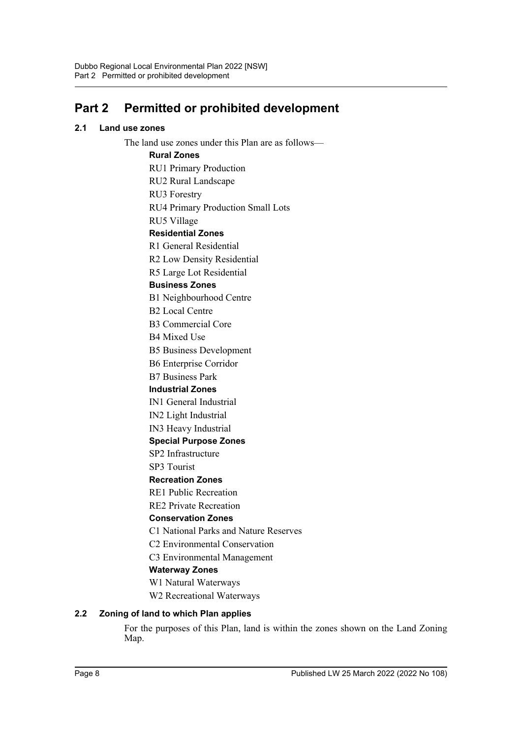# Part 2 Permitted or prohibited development

## 2.1 Land use zones

The land use zones under this Plan are as follows—

**Rural Zones**

RU1 Primary Production

RU2 Rural Landscape

RU3 Forestry

RU4 Primary Production Small Lots

RU5 Village

**Residential Zones**

R1 General Residential

R2 Low Density Residential

R5 Large Lot Residential

**Business Zones**

B1 Neighbourhood Centre

B2 Local Centre

B3 Commercial Core

B4 Mixed Use

B5 Business Development

B6 Enterprise Corridor

B7 Business Park

**Industrial Zones**

IN1 General Industrial

IN2 Light Industrial

IN3 Heavy Industrial

**Special Purpose Zones**

SP2 Infrastructure

SP3 Tourist

**Recreation Zones**

RE1 Public Recreation

RE2 Private Recreation

**Conservation Zones**

C1 National Parks and Nature Reserves

C2 Environmental Conservation

C3 Environmental Management

**Waterway Zones**

W1 Natural Waterways

W2 Recreational Waterways

## 2.2 Zoning of land to which Plan applies

For the purposes of this Plan, land is within the zones shown on the Land Zoning Map.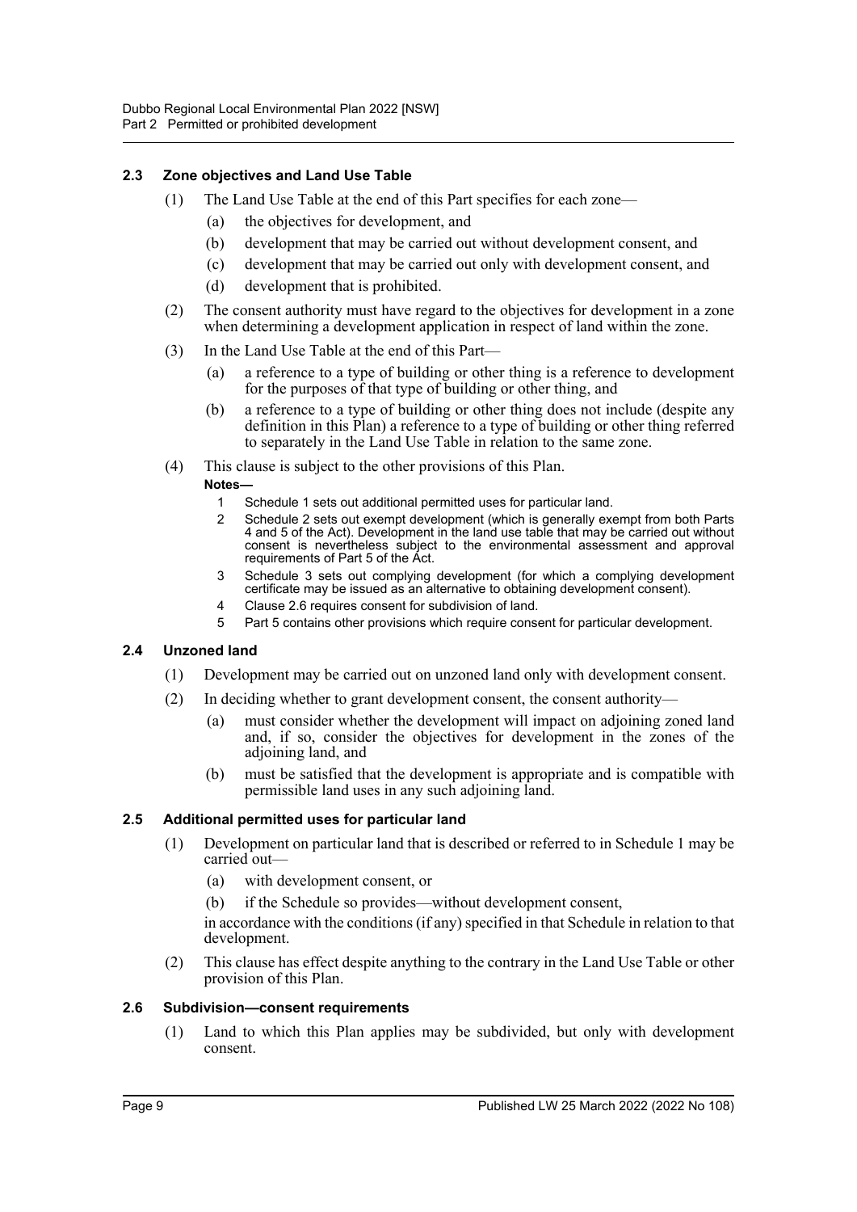### 2.3 Zone objectives and Land Use Table

(1) The Land Use Table at the end of this Part specifies for each zone—

(a) the objectives for development, and

(b) development that may be carried out without development consent, and

(c) development that may be carried out only with development consent, and

(d) development that is prohibited.

(2) The consent authority must have regard to the objectives for development in a zone when determining a development application in respect of land within the zone.

(3) In the Land Use Table at the end of this Part—

(a) a reference to a type of building or other thing is a reference to development for the purposes of that type of building or other thing, and

(b) a reference to a type of building or other thing does not include (despite any definition in this Plan) a reference to a type of building or other thing referred to separately in the Land Use Table in relation to the same zone.

(4) This clause is subject to the other provisions of this Plan.

**Notes—**

1 Schedule 1 sets out additional permitted uses for particular land.

2 Schedule 2 sets out exempt development (which is generally exempt from both Parts 4 and 5 of the Act). Development in the land use table that may be carried out without consent is nevertheless subject to the environmental assessment and approval requirements of Part 5 of the Act.

3 Schedule 3 sets out complying development (for which a complying development certificate may be issued as an alternative to obtaining development consent).

4 Clause 2.6 requires consent for subdivision of land.

5 Part 5 contains other provisions which require consent for particular development.

### 2.4 Unzoned land

(1) Development may be carried out on unzoned land only with development consent.

(2) In deciding whether to grant development consent, the consent authority—

(a) must consider whether the development will impact on adjoining zoned land and, if so, consider the objectives for development in the zones of the adjoining land, and

(b) must be satisfied that the development is appropriate and is compatible with permissible land uses in any such adjoining land.

### 2.5 Additional permitted uses for particular land

(1) Development on particular land that is described or referred to in Schedule 1 may be carried out—

(a) with development consent, or

(b) if the Schedule so provides—without development consent,

in accordance with the conditions (if any) specified in that Schedule in relation to that development.

(2) This clause has effect despite anything to the contrary in the Land Use Table or other provision of this Plan.

### 2.6 Subdivision—consent requirements

(1) Land to which this Plan applies may be subdivided, but only with development consent.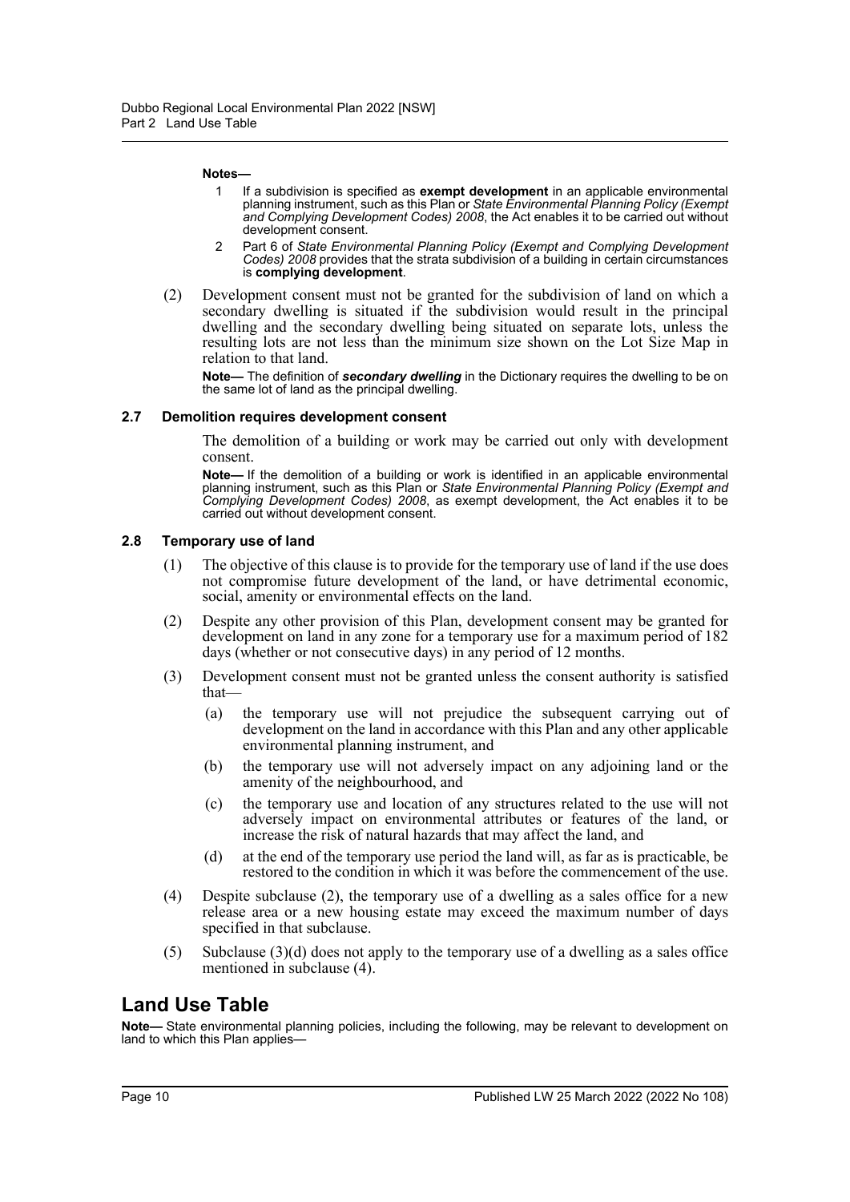**Notes—**

1. If a subdivision is specified as **exempt development** in an applicable environmental planning instrument, such as this Plan or *State Environmental Planning Policy (Exempt and Complying Development Codes) 2008*, the Act enables it to be carried out without development consent.
2. Part 6 of *State Environmental Planning Policy (Exempt and Complying Development Codes) 2008* provides that the strata subdivision of a building in certain circumstances is **complying development**.

(2) Development consent must not be granted for the subdivision of land on which a secondary dwelling is situated if the subdivision would result in the principal dwelling and the secondary dwelling being situated on separate lots, unless the resulting lots are not less than the minimum size shown on the Lot Size Map in relation to that land.

**Note—** The definition of ***secondary dwelling*** in the Dictionary requires the dwelling to be on the same lot of land as the principal dwelling.

### 2.7 Demolition requires development consent

The demolition of a building or work may be carried out only with development consent.

**Note—** If the demolition of a building or work is identified in an applicable environmental planning instrument, such as this Plan or *State Environmental Planning Policy (Exempt and Complying Development Codes) 2008*, as exempt development, the Act enables it to be carried out without development consent.

### 2.8 Temporary use of land

(1) The objective of this clause is to provide for the temporary use of land if the use does not compromise future development of the land, or have detrimental economic, social, amenity or environmental effects on the land.

(2) Despite any other provision of this Plan, development consent may be granted for development on land in any zone for a temporary use for a maximum period of 182 days (whether or not consecutive days) in any period of 12 months.

(3) Development consent must not be granted unless the consent authority is satisfied that—

(a) the temporary use will not prejudice the subsequent carrying out of development on the land in accordance with this Plan and any other applicable environmental planning instrument, and

(b) the temporary use will not adversely impact on any adjoining land or the amenity of the neighbourhood, and

(c) the temporary use and location of any structures related to the use will not adversely impact on environmental attributes or features of the land, or increase the risk of natural hazards that may affect the land, and

(d) at the end of the temporary use period the land will, as far as is practicable, be restored to the condition in which it was before the commencement of the use.

(4) Despite subclause (2), the temporary use of a dwelling as a sales office for a new release area or a new housing estate may exceed the maximum number of days specified in that subclause.

(5) Subclause (3)(d) does not apply to the temporary use of a dwelling as a sales office mentioned in subclause (4).

## Land Use Table

**Note—** State environmental planning policies, including the following, may be relevant to development on land to which this Plan applies—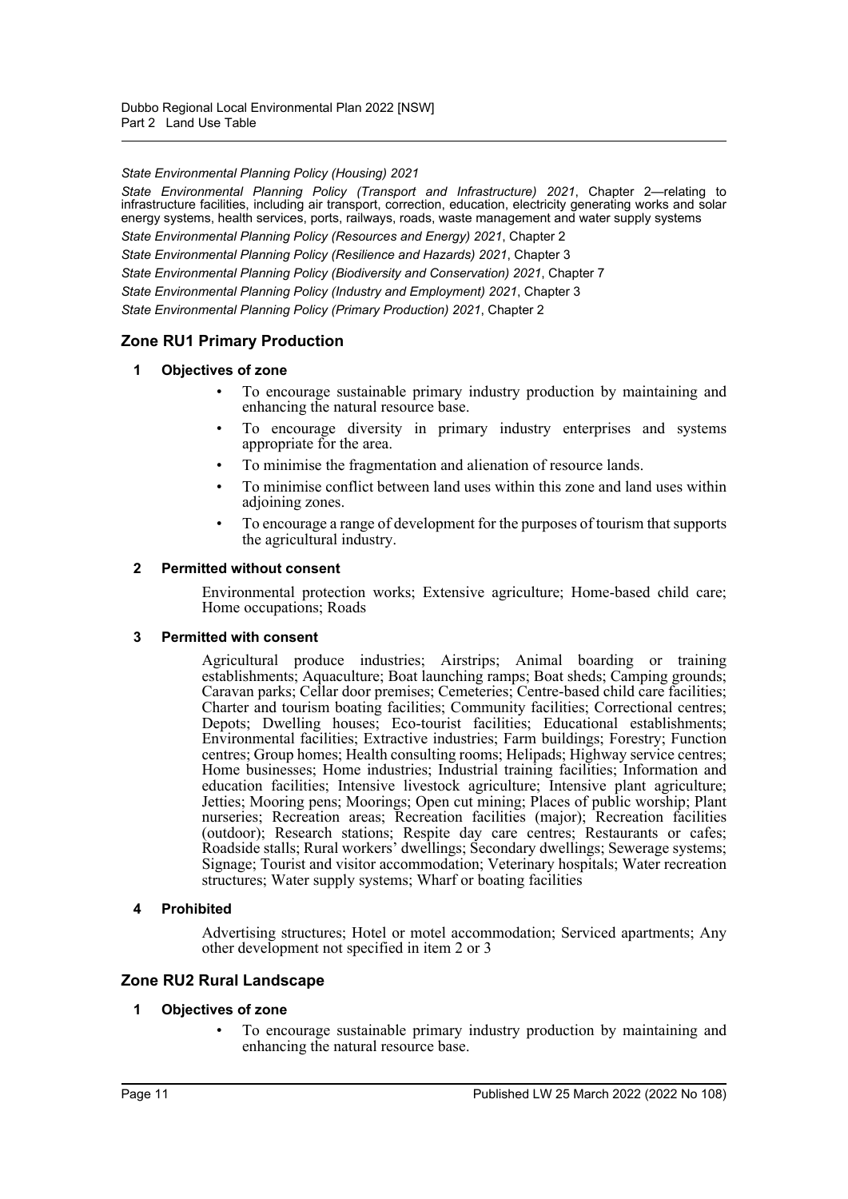*State Environmental Planning Policy (Housing) 2021*

*State Environmental Planning Policy (Transport and Infrastructure) 2021*, Chapter 2—relating to infrastructure facilities, including air transport, correction, education, electricity generating works and solar energy systems, health services, ports, railways, roads, waste management and water supply systems

*State Environmental Planning Policy (Resources and Energy) 2021*, Chapter 2

*State Environmental Planning Policy (Resilience and Hazards) 2021*, Chapter 3

*State Environmental Planning Policy (Biodiversity and Conservation) 2021*, Chapter 7

*State Environmental Planning Policy (Industry and Employment) 2021*, Chapter 3

*State Environmental Planning Policy (Primary Production) 2021*, Chapter 2

## Zone RU1 Primary Production

### 1 Objectives of zone

- To encourage sustainable primary industry production by maintaining and enhancing the natural resource base.
- To encourage diversity in primary industry enterprises and systems appropriate for the area.
- To minimise the fragmentation and alienation of resource lands.
- To minimise conflict between land uses within this zone and land uses within adjoining zones.
- To encourage a range of development for the purposes of tourism that supports the agricultural industry.

### 2 Permitted without consent

Environmental protection works; Extensive agriculture; Home-based child care; Home occupations; Roads

### 3 Permitted with consent

Agricultural produce industries; Airstrips; Animal boarding or training establishments; Aquaculture; Boat launching ramps; Boat sheds; Camping grounds; Caravan parks; Cellar door premises; Cemeteries; Centre-based child care facilities; Charter and tourism boating facilities; Community facilities; Correctional centres; Depots; Dwelling houses; Eco-tourist facilities; Educational establishments; Environmental facilities; Extractive industries; Farm buildings; Forestry; Function centres; Group homes; Health consulting rooms; Helipads; Highway service centres; Home businesses; Home industries; Industrial training facilities; Information and education facilities; Intensive livestock agriculture; Intensive plant agriculture; Jetties; Mooring pens; Moorings; Open cut mining; Places of public worship; Plant nurseries; Recreation areas; Recreation facilities (major); Recreation facilities (outdoor); Research stations; Respite day care centres; Restaurants or cafes; Roadside stalls; Rural workers' dwellings; Secondary dwellings; Sewerage systems; Signage; Tourist and visitor accommodation; Veterinary hospitals; Water recreation structures; Water supply systems; Wharf or boating facilities

### 4 Prohibited

Advertising structures; Hotel or motel accommodation; Serviced apartments; Any other development not specified in item 2 or 3

## Zone RU2 Rural Landscape

### 1 Objectives of zone

- To encourage sustainable primary industry production by maintaining and enhancing the natural resource base.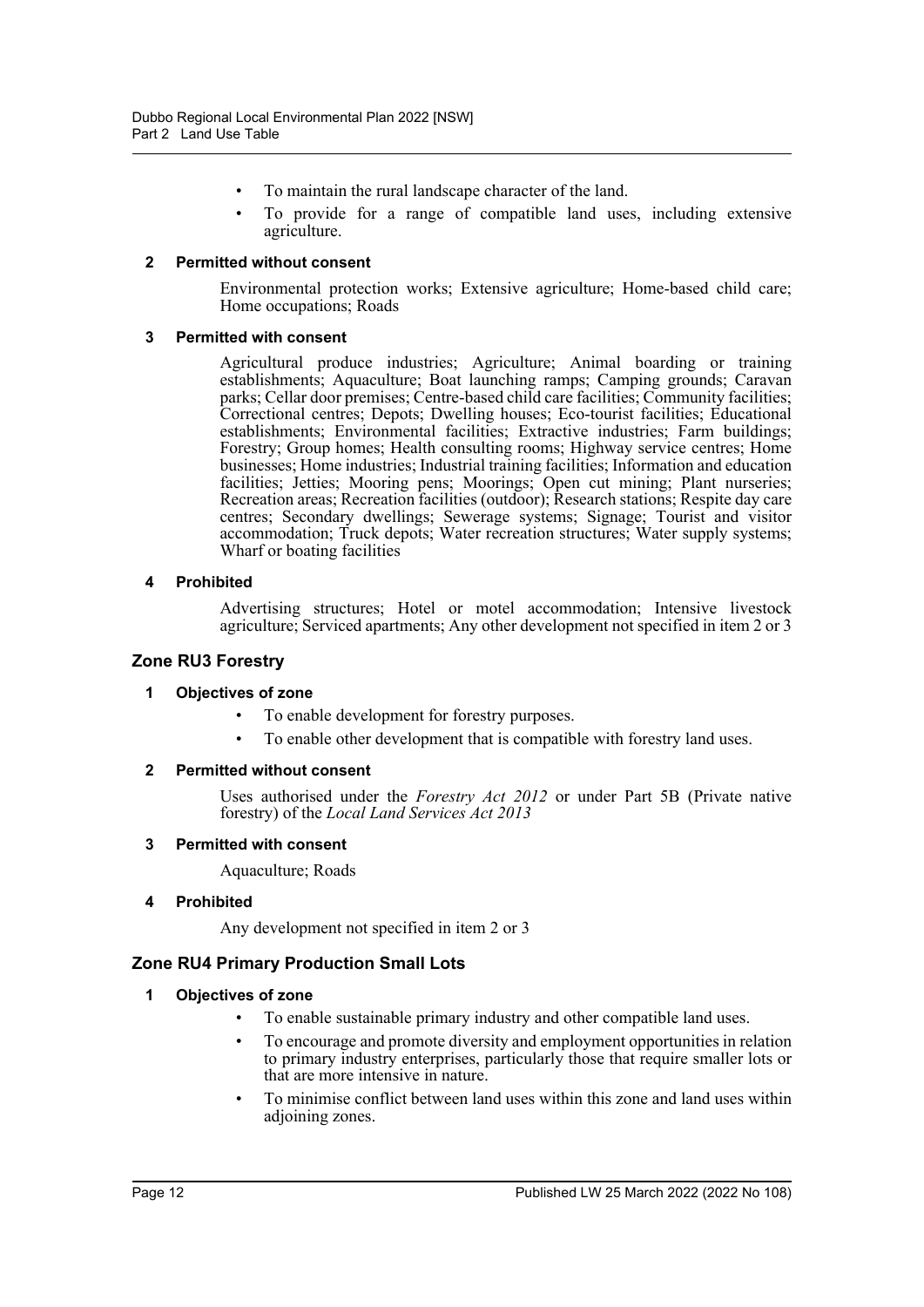- To maintain the rural landscape character of the land.
- To provide for a range of compatible land uses, including extensive agriculture.

**2 Permitted without consent**

Environmental protection works; Extensive agriculture; Home-based child care; Home occupations; Roads

**3 Permitted with consent**

Agricultural produce industries; Agriculture; Animal boarding or training establishments; Aquaculture; Boat launching ramps; Camping grounds; Caravan parks; Cellar door premises; Centre-based child care facilities; Community facilities; Correctional centres; Depots; Dwelling houses; Eco-tourist facilities; Educational establishments; Environmental facilities; Extractive industries; Farm buildings; Forestry; Group homes; Health consulting rooms; Highway service centres; Home businesses; Home industries; Industrial training facilities; Information and education facilities; Jetties; Mooring pens; Moorings; Open cut mining; Plant nurseries; Recreation areas; Recreation facilities (outdoor); Research stations; Respite day care centres; Secondary dwellings; Sewerage systems; Signage; Tourist and visitor accommodation; Truck depots; Water recreation structures; Water supply systems; Wharf or boating facilities

**4 Prohibited**

Advertising structures; Hotel or motel accommodation; Intensive livestock agriculture; Serviced apartments; Any other development not specified in item 2 or 3

## Zone RU3 Forestry

**1 Objectives of zone**

- To enable development for forestry purposes.
- To enable other development that is compatible with forestry land uses.

**2 Permitted without consent**

Uses authorised under the *Forestry Act 2012* or under Part 5B (Private native forestry) of the *Local Land Services Act 2013*

**3 Permitted with consent**

Aquaculture; Roads

**4 Prohibited**

Any development not specified in item 2 or 3

## Zone RU4 Primary Production Small Lots

**1 Objectives of zone**

- To enable sustainable primary industry and other compatible land uses.
- To encourage and promote diversity and employment opportunities in relation to primary industry enterprises, particularly those that require smaller lots or that are more intensive in nature.
- To minimise conflict between land uses within this zone and land uses within adjoining zones.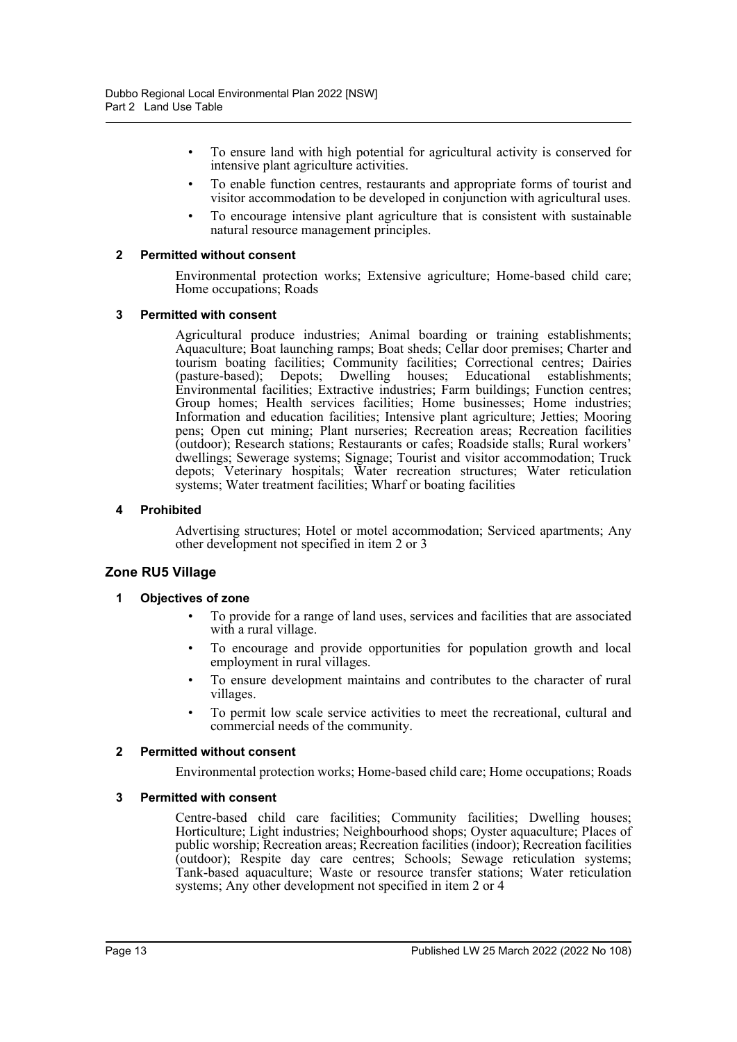- To ensure land with high potential for agricultural activity is conserved for intensive plant agriculture activities.
- To enable function centres, restaurants and appropriate forms of tourist and visitor accommodation to be developed in conjunction with agricultural uses.
- To encourage intensive plant agriculture that is consistent with sustainable natural resource management principles.

**2 Permitted without consent**

Environmental protection works; Extensive agriculture; Home-based child care; Home occupations; Roads

**3 Permitted with consent**

Agricultural produce industries; Animal boarding or training establishments; Aquaculture; Boat launching ramps; Boat sheds; Cellar door premises; Charter and tourism boating facilities; Community facilities; Correctional centres; Dairies (pasture-based); Depots; Dwelling houses; Educational establishments; Environmental facilities; Extractive industries; Farm buildings; Function centres; Group homes; Health services facilities; Home businesses; Home industries; Information and education facilities; Intensive plant agriculture; Jetties; Mooring pens; Open cut mining; Plant nurseries; Recreation areas; Recreation facilities (outdoor); Research stations; Restaurants or cafes; Roadside stalls; Rural workers' dwellings; Sewerage systems; Signage; Tourist and visitor accommodation; Truck depots; Veterinary hospitals; Water recreation structures; Water reticulation systems; Water treatment facilities; Wharf or boating facilities

**4 Prohibited**

Advertising structures; Hotel or motel accommodation; Serviced apartments; Any other development not specified in item 2 or 3

## Zone RU5 Village

**1 Objectives of zone**

- To provide for a range of land uses, services and facilities that are associated with a rural village.
- To encourage and provide opportunities for population growth and local employment in rural villages.
- To ensure development maintains and contributes to the character of rural villages.
- To permit low scale service activities to meet the recreational, cultural and commercial needs of the community.

**2 Permitted without consent**

Environmental protection works; Home-based child care; Home occupations; Roads

**3 Permitted with consent**

Centre-based child care facilities; Community facilities; Dwelling houses; Horticulture; Light industries; Neighbourhood shops; Oyster aquaculture; Places of public worship; Recreation areas; Recreation facilities (indoor); Recreation facilities (outdoor); Respite day care centres; Schools; Sewage reticulation systems; Tank-based aquaculture; Waste or resource transfer stations; Water reticulation systems; Any other development not specified in item 2 or 4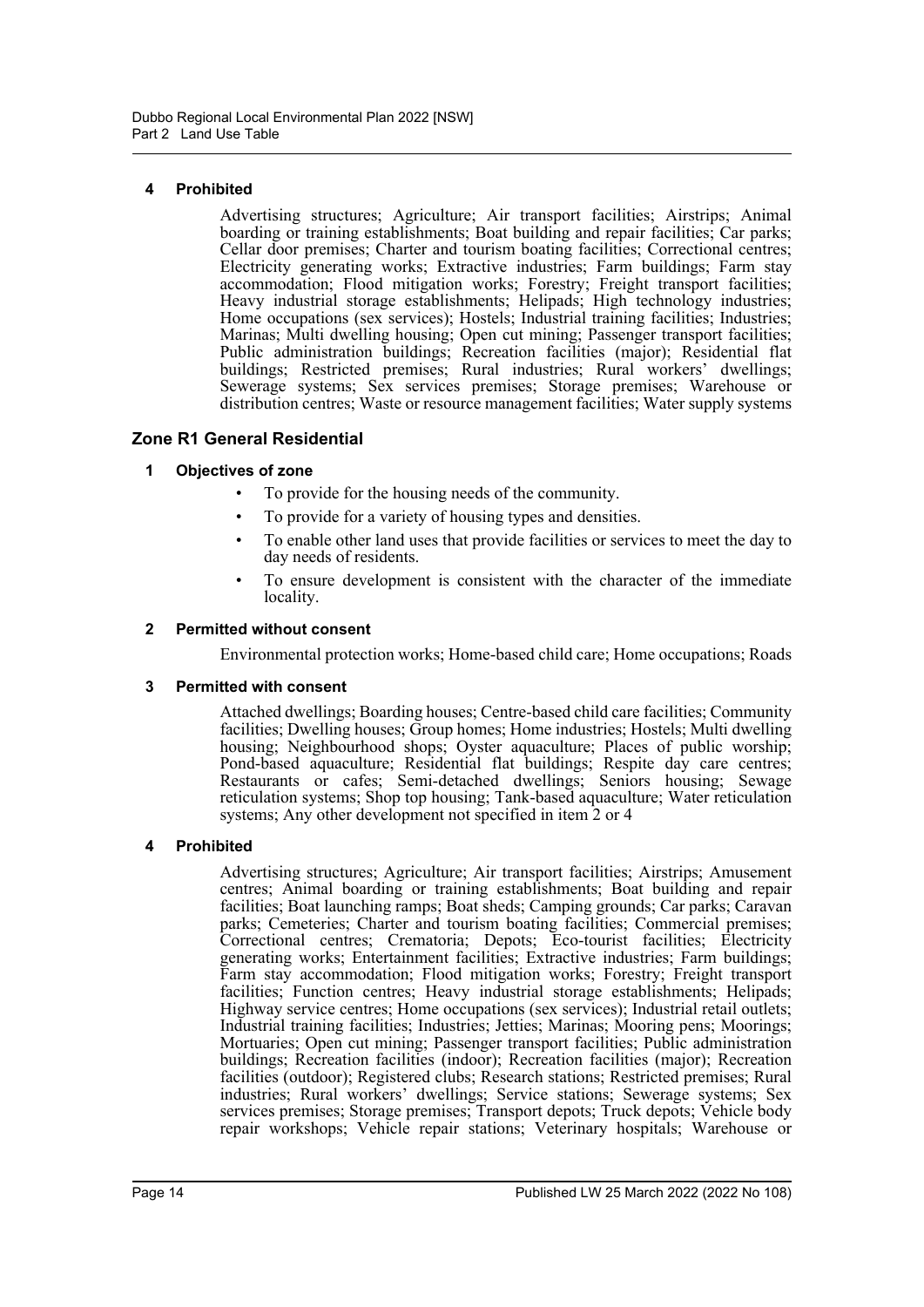**4 Prohibited**

Advertising structures; Agriculture; Air transport facilities; Airstrips; Animal boarding or training establishments; Boat building and repair facilities; Car parks; Cellar door premises; Charter and tourism boating facilities; Correctional centres; Electricity generating works; Extractive industries; Farm buildings; Farm stay accommodation; Flood mitigation works; Forestry; Freight transport facilities; Heavy industrial storage establishments; Helipads; High technology industries; Home occupations (sex services); Hostels; Industrial training facilities; Industries; Marinas; Multi dwelling housing; Open cut mining; Passenger transport facilities; Public administration buildings; Recreation facilities (major); Residential flat buildings; Restricted premises; Rural industries; Rural workers' dwellings; Sewerage systems; Sex services premises; Storage premises; Warehouse or distribution centres; Waste or resource management facilities; Water supply systems

## Zone R1 General Residential

**1 Objectives of zone**

- To provide for the housing needs of the community.
- To provide for a variety of housing types and densities.
- To enable other land uses that provide facilities or services to meet the day to day needs of residents.
- To ensure development is consistent with the character of the immediate locality.

**2 Permitted without consent**

Environmental protection works; Home-based child care; Home occupations; Roads

**3 Permitted with consent**

Attached dwellings; Boarding houses; Centre-based child care facilities; Community facilities; Dwelling houses; Group homes; Home industries; Hostels; Multi dwelling housing; Neighbourhood shops; Oyster aquaculture; Places of public worship; Pond-based aquaculture; Residential flat buildings; Respite day care centres; Restaurants or cafes; Semi-detached dwellings; Seniors housing; Sewage reticulation systems; Shop top housing; Tank-based aquaculture; Water reticulation systems; Any other development not specified in item 2 or 4

**4 Prohibited**

Advertising structures; Agriculture; Air transport facilities; Airstrips; Amusement centres; Animal boarding or training establishments; Boat building and repair facilities; Boat launching ramps; Boat sheds; Camping grounds; Car parks; Caravan parks; Cemeteries; Charter and tourism boating facilities; Commercial premises; Correctional centres; Crematoria; Depots; Eco-tourist facilities; Electricity generating works; Entertainment facilities; Extractive industries; Farm buildings; Farm stay accommodation; Flood mitigation works; Forestry; Freight transport facilities; Function centres; Heavy industrial storage establishments; Helipads; Highway service centres; Home occupations (sex services); Industrial retail outlets; Industrial training facilities; Industries; Jetties; Marinas; Mooring pens; Moorings; Mortuaries; Open cut mining; Passenger transport facilities; Public administration buildings; Recreation facilities (indoor); Recreation facilities (major); Recreation facilities (outdoor); Registered clubs; Research stations; Restricted premises; Rural industries; Rural workers' dwellings; Service stations; Sewerage systems; Sex services premises; Storage premises; Transport depots; Truck depots; Vehicle body repair workshops; Vehicle repair stations; Veterinary hospitals; Warehouse or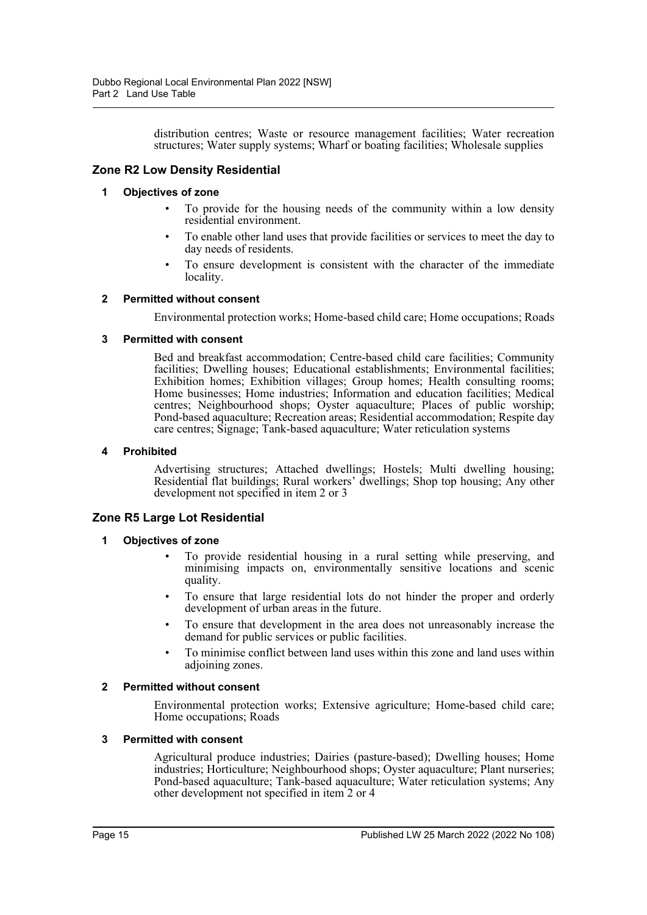distribution centres; Waste or resource management facilities; Water recreation structures; Water supply systems; Wharf or boating facilities; Wholesale supplies

## Zone R2 Low Density Residential

### 1 Objectives of zone

- To provide for the housing needs of the community within a low density residential environment.
- To enable other land uses that provide facilities or services to meet the day to day needs of residents.
- To ensure development is consistent with the character of the immediate locality.

### 2 Permitted without consent

Environmental protection works; Home-based child care; Home occupations; Roads

### 3 Permitted with consent

Bed and breakfast accommodation; Centre-based child care facilities; Community facilities; Dwelling houses; Educational establishments; Environmental facilities; Exhibition homes; Exhibition villages; Group homes; Health consulting rooms; Home businesses; Home industries; Information and education facilities; Medical centres; Neighbourhood shops; Oyster aquaculture; Places of public worship; Pond-based aquaculture; Recreation areas; Residential accommodation; Respite day care centres; Signage; Tank-based aquaculture; Water reticulation systems

### 4 Prohibited

Advertising structures; Attached dwellings; Hostels; Multi dwelling housing; Residential flat buildings; Rural workers' dwellings; Shop top housing; Any other development not specified in item 2 or 3

## Zone R5 Large Lot Residential

### 1 Objectives of zone

- To provide residential housing in a rural setting while preserving, and minimising impacts on, environmentally sensitive locations and scenic quality.
- To ensure that large residential lots do not hinder the proper and orderly development of urban areas in the future.
- To ensure that development in the area does not unreasonably increase the demand for public services or public facilities.
- To minimise conflict between land uses within this zone and land uses within adjoining zones.

### 2 Permitted without consent

Environmental protection works; Extensive agriculture; Home-based child care; Home occupations; Roads

### 3 Permitted with consent

Agricultural produce industries; Dairies (pasture-based); Dwelling houses; Home industries; Horticulture; Neighbourhood shops; Oyster aquaculture; Plant nurseries; Pond-based aquaculture; Tank-based aquaculture; Water reticulation systems; Any other development not specified in item 2 or 4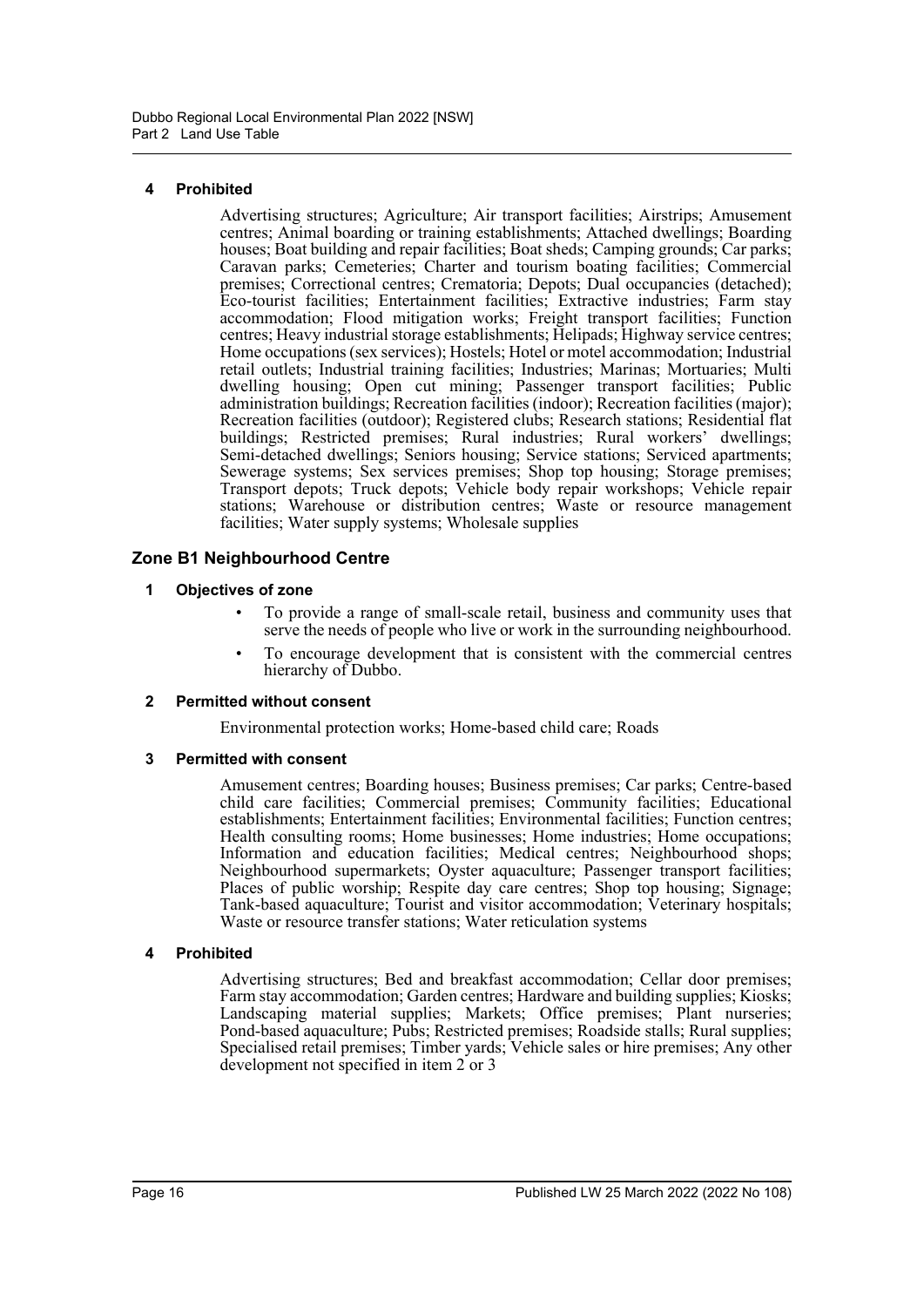**4 Prohibited**

Advertising structures; Agriculture; Air transport facilities; Airstrips; Amusement centres; Animal boarding or training establishments; Attached dwellings; Boarding houses; Boat building and repair facilities; Boat sheds; Camping grounds; Car parks; Caravan parks; Cemeteries; Charter and tourism boating facilities; Commercial premises; Correctional centres; Crematoria; Depots; Dual occupancies (detached); Eco-tourist facilities; Entertainment facilities; Extractive industries; Farm stay accommodation; Flood mitigation works; Freight transport facilities; Function centres; Heavy industrial storage establishments; Helipads; Highway service centres; Home occupations (sex services); Hostels; Hotel or motel accommodation; Industrial retail outlets; Industrial training facilities; Industries; Marinas; Mortuaries; Multi dwelling housing; Open cut mining; Passenger transport facilities; Public administration buildings; Recreation facilities (indoor); Recreation facilities (major); Recreation facilities (outdoor); Registered clubs; Research stations; Residential flat buildings; Restricted premises; Rural industries; Rural workers' dwellings; Semi-detached dwellings; Seniors housing; Service stations; Serviced apartments; Sewerage systems; Sex services premises; Shop top housing; Storage premises; Transport depots; Truck depots; Vehicle body repair workshops; Vehicle repair stations; Warehouse or distribution centres; Waste or resource management facilities; Water supply systems; Wholesale supplies

## Zone B1 Neighbourhood Centre

**1 Objectives of zone**

- To provide a range of small-scale retail, business and community uses that serve the needs of people who live or work in the surrounding neighbourhood.
- To encourage development that is consistent with the commercial centres hierarchy of Dubbo.

**2 Permitted without consent**

Environmental protection works; Home-based child care; Roads

**3 Permitted with consent**

Amusement centres; Boarding houses; Business premises; Car parks; Centre-based child care facilities; Commercial premises; Community facilities; Educational establishments; Entertainment facilities; Environmental facilities; Function centres; Health consulting rooms; Home businesses; Home industries; Home occupations; Information and education facilities; Medical centres; Neighbourhood shops; Neighbourhood supermarkets; Oyster aquaculture; Passenger transport facilities; Places of public worship; Respite day care centres; Shop top housing; Signage; Tank-based aquaculture; Tourist and visitor accommodation; Veterinary hospitals; Waste or resource transfer stations; Water reticulation systems

**4 Prohibited**

Advertising structures; Bed and breakfast accommodation; Cellar door premises; Farm stay accommodation; Garden centres; Hardware and building supplies; Kiosks; Landscaping material supplies; Markets; Office premises; Plant nurseries; Pond-based aquaculture; Pubs; Restricted premises; Roadside stalls; Rural supplies; Specialised retail premises; Timber yards; Vehicle sales or hire premises; Any other development not specified in item 2 or 3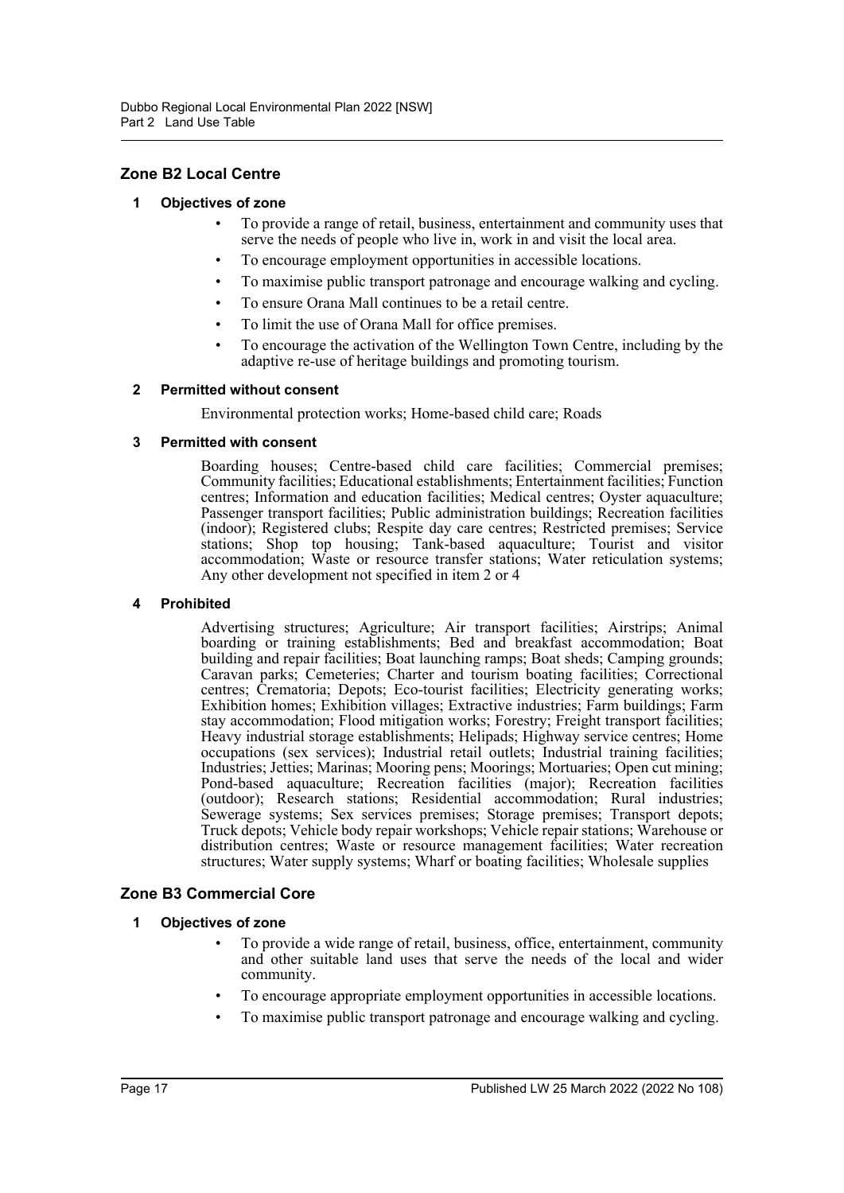## Zone B2 Local Centre

### 1 Objectives of zone

- To provide a range of retail, business, entertainment and community uses that serve the needs of people who live in, work in and visit the local area.
- To encourage employment opportunities in accessible locations.
- To maximise public transport patronage and encourage walking and cycling.
- To ensure Orana Mall continues to be a retail centre.
- To limit the use of Orana Mall for office premises.
- To encourage the activation of the Wellington Town Centre, including by the adaptive re-use of heritage buildings and promoting tourism.

### 2 Permitted without consent

Environmental protection works; Home-based child care; Roads

### 3 Permitted with consent

Boarding houses; Centre-based child care facilities; Commercial premises; Community facilities; Educational establishments; Entertainment facilities; Function centres; Information and education facilities; Medical centres; Oyster aquaculture; Passenger transport facilities; Public administration buildings; Recreation facilities (indoor); Registered clubs; Respite day care centres; Restricted premises; Service stations; Shop top housing; Tank-based aquaculture; Tourist and visitor accommodation; Waste or resource transfer stations; Water reticulation systems; Any other development not specified in item 2 or 4

### 4 Prohibited

Advertising structures; Agriculture; Air transport facilities; Airstrips; Animal boarding or training establishments; Bed and breakfast accommodation; Boat building and repair facilities; Boat launching ramps; Boat sheds; Camping grounds; Caravan parks; Cemeteries; Charter and tourism boating facilities; Correctional centres; Crematoria; Depots; Eco-tourist facilities; Electricity generating works; Exhibition homes; Exhibition villages; Extractive industries; Farm buildings; Farm stay accommodation; Flood mitigation works; Forestry; Freight transport facilities; Heavy industrial storage establishments; Helipads; Highway service centres; Home occupations (sex services); Industrial retail outlets; Industrial training facilities; Industries; Jetties; Marinas; Mooring pens; Moorings; Mortuaries; Open cut mining; Pond-based aquaculture; Recreation facilities (major); Recreation facilities (outdoor); Research stations; Residential accommodation; Rural industries; Sewerage systems; Sex services premises; Storage premises; Transport depots; Truck depots; Vehicle body repair workshops; Vehicle repair stations; Warehouse or distribution centres; Waste or resource management facilities; Water recreation structures; Water supply systems; Wharf or boating facilities; Wholesale supplies

## Zone B3 Commercial Core

### 1 Objectives of zone

- To provide a wide range of retail, business, office, entertainment, community and other suitable land uses that serve the needs of the local and wider community.
- To encourage appropriate employment opportunities in accessible locations.
- To maximise public transport patronage and encourage walking and cycling.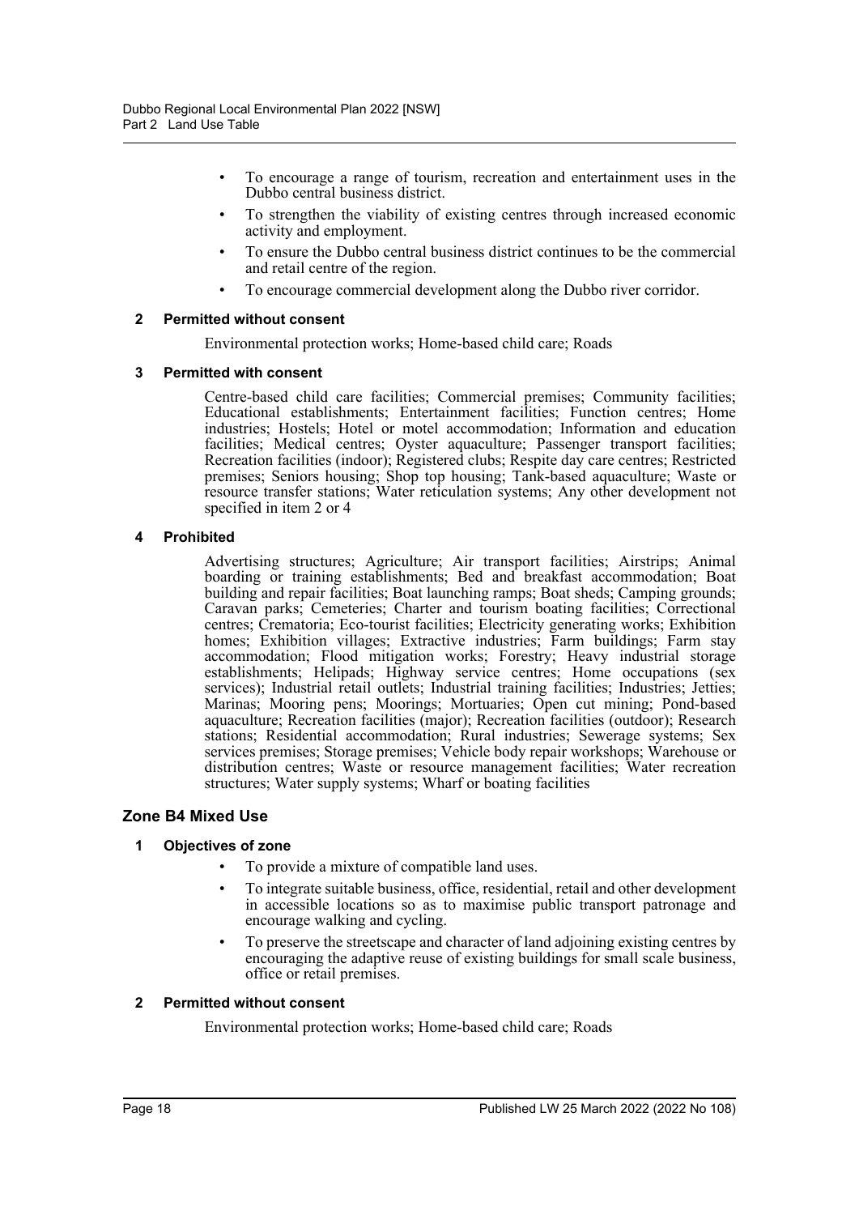- To encourage a range of tourism, recreation and entertainment uses in the Dubbo central business district.
- To strengthen the viability of existing centres through increased economic activity and employment.
- To ensure the Dubbo central business district continues to be the commercial and retail centre of the region.
- To encourage commercial development along the Dubbo river corridor.

**2 Permitted without consent**

Environmental protection works; Home-based child care; Roads

**3 Permitted with consent**

Centre-based child care facilities; Commercial premises; Community facilities; Educational establishments; Entertainment facilities; Function centres; Home industries; Hostels; Hotel or motel accommodation; Information and education facilities; Medical centres; Oyster aquaculture; Passenger transport facilities; Recreation facilities (indoor); Registered clubs; Respite day care centres; Restricted premises; Seniors housing; Shop top housing; Tank-based aquaculture; Waste or resource transfer stations; Water reticulation systems; Any other development not specified in item 2 or 4

**4 Prohibited**

Advertising structures; Agriculture; Air transport facilities; Airstrips; Animal boarding or training establishments; Bed and breakfast accommodation; Boat building and repair facilities; Boat launching ramps; Boat sheds; Camping grounds; Caravan parks; Cemeteries; Charter and tourism boating facilities; Correctional centres; Crematoria; Eco-tourist facilities; Electricity generating works; Exhibition homes; Exhibition villages; Extractive industries; Farm buildings; Farm stay accommodation; Flood mitigation works; Forestry; Heavy industrial storage establishments; Helipads; Highway service centres; Home occupations (sex services); Industrial retail outlets; Industrial training facilities; Industries; Jetties; Marinas; Mooring pens; Moorings; Mortuaries; Open cut mining; Pond-based aquaculture; Recreation facilities (major); Recreation facilities (outdoor); Research stations; Residential accommodation; Rural industries; Sewerage systems; Sex services premises; Storage premises; Vehicle body repair workshops; Warehouse or distribution centres; Waste or resource management facilities; Water recreation structures; Water supply systems; Wharf or boating facilities

## Zone B4 Mixed Use

**1 Objectives of zone**

- To provide a mixture of compatible land uses.
- To integrate suitable business, office, residential, retail and other development in accessible locations so as to maximise public transport patronage and encourage walking and cycling.
- To preserve the streetscape and character of land adjoining existing centres by encouraging the adaptive reuse of existing buildings for small scale business, office or retail premises.

**2 Permitted without consent**

Environmental protection works; Home-based child care; Roads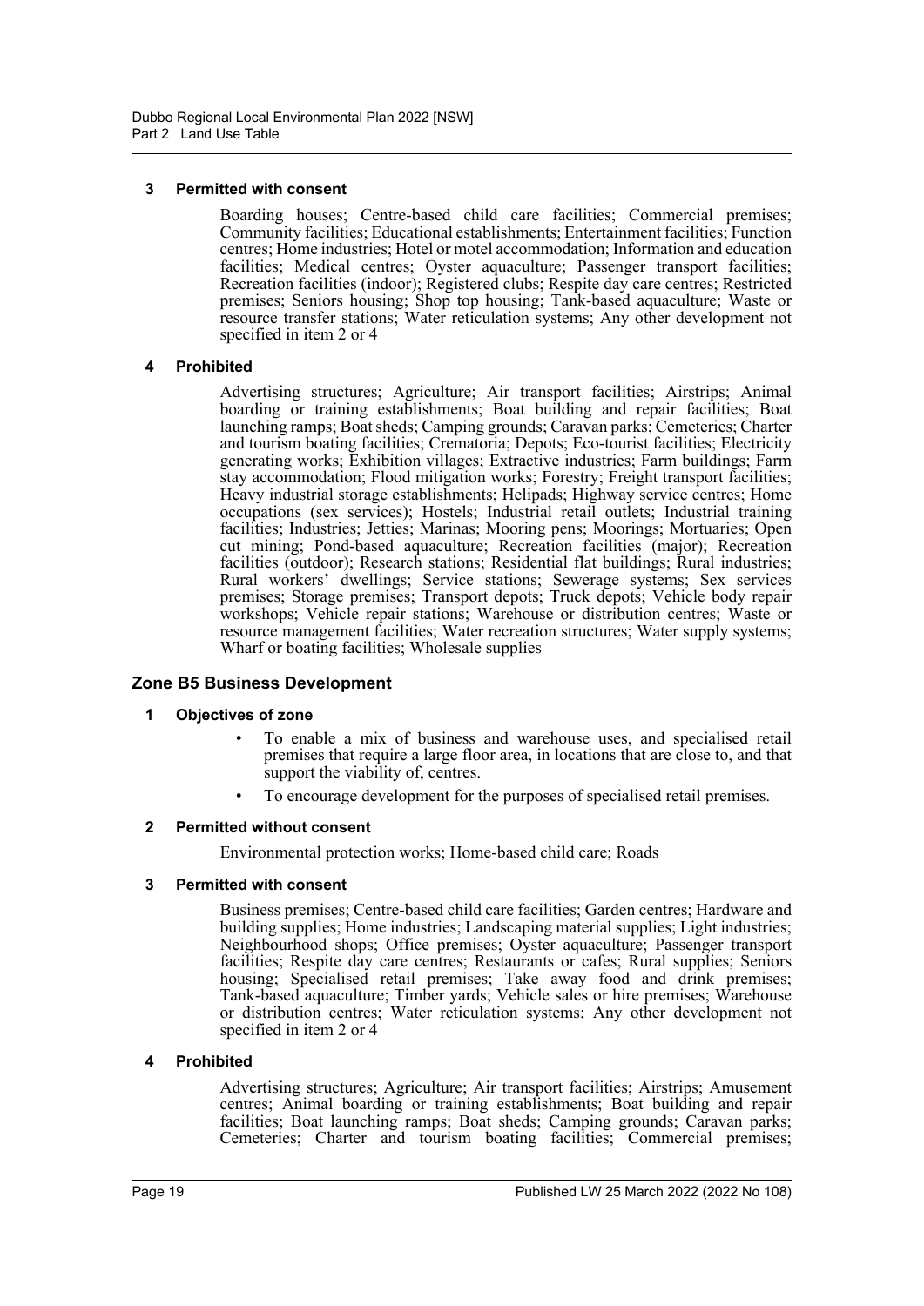**3 Permitted with consent**

Boarding houses; Centre-based child care facilities; Commercial premises; Community facilities; Educational establishments; Entertainment facilities; Function centres; Home industries; Hotel or motel accommodation; Information and education facilities; Medical centres; Oyster aquaculture; Passenger transport facilities; Recreation facilities (indoor); Registered clubs; Respite day care centres; Restricted premises; Seniors housing; Shop top housing; Tank-based aquaculture; Waste or resource transfer stations; Water reticulation systems; Any other development not specified in item 2 or 4

**4 Prohibited**

Advertising structures; Agriculture; Air transport facilities; Airstrips; Animal boarding or training establishments; Boat building and repair facilities; Boat launching ramps; Boat sheds; Camping grounds; Caravan parks; Cemeteries; Charter and tourism boating facilities; Crematoria; Depots; Eco-tourist facilities; Electricity generating works; Exhibition villages; Extractive industries; Farm buildings; Farm stay accommodation; Flood mitigation works; Forestry; Freight transport facilities; Heavy industrial storage establishments; Helipads; Highway service centres; Home occupations (sex services); Hostels; Industrial retail outlets; Industrial training facilities; Industries; Jetties; Marinas; Mooring pens; Moorings; Mortuaries; Open cut mining; Pond-based aquaculture; Recreation facilities (major); Recreation facilities (outdoor); Research stations; Residential flat buildings; Rural industries; Rural workers' dwellings; Service stations; Sewerage systems; Sex services premises; Storage premises; Transport depots; Truck depots; Vehicle body repair workshops; Vehicle repair stations; Warehouse or distribution centres; Waste or resource management facilities; Water recreation structures; Water supply systems; Wharf or boating facilities; Wholesale supplies

## Zone B5 Business Development

**1 Objectives of zone**

- To enable a mix of business and warehouse uses, and specialised retail premises that require a large floor area, in locations that are close to, and that support the viability of, centres.
- To encourage development for the purposes of specialised retail premises.

**2 Permitted without consent**

Environmental protection works; Home-based child care; Roads

**3 Permitted with consent**

Business premises; Centre-based child care facilities; Garden centres; Hardware and building supplies; Home industries; Landscaping material supplies; Light industries; Neighbourhood shops; Office premises; Oyster aquaculture; Passenger transport facilities; Respite day care centres; Restaurants or cafes; Rural supplies; Seniors housing; Specialised retail premises; Take away food and drink premises; Tank-based aquaculture; Timber yards; Vehicle sales or hire premises; Warehouse or distribution centres; Water reticulation systems; Any other development not specified in item 2 or 4

**4 Prohibited**

Advertising structures; Agriculture; Air transport facilities; Airstrips; Amusement centres; Animal boarding or training establishments; Boat building and repair facilities; Boat launching ramps; Boat sheds; Camping grounds; Caravan parks; Cemeteries; Charter and tourism boating facilities; Commercial premises;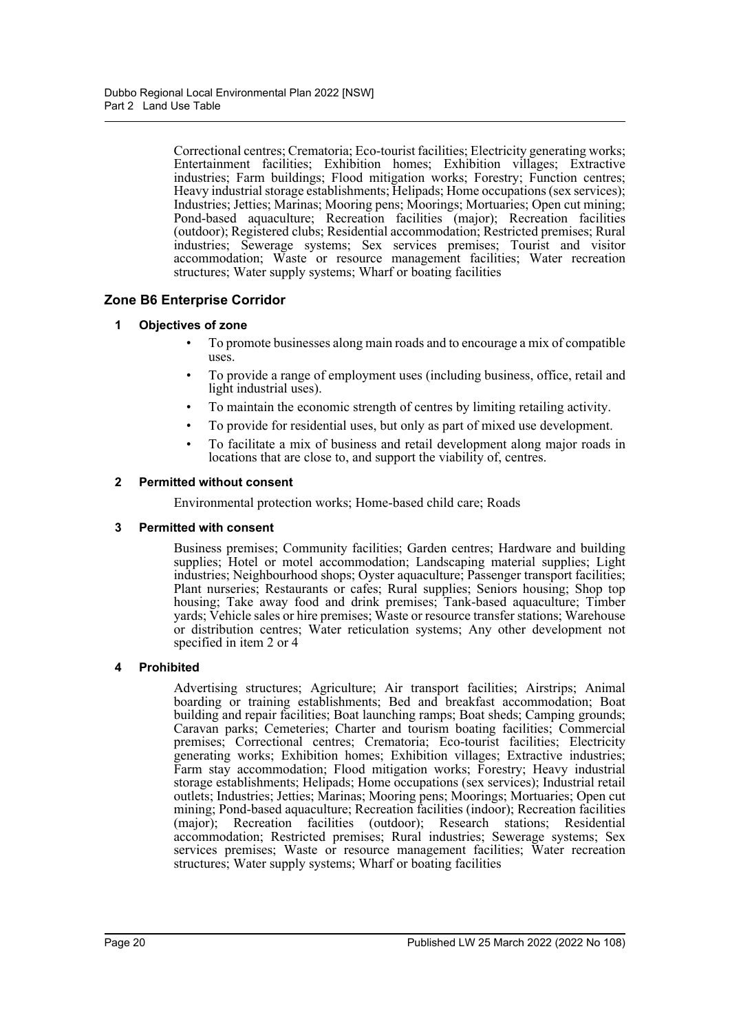Correctional centres; Crematoria; Eco-tourist facilities; Electricity generating works; Entertainment facilities; Exhibition homes; Exhibition villages; Extractive industries; Farm buildings; Flood mitigation works; Forestry; Function centres; Heavy industrial storage establishments; Helipads; Home occupations (sex services); Industries; Jetties; Marinas; Mooring pens; Moorings; Mortuaries; Open cut mining; Pond-based aquaculture; Recreation facilities (major); Recreation facilities (outdoor); Registered clubs; Residential accommodation; Restricted premises; Rural industries; Sewerage systems; Sex services premises; Tourist and visitor accommodation; Waste or resource management facilities; Water recreation structures; Water supply systems; Wharf or boating facilities

## Zone B6 Enterprise Corridor

### 1 Objectives of zone

- To promote businesses along main roads and to encourage a mix of compatible uses.
- To provide a range of employment uses (including business, office, retail and light industrial uses).
- To maintain the economic strength of centres by limiting retailing activity.
- To provide for residential uses, but only as part of mixed use development.
- To facilitate a mix of business and retail development along major roads in locations that are close to, and support the viability of, centres.

### 2 Permitted without consent

Environmental protection works; Home-based child care; Roads

### 3 Permitted with consent

Business premises; Community facilities; Garden centres; Hardware and building supplies; Hotel or motel accommodation; Landscaping material supplies; Light industries; Neighbourhood shops; Oyster aquaculture; Passenger transport facilities; Plant nurseries; Restaurants or cafes; Rural supplies; Seniors housing; Shop top housing; Take away food and drink premises; Tank-based aquaculture; Timber yards; Vehicle sales or hire premises; Waste or resource transfer stations; Warehouse or distribution centres; Water reticulation systems; Any other development not specified in item 2 or 4

### 4 Prohibited

Advertising structures; Agriculture; Air transport facilities; Airstrips; Animal boarding or training establishments; Bed and breakfast accommodation; Boat building and repair facilities; Boat launching ramps; Boat sheds; Camping grounds; Caravan parks; Cemeteries; Charter and tourism boating facilities; Commercial premises; Correctional centres; Crematoria; Eco-tourist facilities; Electricity generating works; Exhibition homes; Exhibition villages; Extractive industries; Farm stay accommodation; Flood mitigation works; Forestry; Heavy industrial storage establishments; Helipads; Home occupations (sex services); Industrial retail outlets; Industries; Jetties; Marinas; Mooring pens; Moorings; Mortuaries; Open cut mining; Pond-based aquaculture; Recreation facilities (indoor); Recreation facilities (major); Recreation facilities (outdoor); Research stations; Residential accommodation; Restricted premises; Rural industries; Sewerage systems; Sex services premises; Waste or resource management facilities; Water recreation structures; Water supply systems; Wharf or boating facilities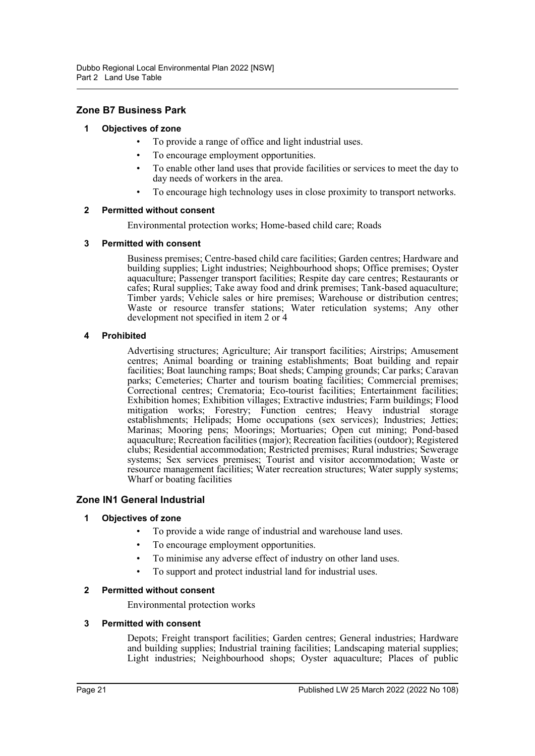## Zone B7 Business Park

### 1 Objectives of zone

- To provide a range of office and light industrial uses.
- To encourage employment opportunities.
- To enable other land uses that provide facilities or services to meet the day to day needs of workers in the area.
- To encourage high technology uses in close proximity to transport networks.

### 2 Permitted without consent

Environmental protection works; Home-based child care; Roads

### 3 Permitted with consent

Business premises; Centre-based child care facilities; Garden centres; Hardware and building supplies; Light industries; Neighbourhood shops; Office premises; Oyster aquaculture; Passenger transport facilities; Respite day care centres; Restaurants or cafes; Rural supplies; Take away food and drink premises; Tank-based aquaculture; Timber yards; Vehicle sales or hire premises; Warehouse or distribution centres; Waste or resource transfer stations; Water reticulation systems; Any other development not specified in item 2 or 4

### 4 Prohibited

Advertising structures; Agriculture; Air transport facilities; Airstrips; Amusement centres; Animal boarding or training establishments; Boat building and repair facilities; Boat launching ramps; Boat sheds; Camping grounds; Car parks; Caravan parks; Cemeteries; Charter and tourism boating facilities; Commercial premises; Correctional centres; Crematoria; Eco-tourist facilities; Entertainment facilities; Exhibition homes; Exhibition villages; Extractive industries; Farm buildings; Flood mitigation works; Forestry; Function centres; Heavy industrial storage establishments; Helipads; Home occupations (sex services); Industries; Jetties; Marinas; Mooring pens; Moorings; Mortuaries; Open cut mining; Pond-based aquaculture; Recreation facilities (major); Recreation facilities (outdoor); Registered clubs; Residential accommodation; Restricted premises; Rural industries; Sewerage systems; Sex services premises; Tourist and visitor accommodation; Waste or resource management facilities; Water recreation structures; Water supply systems; Wharf or boating facilities

## Zone IN1 General Industrial

### 1 Objectives of zone

- To provide a wide range of industrial and warehouse land uses.
- To encourage employment opportunities.
- To minimise any adverse effect of industry on other land uses.
- To support and protect industrial land for industrial uses.

### 2 Permitted without consent

Environmental protection works

### 3 Permitted with consent

Depots; Freight transport facilities; Garden centres; General industries; Hardware and building supplies; Industrial training facilities; Landscaping material supplies; Light industries; Neighbourhood shops; Oyster aquaculture; Places of public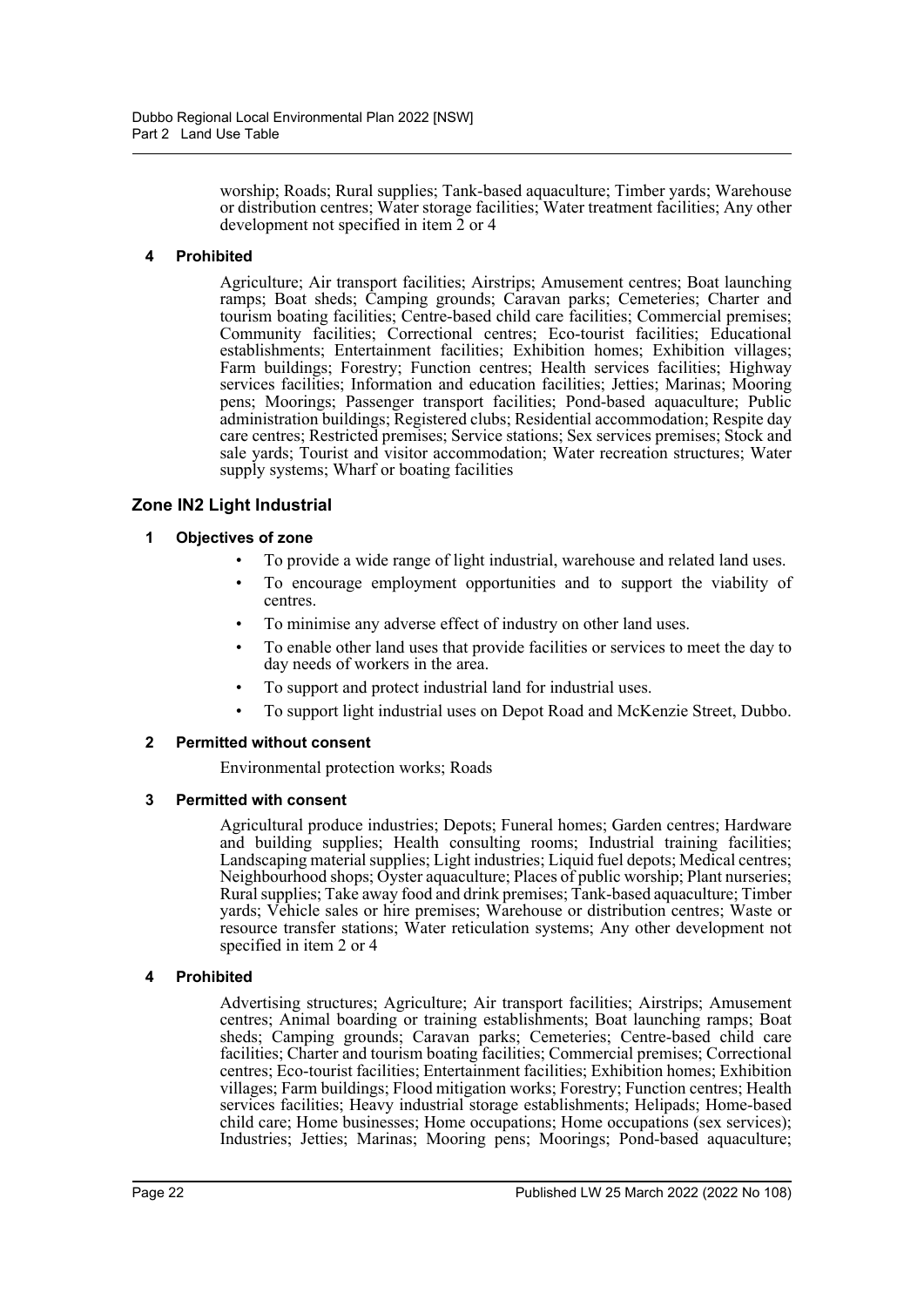worship; Roads; Rural supplies; Tank-based aquaculture; Timber yards; Warehouse or distribution centres; Water storage facilities; Water treatment facilities; Any other development not specified in item 2 or 4

**4 Prohibited**

Agriculture; Air transport facilities; Airstrips; Amusement centres; Boat launching ramps; Boat sheds; Camping grounds; Caravan parks; Cemeteries; Charter and tourism boating facilities; Centre-based child care facilities; Commercial premises; Community facilities; Correctional centres; Eco-tourist facilities; Educational establishments; Entertainment facilities; Exhibition homes; Exhibition villages; Farm buildings; Forestry; Function centres; Health services facilities; Highway services facilities; Information and education facilities; Jetties; Marinas; Mooring pens; Moorings; Passenger transport facilities; Pond-based aquaculture; Public administration buildings; Registered clubs; Residential accommodation; Respite day care centres; Restricted premises; Service stations; Sex services premises; Stock and sale yards; Tourist and visitor accommodation; Water recreation structures; Water supply systems; Wharf or boating facilities

## Zone IN2 Light Industrial

**1 Objectives of zone**

- To provide a wide range of light industrial, warehouse and related land uses.
- To encourage employment opportunities and to support the viability of centres.
- To minimise any adverse effect of industry on other land uses.
- To enable other land uses that provide facilities or services to meet the day to day needs of workers in the area.
- To support and protect industrial land for industrial uses.
- To support light industrial uses on Depot Road and McKenzie Street, Dubbo.

**2 Permitted without consent**

Environmental protection works; Roads

**3 Permitted with consent**

Agricultural produce industries; Depots; Funeral homes; Garden centres; Hardware and building supplies; Health consulting rooms; Industrial training facilities; Landscaping material supplies; Light industries; Liquid fuel depots; Medical centres; Neighbourhood shops; Oyster aquaculture; Places of public worship; Plant nurseries; Rural supplies; Take away food and drink premises; Tank-based aquaculture; Timber yards; Vehicle sales or hire premises; Warehouse or distribution centres; Waste or resource transfer stations; Water reticulation systems; Any other development not specified in item 2 or 4

**4 Prohibited**

Advertising structures; Agriculture; Air transport facilities; Airstrips; Amusement centres; Animal boarding or training establishments; Boat launching ramps; Boat sheds; Camping grounds; Caravan parks; Cemeteries; Centre-based child care facilities; Charter and tourism boating facilities; Commercial premises; Correctional centres; Eco-tourist facilities; Entertainment facilities; Exhibition homes; Exhibition villages; Farm buildings; Flood mitigation works; Forestry; Function centres; Health services facilities; Heavy industrial storage establishments; Helipads; Home-based child care; Home businesses; Home occupations; Home occupations (sex services); Industries; Jetties; Marinas; Mooring pens; Moorings; Pond-based aquaculture;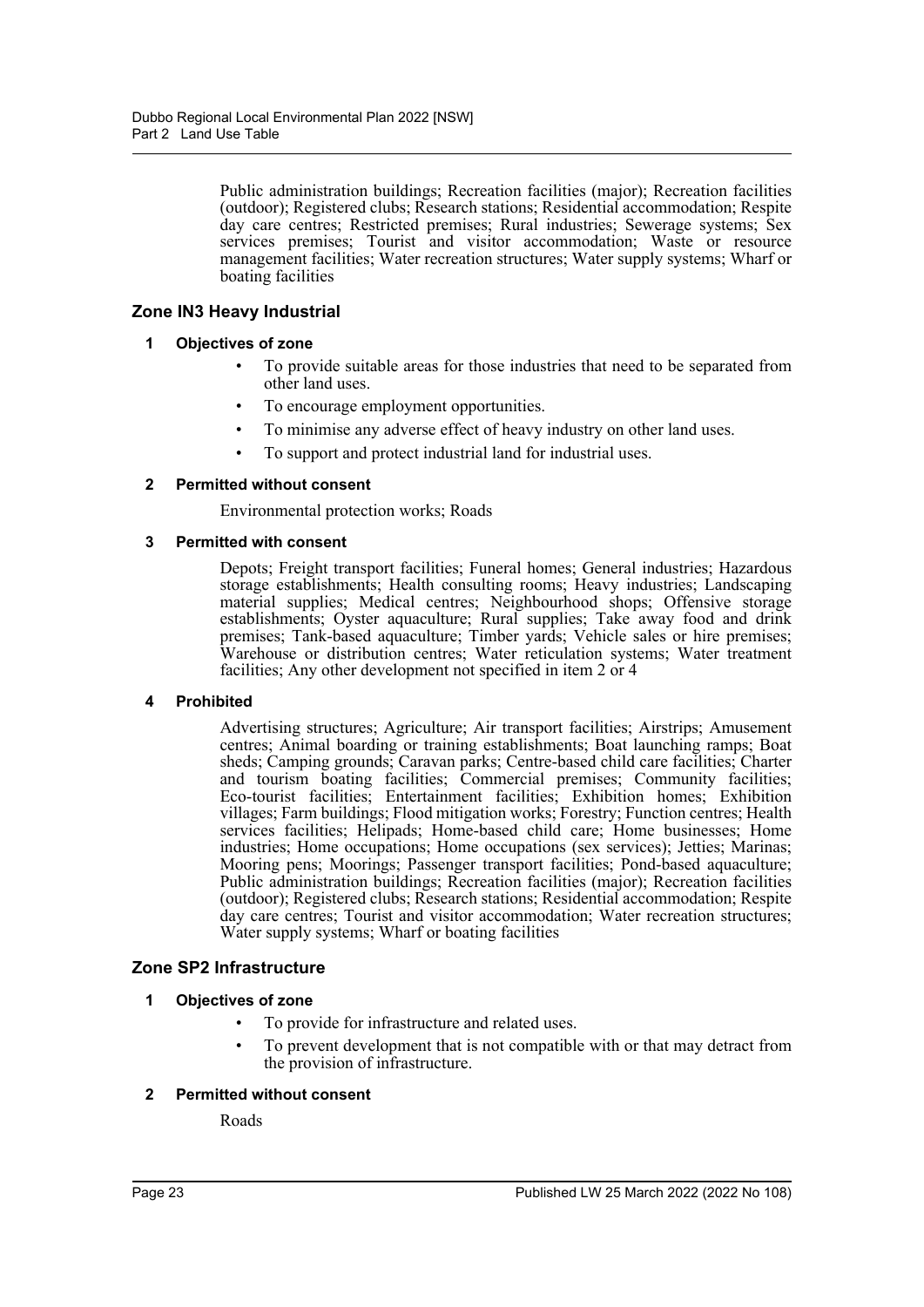Public administration buildings; Recreation facilities (major); Recreation facilities (outdoor); Registered clubs; Research stations; Residential accommodation; Respite day care centres; Restricted premises; Rural industries; Sewerage systems; Sex services premises; Tourist and visitor accommodation; Waste or resource management facilities; Water recreation structures; Water supply systems; Wharf or boating facilities

## Zone IN3 Heavy Industrial

### 1 Objectives of zone

- To provide suitable areas for those industries that need to be separated from other land uses.
- To encourage employment opportunities.
- To minimise any adverse effect of heavy industry on other land uses.
- To support and protect industrial land for industrial uses.

### 2 Permitted without consent

Environmental protection works; Roads

### 3 Permitted with consent

Depots; Freight transport facilities; Funeral homes; General industries; Hazardous storage establishments; Health consulting rooms; Heavy industries; Landscaping material supplies; Medical centres; Neighbourhood shops; Offensive storage establishments; Oyster aquaculture; Rural supplies; Take away food and drink premises; Tank-based aquaculture; Timber yards; Vehicle sales or hire premises; Warehouse or distribution centres; Water reticulation systems; Water treatment facilities; Any other development not specified in item 2 or 4

### 4 Prohibited

Advertising structures; Agriculture; Air transport facilities; Airstrips; Amusement centres; Animal boarding or training establishments; Boat launching ramps; Boat sheds; Camping grounds; Caravan parks; Centre-based child care facilities; Charter and tourism boating facilities; Commercial premises; Community facilities; Eco-tourist facilities; Entertainment facilities; Exhibition homes; Exhibition villages; Farm buildings; Flood mitigation works; Forestry; Function centres; Health services facilities; Helipads; Home-based child care; Home businesses; Home industries; Home occupations; Home occupations (sex services); Jetties; Marinas; Mooring pens; Moorings; Passenger transport facilities; Pond-based aquaculture; Public administration buildings; Recreation facilities (major); Recreation facilities (outdoor); Registered clubs; Research stations; Residential accommodation; Respite day care centres; Tourist and visitor accommodation; Water recreation structures; Water supply systems; Wharf or boating facilities

## Zone SP2 Infrastructure

### 1 Objectives of zone

- To provide for infrastructure and related uses.
- To prevent development that is not compatible with or that may detract from the provision of infrastructure.

### 2 Permitted without consent

Roads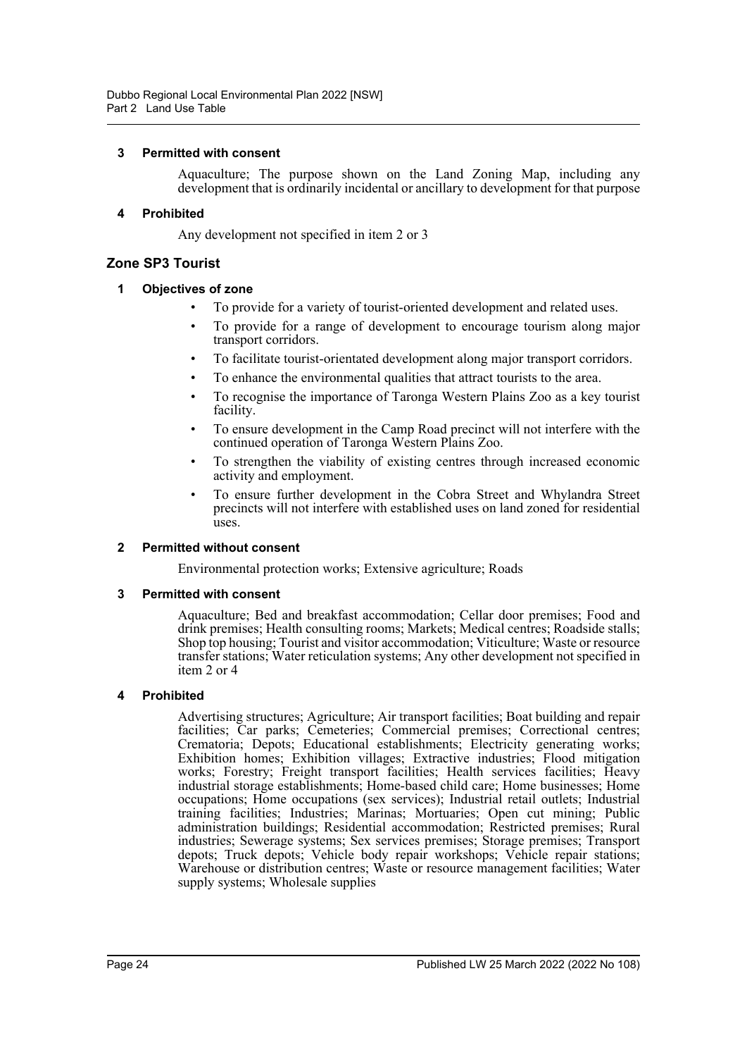**3 Permitted with consent**

Aquaculture; The purpose shown on the Land Zoning Map, including any development that is ordinarily incidental or ancillary to development for that purpose

**4 Prohibited**

Any development not specified in item 2 or 3

## Zone SP3 Tourist

**1 Objectives of zone**

- To provide for a variety of tourist-oriented development and related uses.
- To provide for a range of development to encourage tourism along major transport corridors.
- To facilitate tourist-orientated development along major transport corridors.
- To enhance the environmental qualities that attract tourists to the area.
- To recognise the importance of Taronga Western Plains Zoo as a key tourist facility.
- To ensure development in the Camp Road precinct will not interfere with the continued operation of Taronga Western Plains Zoo.
- To strengthen the viability of existing centres through increased economic activity and employment.
- To ensure further development in the Cobra Street and Whylandra Street precincts will not interfere with established uses on land zoned for residential uses.

**2 Permitted without consent**

Environmental protection works; Extensive agriculture; Roads

**3 Permitted with consent**

Aquaculture; Bed and breakfast accommodation; Cellar door premises; Food and drink premises; Health consulting rooms; Markets; Medical centres; Roadside stalls; Shop top housing; Tourist and visitor accommodation; Viticulture; Waste or resource transfer stations; Water reticulation systems; Any other development not specified in item 2 or 4

**4 Prohibited**

Advertising structures; Agriculture; Air transport facilities; Boat building and repair facilities; Car parks; Cemeteries; Commercial premises; Correctional centres; Crematoria; Depots; Educational establishments; Electricity generating works; Exhibition homes; Exhibition villages; Extractive industries; Flood mitigation works; Forestry; Freight transport facilities; Health services facilities; Heavy industrial storage establishments; Home-based child care; Home businesses; Home occupations; Home occupations (sex services); Industrial retail outlets; Industrial training facilities; Industries; Marinas; Mortuaries; Open cut mining; Public administration buildings; Residential accommodation; Restricted premises; Rural industries; Sewerage systems; Sex services premises; Storage premises; Transport depots; Truck depots; Vehicle body repair workshops; Vehicle repair stations; Warehouse or distribution centres; Waste or resource management facilities; Water supply systems; Wholesale supplies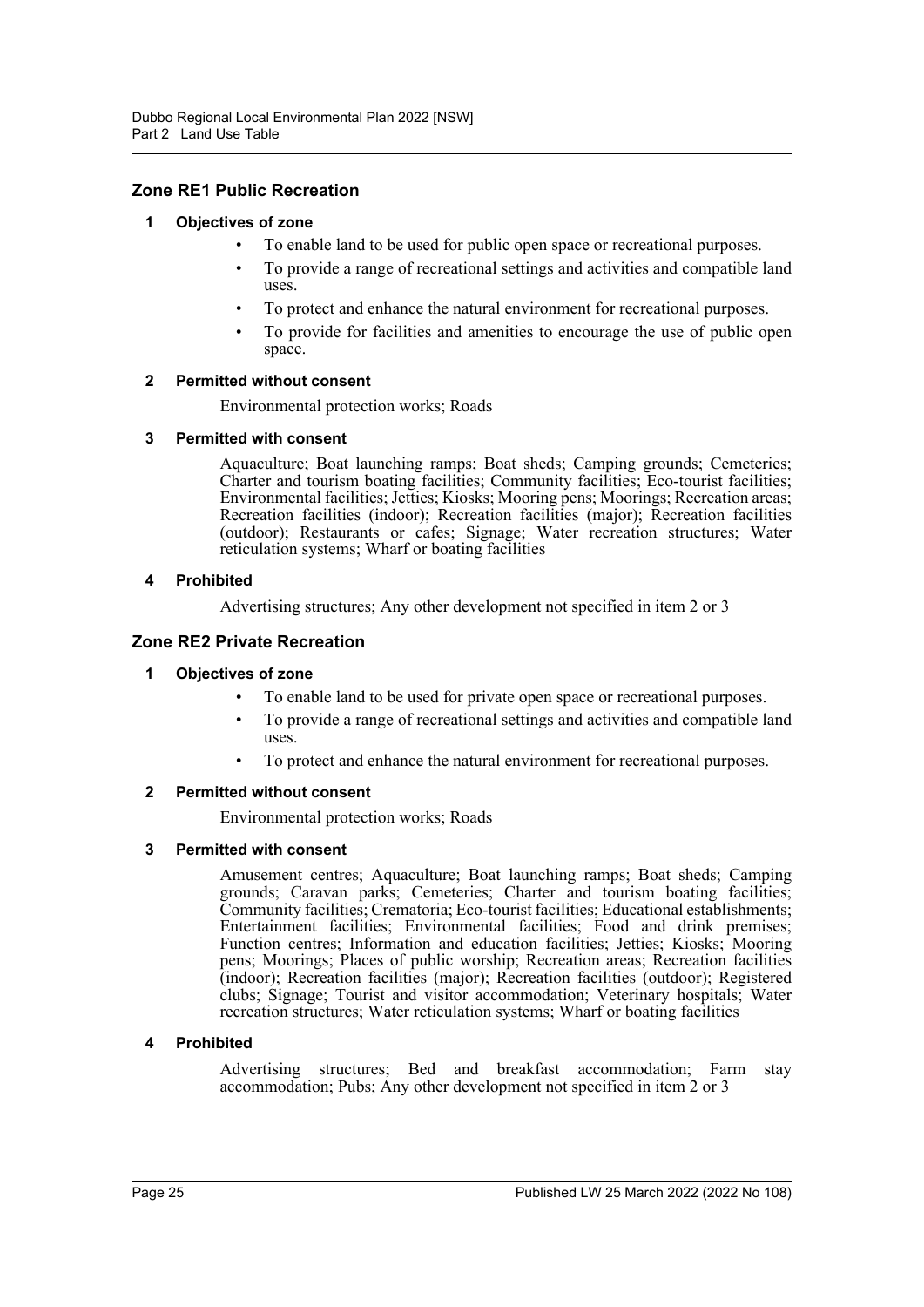## Zone RE1 Public Recreation

### 1 Objectives of zone

- To enable land to be used for public open space or recreational purposes.
- To provide a range of recreational settings and activities and compatible land uses.
- To protect and enhance the natural environment for recreational purposes.
- To provide for facilities and amenities to encourage the use of public open space.

### 2 Permitted without consent

Environmental protection works; Roads

### 3 Permitted with consent

Aquaculture; Boat launching ramps; Boat sheds; Camping grounds; Cemeteries; Charter and tourism boating facilities; Community facilities; Eco-tourist facilities; Environmental facilities; Jetties; Kiosks; Mooring pens; Moorings; Recreation areas; Recreation facilities (indoor); Recreation facilities (major); Recreation facilities (outdoor); Restaurants or cafes; Signage; Water recreation structures; Water reticulation systems; Wharf or boating facilities

### 4 Prohibited

Advertising structures; Any other development not specified in item 2 or 3

## Zone RE2 Private Recreation

### 1 Objectives of zone

- To enable land to be used for private open space or recreational purposes.
- To provide a range of recreational settings and activities and compatible land uses.
- To protect and enhance the natural environment for recreational purposes.

### 2 Permitted without consent

Environmental protection works; Roads

### 3 Permitted with consent

Amusement centres; Aquaculture; Boat launching ramps; Boat sheds; Camping grounds; Caravan parks; Cemeteries; Charter and tourism boating facilities; Community facilities; Crematoria; Eco-tourist facilities; Educational establishments; Entertainment facilities; Environmental facilities; Food and drink premises; Function centres; Information and education facilities; Jetties; Kiosks; Mooring pens; Moorings; Places of public worship; Recreation areas; Recreation facilities (indoor); Recreation facilities (major); Recreation facilities (outdoor); Registered clubs; Signage; Tourist and visitor accommodation; Veterinary hospitals; Water recreation structures; Water reticulation systems; Wharf or boating facilities

### 4 Prohibited

Advertising structures; Bed and breakfast accommodation; Farm stay accommodation; Pubs; Any other development not specified in item 2 or 3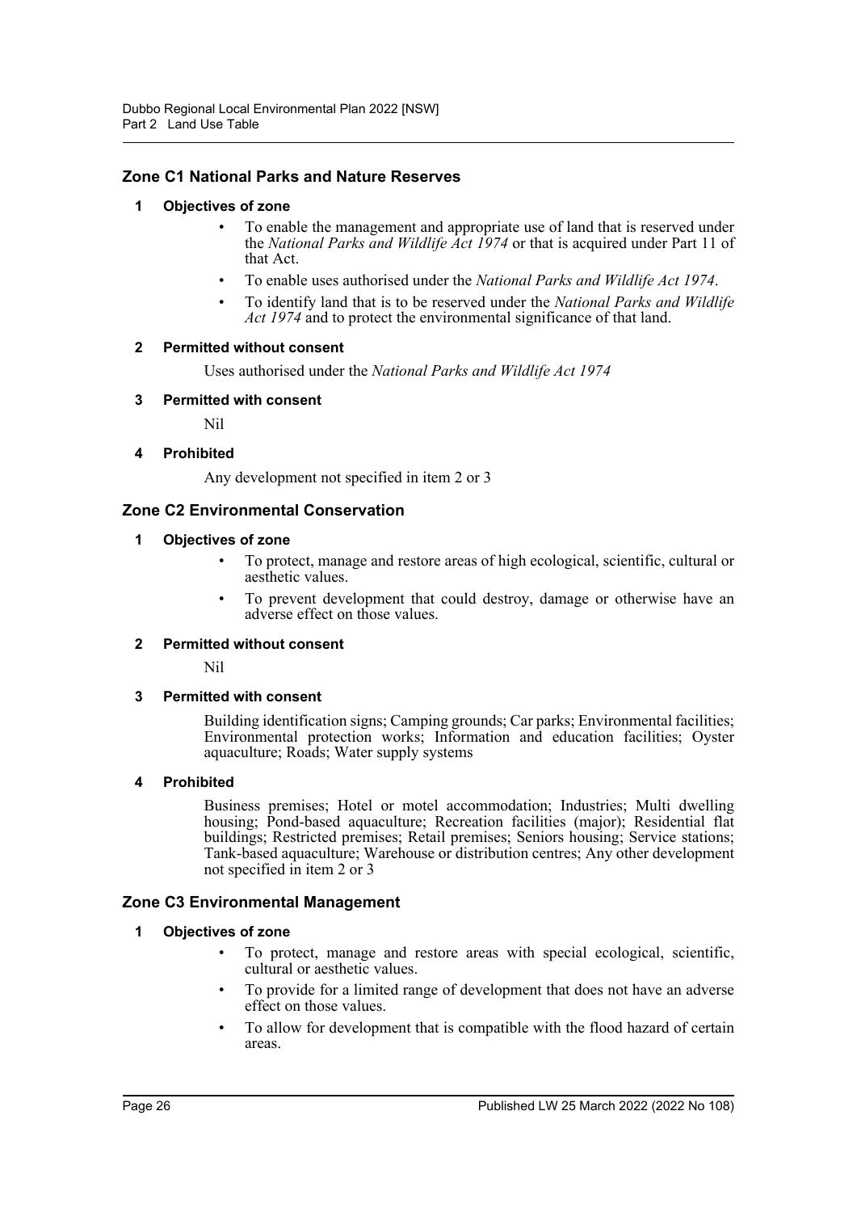## Zone C1 National Parks and Nature Reserves

### 1 Objectives of zone

- To enable the management and appropriate use of land that is reserved under the *National Parks and Wildlife Act 1974* or that is acquired under Part 11 of that Act.
- To enable uses authorised under the *National Parks and Wildlife Act 1974*.
- To identify land that is to be reserved under the *National Parks and Wildlife Act 1974* and to protect the environmental significance of that land.

### 2 Permitted without consent

Uses authorised under the *National Parks and Wildlife Act 1974*

### 3 Permitted with consent

Nil

### 4 Prohibited

Any development not specified in item 2 or 3

## Zone C2 Environmental Conservation

### 1 Objectives of zone

- To protect, manage and restore areas of high ecological, scientific, cultural or aesthetic values.
- To prevent development that could destroy, damage or otherwise have an adverse effect on those values.

### 2 Permitted without consent

Nil

### 3 Permitted with consent

Building identification signs; Camping grounds; Car parks; Environmental facilities; Environmental protection works; Information and education facilities; Oyster aquaculture; Roads; Water supply systems

### 4 Prohibited

Business premises; Hotel or motel accommodation; Industries; Multi dwelling housing; Pond-based aquaculture; Recreation facilities (major); Residential flat buildings; Restricted premises; Retail premises; Seniors housing; Service stations; Tank-based aquaculture; Warehouse or distribution centres; Any other development not specified in item 2 or 3

## Zone C3 Environmental Management

### 1 Objectives of zone

- To protect, manage and restore areas with special ecological, scientific, cultural or aesthetic values.
- To provide for a limited range of development that does not have an adverse effect on those values.
- To allow for development that is compatible with the flood hazard of certain areas.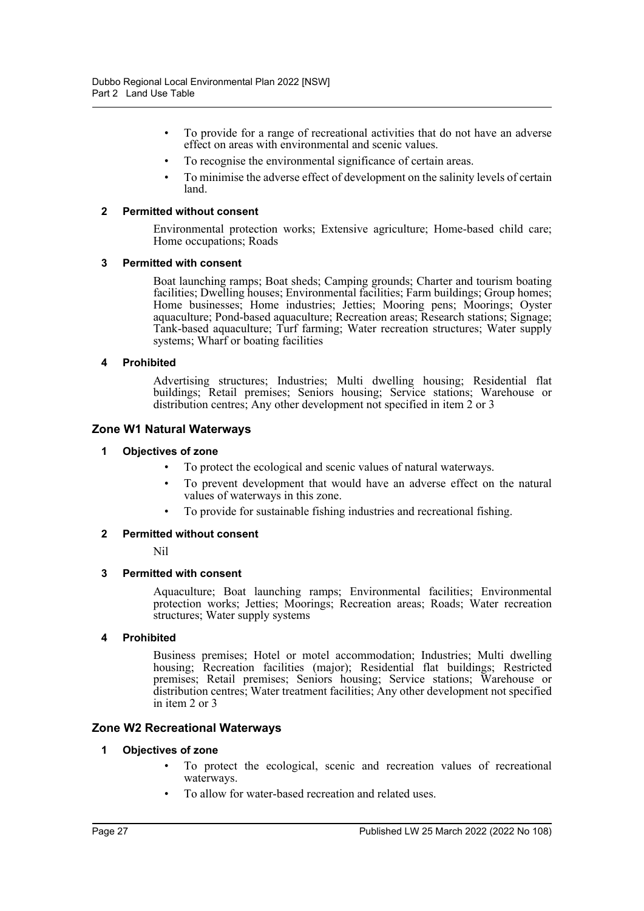- To provide for a range of recreational activities that do not have an adverse effect on areas with environmental and scenic values.
- To recognise the environmental significance of certain areas.
- To minimise the adverse effect of development on the salinity levels of certain land.

**2 Permitted without consent**

Environmental protection works; Extensive agriculture; Home-based child care; Home occupations; Roads

**3 Permitted with consent**

Boat launching ramps; Boat sheds; Camping grounds; Charter and tourism boating facilities; Dwelling houses; Environmental facilities; Farm buildings; Group homes; Home businesses; Home industries; Jetties; Mooring pens; Moorings; Oyster aquaculture; Pond-based aquaculture; Recreation areas; Research stations; Signage; Tank-based aquaculture; Turf farming; Water recreation structures; Water supply systems; Wharf or boating facilities

**4 Prohibited**

Advertising structures; Industries; Multi dwelling housing; Residential flat buildings; Retail premises; Seniors housing; Service stations; Warehouse or distribution centres; Any other development not specified in item 2 or 3

### Zone W1 Natural Waterways

**1 Objectives of zone**

- To protect the ecological and scenic values of natural waterways.
- To prevent development that would have an adverse effect on the natural values of waterways in this zone.
- To provide for sustainable fishing industries and recreational fishing.

**2 Permitted without consent**

Nil

**3 Permitted with consent**

Aquaculture; Boat launching ramps; Environmental facilities; Environmental protection works; Jetties; Moorings; Recreation areas; Roads; Water recreation structures; Water supply systems

**4 Prohibited**

Business premises; Hotel or motel accommodation; Industries; Multi dwelling housing; Recreation facilities (major); Residential flat buildings; Restricted premises; Retail premises; Seniors housing; Service stations; Warehouse or distribution centres; Water treatment facilities; Any other development not specified in item 2 or 3

### Zone W2 Recreational Waterways

**1 Objectives of zone**

- To protect the ecological, scenic and recreation values of recreational waterways.
- To allow for water-based recreation and related uses.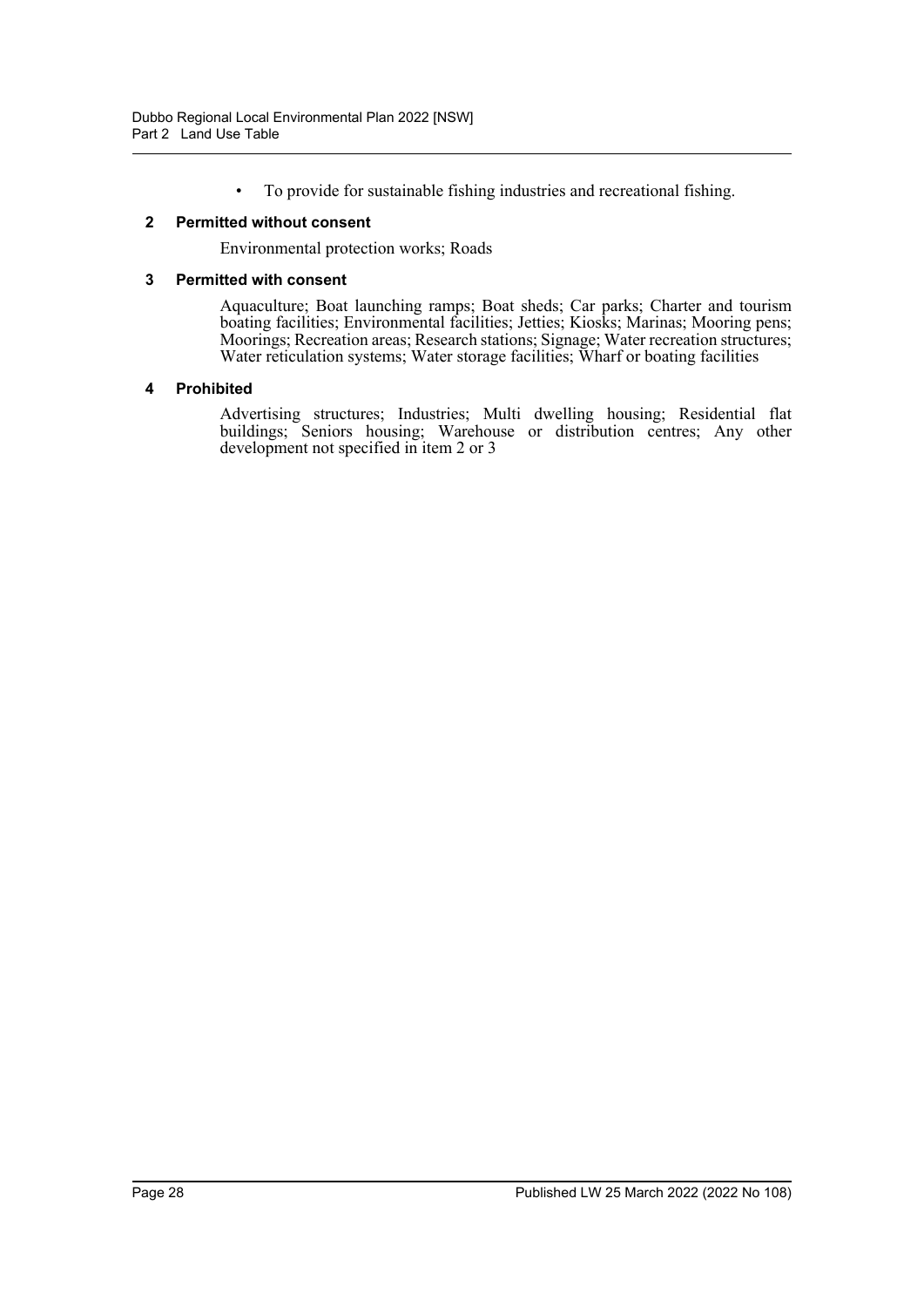- To provide for sustainable fishing industries and recreational fishing.

**2 Permitted without consent**

Environmental protection works; Roads

**3 Permitted with consent**

Aquaculture; Boat launching ramps; Boat sheds; Car parks; Charter and tourism boating facilities; Environmental facilities; Jetties; Kiosks; Marinas; Mooring pens; Moorings; Recreation areas; Research stations; Signage; Water recreation structures; Water reticulation systems; Water storage facilities; Wharf or boating facilities

**4 Prohibited**

Advertising structures; Industries; Multi dwelling housing; Residential flat buildings; Seniors housing; Warehouse or distribution centres; Any other development not specified in item 2 or 3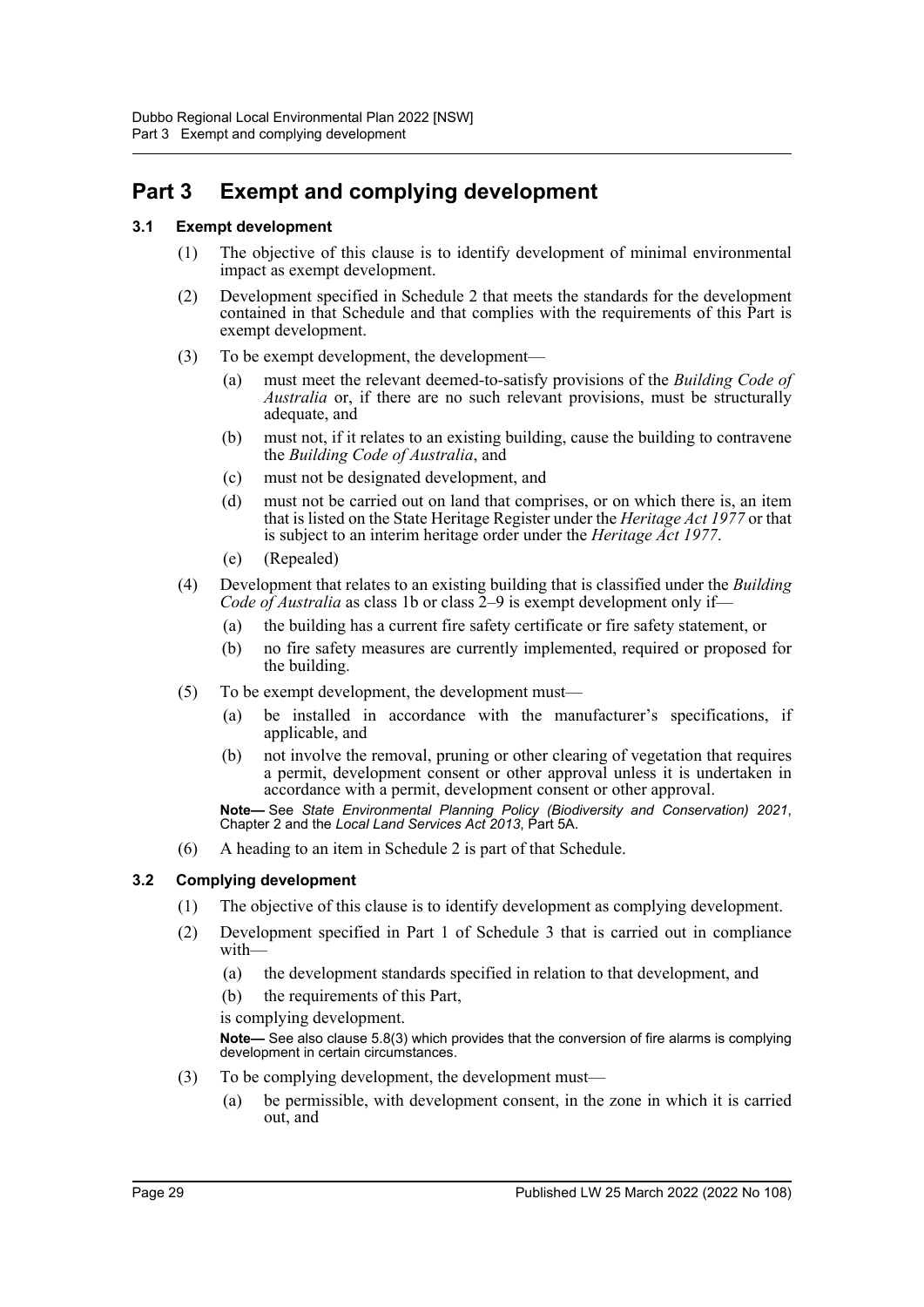# Part 3 Exempt and complying development

### 3.1 Exempt development

(1) The objective of this clause is to identify development of minimal environmental impact as exempt development.

(2) Development specified in Schedule 2 that meets the standards for the development contained in that Schedule and that complies with the requirements of this Part is exempt development.

(3) To be exempt development, the development—

(a) must meet the relevant deemed-to-satisfy provisions of the *Building Code of Australia* or, if there are no such relevant provisions, must be structurally adequate, and

(b) must not, if it relates to an existing building, cause the building to contravene the *Building Code of Australia*, and

(c) must not be designated development, and

(d) must not be carried out on land that comprises, or on which there is, an item that is listed on the State Heritage Register under the *Heritage Act 1977* or that is subject to an interim heritage order under the *Heritage Act 1977*.

(e) (Repealed)

(4) Development that relates to an existing building that is classified under the *Building Code of Australia* as class 1b or class 2–9 is exempt development only if—

(a) the building has a current fire safety certificate or fire safety statement, or

(b) no fire safety measures are currently implemented, required or proposed for the building.

(5) To be exempt development, the development must—

(a) be installed in accordance with the manufacturer's specifications, if applicable, and

(b) not involve the removal, pruning or other clearing of vegetation that requires a permit, development consent or other approval unless it is undertaken in accordance with a permit, development consent or other approval.

**Note—** See *State Environmental Planning Policy (Biodiversity and Conservation) 2021*, Chapter 2 and the *Local Land Services Act 2013*, Part 5A.

(6) A heading to an item in Schedule 2 is part of that Schedule.

### 3.2 Complying development

(1) The objective of this clause is to identify development as complying development.

(2) Development specified in Part 1 of Schedule 3 that is carried out in compliance with—

(a) the development standards specified in relation to that development, and

(b) the requirements of this Part,

is complying development.

**Note—** See also clause 5.8(3) which provides that the conversion of fire alarms is complying development in certain circumstances.

(3) To be complying development, the development must—

(a) be permissible, with development consent, in the zone in which it is carried out, and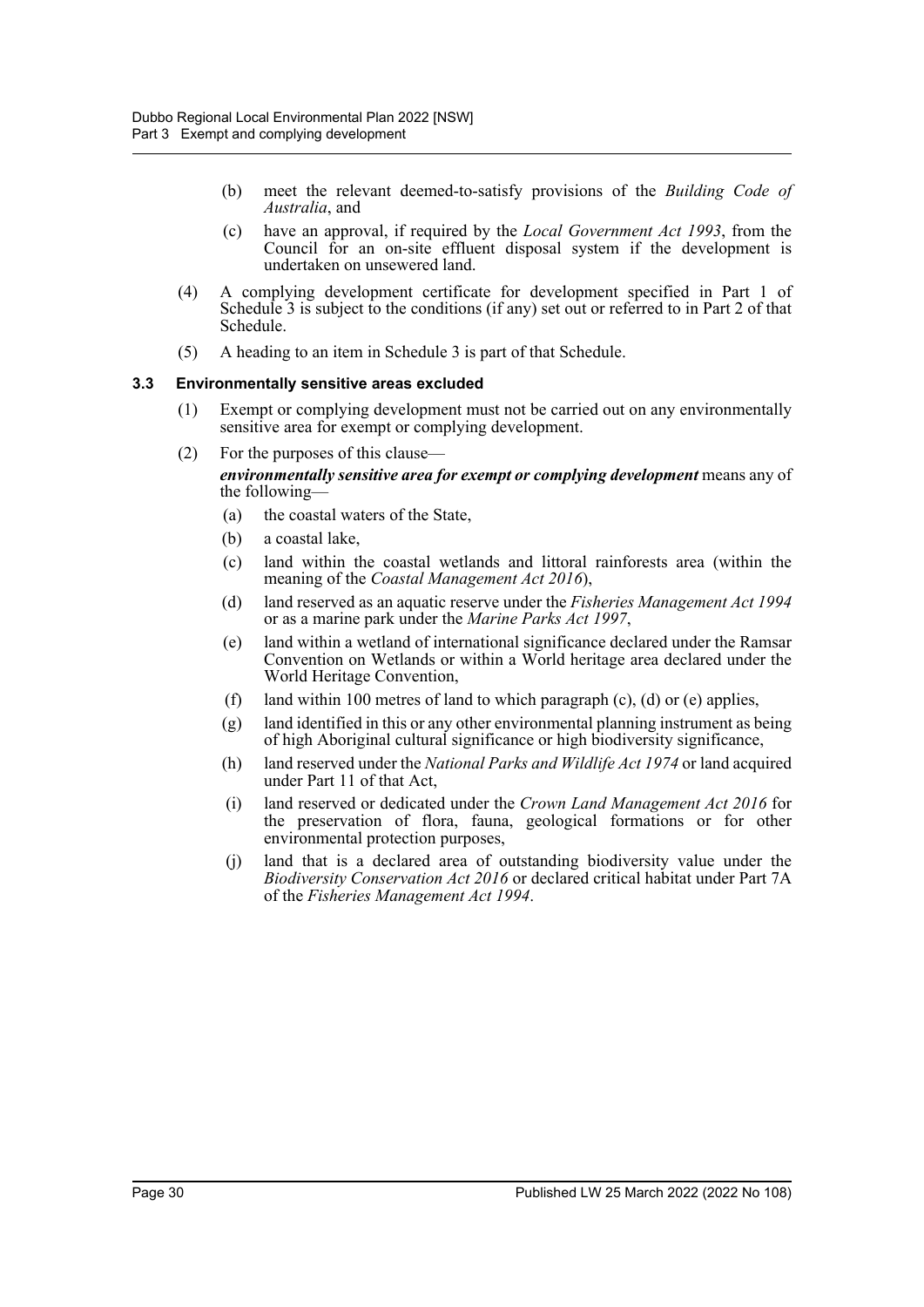(b) meet the relevant deemed-to-satisfy provisions of the *Building Code of Australia*, and

(c) have an approval, if required by the *Local Government Act 1993*, from the Council for an on-site effluent disposal system if the development is undertaken on unsewered land.

(4) A complying development certificate for development specified in Part 1 of Schedule 3 is subject to the conditions (if any) set out or referred to in Part 2 of that Schedule.

(5) A heading to an item in Schedule 3 is part of that Schedule.

### 3.3 Environmentally sensitive areas excluded

(1) Exempt or complying development must not be carried out on any environmentally sensitive area for exempt or complying development.

(2) For the purposes of this clause—

***environmentally sensitive area for exempt or complying development*** means any of the following—

(a) the coastal waters of the State,

(b) a coastal lake,

(c) land within the coastal wetlands and littoral rainforests area (within the meaning of the *Coastal Management Act 2016*),

(d) land reserved as an aquatic reserve under the *Fisheries Management Act 1994* or as a marine park under the *Marine Parks Act 1997*,

(e) land within a wetland of international significance declared under the Ramsar Convention on Wetlands or within a World heritage area declared under the World Heritage Convention,

(f) land within 100 metres of land to which paragraph (c), (d) or (e) applies,

(g) land identified in this or any other environmental planning instrument as being of high Aboriginal cultural significance or high biodiversity significance,

(h) land reserved under the *National Parks and Wildlife Act 1974* or land acquired under Part 11 of that Act,

(i) land reserved or dedicated under the *Crown Land Management Act 2016* for the preservation of flora, fauna, geological formations or for other environmental protection purposes,

(j) land that is a declared area of outstanding biodiversity value under the *Biodiversity Conservation Act 2016* or declared critical habitat under Part 7A of the *Fisheries Management Act 1994*.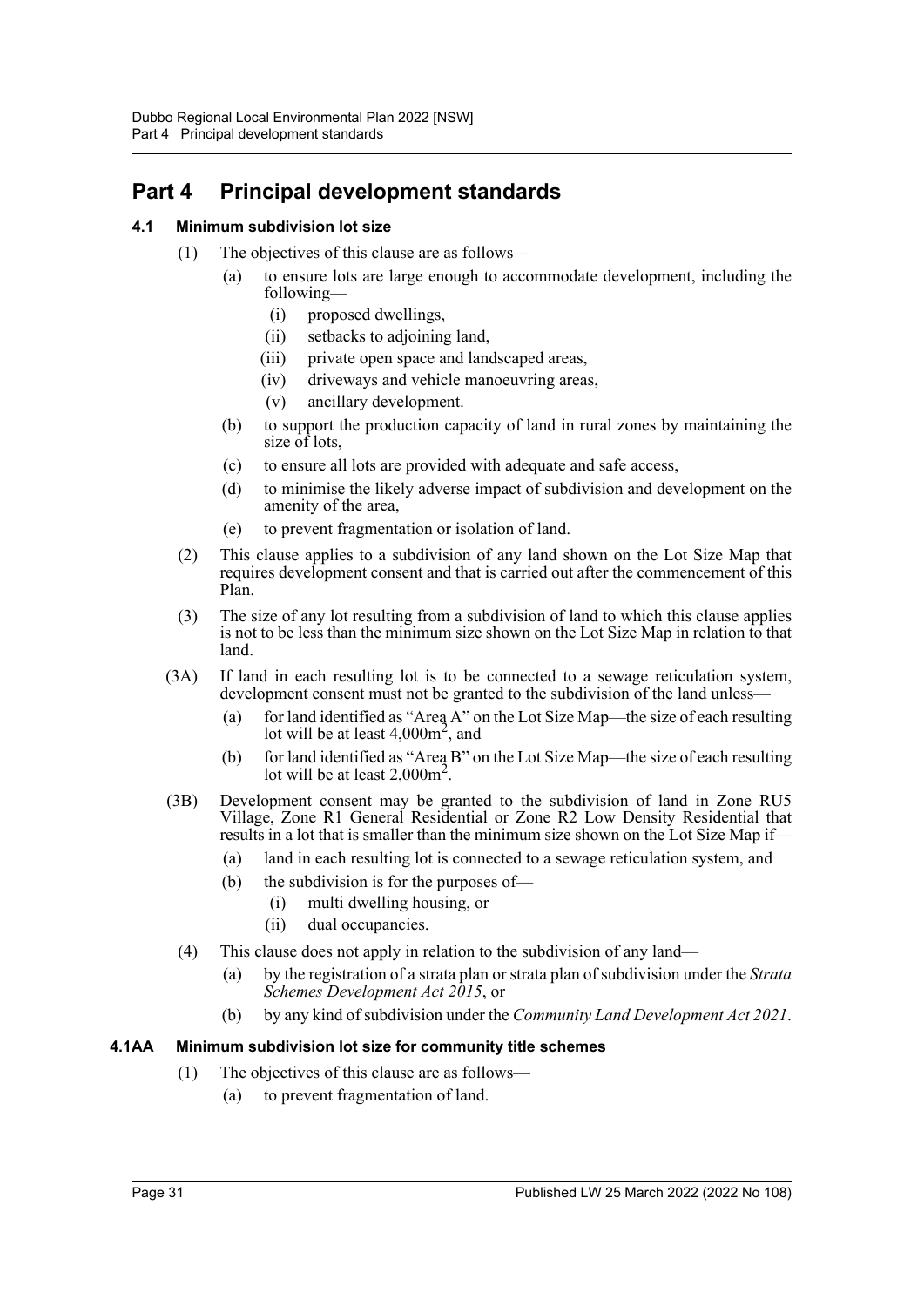# Part 4 Principal development standards

### 4.1 Minimum subdivision lot size

(1) The objectives of this clause are as follows—

(a) to ensure lots are large enough to accommodate development, including the following—

(i) proposed dwellings,

(ii) setbacks to adjoining land,

(iii) private open space and landscaped areas,

(iv) driveways and vehicle manoeuvring areas,

(v) ancillary development.

(b) to support the production capacity of land in rural zones by maintaining the size of lots,

(c) to ensure all lots are provided with adequate and safe access,

(d) to minimise the likely adverse impact of subdivision and development on the amenity of the area,

(e) to prevent fragmentation or isolation of land.

(2) This clause applies to a subdivision of any land shown on the Lot Size Map that requires development consent and that is carried out after the commencement of this Plan.

(3) The size of any lot resulting from a subdivision of land to which this clause applies is not to be less than the minimum size shown on the Lot Size Map in relation to that land.

(3A) If land in each resulting lot is to be connected to a sewage reticulation system, development consent must not be granted to the subdivision of the land unless—

(a) for land identified as "Area A" on the Lot Size Map—the size of each resulting lot will be at least 4,000m$^2$, and

(b) for land identified as "Area B" on the Lot Size Map—the size of each resulting lot will be at least 2,000m$^2$.

(3B) Development consent may be granted to the subdivision of land in Zone RU5 Village, Zone R1 General Residential or Zone R2 Low Density Residential that results in a lot that is smaller than the minimum size shown on the Lot Size Map if—

(a) land in each resulting lot is connected to a sewage reticulation system, and

(b) the subdivision is for the purposes of—

(i) multi dwelling housing, or

(ii) dual occupancies.

(4) This clause does not apply in relation to the subdivision of any land—

(a) by the registration of a strata plan or strata plan of subdivision under the *Strata Schemes Development Act 2015*, or

(b) by any kind of subdivision under the *Community Land Development Act 2021*.

### 4.1AA Minimum subdivision lot size for community title schemes

(1) The objectives of this clause are as follows—

(a) to prevent fragmentation of land.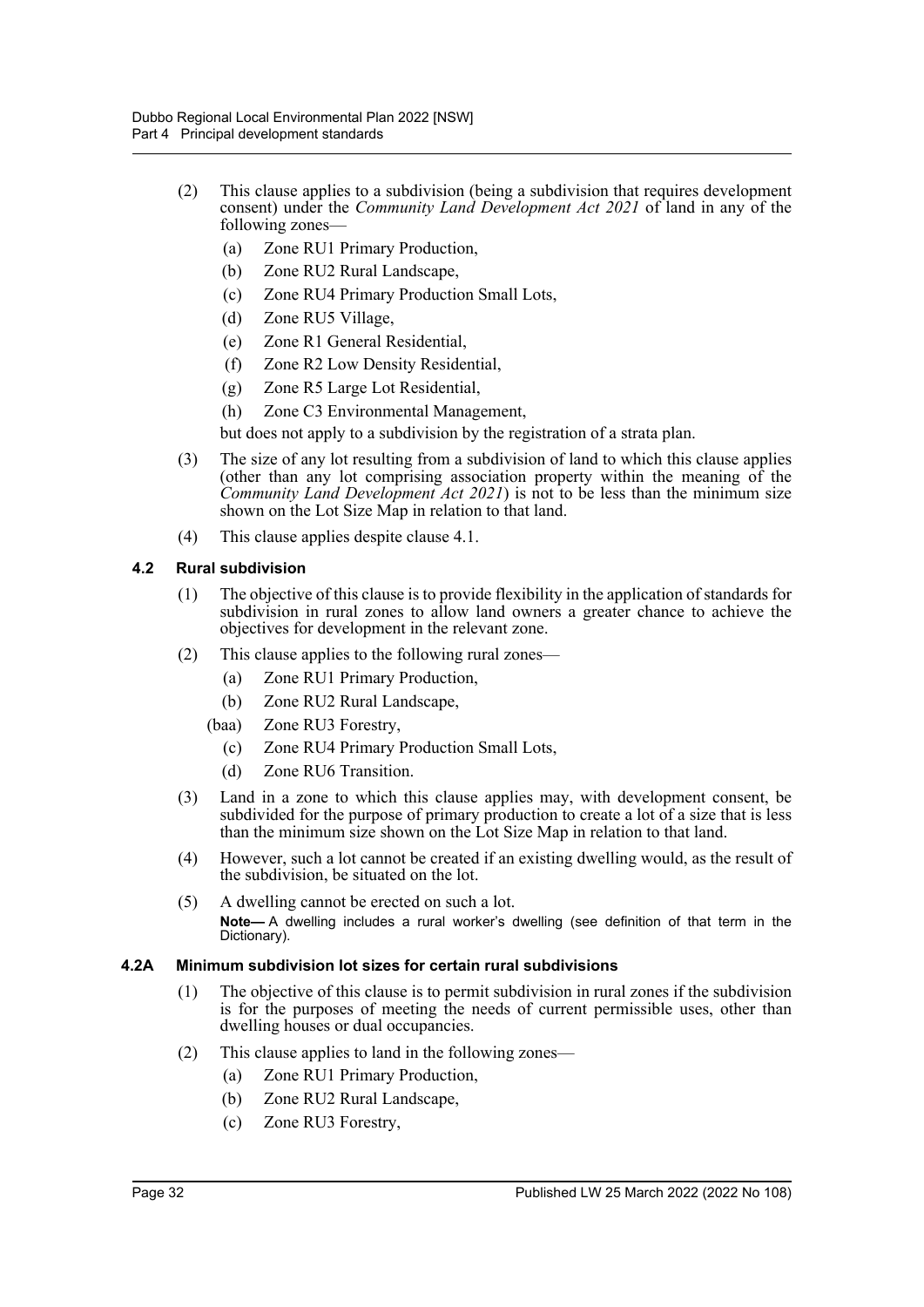(2) This clause applies to a subdivision (being a subdivision that requires development consent) under the *Community Land Development Act 2021* of land in any of the following zones—

(a) Zone RU1 Primary Production,

(b) Zone RU2 Rural Landscape,

(c) Zone RU4 Primary Production Small Lots,

(d) Zone RU5 Village,

(e) Zone R1 General Residential,

(f) Zone R2 Low Density Residential,

(g) Zone R5 Large Lot Residential,

(h) Zone C3 Environmental Management,

but does not apply to a subdivision by the registration of a strata plan.

(3) The size of any lot resulting from a subdivision of land to which this clause applies (other than any lot comprising association property within the meaning of the *Community Land Development Act 2021*) is not to be less than the minimum size shown on the Lot Size Map in relation to that land.

(4) This clause applies despite clause 4.1.

### 4.2 Rural subdivision

(1) The objective of this clause is to provide flexibility in the application of standards for subdivision in rural zones to allow land owners a greater chance to achieve the objectives for development in the relevant zone.

(2) This clause applies to the following rural zones—

(a) Zone RU1 Primary Production,

(b) Zone RU2 Rural Landscape,

(baa) Zone RU3 Forestry,

(c) Zone RU4 Primary Production Small Lots,

(d) Zone RU6 Transition.

(3) Land in a zone to which this clause applies may, with development consent, be subdivided for the purpose of primary production to create a lot of a size that is less than the minimum size shown on the Lot Size Map in relation to that land.

(4) However, such a lot cannot be created if an existing dwelling would, as the result of the subdivision, be situated on the lot.

(5) A dwelling cannot be erected on such a lot.

**Note—** A dwelling includes a rural worker's dwelling (see definition of that term in the Dictionary).

### 4.2A Minimum subdivision lot sizes for certain rural subdivisions

(1) The objective of this clause is to permit subdivision in rural zones if the subdivision is for the purposes of meeting the needs of current permissible uses, other than dwelling houses or dual occupancies.

(2) This clause applies to land in the following zones—

(a) Zone RU1 Primary Production,

(b) Zone RU2 Rural Landscape,

(c) Zone RU3 Forestry,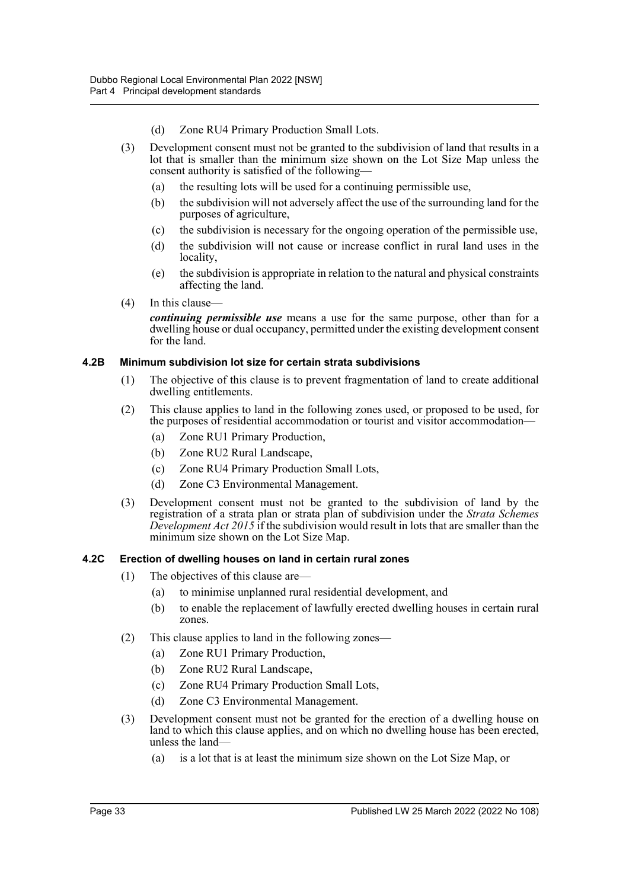(d) Zone RU4 Primary Production Small Lots.

(3) Development consent must not be granted to the subdivision of land that results in a lot that is smaller than the minimum size shown on the Lot Size Map unless the consent authority is satisfied of the following—

(a) the resulting lots will be used for a continuing permissible use,

(b) the subdivision will not adversely affect the use of the surrounding land for the purposes of agriculture,

(c) the subdivision is necessary for the ongoing operation of the permissible use,

(d) the subdivision will not cause or increase conflict in rural land uses in the locality,

(e) the subdivision is appropriate in relation to the natural and physical constraints affecting the land.

(4) In this clause—

***continuing permissible use*** means a use for the same purpose, other than for a dwelling house or dual occupancy, permitted under the existing development consent for the land.

### 4.2B Minimum subdivision lot size for certain strata subdivisions

(1) The objective of this clause is to prevent fragmentation of land to create additional dwelling entitlements.

(2) This clause applies to land in the following zones used, or proposed to be used, for the purposes of residential accommodation or tourist and visitor accommodation—

(a) Zone RU1 Primary Production,

(b) Zone RU2 Rural Landscape,

(c) Zone RU4 Primary Production Small Lots,

(d) Zone C3 Environmental Management.

(3) Development consent must not be granted to the subdivision of land by the registration of a strata plan or strata plan of subdivision under the *Strata Schemes Development Act 2015* if the subdivision would result in lots that are smaller than the minimum size shown on the Lot Size Map.

### 4.2C Erection of dwelling houses on land in certain rural zones

(1) The objectives of this clause are—

(a) to minimise unplanned rural residential development, and

(b) to enable the replacement of lawfully erected dwelling houses in certain rural zones.

(2) This clause applies to land in the following zones—

(a) Zone RU1 Primary Production,

(b) Zone RU2 Rural Landscape,

(c) Zone RU4 Primary Production Small Lots,

(d) Zone C3 Environmental Management.

(3) Development consent must not be granted for the erection of a dwelling house on land to which this clause applies, and on which no dwelling house has been erected, unless the land—

(a) is a lot that is at least the minimum size shown on the Lot Size Map, or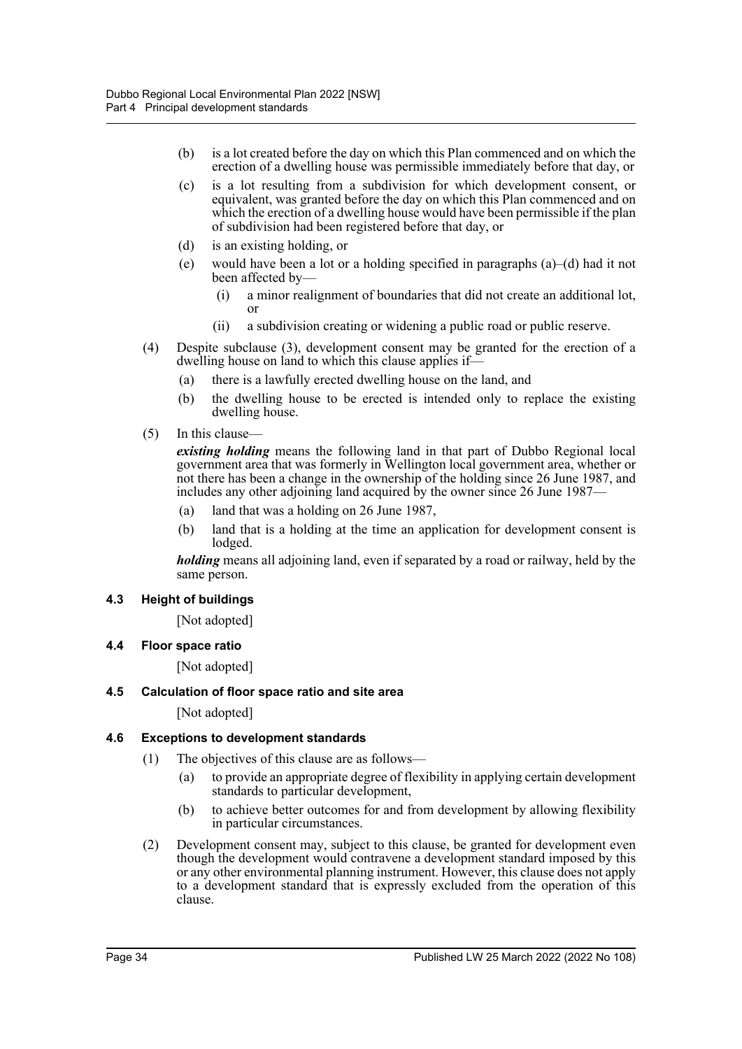(b) is a lot created before the day on which this Plan commenced and on which the erection of a dwelling house was permissible immediately before that day, or

(c) is a lot resulting from a subdivision for which development consent, or equivalent, was granted before the day on which this Plan commenced and on which the erection of a dwelling house would have been permissible if the plan of subdivision had been registered before that day, or

(d) is an existing holding, or

(e) would have been a lot or a holding specified in paragraphs (a)–(d) had it not been affected by—

  (i) a minor realignment of boundaries that did not create an additional lot, or

  (ii) a subdivision creating or widening a public road or public reserve.

(4) Despite subclause (3), development consent may be granted for the erection of a dwelling house on land to which this clause applies if—

  (a) there is a lawfully erected dwelling house on the land, and

  (b) the dwelling house to be erected is intended only to replace the existing dwelling house.

(5) In this clause—

***existing holding*** means the following land in that part of Dubbo Regional local government area that was formerly in Wellington local government area, whether or not there has been a change in the ownership of the holding since 26 June 1987, and includes any other adjoining land acquired by the owner since 26 June 1987—

  (a) land that was a holding on 26 June 1987,

  (b) land that is a holding at the time an application for development consent is lodged.

***holding*** means all adjoining land, even if separated by a road or railway, held by the same person.

### 4.3 Height of buildings

[Not adopted]

### 4.4 Floor space ratio

[Not adopted]

### 4.5 Calculation of floor space ratio and site area

[Not adopted]

### 4.6 Exceptions to development standards

(1) The objectives of this clause are as follows—

  (a) to provide an appropriate degree of flexibility in applying certain development standards to particular development,

  (b) to achieve better outcomes for and from development by allowing flexibility in particular circumstances.

(2) Development consent may, subject to this clause, be granted for development even though the development would contravene a development standard imposed by this or any other environmental planning instrument. However, this clause does not apply to a development standard that is expressly excluded from the operation of this clause.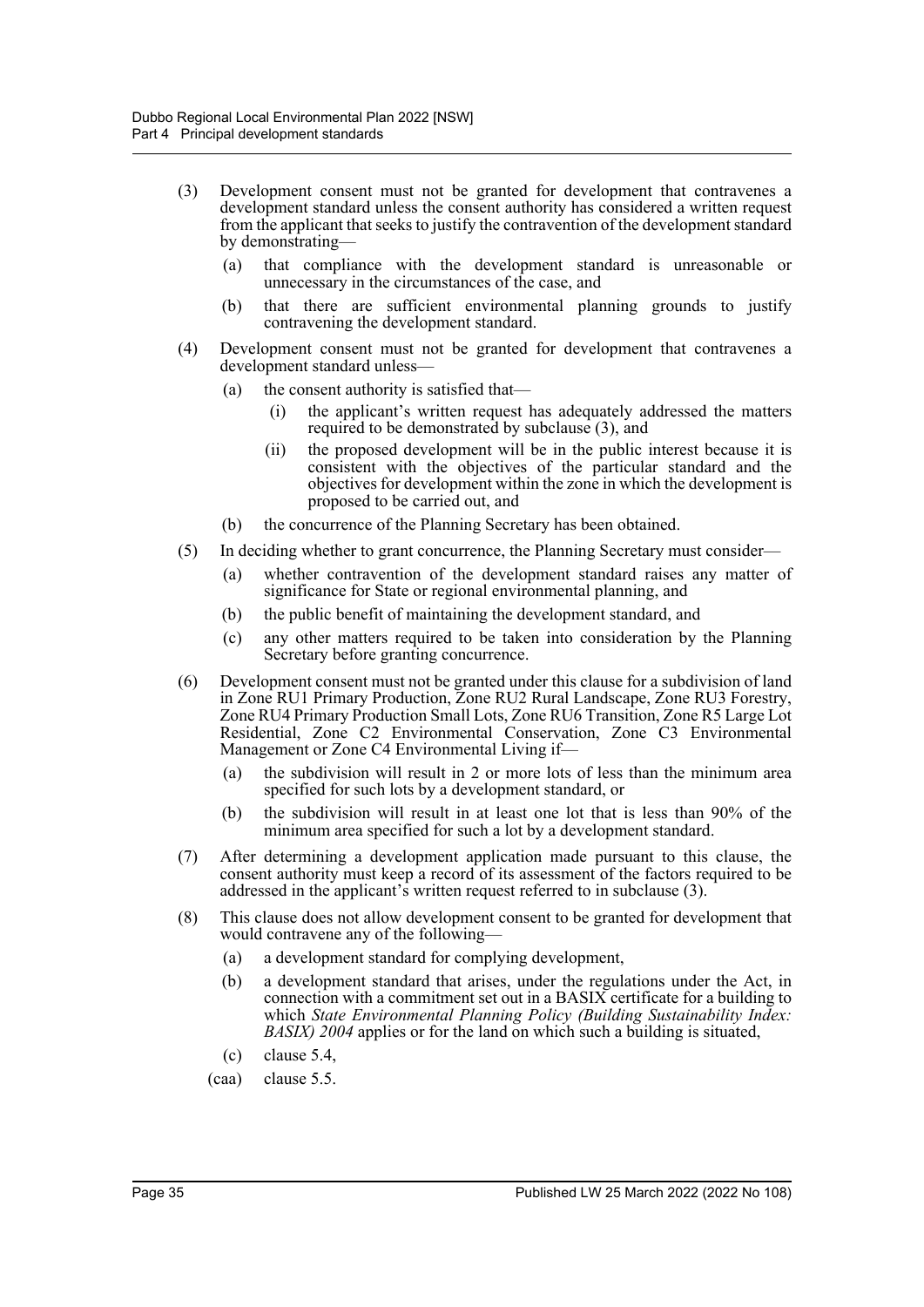(3) Development consent must not be granted for development that contravenes a development standard unless the consent authority has considered a written request from the applicant that seeks to justify the contravention of the development standard by demonstrating—

  (a) that compliance with the development standard is unreasonable or unnecessary in the circumstances of the case, and

  (b) that there are sufficient environmental planning grounds to justify contravening the development standard.

(4) Development consent must not be granted for development that contravenes a development standard unless—

  (a) the consent authority is satisfied that—

    (i) the applicant's written request has adequately addressed the matters required to be demonstrated by subclause (3), and

    (ii) the proposed development will be in the public interest because it is consistent with the objectives of the particular standard and the objectives for development within the zone in which the development is proposed to be carried out, and

  (b) the concurrence of the Planning Secretary has been obtained.

(5) In deciding whether to grant concurrence, the Planning Secretary must consider—

  (a) whether contravention of the development standard raises any matter of significance for State or regional environmental planning, and

  (b) the public benefit of maintaining the development standard, and

  (c) any other matters required to be taken into consideration by the Planning Secretary before granting concurrence.

(6) Development consent must not be granted under this clause for a subdivision of land in Zone RU1 Primary Production, Zone RU2 Rural Landscape, Zone RU3 Forestry, Zone RU4 Primary Production Small Lots, Zone RU6 Transition, Zone R5 Large Lot Residential, Zone C2 Environmental Conservation, Zone C3 Environmental Management or Zone C4 Environmental Living if—

  (a) the subdivision will result in 2 or more lots of less than the minimum area specified for such lots by a development standard, or

  (b) the subdivision will result in at least one lot that is less than 90% of the minimum area specified for such a lot by a development standard.

(7) After determining a development application made pursuant to this clause, the consent authority must keep a record of its assessment of the factors required to be addressed in the applicant's written request referred to in subclause (3).

(8) This clause does not allow development consent to be granted for development that would contravene any of the following—

  (a) a development standard for complying development,

  (b) a development standard that arises, under the regulations under the Act, in connection with a commitment set out in a BASIX certificate for a building to which *State Environmental Planning Policy (Building Sustainability Index: BASIX) 2004* applies or for the land on which such a building is situated,

  (c) clause 5.4,

  (caa) clause 5.5.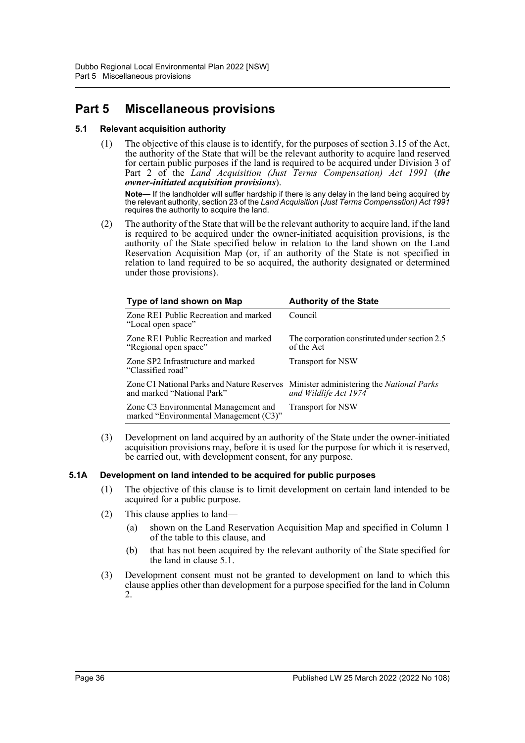# Part 5 Miscellaneous provisions

### 5.1 Relevant acquisition authority

(1) The objective of this clause is to identify, for the purposes of section 3.15 of the Act, the authority of the State that will be the relevant authority to acquire land reserved for certain public purposes if the land is required to be acquired under Division 3 of Part 2 of the *Land Acquisition (Just Terms Compensation) Act 1991* (***the owner-initiated acquisition provisions***).

**Note—** If the landholder will suffer hardship if there is any delay in the land being acquired by the relevant authority, section 23 of the *Land Acquisition (Just Terms Compensation) Act 1991* requires the authority to acquire the land.

(2) The authority of the State that will be the relevant authority to acquire land, if the land is required to be acquired under the owner-initiated acquisition provisions, is the authority of the State specified below in relation to the land shown on the Land Reservation Acquisition Map (or, if an authority of the State is not specified in relation to land required to be so acquired, the authority designated or determined under those provisions).

| Type of land shown on Map | Authority of the State |
|---|---|
| Zone RE1 Public Recreation and marked "Local open space" | Council |
| Zone RE1 Public Recreation and marked "Regional open space" | The corporation constituted under section 2.5 of the Act |
| Zone SP2 Infrastructure and marked "Classified road" | Transport for NSW |
| Zone C1 National Parks and Nature Reserves and marked "National Park" | Minister administering the *National Parks and Wildlife Act 1974* |
| Zone C3 Environmental Management and marked "Environmental Management (C3)" | Transport for NSW |

(3) Development on land acquired by an authority of the State under the owner-initiated acquisition provisions may, before it is used for the purpose for which it is reserved, be carried out, with development consent, for any purpose.

### 5.1A Development on land intended to be acquired for public purposes

(1) The objective of this clause is to limit development on certain land intended to be acquired for a public purpose.

(2) This clause applies to land—

(a) shown on the Land Reservation Acquisition Map and specified in Column 1 of the table to this clause, and

(b) that has not been acquired by the relevant authority of the State specified for the land in clause 5.1.

(3) Development consent must not be granted to development on land to which this clause applies other than development for a purpose specified for the land in Column 2.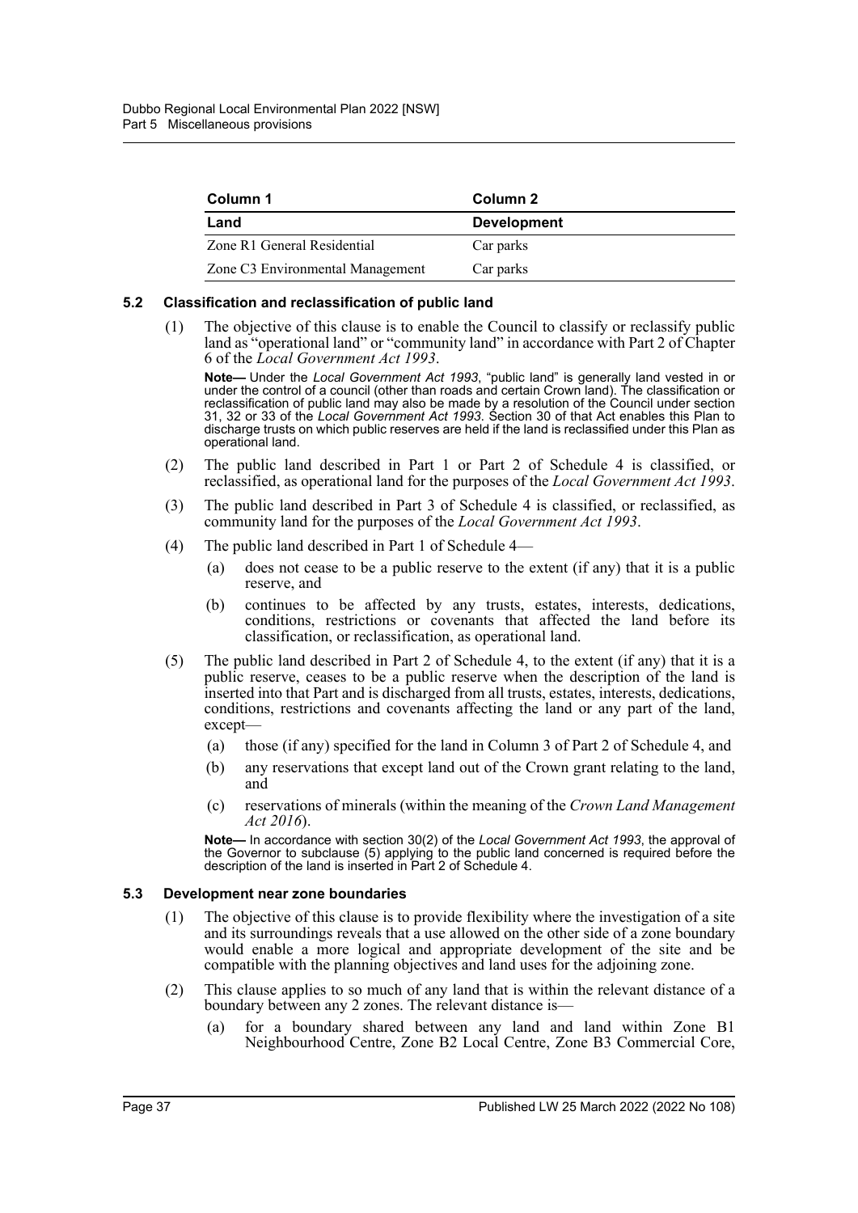| Column 1 | Column 2 |
| --- | --- |
| **Land** | **Development** |
| Zone R1 General Residential | Car parks |
| Zone C3 Environmental Management | Car parks |

### 5.2 Classification and reclassification of public land

(1) The objective of this clause is to enable the Council to classify or reclassify public land as "operational land" or "community land" in accordance with Part 2 of Chapter 6 of the *Local Government Act 1993*.

**Note—** Under the *Local Government Act 1993*, "public land" is generally land vested in or under the control of a council (other than roads and certain Crown land). The classification or reclassification of public land may also be made by a resolution of the Council under section 31, 32 or 33 of the *Local Government Act 1993*. Section 30 of that Act enables this Plan to discharge trusts on which public reserves are held if the land is reclassified under this Plan as operational land.

(2) The public land described in Part 1 or Part 2 of Schedule 4 is classified, or reclassified, as operational land for the purposes of the *Local Government Act 1993*.

(3) The public land described in Part 3 of Schedule 4 is classified, or reclassified, as community land for the purposes of the *Local Government Act 1993*.

(4) The public land described in Part 1 of Schedule 4—

- (a) does not cease to be a public reserve to the extent (if any) that it is a public reserve, and
- (b) continues to be affected by any trusts, estates, interests, dedications, conditions, restrictions or covenants that affected the land before its classification, or reclassification, as operational land.

(5) The public land described in Part 2 of Schedule 4, to the extent (if any) that it is a public reserve, ceases to be a public reserve when the description of the land is inserted into that Part and is discharged from all trusts, estates, interests, dedications, conditions, restrictions and covenants affecting the land or any part of the land, except—

- (a) those (if any) specified for the land in Column 3 of Part 2 of Schedule 4, and
- (b) any reservations that except land out of the Crown grant relating to the land, and
- (c) reservations of minerals (within the meaning of the *Crown Land Management Act 2016*).

**Note—** In accordance with section 30(2) of the *Local Government Act 1993*, the approval of the Governor to subclause (5) applying to the public land concerned is required before the description of the land is inserted in Part 2 of Schedule 4.

### 5.3 Development near zone boundaries

(1) The objective of this clause is to provide flexibility where the investigation of a site and its surroundings reveals that a use allowed on the other side of a zone boundary would enable a more logical and appropriate development of the site and be compatible with the planning objectives and land uses for the adjoining zone.

(2) This clause applies to so much of any land that is within the relevant distance of a boundary between any 2 zones. The relevant distance is—

- (a) for a boundary shared between any land and land within Zone B1 Neighbourhood Centre, Zone B2 Local Centre, Zone B3 Commercial Core,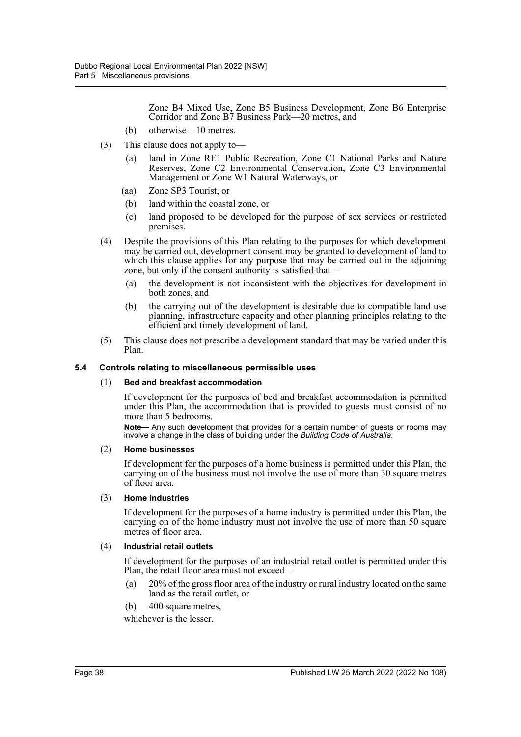Zone B4 Mixed Use, Zone B5 Business Development, Zone B6 Enterprise Corridor and Zone B7 Business Park—20 metres, and

(b) otherwise—10 metres.

(3) This clause does not apply to—

(a) land in Zone RE1 Public Recreation, Zone C1 National Parks and Nature Reserves, Zone C2 Environmental Conservation, Zone C3 Environmental Management or Zone W1 Natural Waterways, or

(aa) Zone SP3 Tourist, or

(b) land within the coastal zone, or

(c) land proposed to be developed for the purpose of sex services or restricted premises.

(4) Despite the provisions of this Plan relating to the purposes for which development may be carried out, development consent may be granted to development of land to which this clause applies for any purpose that may be carried out in the adjoining zone, but only if the consent authority is satisfied that—

(a) the development is not inconsistent with the objectives for development in both zones, and

(b) the carrying out of the development is desirable due to compatible land use planning, infrastructure capacity and other planning principles relating to the efficient and timely development of land.

(5) This clause does not prescribe a development standard that may be varied under this Plan.

### 5.4 Controls relating to miscellaneous permissible uses

(1) **Bed and breakfast accommodation**

If development for the purposes of bed and breakfast accommodation is permitted under this Plan, the accommodation that is provided to guests must consist of no more than 5 bedrooms.

**Note—** Any such development that provides for a certain number of guests or rooms may involve a change in the class of building under the *Building Code of Australia*.

(2) **Home businesses**

If development for the purposes of a home business is permitted under this Plan, the carrying on of the business must not involve the use of more than 30 square metres of floor area.

(3) **Home industries**

If development for the purposes of a home industry is permitted under this Plan, the carrying on of the home industry must not involve the use of more than 50 square metres of floor area.

(4) **Industrial retail outlets**

If development for the purposes of an industrial retail outlet is permitted under this Plan, the retail floor area must not exceed—

(a) 20% of the gross floor area of the industry or rural industry located on the same land as the retail outlet, or

(b) 400 square metres,

whichever is the lesser.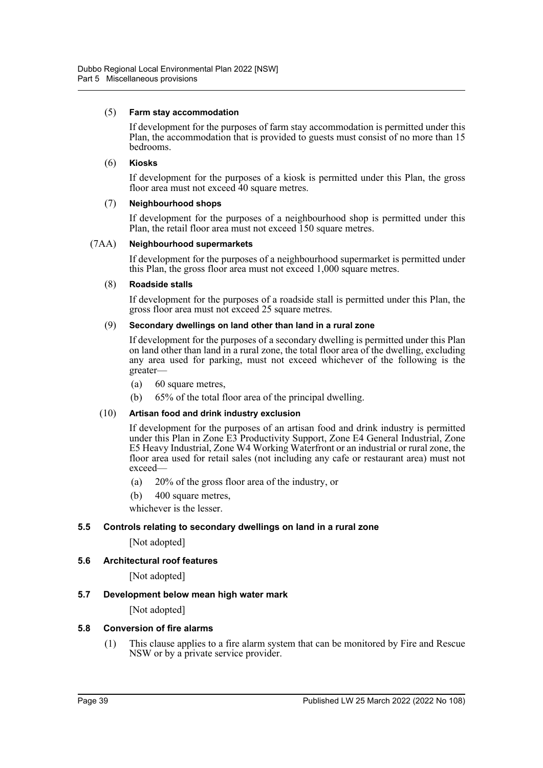(5) **Farm stay accommodation**

If development for the purposes of farm stay accommodation is permitted under this Plan, the accommodation that is provided to guests must consist of no more than 15 bedrooms.

(6) **Kiosks**

If development for the purposes of a kiosk is permitted under this Plan, the gross floor area must not exceed 40 square metres.

(7) **Neighbourhood shops**

If development for the purposes of a neighbourhood shop is permitted under this Plan, the retail floor area must not exceed 150 square metres.

(7AA) **Neighbourhood supermarkets**

If development for the purposes of a neighbourhood supermarket is permitted under this Plan, the gross floor area must not exceed 1,000 square metres.

(8) **Roadside stalls**

If development for the purposes of a roadside stall is permitted under this Plan, the gross floor area must not exceed 25 square metres.

(9) **Secondary dwellings on land other than land in a rural zone**

If development for the purposes of a secondary dwelling is permitted under this Plan on land other than land in a rural zone, the total floor area of the dwelling, excluding any area used for parking, must not exceed whichever of the following is the greater—

(a) 60 square metres,

(b) 65% of the total floor area of the principal dwelling.

(10) **Artisan food and drink industry exclusion**

If development for the purposes of an artisan food and drink industry is permitted under this Plan in Zone E3 Productivity Support, Zone E4 General Industrial, Zone E5 Heavy Industrial, Zone W4 Working Waterfront or an industrial or rural zone, the floor area used for retail sales (not including any cafe or restaurant area) must not exceed—

(a) 20% of the gross floor area of the industry, or

(b) 400 square metres,

whichever is the lesser.

### 5.5 Controls relating to secondary dwellings on land in a rural zone

[Not adopted]

### 5.6 Architectural roof features

[Not adopted]

### 5.7 Development below mean high water mark

[Not adopted]

### 5.8 Conversion of fire alarms

(1) This clause applies to a fire alarm system that can be monitored by Fire and Rescue NSW or by a private service provider.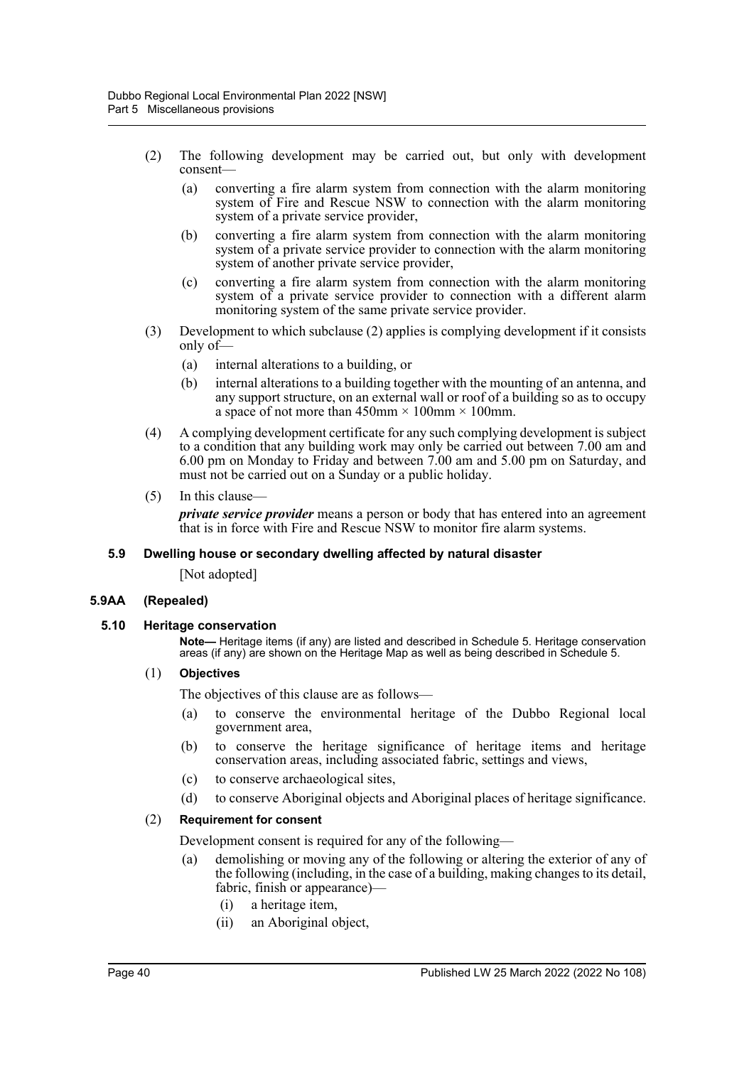(2) The following development may be carried out, but only with development consent—

(a) converting a fire alarm system from connection with the alarm monitoring system of Fire and Rescue NSW to connection with the alarm monitoring system of a private service provider,

(b) converting a fire alarm system from connection with the alarm monitoring system of a private service provider to connection with the alarm monitoring system of another private service provider,

(c) converting a fire alarm system from connection with the alarm monitoring system of a private service provider to connection with a different alarm monitoring system of the same private service provider.

(3) Development to which subclause (2) applies is complying development if it consists only of—

(a) internal alterations to a building, or

(b) internal alterations to a building together with the mounting of an antenna, and any support structure, on an external wall or roof of a building so as to occupy a space of not more than 450mm × 100mm × 100mm.

(4) A complying development certificate for any such complying development is subject to a condition that any building work may only be carried out between 7.00 am and 6.00 pm on Monday to Friday and between 7.00 am and 5.00 pm on Saturday, and must not be carried out on a Sunday or a public holiday.

(5) In this clause—

***private service provider*** means a person or body that has entered into an agreement that is in force with Fire and Rescue NSW to monitor fire alarm systems.

### 5.9 Dwelling house or secondary dwelling affected by natural disaster

[Not adopted]

### 5.9AA (Repealed)

### 5.10 Heritage conservation

**Note—** Heritage items (if any) are listed and described in Schedule 5. Heritage conservation areas (if any) are shown on the Heritage Map as well as being described in Schedule 5.

(1) **Objectives**

The objectives of this clause are as follows—

(a) to conserve the environmental heritage of the Dubbo Regional local government area,

(b) to conserve the heritage significance of heritage items and heritage conservation areas, including associated fabric, settings and views,

(c) to conserve archaeological sites,

(d) to conserve Aboriginal objects and Aboriginal places of heritage significance.

(2) **Requirement for consent**

Development consent is required for any of the following—

(a) demolishing or moving any of the following or altering the exterior of any of the following (including, in the case of a building, making changes to its detail, fabric, finish or appearance)—

(i) a heritage item,

(ii) an Aboriginal object,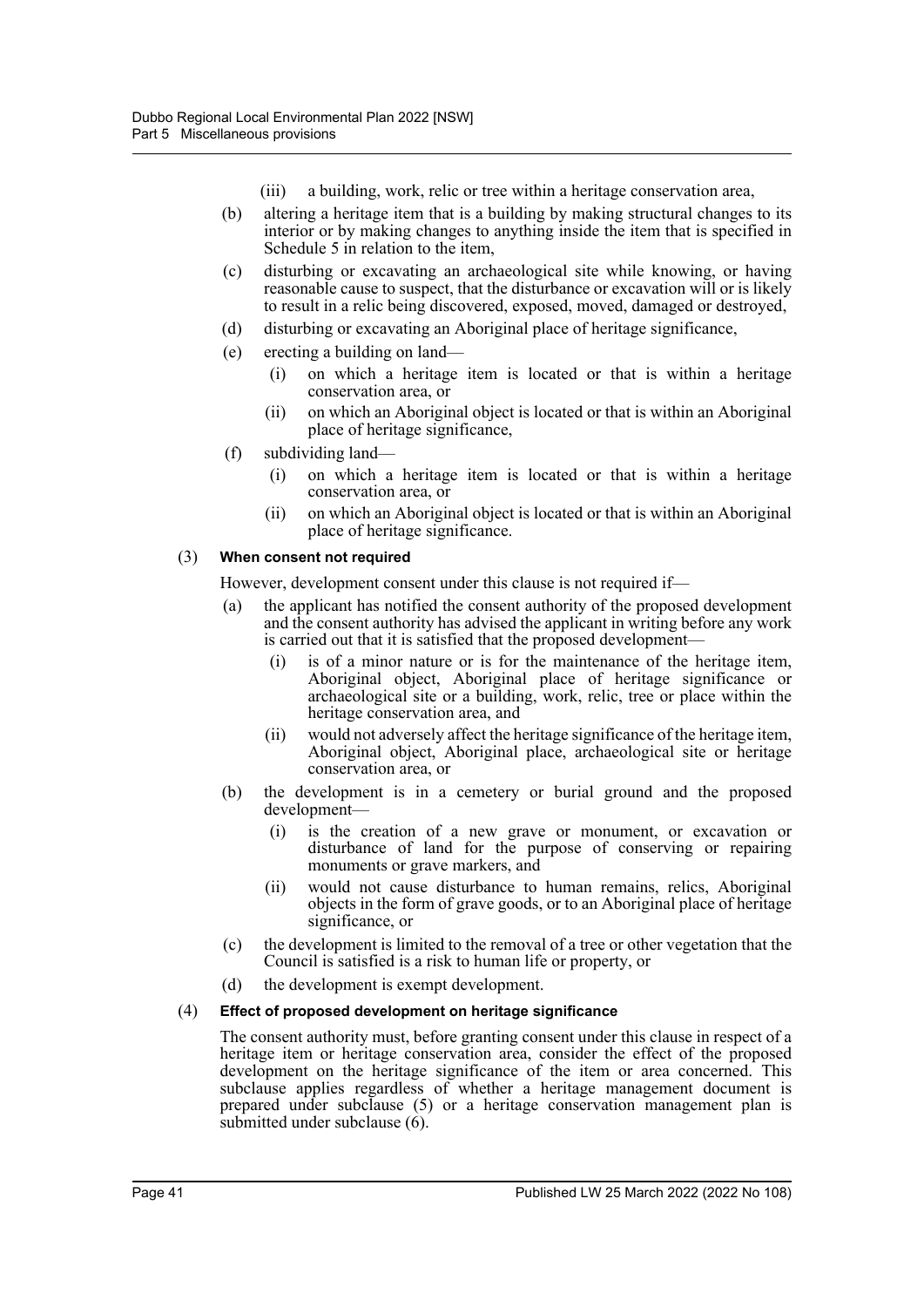(iii) a building, work, relic or tree within a heritage conservation area,

(b) altering a heritage item that is a building by making structural changes to its interior or by making changes to anything inside the item that is specified in Schedule 5 in relation to the item,

(c) disturbing or excavating an archaeological site while knowing, or having reasonable cause to suspect, that the disturbance or excavation will or is likely to result in a relic being discovered, exposed, moved, damaged or destroyed,

(d) disturbing or excavating an Aboriginal place of heritage significance,

(e) erecting a building on land—

  (i) on which a heritage item is located or that is within a heritage conservation area, or

  (ii) on which an Aboriginal object is located or that is within an Aboriginal place of heritage significance,

(f) subdividing land—

  (i) on which a heritage item is located or that is within a heritage conservation area, or

  (ii) on which an Aboriginal object is located or that is within an Aboriginal place of heritage significance.

(3) **When consent not required**

However, development consent under this clause is not required if—

(a) the applicant has notified the consent authority of the proposed development and the consent authority has advised the applicant in writing before any work is carried out that it is satisfied that the proposed development—

  (i) is of a minor nature or is for the maintenance of the heritage item, Aboriginal object, Aboriginal place of heritage significance or archaeological site or a building, work, relic, tree or place within the heritage conservation area, and

  (ii) would not adversely affect the heritage significance of the heritage item, Aboriginal object, Aboriginal place, archaeological site or heritage conservation area, or

(b) the development is in a cemetery or burial ground and the proposed development—

  (i) is the creation of a new grave or monument, or excavation or disturbance of land for the purpose of conserving or repairing monuments or grave markers, and

  (ii) would not cause disturbance to human remains, relics, Aboriginal objects in the form of grave goods, or to an Aboriginal place of heritage significance, or

(c) the development is limited to the removal of a tree or other vegetation that the Council is satisfied is a risk to human life or property, or

(d) the development is exempt development.

(4) **Effect of proposed development on heritage significance**

The consent authority must, before granting consent under this clause in respect of a heritage item or heritage conservation area, consider the effect of the proposed development on the heritage significance of the item or area concerned. This subclause applies regardless of whether a heritage management document is prepared under subclause (5) or a heritage conservation management plan is submitted under subclause (6).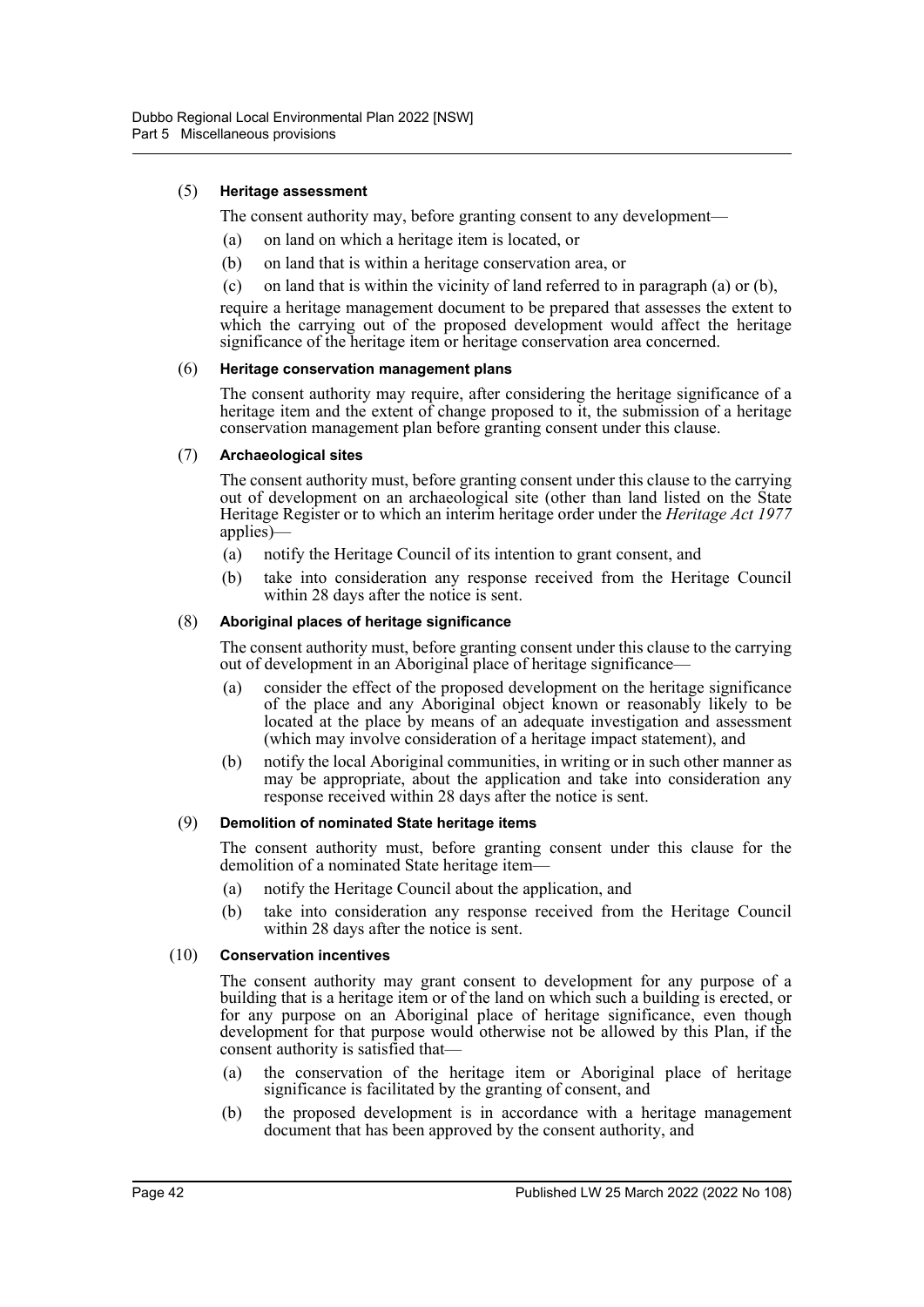(5) **Heritage assessment**

The consent authority may, before granting consent to any development—

(a) on land on which a heritage item is located, or

(b) on land that is within a heritage conservation area, or

(c) on land that is within the vicinity of land referred to in paragraph (a) or (b),

require a heritage management document to be prepared that assesses the extent to which the carrying out of the proposed development would affect the heritage significance of the heritage item or heritage conservation area concerned.

(6) **Heritage conservation management plans**

The consent authority may require, after considering the heritage significance of a heritage item and the extent of change proposed to it, the submission of a heritage conservation management plan before granting consent under this clause.

(7) **Archaeological sites**

The consent authority must, before granting consent under this clause to the carrying out of development on an archaeological site (other than land listed on the State Heritage Register or to which an interim heritage order under the *Heritage Act 1977* applies)—

(a) notify the Heritage Council of its intention to grant consent, and

(b) take into consideration any response received from the Heritage Council within 28 days after the notice is sent.

(8) **Aboriginal places of heritage significance**

The consent authority must, before granting consent under this clause to the carrying out of development in an Aboriginal place of heritage significance—

(a) consider the effect of the proposed development on the heritage significance of the place and any Aboriginal object known or reasonably likely to be located at the place by means of an adequate investigation and assessment (which may involve consideration of a heritage impact statement), and

(b) notify the local Aboriginal communities, in writing or in such other manner as may be appropriate, about the application and take into consideration any response received within 28 days after the notice is sent.

(9) **Demolition of nominated State heritage items**

The consent authority must, before granting consent under this clause for the demolition of a nominated State heritage item—

(a) notify the Heritage Council about the application, and

(b) take into consideration any response received from the Heritage Council within 28 days after the notice is sent.

(10) **Conservation incentives**

The consent authority may grant consent to development for any purpose of a building that is a heritage item or of the land on which such a building is erected, or for any purpose on an Aboriginal place of heritage significance, even though development for that purpose would otherwise not be allowed by this Plan, if the consent authority is satisfied that—

(a) the conservation of the heritage item or Aboriginal place of heritage significance is facilitated by the granting of consent, and

(b) the proposed development is in accordance with a heritage management document that has been approved by the consent authority, and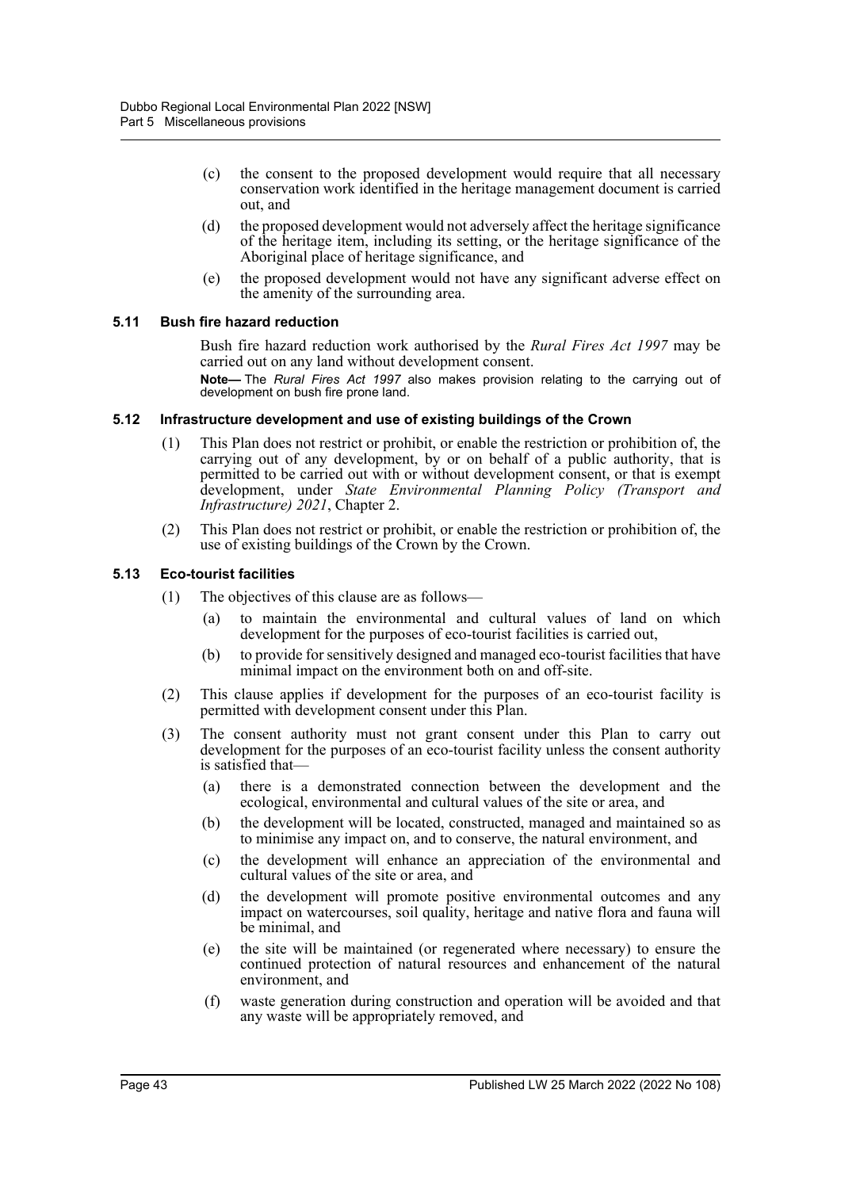(c) the consent to the proposed development would require that all necessary conservation work identified in the heritage management document is carried out, and

(d) the proposed development would not adversely affect the heritage significance of the heritage item, including its setting, or the heritage significance of the Aboriginal place of heritage significance, and

(e) the proposed development would not have any significant adverse effect on the amenity of the surrounding area.

### 5.11 Bush fire hazard reduction

Bush fire hazard reduction work authorised by the *Rural Fires Act 1997* may be carried out on any land without development consent.

**Note—** The *Rural Fires Act 1997* also makes provision relating to the carrying out of development on bush fire prone land.

### 5.12 Infrastructure development and use of existing buildings of the Crown

(1) This Plan does not restrict or prohibit, or enable the restriction or prohibition of, the carrying out of any development, by or on behalf of a public authority, that is permitted to be carried out with or without development consent, or that is exempt development, under *State Environmental Planning Policy (Transport and Infrastructure) 2021*, Chapter 2.

(2) This Plan does not restrict or prohibit, or enable the restriction or prohibition of, the use of existing buildings of the Crown by the Crown.

### 5.13 Eco-tourist facilities

(1) The objectives of this clause are as follows—

(a) to maintain the environmental and cultural values of land on which development for the purposes of eco-tourist facilities is carried out,

(b) to provide for sensitively designed and managed eco-tourist facilities that have minimal impact on the environment both on and off-site.

(2) This clause applies if development for the purposes of an eco-tourist facility is permitted with development consent under this Plan.

(3) The consent authority must not grant consent under this Plan to carry out development for the purposes of an eco-tourist facility unless the consent authority is satisfied that—

(a) there is a demonstrated connection between the development and the ecological, environmental and cultural values of the site or area, and

(b) the development will be located, constructed, managed and maintained so as to minimise any impact on, and to conserve, the natural environment, and

(c) the development will enhance an appreciation of the environmental and cultural values of the site or area, and

(d) the development will promote positive environmental outcomes and any impact on watercourses, soil quality, heritage and native flora and fauna will be minimal, and

(e) the site will be maintained (or regenerated where necessary) to ensure the continued protection of natural resources and enhancement of the natural environment, and

(f) waste generation during construction and operation will be avoided and that any waste will be appropriately removed, and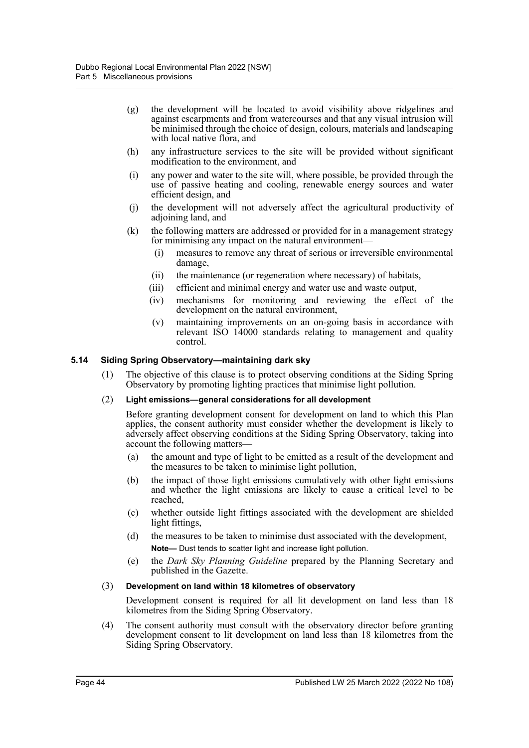(g) the development will be located to avoid visibility above ridgelines and against escarpments and from watercourses and that any visual intrusion will be minimised through the choice of design, colours, materials and landscaping with local native flora, and

(h) any infrastructure services to the site will be provided without significant modification to the environment, and

(i) any power and water to the site will, where possible, be provided through the use of passive heating and cooling, renewable energy sources and water efficient design, and

(j) the development will not adversely affect the agricultural productivity of adjoining land, and

(k) the following matters are addressed or provided for in a management strategy for minimising any impact on the natural environment—

   (i) measures to remove any threat of serious or irreversible environmental damage,

   (ii) the maintenance (or regeneration where necessary) of habitats,

   (iii) efficient and minimal energy and water use and waste output,

   (iv) mechanisms for monitoring and reviewing the effect of the development on the natural environment,

   (v) maintaining improvements on an on-going basis in accordance with relevant ISO 14000 standards relating to management and quality control.

### 5.14 Siding Spring Observatory—maintaining dark sky

(1) The objective of this clause is to protect observing conditions at the Siding Spring Observatory by promoting lighting practices that minimise light pollution.

(2) **Light emissions—general considerations for all development**

Before granting development consent for development on land to which this Plan applies, the consent authority must consider whether the development is likely to adversely affect observing conditions at the Siding Spring Observatory, taking into account the following matters—

(a) the amount and type of light to be emitted as a result of the development and the measures to be taken to minimise light pollution,

(b) the impact of those light emissions cumulatively with other light emissions and whether the light emissions are likely to cause a critical level to be reached,

(c) whether outside light fittings associated with the development are shielded light fittings,

(d) the measures to be taken to minimise dust associated with the development,

**Note—** Dust tends to scatter light and increase light pollution.

(e) the *Dark Sky Planning Guideline* prepared by the Planning Secretary and published in the Gazette.

(3) **Development on land within 18 kilometres of observatory**

Development consent is required for all lit development on land less than 18 kilometres from the Siding Spring Observatory.

(4) The consent authority must consult with the observatory director before granting development consent to lit development on land less than 18 kilometres from the Siding Spring Observatory.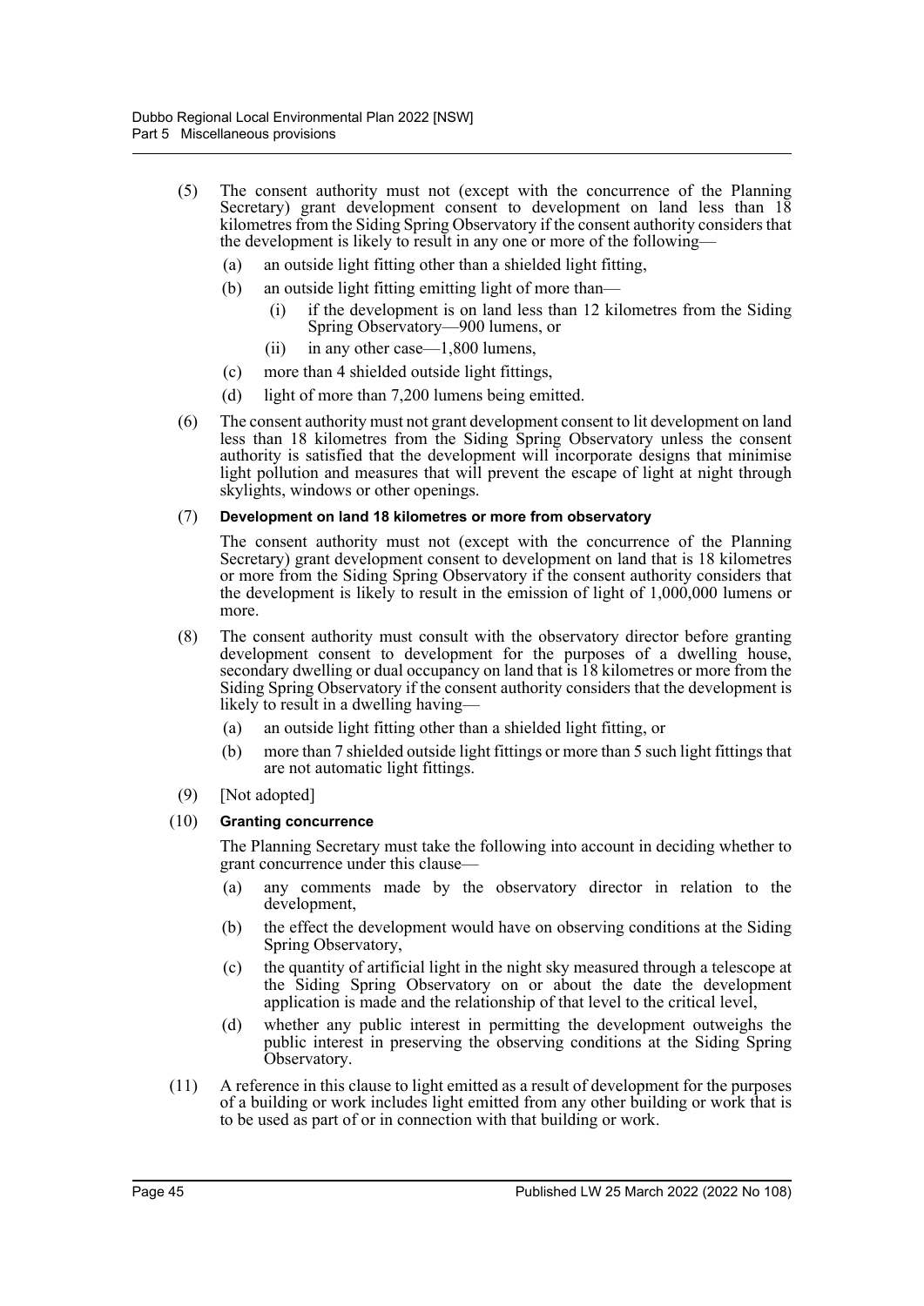(5) The consent authority must not (except with the concurrence of the Planning Secretary) grant development consent to development on land less than 18 kilometres from the Siding Spring Observatory if the consent authority considers that the development is likely to result in any one or more of the following—

   (a) an outside light fitting other than a shielded light fitting,

   (b) an outside light fitting emitting light of more than—

      (i) if the development is on land less than 12 kilometres from the Siding Spring Observatory—900 lumens, or

      (ii) in any other case—1,800 lumens,

   (c) more than 4 shielded outside light fittings,

   (d) light of more than 7,200 lumens being emitted.

(6) The consent authority must not grant development consent to lit development on land less than 18 kilometres from the Siding Spring Observatory unless the consent authority is satisfied that the development will incorporate designs that minimise light pollution and measures that will prevent the escape of light at night through skylights, windows or other openings.

(7) **Development on land 18 kilometres or more from observatory**

The consent authority must not (except with the concurrence of the Planning Secretary) grant development consent to development on land that is 18 kilometres or more from the Siding Spring Observatory if the consent authority considers that the development is likely to result in the emission of light of 1,000,000 lumens or more.

(8) The consent authority must consult with the observatory director before granting development consent to development for the purposes of a dwelling house, secondary dwelling or dual occupancy on land that is 18 kilometres or more from the Siding Spring Observatory if the consent authority considers that the development is likely to result in a dwelling having—

   (a) an outside light fitting other than a shielded light fitting, or

   (b) more than 7 shielded outside light fittings or more than 5 such light fittings that are not automatic light fittings.

(9) [Not adopted]

(10) **Granting concurrence**

The Planning Secretary must take the following into account in deciding whether to grant concurrence under this clause—

   (a) any comments made by the observatory director in relation to the development,

   (b) the effect the development would have on observing conditions at the Siding Spring Observatory,

   (c) the quantity of artificial light in the night sky measured through a telescope at the Siding Spring Observatory on or about the date the development application is made and the relationship of that level to the critical level,

   (d) whether any public interest in permitting the development outweighs the public interest in preserving the observing conditions at the Siding Spring Observatory.

(11) A reference in this clause to light emitted as a result of development for the purposes of a building or work includes light emitted from any other building or work that is to be used as part of or in connection with that building or work.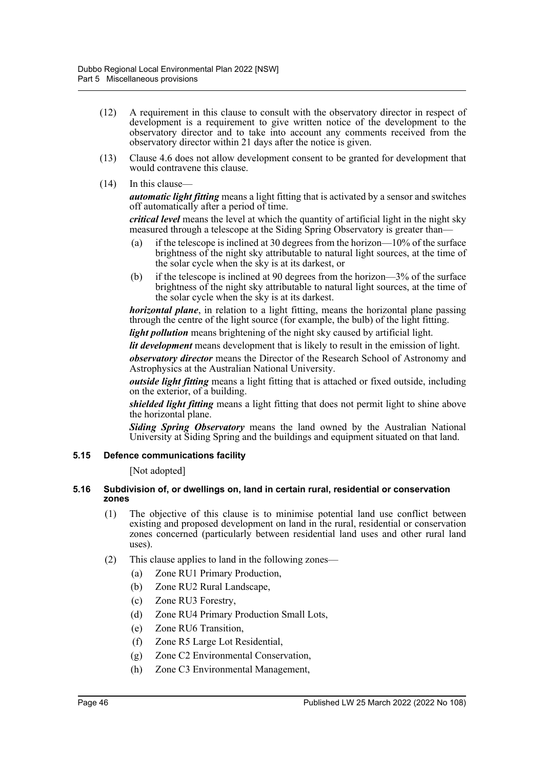(12) A requirement in this clause to consult with the observatory director in respect of development is a requirement to give written notice of the development to the observatory director and to take into account any comments received from the observatory director within 21 days after the notice is given.

(13) Clause 4.6 does not allow development consent to be granted for development that would contravene this clause.

(14) In this clause—

***automatic light fitting*** means a light fitting that is activated by a sensor and switches off automatically after a period of time.

***critical level*** means the level at which the quantity of artificial light in the night sky measured through a telescope at the Siding Spring Observatory is greater than—

- (a) if the telescope is inclined at 30 degrees from the horizon—10% of the surface brightness of the night sky attributable to natural light sources, at the time of the solar cycle when the sky is at its darkest, or
- (b) if the telescope is inclined at 90 degrees from the horizon—3% of the surface brightness of the night sky attributable to natural light sources, at the time of the solar cycle when the sky is at its darkest.

***horizontal plane***, in relation to a light fitting, means the horizontal plane passing through the centre of the light source (for example, the bulb) of the light fitting.

***light pollution*** means brightening of the night sky caused by artificial light.

***lit development*** means development that is likely to result in the emission of light.

***observatory director*** means the Director of the Research School of Astronomy and Astrophysics at the Australian National University.

***outside light fitting*** means a light fitting that is attached or fixed outside, including on the exterior, of a building.

***shielded light fitting*** means a light fitting that does not permit light to shine above the horizontal plane.

***Siding Spring Observatory*** means the land owned by the Australian National University at Siding Spring and the buildings and equipment situated on that land.

### 5.15 Defence communications facility

[Not adopted]

### 5.16 Subdivision of, or dwellings on, land in certain rural, residential or conservation zones

(1) The objective of this clause is to minimise potential land use conflict between existing and proposed development on land in the rural, residential or conservation zones concerned (particularly between residential land uses and other rural land uses).

(2) This clause applies to land in the following zones—

- (a) Zone RU1 Primary Production,
- (b) Zone RU2 Rural Landscape,
- (c) Zone RU3 Forestry,
- (d) Zone RU4 Primary Production Small Lots,
- (e) Zone RU6 Transition,
- (f) Zone R5 Large Lot Residential,
- (g) Zone C2 Environmental Conservation,
- (h) Zone C3 Environmental Management,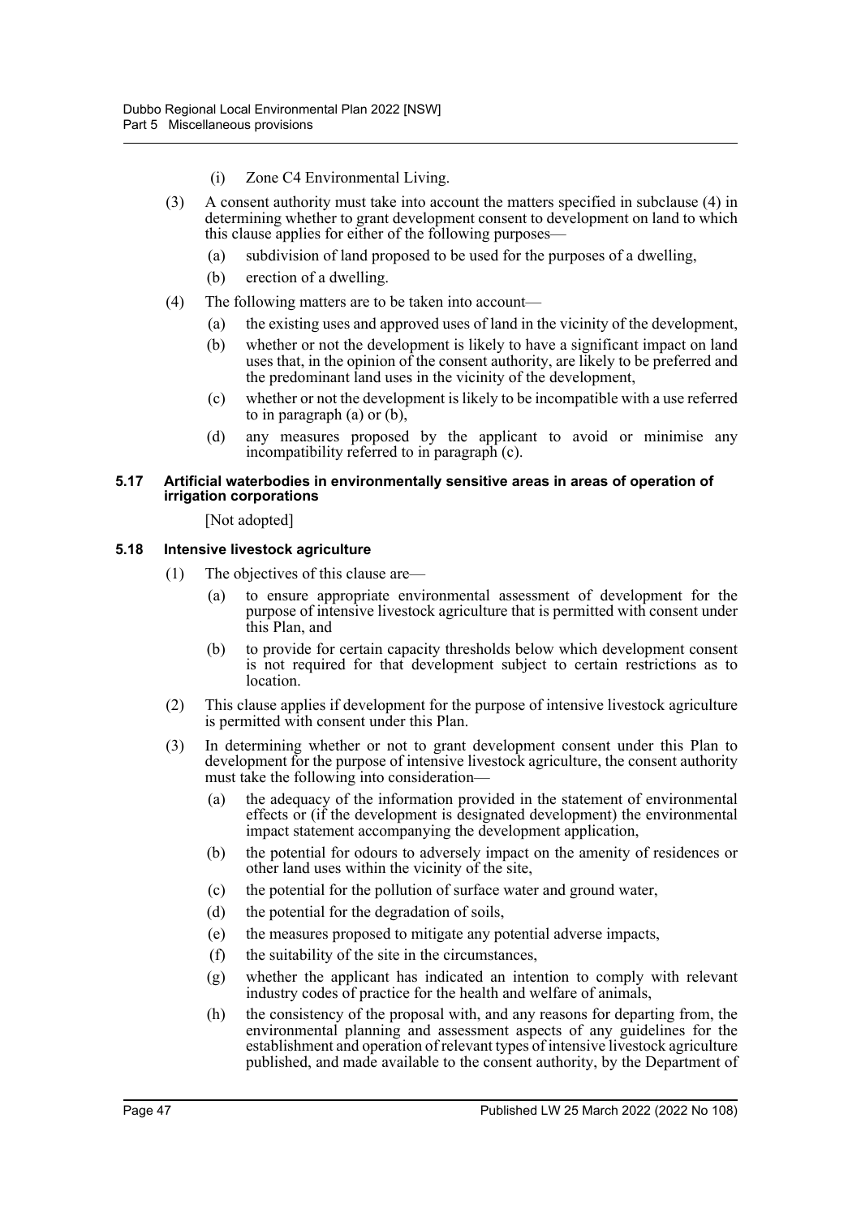(i) Zone C4 Environmental Living.

(3) A consent authority must take into account the matters specified in subclause (4) in determining whether to grant development consent to development on land to which this clause applies for either of the following purposes—

(a) subdivision of land proposed to be used for the purposes of a dwelling,

(b) erection of a dwelling.

(4) The following matters are to be taken into account—

(a) the existing uses and approved uses of land in the vicinity of the development,

(b) whether or not the development is likely to have a significant impact on land uses that, in the opinion of the consent authority, are likely to be preferred and the predominant land uses in the vicinity of the development,

(c) whether or not the development is likely to be incompatible with a use referred to in paragraph (a) or (b),

(d) any measures proposed by the applicant to avoid or minimise any incompatibility referred to in paragraph (c).

#### 5.17 Artificial waterbodies in environmentally sensitive areas in areas of operation of irrigation corporations

[Not adopted]

#### 5.18 Intensive livestock agriculture

(1) The objectives of this clause are—

(a) to ensure appropriate environmental assessment of development for the purpose of intensive livestock agriculture that is permitted with consent under this Plan, and

(b) to provide for certain capacity thresholds below which development consent is not required for that development subject to certain restrictions as to location.

(2) This clause applies if development for the purpose of intensive livestock agriculture is permitted with consent under this Plan.

(3) In determining whether or not to grant development consent under this Plan to development for the purpose of intensive livestock agriculture, the consent authority must take the following into consideration—

(a) the adequacy of the information provided in the statement of environmental effects or (if the development is designated development) the environmental impact statement accompanying the development application,

(b) the potential for odours to adversely impact on the amenity of residences or other land uses within the vicinity of the site,

(c) the potential for the pollution of surface water and ground water,

(d) the potential for the degradation of soils,

(e) the measures proposed to mitigate any potential adverse impacts,

(f) the suitability of the site in the circumstances,

(g) whether the applicant has indicated an intention to comply with relevant industry codes of practice for the health and welfare of animals,

(h) the consistency of the proposal with, and any reasons for departing from, the environmental planning and assessment aspects of any guidelines for the establishment and operation of relevant types of intensive livestock agriculture published, and made available to the consent authority, by the Department of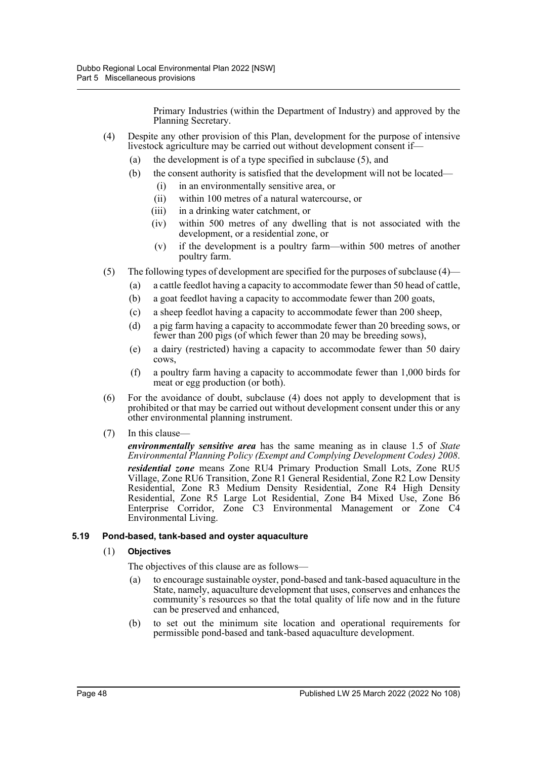Primary Industries (within the Department of Industry) and approved by the Planning Secretary.

(4) Despite any other provision of this Plan, development for the purpose of intensive livestock agriculture may be carried out without development consent if—

  (a) the development is of a type specified in subclause (5), and

  (b) the consent authority is satisfied that the development will not be located—

    (i) in an environmentally sensitive area, or

    (ii) within 100 metres of a natural watercourse, or

    (iii) in a drinking water catchment, or

    (iv) within 500 metres of any dwelling that is not associated with the development, or a residential zone, or

    (v) if the development is a poultry farm—within 500 metres of another poultry farm.

(5) The following types of development are specified for the purposes of subclause (4)—

  (a) a cattle feedlot having a capacity to accommodate fewer than 50 head of cattle,

  (b) a goat feedlot having a capacity to accommodate fewer than 200 goats,

  (c) a sheep feedlot having a capacity to accommodate fewer than 200 sheep,

  (d) a pig farm having a capacity to accommodate fewer than 20 breeding sows, or fewer than 200 pigs (of which fewer than 20 may be breeding sows),

  (e) a dairy (restricted) having a capacity to accommodate fewer than 50 dairy cows,

  (f) a poultry farm having a capacity to accommodate fewer than 1,000 birds for meat or egg production (or both).

(6) For the avoidance of doubt, subclause (4) does not apply to development that is prohibited or that may be carried out without development consent under this or any other environmental planning instrument.

(7) In this clause—

***environmentally sensitive area*** has the same meaning as in clause 1.5 of *State Environmental Planning Policy (Exempt and Complying Development Codes) 2008*.

***residential zone*** means Zone RU4 Primary Production Small Lots, Zone RU5 Village, Zone RU6 Transition, Zone R1 General Residential, Zone R2 Low Density Residential, Zone R3 Medium Density Residential, Zone R4 High Density Residential, Zone R5 Large Lot Residential, Zone B4 Mixed Use, Zone B6 Enterprise Corridor, Zone C3 Environmental Management or Zone C4 Environmental Living.

### 5.19 Pond-based, tank-based and oyster aquaculture

(1) **Objectives**

The objectives of this clause are as follows—

  (a) to encourage sustainable oyster, pond-based and tank-based aquaculture in the State, namely, aquaculture development that uses, conserves and enhances the community's resources so that the total quality of life now and in the future can be preserved and enhanced,

  (b) to set out the minimum site location and operational requirements for permissible pond-based and tank-based aquaculture development.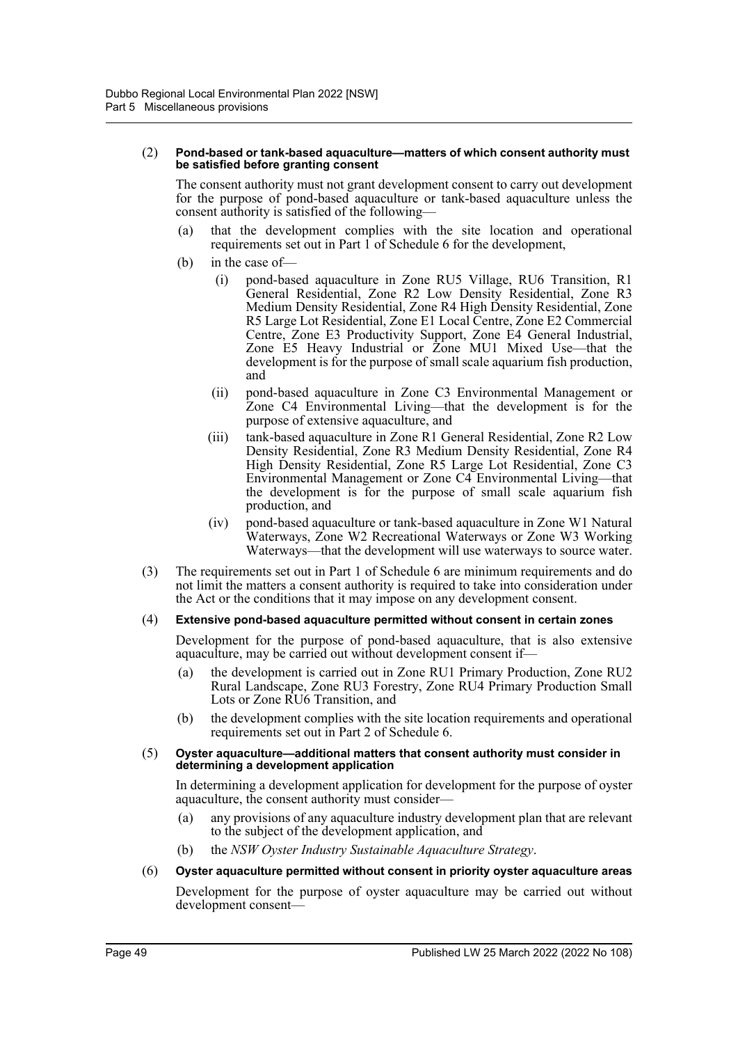(2) **Pond-based or tank-based aquaculture—matters of which consent authority must be satisfied before granting consent**

The consent authority must not grant development consent to carry out development for the purpose of pond-based aquaculture or tank-based aquaculture unless the consent authority is satisfied of the following—

- (a) that the development complies with the site location and operational requirements set out in Part 1 of Schedule 6 for the development,
- (b) in the case of—
  - (i) pond-based aquaculture in Zone RU5 Village, RU6 Transition, R1 General Residential, Zone R2 Low Density Residential, Zone R3 Medium Density Residential, Zone R4 High Density Residential, Zone R5 Large Lot Residential, Zone E1 Local Centre, Zone E2 Commercial Centre, Zone E3 Productivity Support, Zone E4 General Industrial, Zone E5 Heavy Industrial or Zone MU1 Mixed Use—that the development is for the purpose of small scale aquarium fish production, and
  - (ii) pond-based aquaculture in Zone C3 Environmental Management or Zone C4 Environmental Living—that the development is for the purpose of extensive aquaculture, and
  - (iii) tank-based aquaculture in Zone R1 General Residential, Zone R2 Low Density Residential, Zone R3 Medium Density Residential, Zone R4 High Density Residential, Zone R5 Large Lot Residential, Zone C3 Environmental Management or Zone C4 Environmental Living—that the development is for the purpose of small scale aquarium fish production, and
  - (iv) pond-based aquaculture or tank-based aquaculture in Zone W1 Natural Waterways, Zone W2 Recreational Waterways or Zone W3 Working Waterways—that the development will use waterways to source water.

(3) The requirements set out in Part 1 of Schedule 6 are minimum requirements and do not limit the matters a consent authority is required to take into consideration under the Act or the conditions that it may impose on any development consent.

(4) **Extensive pond-based aquaculture permitted without consent in certain zones**

Development for the purpose of pond-based aquaculture, that is also extensive aquaculture, may be carried out without development consent if—

- (a) the development is carried out in Zone RU1 Primary Production, Zone RU2 Rural Landscape, Zone RU3 Forestry, Zone RU4 Primary Production Small Lots or Zone RU6 Transition, and
- (b) the development complies with the site location requirements and operational requirements set out in Part 2 of Schedule 6.

(5) **Oyster aquaculture—additional matters that consent authority must consider in determining a development application**

In determining a development application for development for the purpose of oyster aquaculture, the consent authority must consider—

- (a) any provisions of any aquaculture industry development plan that are relevant to the subject of the development application, and
- (b) the *NSW Oyster Industry Sustainable Aquaculture Strategy*.

(6) **Oyster aquaculture permitted without consent in priority oyster aquaculture areas**

Development for the purpose of oyster aquaculture may be carried out without development consent—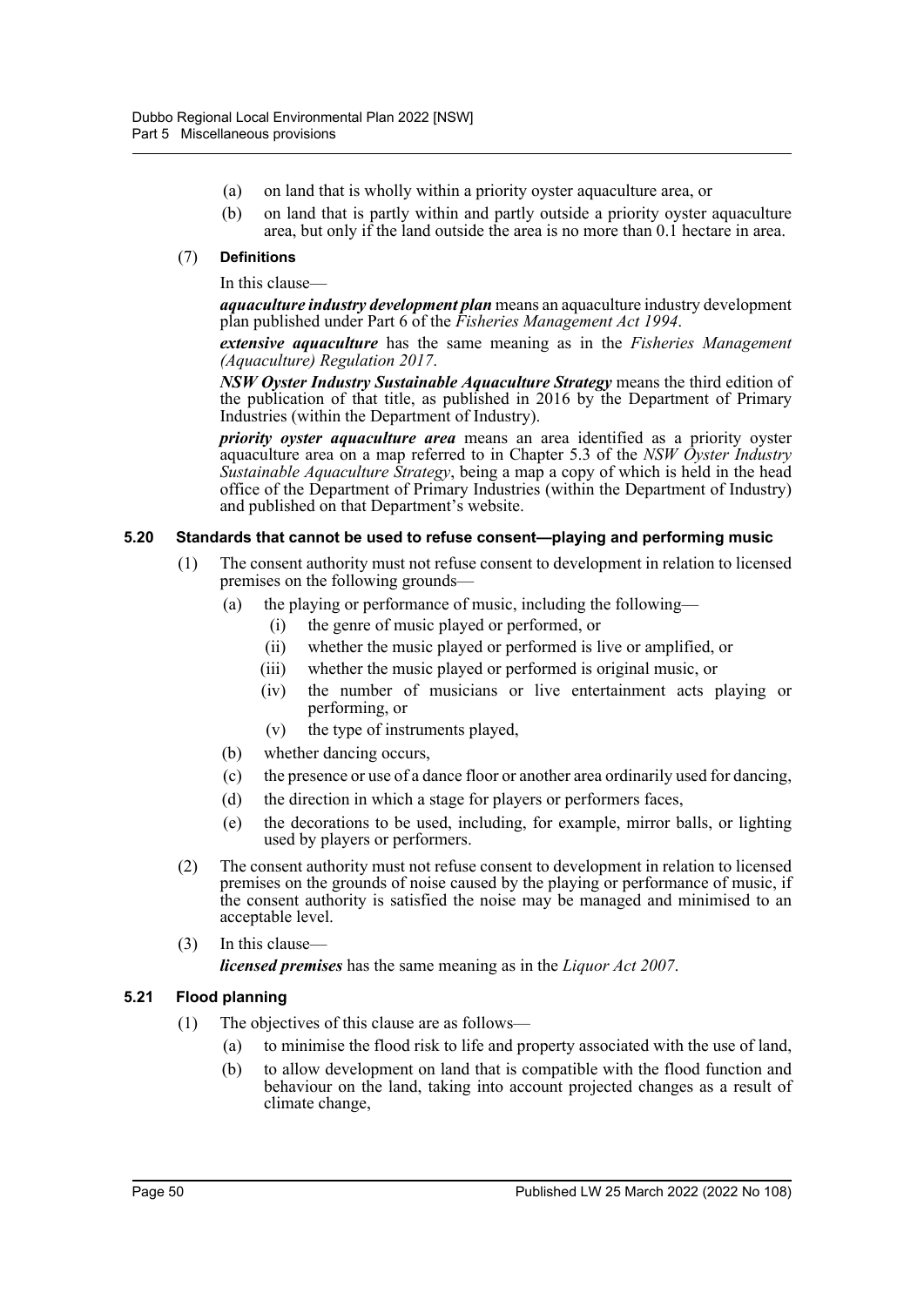(a) on land that is wholly within a priority oyster aquaculture area, or

(b) on land that is partly within and partly outside a priority oyster aquaculture area, but only if the land outside the area is no more than 0.1 hectare in area.

(7) **Definitions**

In this clause—

***aquaculture industry development plan*** means an aquaculture industry development plan published under Part 6 of the *Fisheries Management Act 1994*.

***extensive aquaculture*** has the same meaning as in the *Fisheries Management (Aquaculture) Regulation 2017*.

***NSW Oyster Industry Sustainable Aquaculture Strategy*** means the third edition of the publication of that title, as published in 2016 by the Department of Primary Industries (within the Department of Industry).

***priority oyster aquaculture area*** means an area identified as a priority oyster aquaculture area on a map referred to in Chapter 5.3 of the *NSW Oyster Industry Sustainable Aquaculture Strategy*, being a map a copy of which is held in the head office of the Department of Primary Industries (within the Department of Industry) and published on that Department's website.

### 5.20 Standards that cannot be used to refuse consent—playing and performing music

(1) The consent authority must not refuse consent to development in relation to licensed premises on the following grounds—

(a) the playing or performance of music, including the following—

(i) the genre of music played or performed, or

(ii) whether the music played or performed is live or amplified, or

(iii) whether the music played or performed is original music, or

(iv) the number of musicians or live entertainment acts playing or performing, or

(v) the type of instruments played,

(b) whether dancing occurs,

(c) the presence or use of a dance floor or another area ordinarily used for dancing,

(d) the direction in which a stage for players or performers faces,

(e) the decorations to be used, including, for example, mirror balls, or lighting used by players or performers.

(2) The consent authority must not refuse consent to development in relation to licensed premises on the grounds of noise caused by the playing or performance of music, if the consent authority is satisfied the noise may be managed and minimised to an acceptable level.

(3) In this clause—

***licensed premises*** has the same meaning as in the *Liquor Act 2007*.

### 5.21 Flood planning

(1) The objectives of this clause are as follows—

(a) to minimise the flood risk to life and property associated with the use of land,

(b) to allow development on land that is compatible with the flood function and behaviour on the land, taking into account projected changes as a result of climate change,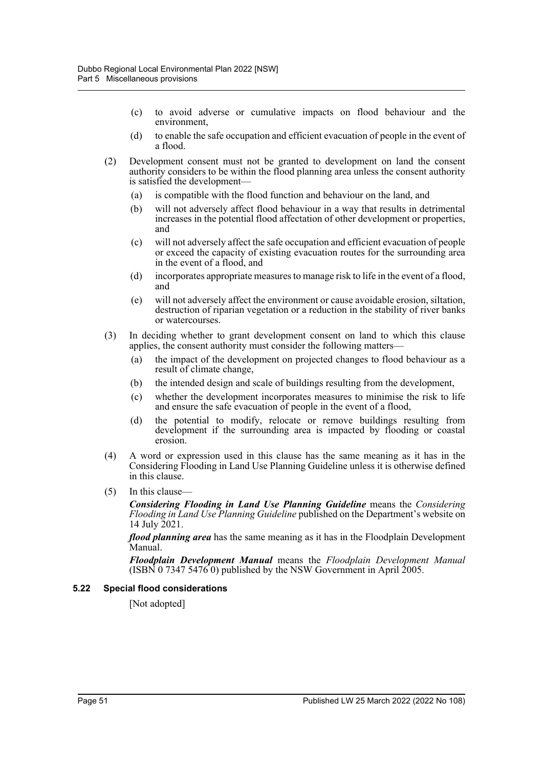(c) to avoid adverse or cumulative impacts on flood behaviour and the environment,

(d) to enable the safe occupation and efficient evacuation of people in the event of a flood.

(2) Development consent must not be granted to development on land the consent authority considers to be within the flood planning area unless the consent authority is satisfied the development—

(a) is compatible with the flood function and behaviour on the land, and

(b) will not adversely affect flood behaviour in a way that results in detrimental increases in the potential flood affectation of other development or properties, and

(c) will not adversely affect the safe occupation and efficient evacuation of people or exceed the capacity of existing evacuation routes for the surrounding area in the event of a flood, and

(d) incorporates appropriate measures to manage risk to life in the event of a flood, and

(e) will not adversely affect the environment or cause avoidable erosion, siltation, destruction of riparian vegetation or a reduction in the stability of river banks or watercourses.

(3) In deciding whether to grant development consent on land to which this clause applies, the consent authority must consider the following matters—

(a) the impact of the development on projected changes to flood behaviour as a result of climate change,

(b) the intended design and scale of buildings resulting from the development,

(c) whether the development incorporates measures to minimise the risk to life and ensure the safe evacuation of people in the event of a flood,

(d) the potential to modify, relocate or remove buildings resulting from development if the surrounding area is impacted by flooding or coastal erosion.

(4) A word or expression used in this clause has the same meaning as it has in the Considering Flooding in Land Use Planning Guideline unless it is otherwise defined in this clause.

(5) In this clause—

***Considering Flooding in Land Use Planning Guideline*** means the *Considering Flooding in Land Use Planning Guideline* published on the Department's website on 14 July 2021.

***flood planning area*** has the same meaning as it has in the Floodplain Development Manual.

***Floodplain Development Manual*** means the *Floodplain Development Manual* (ISBN 0 7347 5476 0) published by the NSW Government in April 2005.

### 5.22 Special flood considerations

[Not adopted]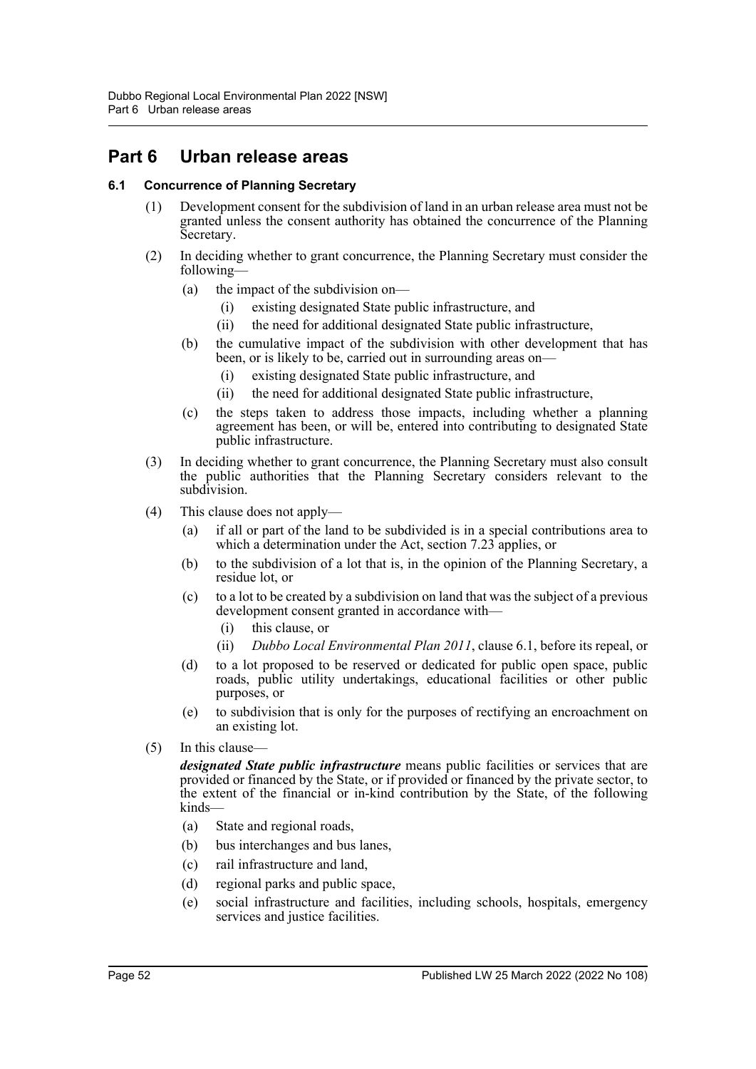# Part 6 Urban release areas

### 6.1 Concurrence of Planning Secretary

(1) Development consent for the subdivision of land in an urban release area must not be granted unless the consent authority has obtained the concurrence of the Planning Secretary.

(2) In deciding whether to grant concurrence, the Planning Secretary must consider the following—

- (a) the impact of the subdivision on—
  - (i) existing designated State public infrastructure, and
  - (ii) the need for additional designated State public infrastructure,
- (b) the cumulative impact of the subdivision with other development that has been, or is likely to be, carried out in surrounding areas on—
  - (i) existing designated State public infrastructure, and
  - (ii) the need for additional designated State public infrastructure,
- (c) the steps taken to address those impacts, including whether a planning agreement has been, or will be, entered into contributing to designated State public infrastructure.

(3) In deciding whether to grant concurrence, the Planning Secretary must also consult the public authorities that the Planning Secretary considers relevant to the subdivision.

(4) This clause does not apply—

- (a) if all or part of the land to be subdivided is in a special contributions area to which a determination under the Act, section 7.23 applies, or
- (b) to the subdivision of a lot that is, in the opinion of the Planning Secretary, a residue lot, or
- (c) to a lot to be created by a subdivision on land that was the subject of a previous development consent granted in accordance with—
  - (i) this clause, or
  - (ii) *Dubbo Local Environmental Plan 2011*, clause 6.1, before its repeal, or
- (d) to a lot proposed to be reserved or dedicated for public open space, public roads, public utility undertakings, educational facilities or other public purposes, or
- (e) to subdivision that is only for the purposes of rectifying an encroachment on an existing lot.

(5) In this clause—

***designated State public infrastructure*** means public facilities or services that are provided or financed by the State, or if provided or financed by the private sector, to the extent of the financial or in-kind contribution by the State, of the following kinds—

- (a) State and regional roads,
- (b) bus interchanges and bus lanes,
- (c) rail infrastructure and land,
- (d) regional parks and public space,
- (e) social infrastructure and facilities, including schools, hospitals, emergency services and justice facilities.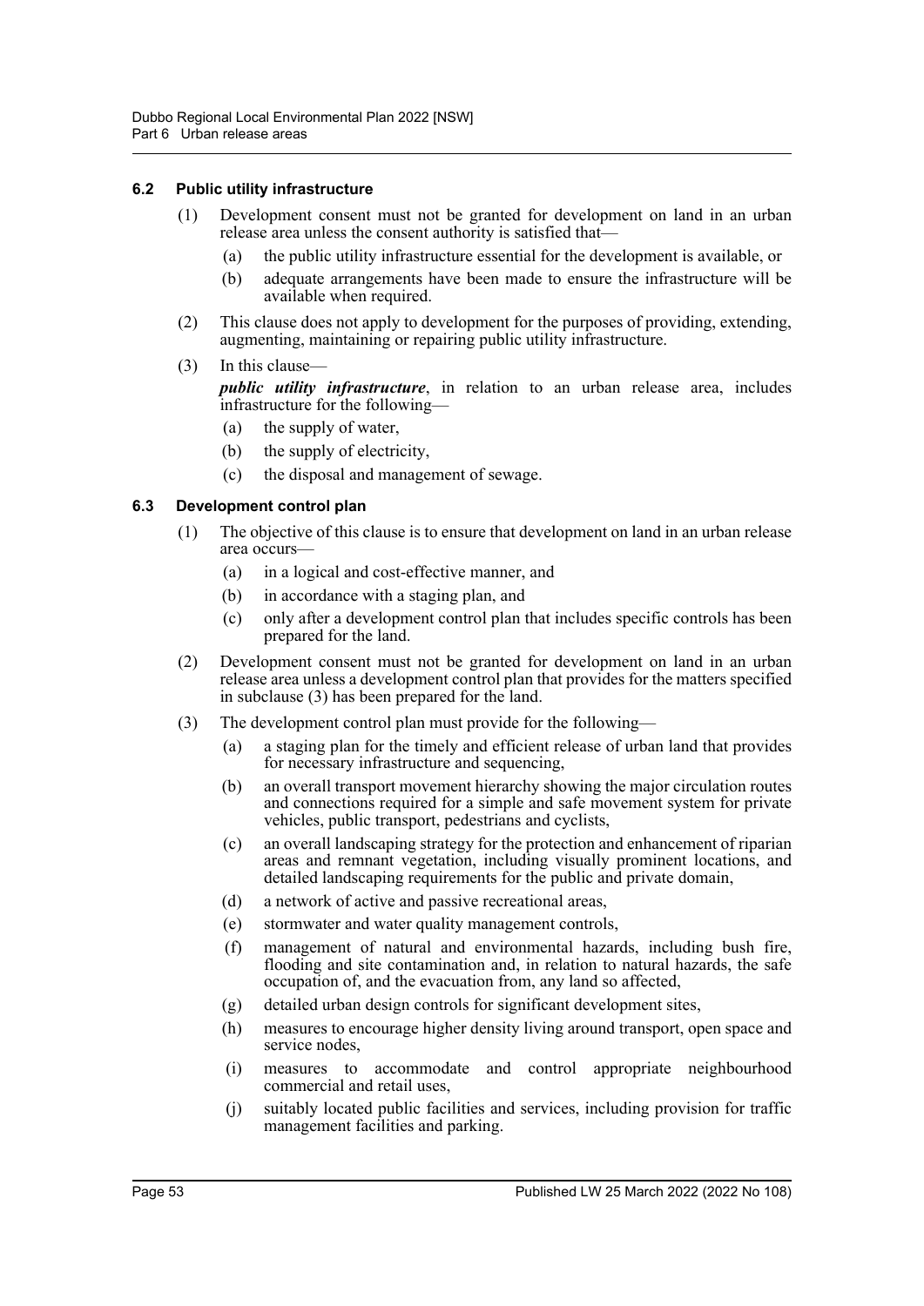### 6.2 Public utility infrastructure

(1) Development consent must not be granted for development on land in an urban release area unless the consent authority is satisfied that—

- (a) the public utility infrastructure essential for the development is available, or
- (b) adequate arrangements have been made to ensure the infrastructure will be available when required.

(2) This clause does not apply to development for the purposes of providing, extending, augmenting, maintaining or repairing public utility infrastructure.

(3) In this clause—

***public utility infrastructure***, in relation to an urban release area, includes infrastructure for the following—

- (a) the supply of water,
- (b) the supply of electricity,
- (c) the disposal and management of sewage.

### 6.3 Development control plan

(1) The objective of this clause is to ensure that development on land in an urban release area occurs—

- (a) in a logical and cost-effective manner, and
- (b) in accordance with a staging plan, and
- (c) only after a development control plan that includes specific controls has been prepared for the land.

(2) Development consent must not be granted for development on land in an urban release area unless a development control plan that provides for the matters specified in subclause (3) has been prepared for the land.

(3) The development control plan must provide for the following—

- (a) a staging plan for the timely and efficient release of urban land that provides for necessary infrastructure and sequencing,
- (b) an overall transport movement hierarchy showing the major circulation routes and connections required for a simple and safe movement system for private vehicles, public transport, pedestrians and cyclists,
- (c) an overall landscaping strategy for the protection and enhancement of riparian areas and remnant vegetation, including visually prominent locations, and detailed landscaping requirements for the public and private domain,
- (d) a network of active and passive recreational areas,
- (e) stormwater and water quality management controls,
- (f) management of natural and environmental hazards, including bush fire, flooding and site contamination and, in relation to natural hazards, the safe occupation of, and the evacuation from, any land so affected,
- (g) detailed urban design controls for significant development sites,
- (h) measures to encourage higher density living around transport, open space and service nodes,
- (i) measures to accommodate and control appropriate neighbourhood commercial and retail uses,
- (j) suitably located public facilities and services, including provision for traffic management facilities and parking.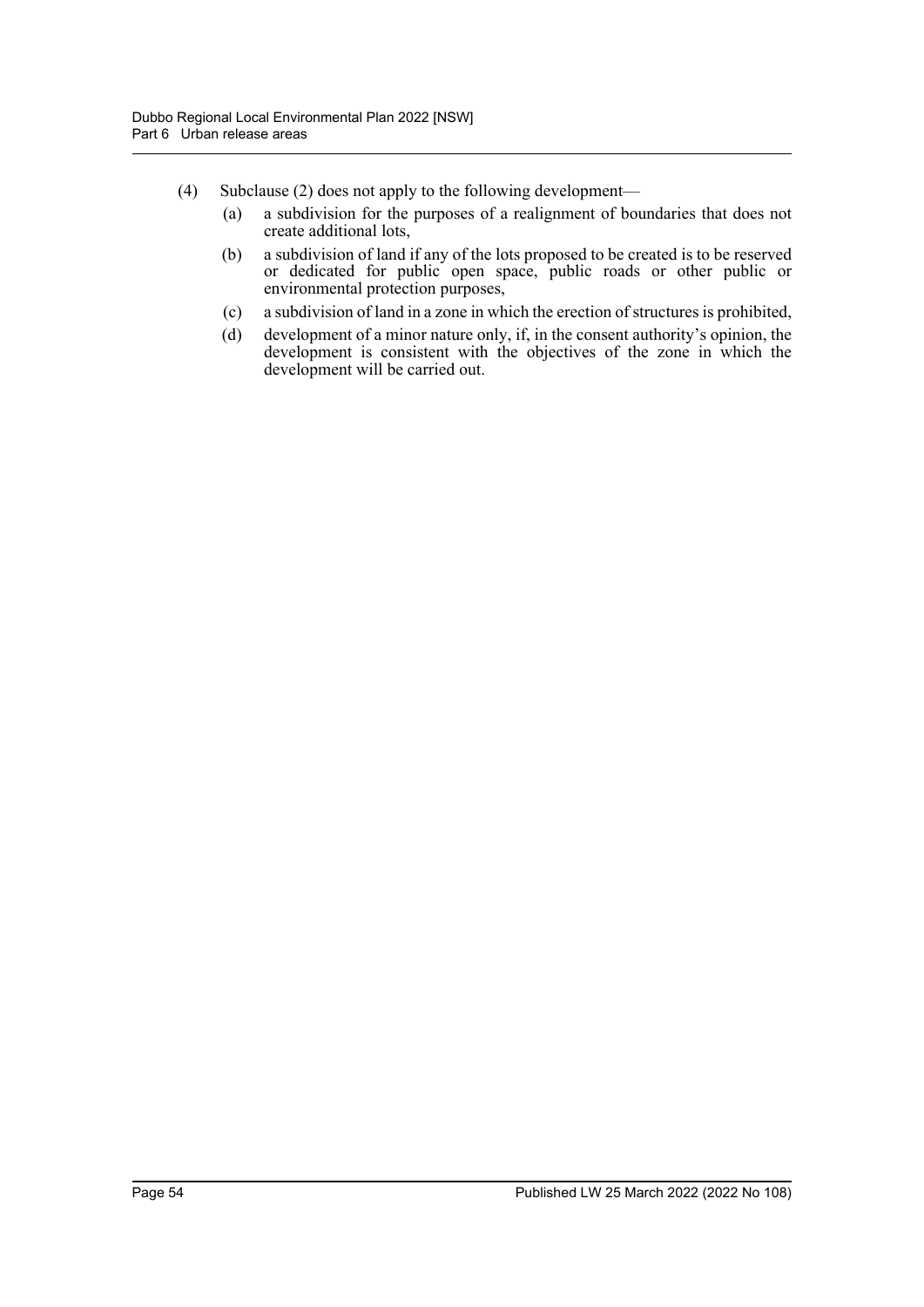(4) Subclause (2) does not apply to the following development—

(a) a subdivision for the purposes of a realignment of boundaries that does not create additional lots,

(b) a subdivision of land if any of the lots proposed to be created is to be reserved or dedicated for public open space, public roads or other public or environmental protection purposes,

(c) a subdivision of land in a zone in which the erection of structures is prohibited,

(d) development of a minor nature only, if, in the consent authority's opinion, the development is consistent with the objectives of the zone in which the development will be carried out.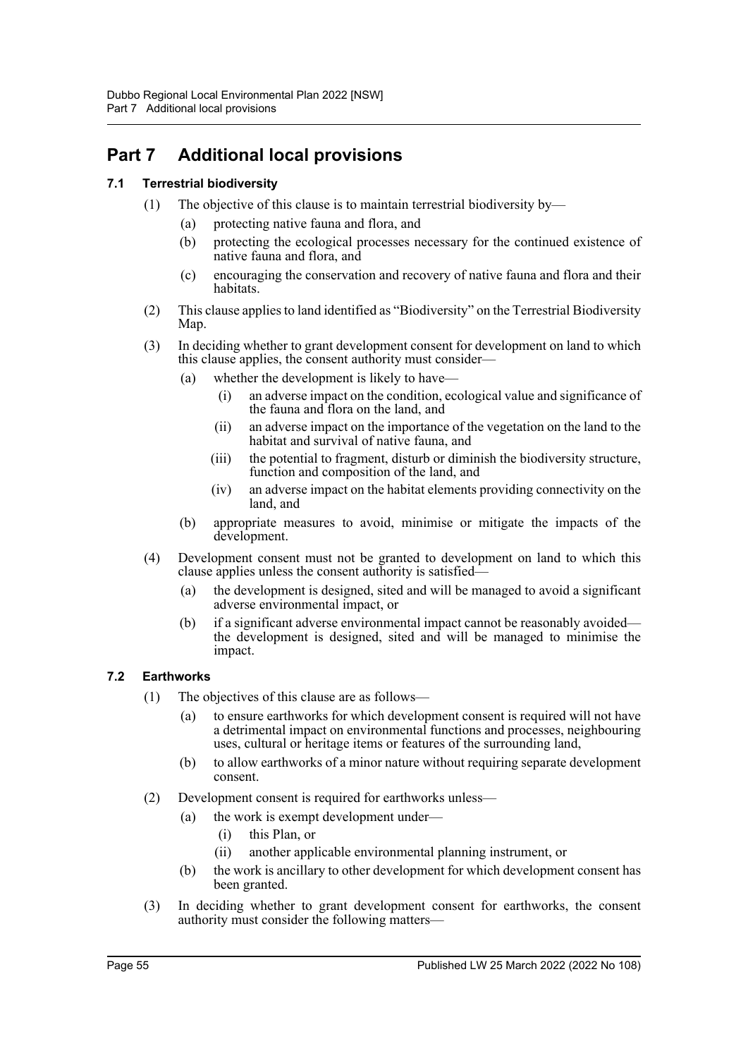# Part 7 Additional local provisions

### 7.1 Terrestrial biodiversity

(1) The objective of this clause is to maintain terrestrial biodiversity by—

- (a) protecting native fauna and flora, and
- (b) protecting the ecological processes necessary for the continued existence of native fauna and flora, and
- (c) encouraging the conservation and recovery of native fauna and flora and their habitats.

(2) This clause applies to land identified as "Biodiversity" on the Terrestrial Biodiversity Map.

(3) In deciding whether to grant development consent for development on land to which this clause applies, the consent authority must consider—

- (a) whether the development is likely to have—
  - (i) an adverse impact on the condition, ecological value and significance of the fauna and flora on the land, and
  - (ii) an adverse impact on the importance of the vegetation on the land to the habitat and survival of native fauna, and
  - (iii) the potential to fragment, disturb or diminish the biodiversity structure, function and composition of the land, and
  - (iv) an adverse impact on the habitat elements providing connectivity on the land, and
- (b) appropriate measures to avoid, minimise or mitigate the impacts of the development.

(4) Development consent must not be granted to development on land to which this clause applies unless the consent authority is satisfied—

- (a) the development is designed, sited and will be managed to avoid a significant adverse environmental impact, or
- (b) if a significant adverse environmental impact cannot be reasonably avoided—the development is designed, sited and will be managed to minimise the impact.

### 7.2 Earthworks

(1) The objectives of this clause are as follows—

- (a) to ensure earthworks for which development consent is required will not have a detrimental impact on environmental functions and processes, neighbouring uses, cultural or heritage items or features of the surrounding land,
- (b) to allow earthworks of a minor nature without requiring separate development consent.

(2) Development consent is required for earthworks unless—

- (a) the work is exempt development under—
  - (i) this Plan, or
  - (ii) another applicable environmental planning instrument, or
- (b) the work is ancillary to other development for which development consent has been granted.

(3) In deciding whether to grant development consent for earthworks, the consent authority must consider the following matters—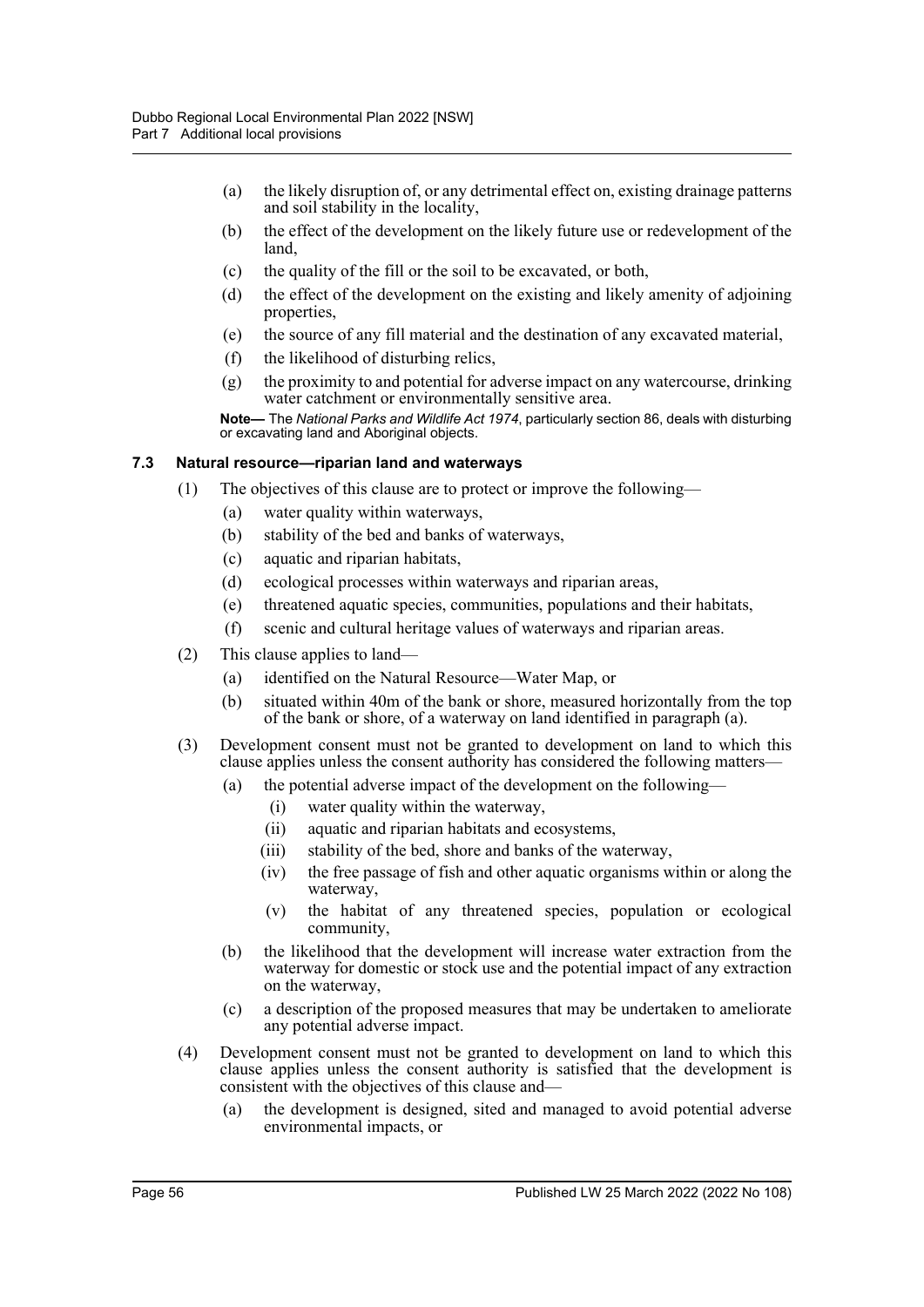(a) the likely disruption of, or any detrimental effect on, existing drainage patterns and soil stability in the locality,

(b) the effect of the development on the likely future use or redevelopment of the land,

(c) the quality of the fill or the soil to be excavated, or both,

(d) the effect of the development on the existing and likely amenity of adjoining properties,

(e) the source of any fill material and the destination of any excavated material,

(f) the likelihood of disturbing relics,

(g) the proximity to and potential for adverse impact on any watercourse, drinking water catchment or environmentally sensitive area.

**Note—** The *National Parks and Wildlife Act 1974*, particularly section 86, deals with disturbing or excavating land and Aboriginal objects.

### 7.3 Natural resource—riparian land and waterways

(1) The objectives of this clause are to protect or improve the following—

(a) water quality within waterways,

(b) stability of the bed and banks of waterways,

(c) aquatic and riparian habitats,

(d) ecological processes within waterways and riparian areas,

(e) threatened aquatic species, communities, populations and their habitats,

(f) scenic and cultural heritage values of waterways and riparian areas.

(2) This clause applies to land—

(a) identified on the Natural Resource—Water Map, or

(b) situated within 40m of the bank or shore, measured horizontally from the top of the bank or shore, of a waterway on land identified in paragraph (a).

(3) Development consent must not be granted to development on land to which this clause applies unless the consent authority has considered the following matters—

(a) the potential adverse impact of the development on the following—

(i) water quality within the waterway,

(ii) aquatic and riparian habitats and ecosystems,

(iii) stability of the bed, shore and banks of the waterway,

(iv) the free passage of fish and other aquatic organisms within or along the waterway,

(v) the habitat of any threatened species, population or ecological community,

(b) the likelihood that the development will increase water extraction from the waterway for domestic or stock use and the potential impact of any extraction on the waterway,

(c) a description of the proposed measures that may be undertaken to ameliorate any potential adverse impact.

(4) Development consent must not be granted to development on land to which this clause applies unless the consent authority is satisfied that the development is consistent with the objectives of this clause and—

(a) the development is designed, sited and managed to avoid potential adverse environmental impacts, or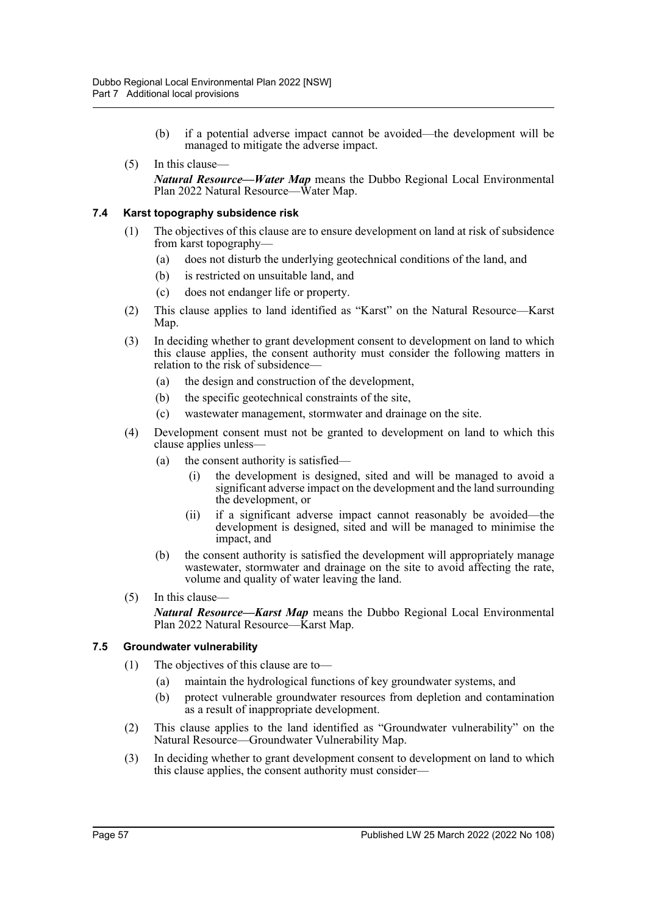(b) if a potential adverse impact cannot be avoided—the development will be managed to mitigate the adverse impact.

(5) In this clause—

***Natural Resource—Water Map*** means the Dubbo Regional Local Environmental Plan 2022 Natural Resource—Water Map.

### 7.4 Karst topography subsidence risk

(1) The objectives of this clause are to ensure development on land at risk of subsidence from karst topography—

(a) does not disturb the underlying geotechnical conditions of the land, and

(b) is restricted on unsuitable land, and

(c) does not endanger life or property.

(2) This clause applies to land identified as "Karst" on the Natural Resource—Karst Map.

(3) In deciding whether to grant development consent to development on land to which this clause applies, the consent authority must consider the following matters in relation to the risk of subsidence—

(a) the design and construction of the development,

(b) the specific geotechnical constraints of the site,

(c) wastewater management, stormwater and drainage on the site.

(4) Development consent must not be granted to development on land to which this clause applies unless—

(a) the consent authority is satisfied—

(i) the development is designed, sited and will be managed to avoid a significant adverse impact on the development and the land surrounding the development, or

(ii) if a significant adverse impact cannot reasonably be avoided—the development is designed, sited and will be managed to minimise the impact, and

(b) the consent authority is satisfied the development will appropriately manage wastewater, stormwater and drainage on the site to avoid affecting the rate, volume and quality of water leaving the land.

(5) In this clause—

***Natural Resource—Karst Map*** means the Dubbo Regional Local Environmental Plan 2022 Natural Resource—Karst Map.

### 7.5 Groundwater vulnerability

(1) The objectives of this clause are to—

(a) maintain the hydrological functions of key groundwater systems, and

(b) protect vulnerable groundwater resources from depletion and contamination as a result of inappropriate development.

(2) This clause applies to the land identified as "Groundwater vulnerability" on the Natural Resource—Groundwater Vulnerability Map.

(3) In deciding whether to grant development consent to development on land to which this clause applies, the consent authority must consider—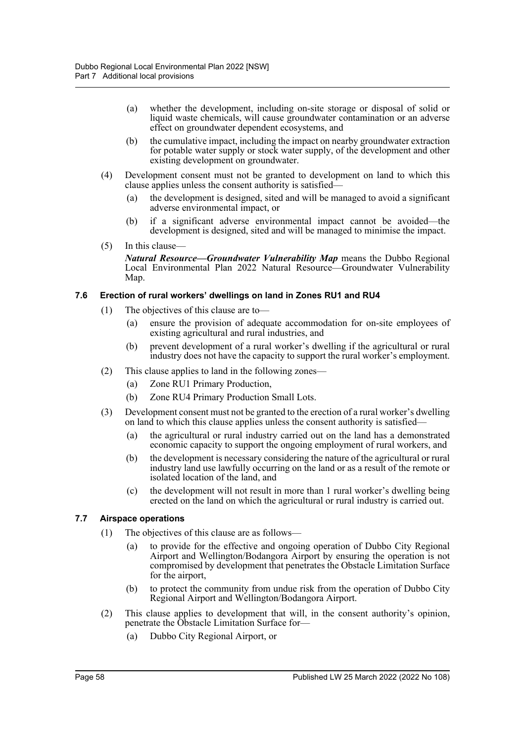(a) whether the development, including on-site storage or disposal of solid or liquid waste chemicals, will cause groundwater contamination or an adverse effect on groundwater dependent ecosystems, and

(b) the cumulative impact, including the impact on nearby groundwater extraction for potable water supply or stock water supply, of the development and other existing development on groundwater.

(4) Development consent must not be granted to development on land to which this clause applies unless the consent authority is satisfied—

(a) the development is designed, sited and will be managed to avoid a significant adverse environmental impact, or

(b) if a significant adverse environmental impact cannot be avoided—the development is designed, sited and will be managed to minimise the impact.

(5) In this clause—

***Natural Resource—Groundwater Vulnerability Map*** means the Dubbo Regional Local Environmental Plan 2022 Natural Resource—Groundwater Vulnerability Map.

### 7.6 Erection of rural workers' dwellings on land in Zones RU1 and RU4

(1) The objectives of this clause are to—

(a) ensure the provision of adequate accommodation for on-site employees of existing agricultural and rural industries, and

(b) prevent development of a rural worker's dwelling if the agricultural or rural industry does not have the capacity to support the rural worker's employment.

(2) This clause applies to land in the following zones—

(a) Zone RU1 Primary Production,

(b) Zone RU4 Primary Production Small Lots.

(3) Development consent must not be granted to the erection of a rural worker's dwelling on land to which this clause applies unless the consent authority is satisfied—

(a) the agricultural or rural industry carried out on the land has a demonstrated economic capacity to support the ongoing employment of rural workers, and

(b) the development is necessary considering the nature of the agricultural or rural industry land use lawfully occurring on the land or as a result of the remote or isolated location of the land, and

(c) the development will not result in more than 1 rural worker's dwelling being erected on the land on which the agricultural or rural industry is carried out.

### 7.7 Airspace operations

(1) The objectives of this clause are as follows—

(a) to provide for the effective and ongoing operation of Dubbo City Regional Airport and Wellington/Bodangora Airport by ensuring the operation is not compromised by development that penetrates the Obstacle Limitation Surface for the airport,

(b) to protect the community from undue risk from the operation of Dubbo City Regional Airport and Wellington/Bodangora Airport.

(2) This clause applies to development that will, in the consent authority's opinion, penetrate the Obstacle Limitation Surface for—

(a) Dubbo City Regional Airport, or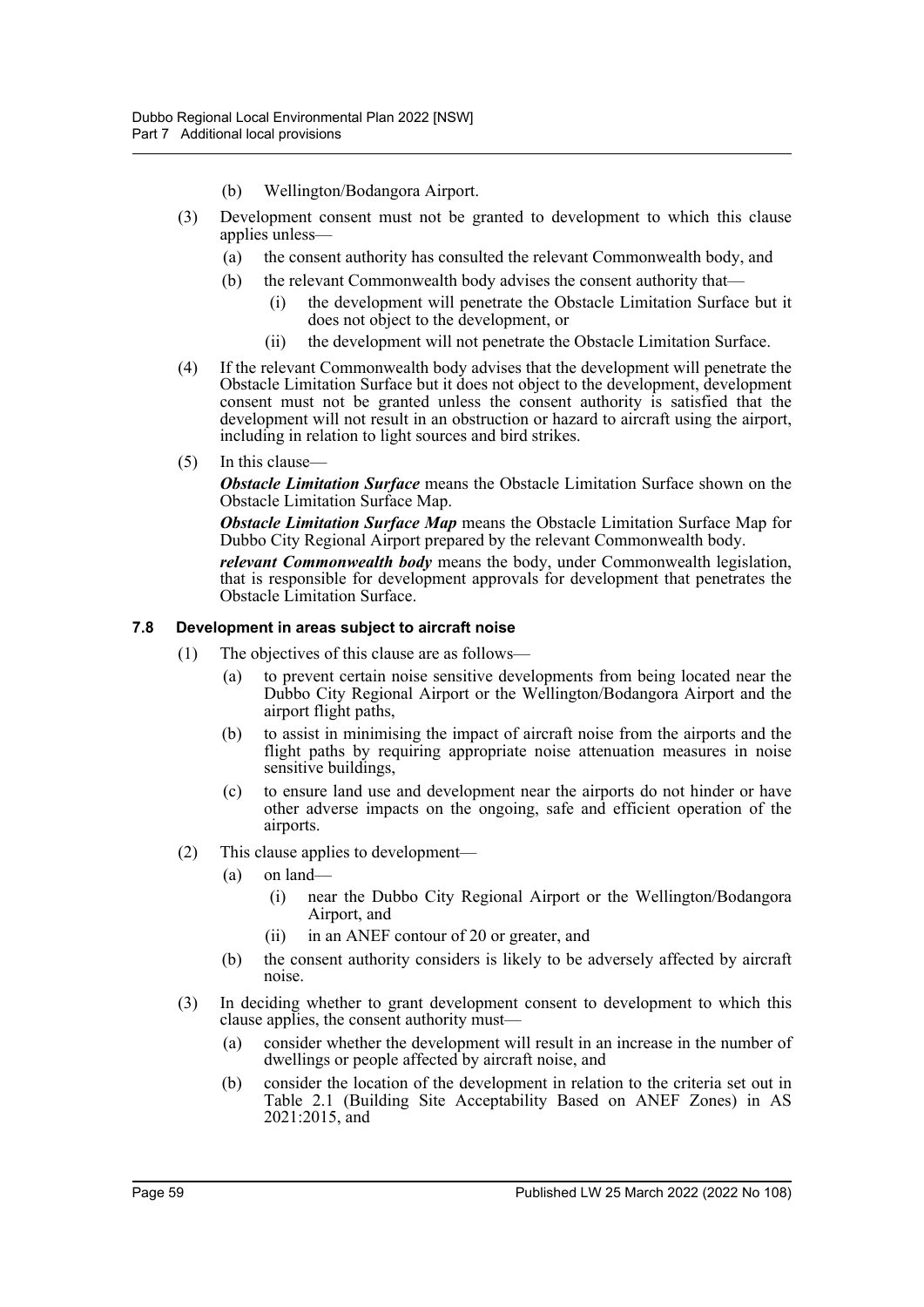(b) Wellington/Bodangora Airport.

(3) Development consent must not be granted to development to which this clause applies unless—

(a) the consent authority has consulted the relevant Commonwealth body, and

(b) the relevant Commonwealth body advises the consent authority that—

(i) the development will penetrate the Obstacle Limitation Surface but it does not object to the development, or

(ii) the development will not penetrate the Obstacle Limitation Surface.

(4) If the relevant Commonwealth body advises that the development will penetrate the Obstacle Limitation Surface but it does not object to the development, development consent must not be granted unless the consent authority is satisfied that the development will not result in an obstruction or hazard to aircraft using the airport, including in relation to light sources and bird strikes.

(5) In this clause—

***Obstacle Limitation Surface*** means the Obstacle Limitation Surface shown on the Obstacle Limitation Surface Map.

***Obstacle Limitation Surface Map*** means the Obstacle Limitation Surface Map for Dubbo City Regional Airport prepared by the relevant Commonwealth body.

***relevant Commonwealth body*** means the body, under Commonwealth legislation, that is responsible for development approvals for development that penetrates the Obstacle Limitation Surface.

### 7.8 Development in areas subject to aircraft noise

(1) The objectives of this clause are as follows—

(a) to prevent certain noise sensitive developments from being located near the Dubbo City Regional Airport or the Wellington/Bodangora Airport and the airport flight paths,

(b) to assist in minimising the impact of aircraft noise from the airports and the flight paths by requiring appropriate noise attenuation measures in noise sensitive buildings,

(c) to ensure land use and development near the airports do not hinder or have other adverse impacts on the ongoing, safe and efficient operation of the airports.

(2) This clause applies to development—

(a) on land—

(i) near the Dubbo City Regional Airport or the Wellington/Bodangora Airport, and

(ii) in an ANEF contour of 20 or greater, and

(b) the consent authority considers is likely to be adversely affected by aircraft noise.

(3) In deciding whether to grant development consent to development to which this clause applies, the consent authority must—

(a) consider whether the development will result in an increase in the number of dwellings or people affected by aircraft noise, and

(b) consider the location of the development in relation to the criteria set out in Table 2.1 (Building Site Acceptability Based on ANEF Zones) in AS 2021:2015, and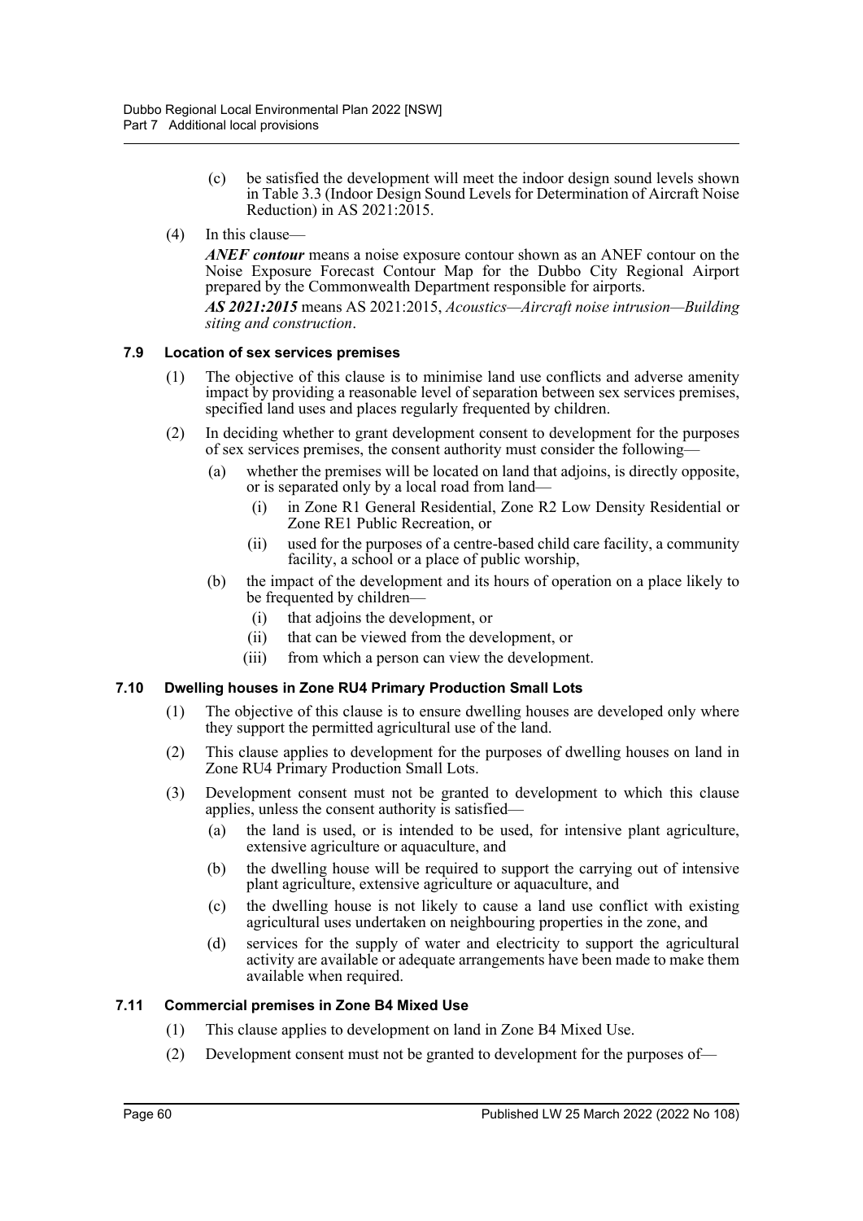(c) be satisfied the development will meet the indoor design sound levels shown in Table 3.3 (Indoor Design Sound Levels for Determination of Aircraft Noise Reduction) in AS 2021:2015.

(4) In this clause—

***ANEF contour*** means a noise exposure contour shown as an ANEF contour on the Noise Exposure Forecast Contour Map for the Dubbo City Regional Airport prepared by the Commonwealth Department responsible for airports.

***AS 2021:2015*** means AS 2021:2015, *Acoustics—Aircraft noise intrusion—Building siting and construction*.

### 7.9 Location of sex services premises

(1) The objective of this clause is to minimise land use conflicts and adverse amenity impact by providing a reasonable level of separation between sex services premises, specified land uses and places regularly frequented by children.

(2) In deciding whether to grant development consent to development for the purposes of sex services premises, the consent authority must consider the following—

- (a) whether the premises will be located on land that adjoins, is directly opposite, or is separated only by a local road from land—
  - (i) in Zone R1 General Residential, Zone R2 Low Density Residential or Zone RE1 Public Recreation, or
  - (ii) used for the purposes of a centre-based child care facility, a community facility, a school or a place of public worship,
- (b) the impact of the development and its hours of operation on a place likely to be frequented by children—
  - (i) that adjoins the development, or
  - (ii) that can be viewed from the development, or
  - (iii) from which a person can view the development.

### 7.10 Dwelling houses in Zone RU4 Primary Production Small Lots

(1) The objective of this clause is to ensure dwelling houses are developed only where they support the permitted agricultural use of the land.

(2) This clause applies to development for the purposes of dwelling houses on land in Zone RU4 Primary Production Small Lots.

(3) Development consent must not be granted to development to which this clause applies, unless the consent authority is satisfied—

- (a) the land is used, or is intended to be used, for intensive plant agriculture, extensive agriculture or aquaculture, and
- (b) the dwelling house will be required to support the carrying out of intensive plant agriculture, extensive agriculture or aquaculture, and
- (c) the dwelling house is not likely to cause a land use conflict with existing agricultural uses undertaken on neighbouring properties in the zone, and
- (d) services for the supply of water and electricity to support the agricultural activity are available or adequate arrangements have been made to make them available when required.

### 7.11 Commercial premises in Zone B4 Mixed Use

(1) This clause applies to development on land in Zone B4 Mixed Use.

(2) Development consent must not be granted to development for the purposes of—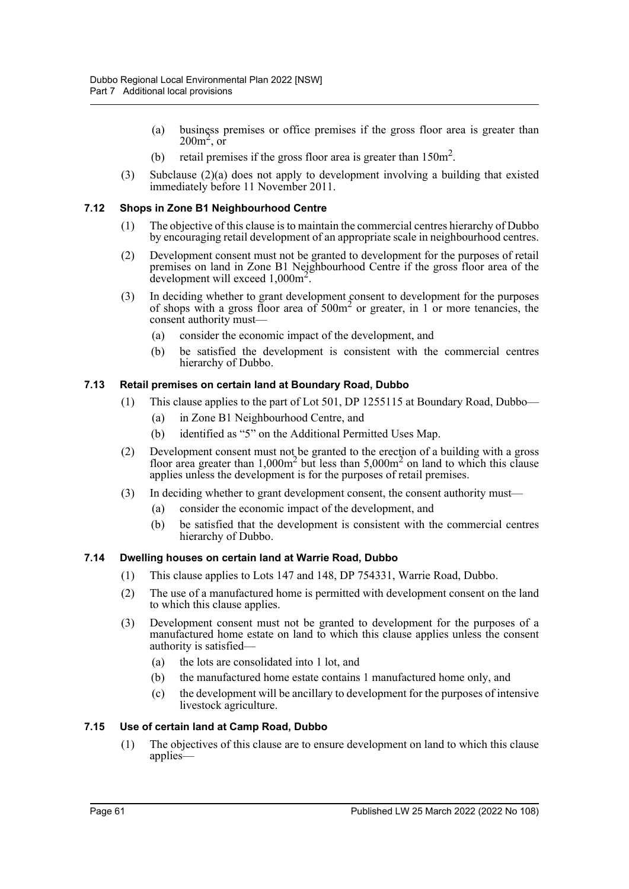(a) business premises or office premises if the gross floor area is greater than $200m^2$, or

(b) retail premises if the gross floor area is greater than $150m^2$.

(3) Subclause (2)(a) does not apply to development involving a building that existed immediately before 11 November 2011.

### 7.12 Shops in Zone B1 Neighbourhood Centre

(1) The objective of this clause is to maintain the commercial centres hierarchy of Dubbo by encouraging retail development of an appropriate scale in neighbourhood centres.

(2) Development consent must not be granted to development for the purposes of retail premises on land in Zone B1 Neighbourhood Centre if the gross floor area of the development will exceed $1,000m^2$.

(3) In deciding whether to grant development consent to development for the purposes of shops with a gross floor area of $500m^2$ or greater, in 1 or more tenancies, the consent authority must—

(a) consider the economic impact of the development, and

(b) be satisfied the development is consistent with the commercial centres hierarchy of Dubbo.

### 7.13 Retail premises on certain land at Boundary Road, Dubbo

(1) This clause applies to the part of Lot 501, DP 1255115 at Boundary Road, Dubbo—

(a) in Zone B1 Neighbourhood Centre, and

(b) identified as "5" on the Additional Permitted Uses Map.

(2) Development consent must not be granted to the erection of a building with a gross floor area greater than $1,000m^2$ but less than $5,000m^2$ on land to which this clause applies unless the development is for the purposes of retail premises.

(3) In deciding whether to grant development consent, the consent authority must—

(a) consider the economic impact of the development, and

(b) be satisfied that the development is consistent with the commercial centres hierarchy of Dubbo.

### 7.14 Dwelling houses on certain land at Warrie Road, Dubbo

(1) This clause applies to Lots 147 and 148, DP 754331, Warrie Road, Dubbo.

(2) The use of a manufactured home is permitted with development consent on the land to which this clause applies.

(3) Development consent must not be granted to development for the purposes of a manufactured home estate on land to which this clause applies unless the consent authority is satisfied—

(a) the lots are consolidated into 1 lot, and

(b) the manufactured home estate contains 1 manufactured home only, and

(c) the development will be ancillary to development for the purposes of intensive livestock agriculture.

### 7.15 Use of certain land at Camp Road, Dubbo

(1) The objectives of this clause are to ensure development on land to which this clause applies—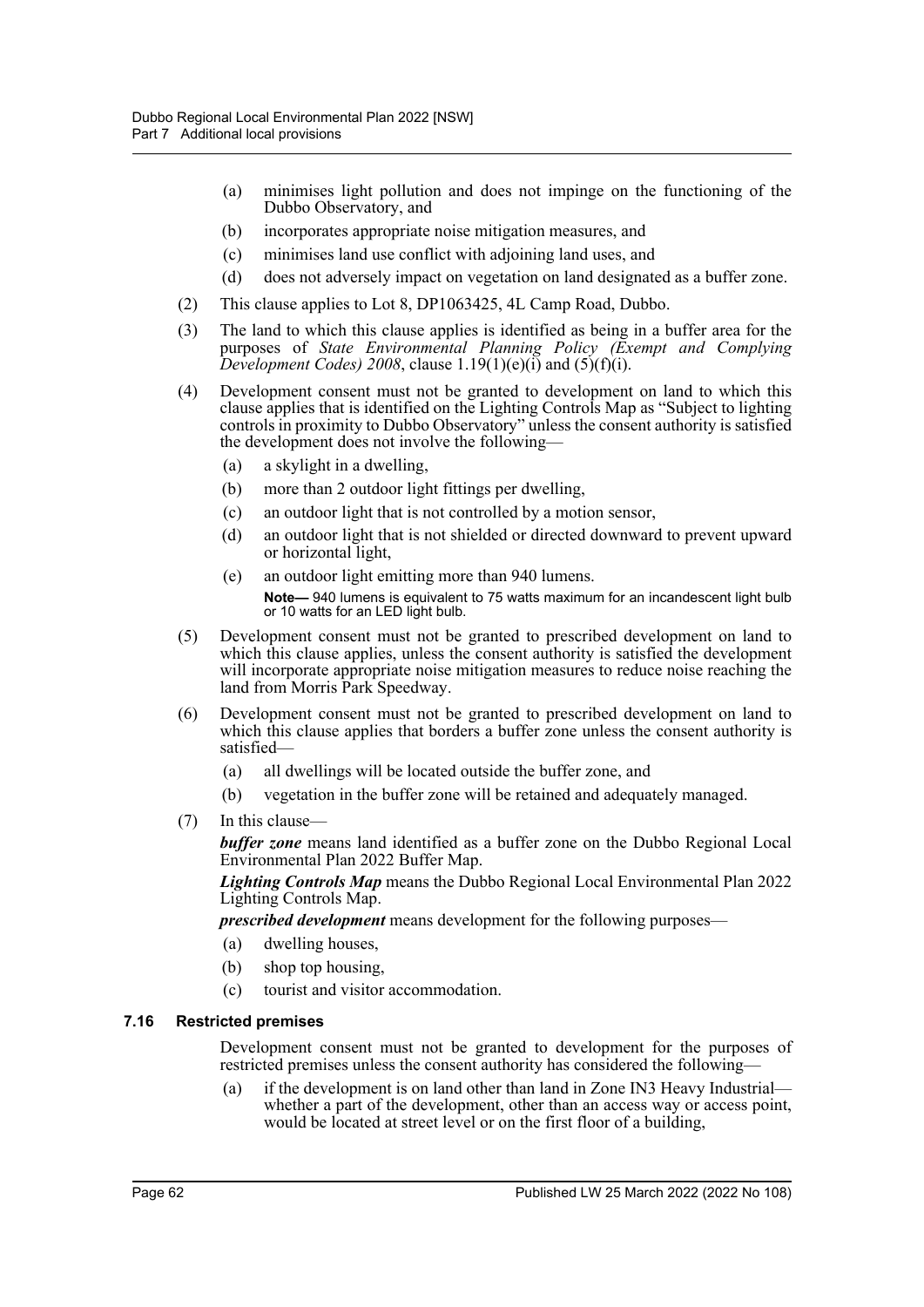- (a) minimises light pollution and does not impinge on the functioning of the Dubbo Observatory, and
- (b) incorporates appropriate noise mitigation measures, and
- (c) minimises land use conflict with adjoining land uses, and
- (d) does not adversely impact on vegetation on land designated as a buffer zone.

(2) This clause applies to Lot 8, DP1063425, 4L Camp Road, Dubbo.

(3) The land to which this clause applies is identified as being in a buffer area for the purposes of *State Environmental Planning Policy (Exempt and Complying Development Codes) 2008*, clause 1.19(1)(e)(i) and (5)(f)(i).

(4) Development consent must not be granted to development on land to which this clause applies that is identified on the Lighting Controls Map as "Subject to lighting controls in proximity to Dubbo Observatory" unless the consent authority is satisfied the development does not involve the following—

- (a) a skylight in a dwelling,
- (b) more than 2 outdoor light fittings per dwelling,
- (c) an outdoor light that is not controlled by a motion sensor,
- (d) an outdoor light that is not shielded or directed downward to prevent upward or horizontal light,
- (e) an outdoor light emitting more than 940 lumens.

**Note—** 940 lumens is equivalent to 75 watts maximum for an incandescent light bulb or 10 watts for an LED light bulb.

(5) Development consent must not be granted to prescribed development on land to which this clause applies, unless the consent authority is satisfied the development will incorporate appropriate noise mitigation measures to reduce noise reaching the land from Morris Park Speedway.

(6) Development consent must not be granted to prescribed development on land to which this clause applies that borders a buffer zone unless the consent authority is satisfied—

- (a) all dwellings will be located outside the buffer zone, and
- (b) vegetation in the buffer zone will be retained and adequately managed.

(7) In this clause—

***buffer zone*** means land identified as a buffer zone on the Dubbo Regional Local Environmental Plan 2022 Buffer Map.

***Lighting Controls Map*** means the Dubbo Regional Local Environmental Plan 2022 Lighting Controls Map.

***prescribed development*** means development for the following purposes—

- (a) dwelling houses,
- (b) shop top housing,
- (c) tourist and visitor accommodation.

### 7.16 Restricted premises

Development consent must not be granted to development for the purposes of restricted premises unless the consent authority has considered the following—

- (a) if the development is on land other than land in Zone IN3 Heavy Industrial—whether a part of the development, other than an access way or access point, would be located at street level or on the first floor of a building,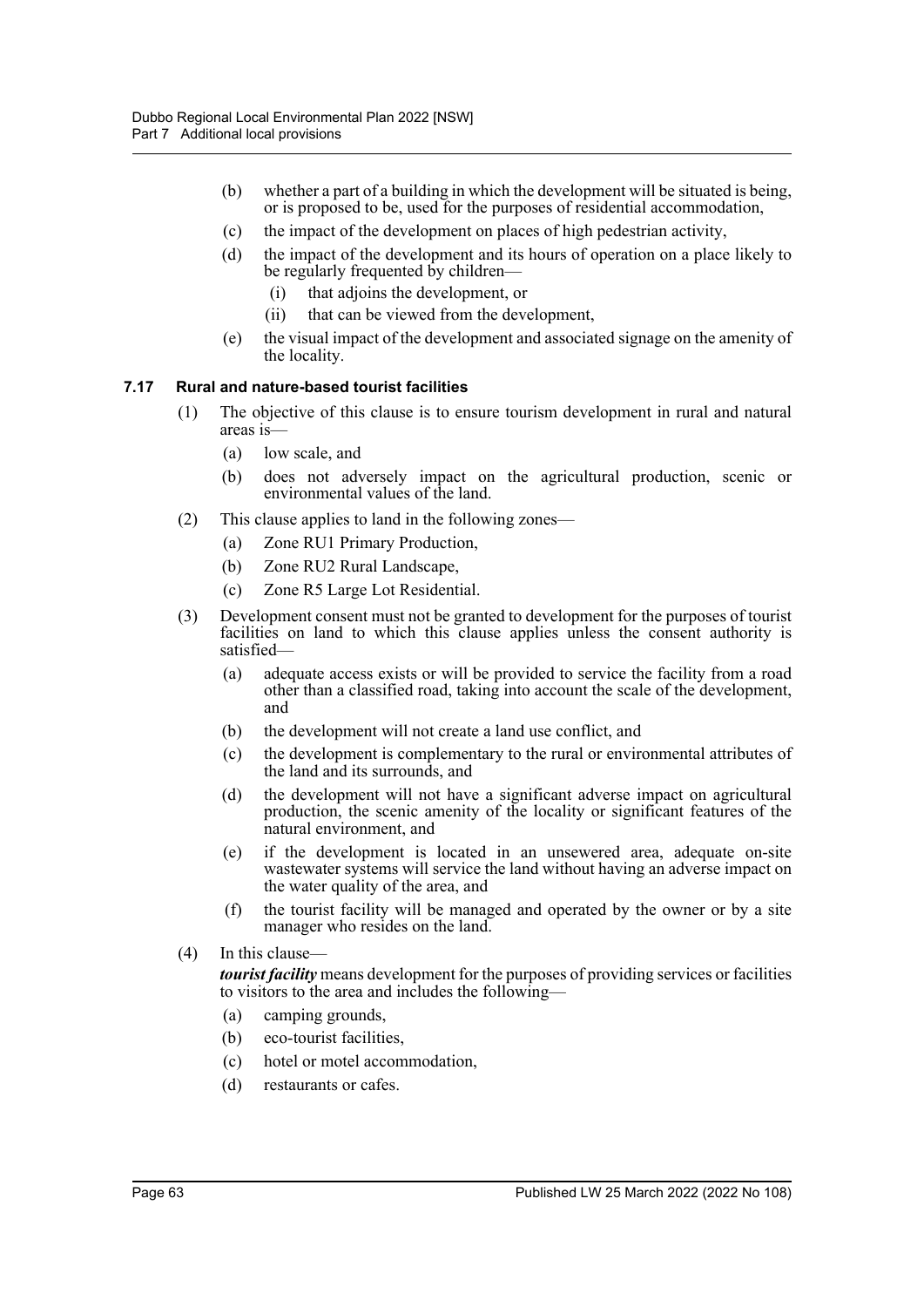- (b) whether a part of a building in which the development will be situated is being, or is proposed to be, used for the purposes of residential accommodation,
- (c) the impact of the development on places of high pedestrian activity,
- (d) the impact of the development and its hours of operation on a place likely to be regularly frequented by children—
  - (i) that adjoins the development, or
  - (ii) that can be viewed from the development,
- (e) the visual impact of the development and associated signage on the amenity of the locality.

### 7.17 Rural and nature-based tourist facilities

(1) The objective of this clause is to ensure tourism development in rural and natural areas is—

- (a) low scale, and
- (b) does not adversely impact on the agricultural production, scenic or environmental values of the land.

(2) This clause applies to land in the following zones—

- (a) Zone RU1 Primary Production,
- (b) Zone RU2 Rural Landscape,
- (c) Zone R5 Large Lot Residential.

(3) Development consent must not be granted to development for the purposes of tourist facilities on land to which this clause applies unless the consent authority is satisfied—

- (a) adequate access exists or will be provided to service the facility from a road other than a classified road, taking into account the scale of the development, and
- (b) the development will not create a land use conflict, and
- (c) the development is complementary to the rural or environmental attributes of the land and its surrounds, and
- (d) the development will not have a significant adverse impact on agricultural production, the scenic amenity of the locality or significant features of the natural environment, and
- (e) if the development is located in an unsewered area, adequate on-site wastewater systems will service the land without having an adverse impact on the water quality of the area, and
- (f) the tourist facility will be managed and operated by the owner or by a site manager who resides on the land.

(4) In this clause—

***tourist facility*** means development for the purposes of providing services or facilities to visitors to the area and includes the following—

- (a) camping grounds,
- (b) eco-tourist facilities,
- (c) hotel or motel accommodation,
- (d) restaurants or cafes.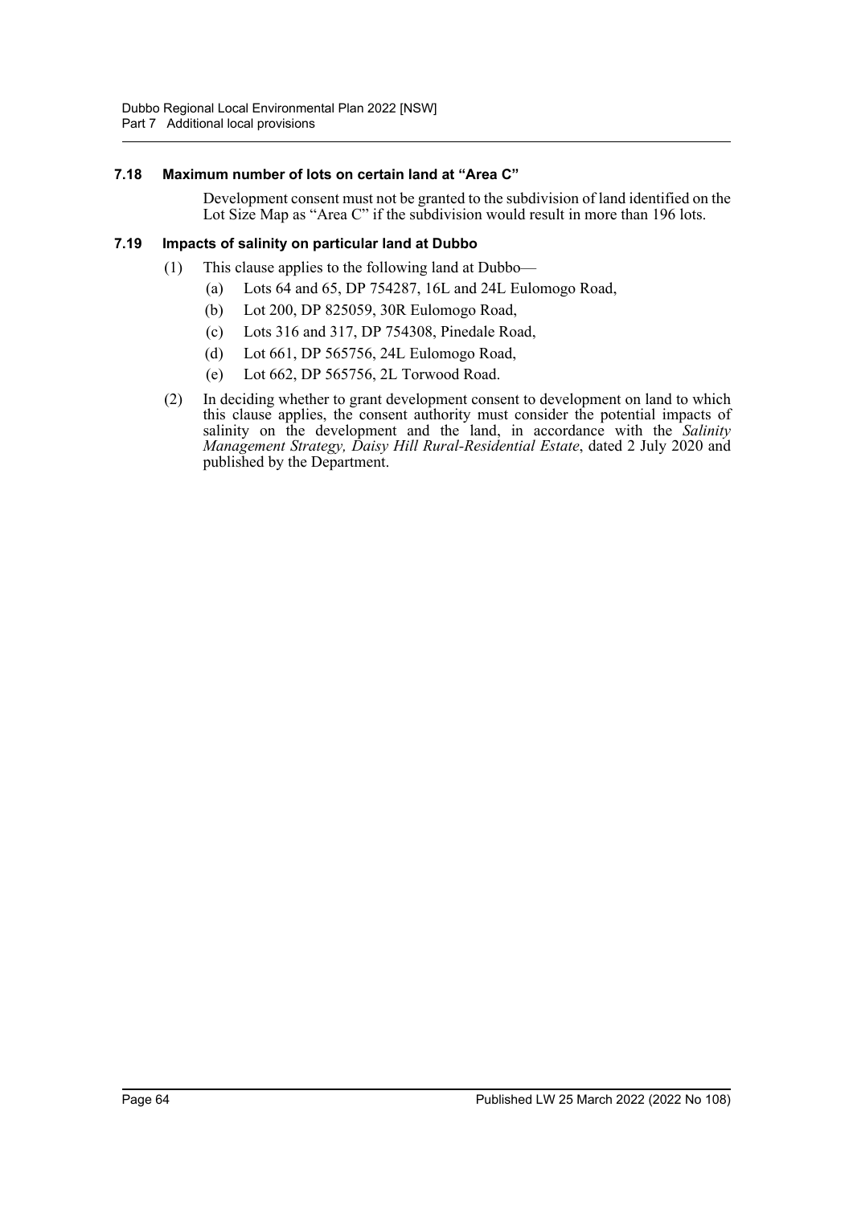### 7.18 Maximum number of lots on certain land at "Area C"

Development consent must not be granted to the subdivision of land identified on the Lot Size Map as "Area C" if the subdivision would result in more than 196 lots.

### 7.19 Impacts of salinity on particular land at Dubbo

(1) This clause applies to the following land at Dubbo—

- (a) Lots 64 and 65, DP 754287, 16L and 24L Eulomogo Road,
- (b) Lot 200, DP 825059, 30R Eulomogo Road,
- (c) Lots 316 and 317, DP 754308, Pinedale Road,
- (d) Lot 661, DP 565756, 24L Eulomogo Road,
- (e) Lot 662, DP 565756, 2L Torwood Road.

(2) In deciding whether to grant development consent to development on land to which this clause applies, the consent authority must consider the potential impacts of salinity on the development and the land, in accordance with the *Salinity Management Strategy, Daisy Hill Rural-Residential Estate*, dated 2 July 2020 and published by the Department.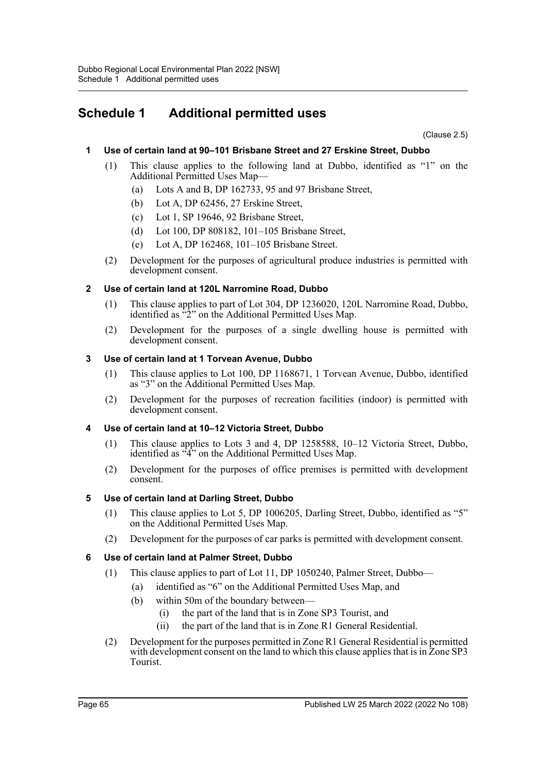# Schedule 1 Additional permitted uses

(Clause 2.5)

### 1 Use of certain land at 90–101 Brisbane Street and 27 Erskine Street, Dubbo

(1) This clause applies to the following land at Dubbo, identified as "1" on the Additional Permitted Uses Map—

- (a) Lots A and B, DP 162733, 95 and 97 Brisbane Street,
- (b) Lot A, DP 62456, 27 Erskine Street,
- (c) Lot 1, SP 19646, 92 Brisbane Street,
- (d) Lot 100, DP 808182, 101–105 Brisbane Street,
- (e) Lot A, DP 162468, 101–105 Brisbane Street.

(2) Development for the purposes of agricultural produce industries is permitted with development consent.

### 2 Use of certain land at 120L Narromine Road, Dubbo

(1) This clause applies to part of Lot 304, DP 1236020, 120L Narromine Road, Dubbo, identified as "2" on the Additional Permitted Uses Map.

(2) Development for the purposes of a single dwelling house is permitted with development consent.

### 3 Use of certain land at 1 Torvean Avenue, Dubbo

(1) This clause applies to Lot 100, DP 1168671, 1 Torvean Avenue, Dubbo, identified as "3" on the Additional Permitted Uses Map.

(2) Development for the purposes of recreation facilities (indoor) is permitted with development consent.

### 4 Use of certain land at 10–12 Victoria Street, Dubbo

(1) This clause applies to Lots 3 and 4, DP 1258588, 10–12 Victoria Street, Dubbo, identified as "4" on the Additional Permitted Uses Map.

(2) Development for the purposes of office premises is permitted with development consent.

### 5 Use of certain land at Darling Street, Dubbo

(1) This clause applies to Lot 5, DP 1006205, Darling Street, Dubbo, identified as "5" on the Additional Permitted Uses Map.

(2) Development for the purposes of car parks is permitted with development consent.

### 6 Use of certain land at Palmer Street, Dubbo

(1) This clause applies to part of Lot 11, DP 1050240, Palmer Street, Dubbo—

- (a) identified as "6" on the Additional Permitted Uses Map, and
- (b) within 50m of the boundary between—
  - (i) the part of the land that is in Zone SP3 Tourist, and
  - (ii) the part of the land that is in Zone R1 General Residential.

(2) Development for the purposes permitted in Zone R1 General Residential is permitted with development consent on the land to which this clause applies that is in Zone SP3 Tourist.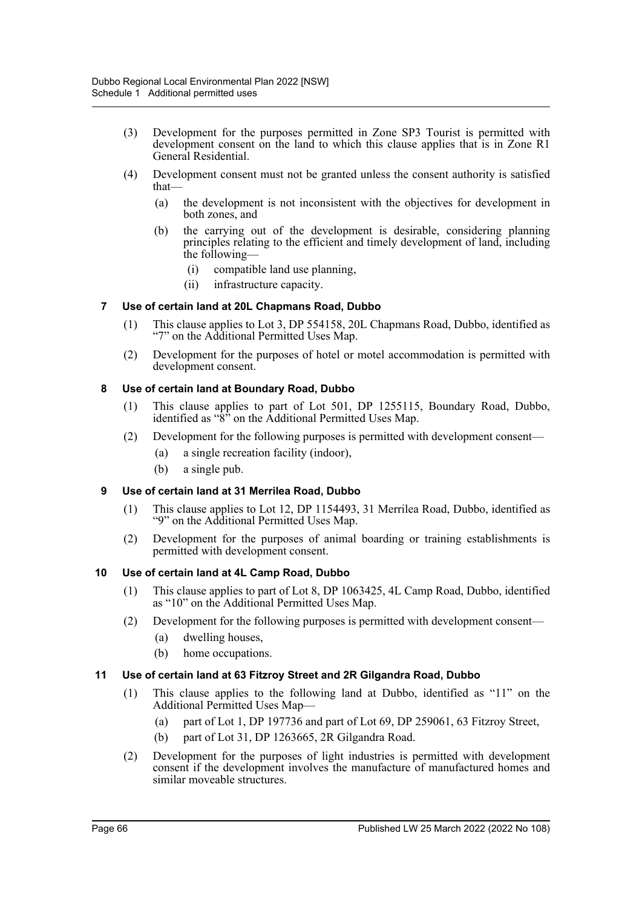(3) Development for the purposes permitted in Zone SP3 Tourist is permitted with development consent on the land to which this clause applies that is in Zone R1 General Residential.

(4) Development consent must not be granted unless the consent authority is satisfied that—

(a) the development is not inconsistent with the objectives for development in both zones, and

(b) the carrying out of the development is desirable, considering planning principles relating to the efficient and timely development of land, including the following—

(i) compatible land use planning,

(ii) infrastructure capacity.

### 7 Use of certain land at 20L Chapmans Road, Dubbo

(1) This clause applies to Lot 3, DP 554158, 20L Chapmans Road, Dubbo, identified as "7" on the Additional Permitted Uses Map.

(2) Development for the purposes of hotel or motel accommodation is permitted with development consent.

### 8 Use of certain land at Boundary Road, Dubbo

(1) This clause applies to part of Lot 501, DP 1255115, Boundary Road, Dubbo, identified as "8" on the Additional Permitted Uses Map.

(2) Development for the following purposes is permitted with development consent—

(a) a single recreation facility (indoor),

(b) a single pub.

### 9 Use of certain land at 31 Merrilea Road, Dubbo

(1) This clause applies to Lot 12, DP 1154493, 31 Merrilea Road, Dubbo, identified as "9" on the Additional Permitted Uses Map.

(2) Development for the purposes of animal boarding or training establishments is permitted with development consent.

### 10 Use of certain land at 4L Camp Road, Dubbo

(1) This clause applies to part of Lot 8, DP 1063425, 4L Camp Road, Dubbo, identified as "10" on the Additional Permitted Uses Map.

(2) Development for the following purposes is permitted with development consent—

(a) dwelling houses,

(b) home occupations.

### 11 Use of certain land at 63 Fitzroy Street and 2R Gilgandra Road, Dubbo

(1) This clause applies to the following land at Dubbo, identified as "11" on the Additional Permitted Uses Map—

(a) part of Lot 1, DP 197736 and part of Lot 69, DP 259061, 63 Fitzroy Street,

(b) part of Lot 31, DP 1263665, 2R Gilgandra Road.

(2) Development for the purposes of light industries is permitted with development consent if the development involves the manufacture of manufactured homes and similar moveable structures.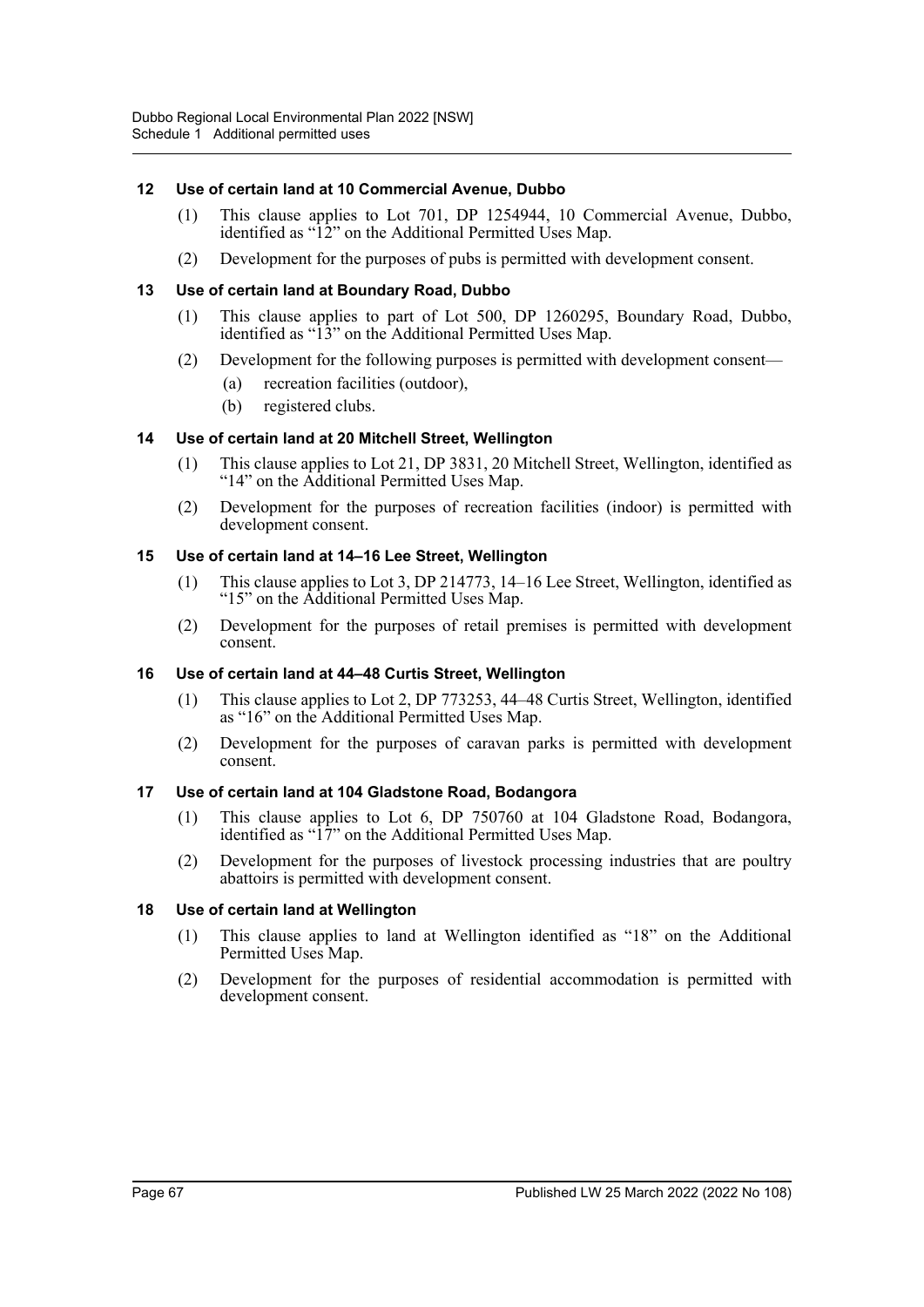### 12 Use of certain land at 10 Commercial Avenue, Dubbo

(1) This clause applies to Lot 701, DP 1254944, 10 Commercial Avenue, Dubbo, identified as "12" on the Additional Permitted Uses Map.

(2) Development for the purposes of pubs is permitted with development consent.

### 13 Use of certain land at Boundary Road, Dubbo

(1) This clause applies to part of Lot 500, DP 1260295, Boundary Road, Dubbo, identified as "13" on the Additional Permitted Uses Map.

(2) Development for the following purposes is permitted with development consent—

(a) recreation facilities (outdoor),

(b) registered clubs.

### 14 Use of certain land at 20 Mitchell Street, Wellington

(1) This clause applies to Lot 21, DP 3831, 20 Mitchell Street, Wellington, identified as "14" on the Additional Permitted Uses Map.

(2) Development for the purposes of recreation facilities (indoor) is permitted with development consent.

### 15 Use of certain land at 14–16 Lee Street, Wellington

(1) This clause applies to Lot 3, DP 214773, 14–16 Lee Street, Wellington, identified as "15" on the Additional Permitted Uses Map.

(2) Development for the purposes of retail premises is permitted with development consent.

### 16 Use of certain land at 44–48 Curtis Street, Wellington

(1) This clause applies to Lot 2, DP 773253, 44–48 Curtis Street, Wellington, identified as "16" on the Additional Permitted Uses Map.

(2) Development for the purposes of caravan parks is permitted with development consent.

### 17 Use of certain land at 104 Gladstone Road, Bodangora

(1) This clause applies to Lot 6, DP 750760 at 104 Gladstone Road, Bodangora, identified as "17" on the Additional Permitted Uses Map.

(2) Development for the purposes of livestock processing industries that are poultry abattoirs is permitted with development consent.

### 18 Use of certain land at Wellington

(1) This clause applies to land at Wellington identified as "18" on the Additional Permitted Uses Map.

(2) Development for the purposes of residential accommodation is permitted with development consent.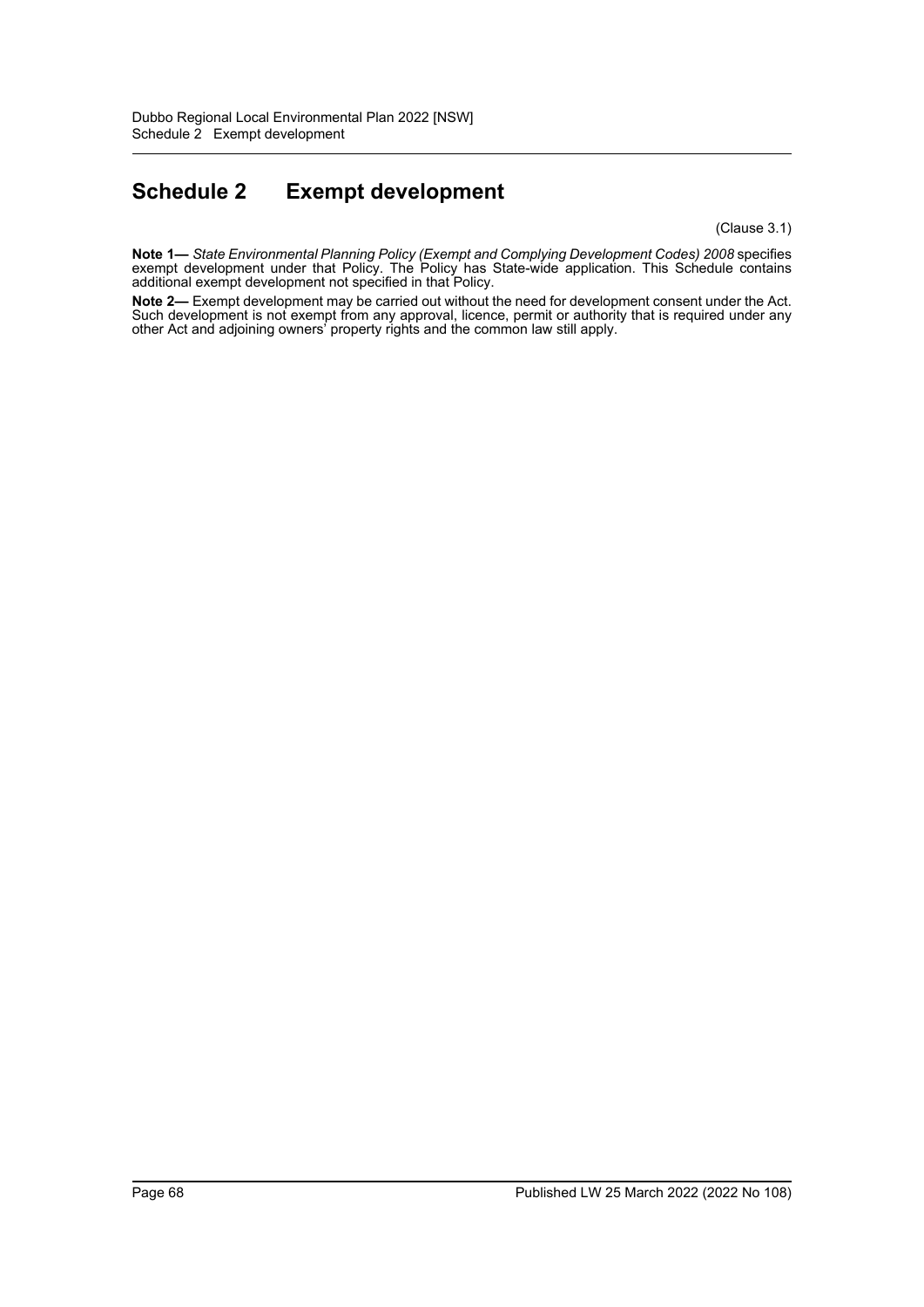# Schedule 2 Exempt development

(Clause 3.1)

**Note 1—** *State Environmental Planning Policy (Exempt and Complying Development Codes) 2008* specifies exempt development under that Policy. The Policy has State-wide application. This Schedule contains additional exempt development not specified in that Policy.

**Note 2—** Exempt development may be carried out without the need for development consent under the Act. Such development is not exempt from any approval, licence, permit or authority that is required under any other Act and adjoining owners' property rights and the common law still apply.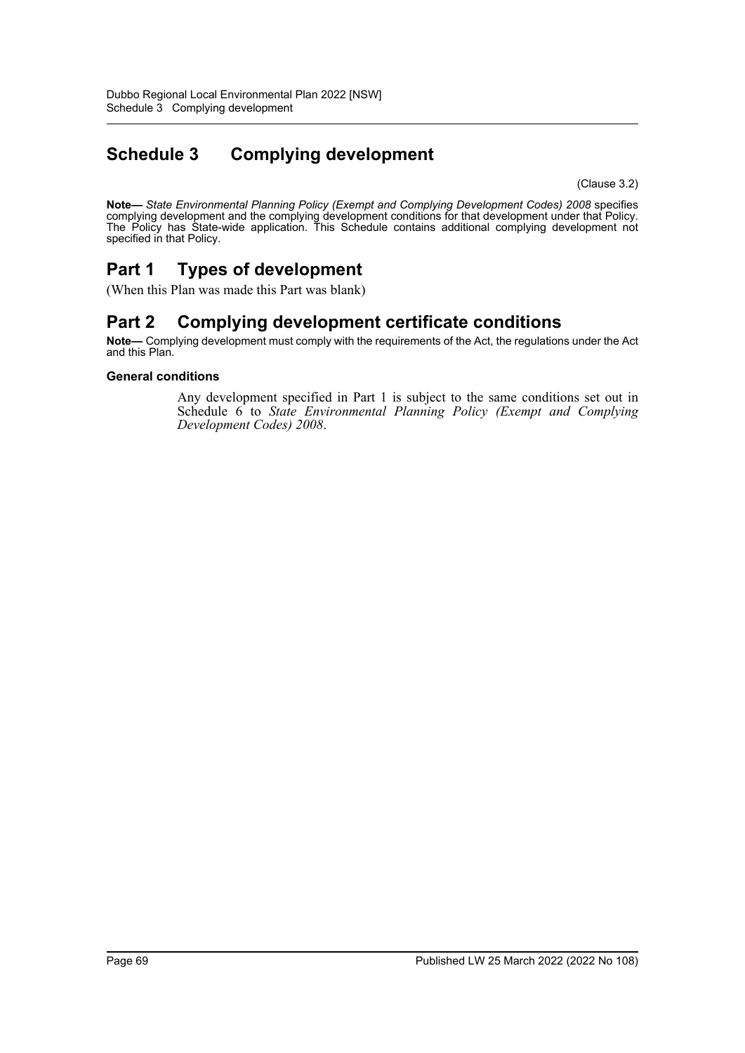# Schedule 3 Complying development

(Clause 3.2)

**Note—** *State Environmental Planning Policy (Exempt and Complying Development Codes) 2008* specifies complying development and the complying development conditions for that development under that Policy. The Policy has State-wide application. This Schedule contains additional complying development not specified in that Policy.

## Part 1 Types of development

(When this Plan was made this Part was blank)

## Part 2 Complying development certificate conditions

**Note—** Complying development must comply with the requirements of the Act, the regulations under the Act and this Plan.

### General conditions

Any development specified in Part 1 is subject to the same conditions set out in Schedule 6 to *State Environmental Planning Policy (Exempt and Complying Development Codes) 2008*.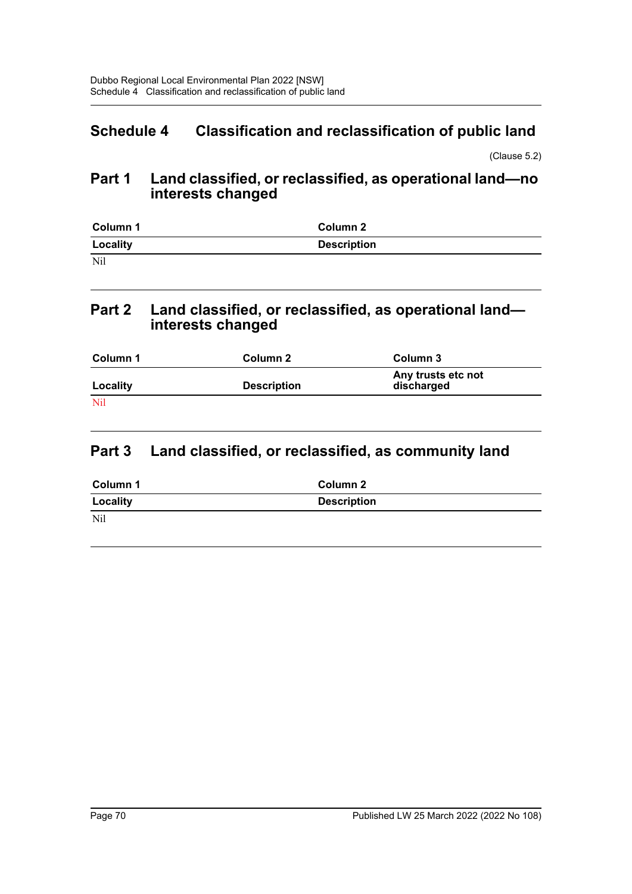# Schedule 4 Classification and reclassification of public land

(Clause 5.2)

## Part 1 Land classified, or reclassified, as operational land—no interests changed

| Column 1 | Column 2 |
|---|---|
| **Locality** | **Description** |
| Nil | |

## Part 2 Land classified, or reclassified, as operational land—interests changed

| Column 1 | Column 2 | Column 3 |
|---|---|---|
| **Locality** | **Description** | **Any trusts etc not discharged** |
| Nil | | |

## Part 3 Land classified, or reclassified, as community land

| Column 1 | Column 2 |
|---|---|
| **Locality** | **Description** |
| Nil | |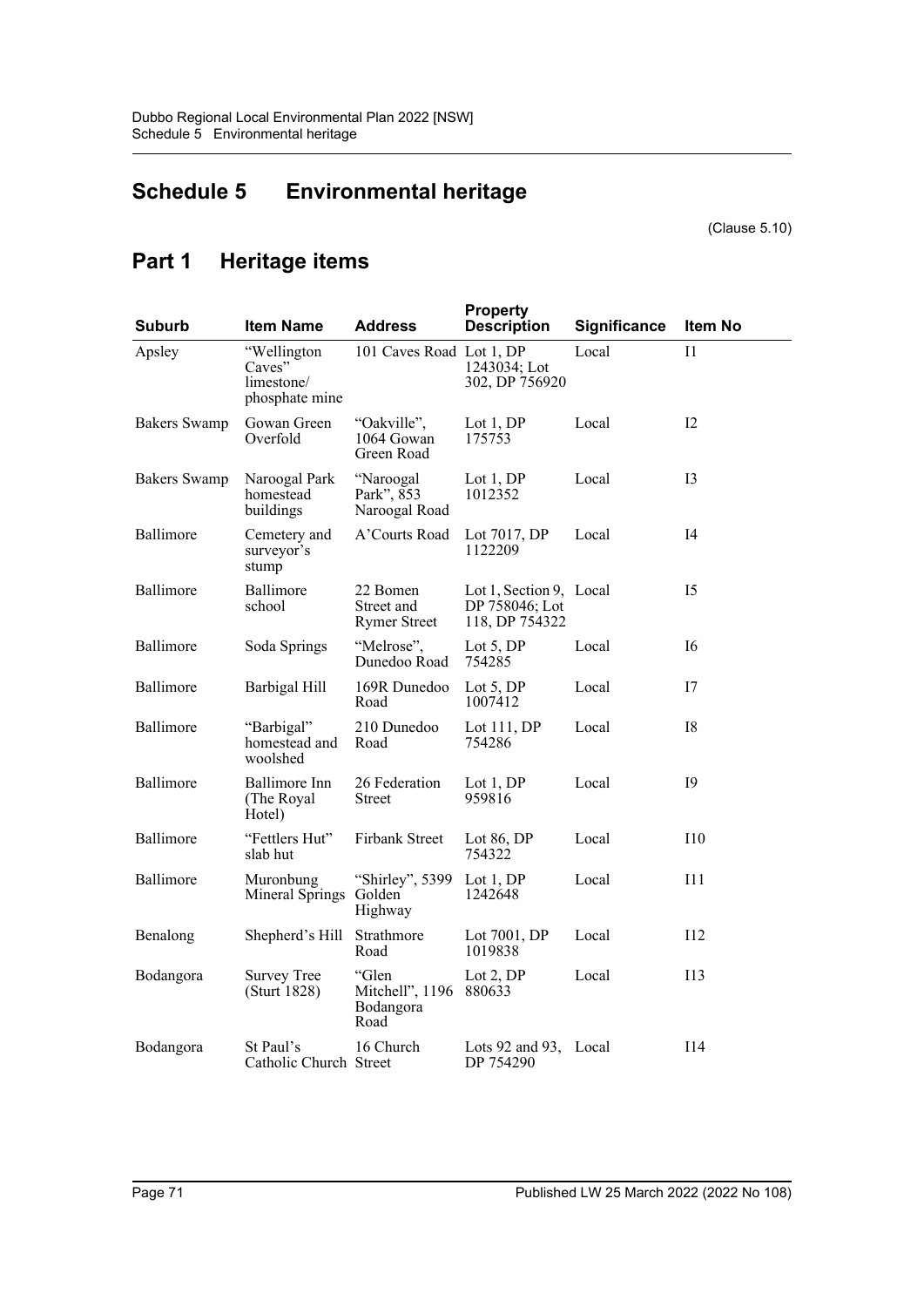# Schedule 5 Environmental heritage

(Clause 5.10)

## Part 1 Heritage items

| Suburb | Item Name | Address | Property Description | Significance | Item No |
| --- | --- | --- | --- | --- | --- |
| Apsley | "Wellington Caves" limestone/ phosphate mine | 101 Caves Road | Lot 1, DP 1243034; Lot 302, DP 756920 | Local | I1 |
| Bakers Swamp | Gowan Green Overfold | "Oakville", 1064 Gowan Green Road | Lot 1, DP 175753 | Local | I2 |
| Bakers Swamp | Naroogal Park homestead buildings | "Naroogal Park", 853 Naroogal Road | Lot 1, DP 1012352 | Local | I3 |
| Ballimore | Cemetery and surveyor's stump | A'Courts Road | Lot 7017, DP 1122209 | Local | I4 |
| Ballimore | Ballimore school | 22 Bomen Street and Rymer Street | Lot 1, Section 9, DP 758046; Lot 118, DP 754322 | Local | I5 |
| Ballimore | Soda Springs | "Melrose", Dunedoo Road | Lot 5, DP 754285 | Local | I6 |
| Ballimore | Barbigal Hill | 169R Dunedoo Road | Lot 5, DP 1007412 | Local | I7 |
| Ballimore | "Barbigal" homestead and woolshed | 210 Dunedoo Road | Lot 111, DP 754286 | Local | I8 |
| Ballimore | Ballimore Inn (The Royal Hotel) | 26 Federation Street | Lot 1, DP 959816 | Local | I9 |
| Ballimore | "Fettlers Hut" slab hut | Firbank Street | Lot 86, DP 754322 | Local | I10 |
| Ballimore | Muronbung Mineral Springs | "Shirley", 5399 Golden Highway | Lot 1, DP 1242648 | Local | I11 |
| Benalong | Shepherd's Hill | Strathmore Road | Lot 7001, DP 1019838 | Local | I12 |
| Bodangora | Survey Tree (Sturt 1828) | "Glen Mitchell", 1196 Bodangora Road | Lot 2, DP 880633 | Local | I13 |
| Bodangora | St Paul's Catholic Church | 16 Church Street | Lots 92 and 93, DP 754290 | Local | I14 |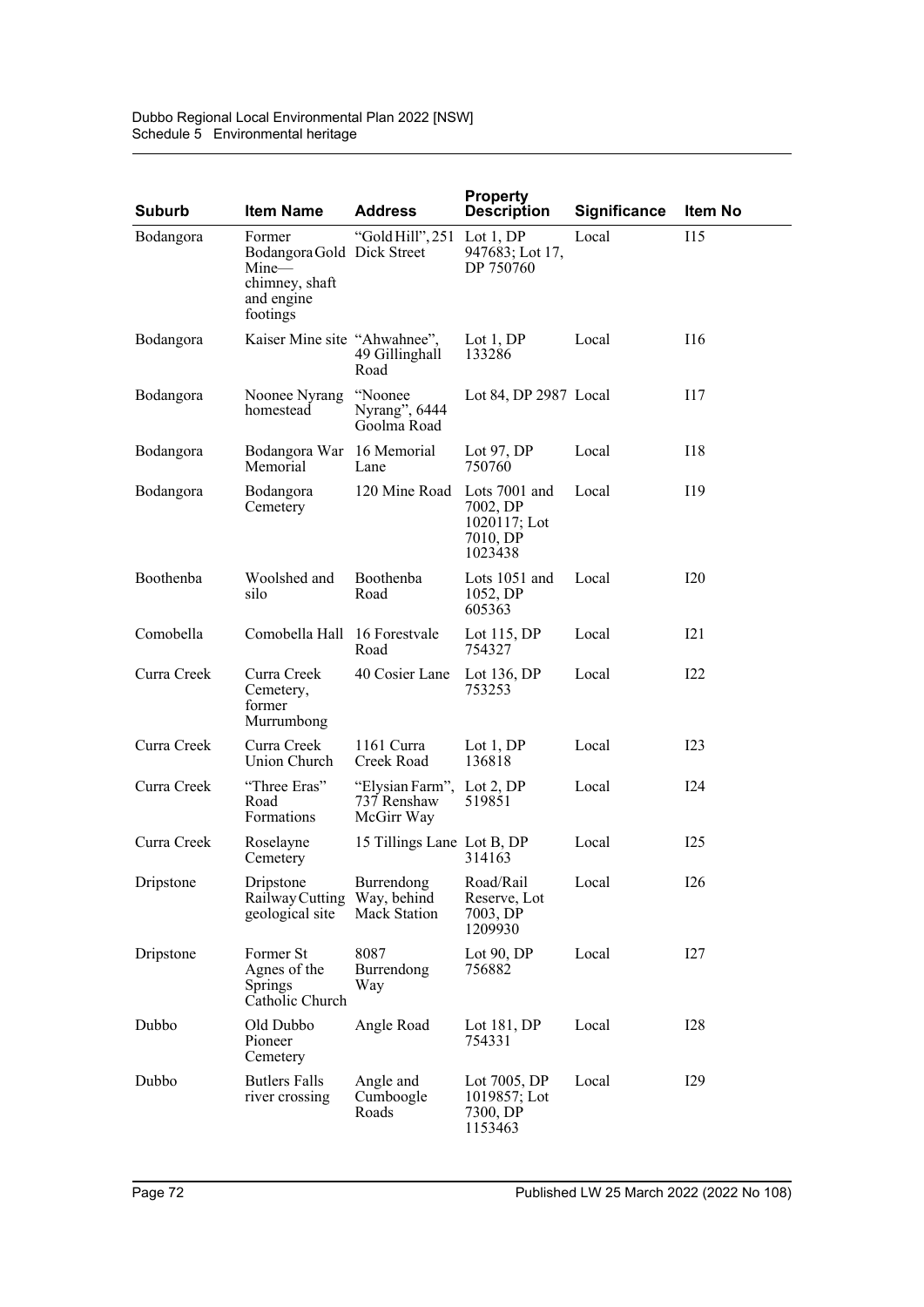| Suburb | Item Name | Address | Property Description | Significance | Item No |
|---|---|---|---|---|---|
| Bodangora | Former Bodangora Gold Mine—chimney, shaft and engine footings | "Gold Hill", 251 Dick Street | Lot 1, DP 947683; Lot 17, DP 750760 | Local | I15 |
| Bodangora | Kaiser Mine site | "Ahwahnee", 49 Gillinghall Road | Lot 1, DP 133286 | Local | I16 |
| Bodangora | Noonee Nyrang homestead | "Noonee Nyrang", 6444 Goolma Road | Lot 84, DP 2987 | Local | I17 |
| Bodangora | Bodangora War Memorial | 16 Memorial Lane | Lot 97, DP 750760 | Local | I18 |
| Bodangora | Bodangora Cemetery | 120 Mine Road | Lots 7001 and 7002, DP 1020117; Lot 7010, DP 1023438 | Local | I19 |
| Boothenba | Woolshed and silo | Boothenba Road | Lots 1051 and 1052, DP 605363 | Local | I20 |
| Comobella | Comobella Hall | 16 Forestvale Road | Lot 115, DP 754327 | Local | I21 |
| Curra Creek | Curra Creek Cemetery, former Murrumbong | 40 Cosier Lane | Lot 136, DP 753253 | Local | I22 |
| Curra Creek | Curra Creek Union Church | 1161 Curra Creek Road | Lot 1, DP 136818 | Local | I23 |
| Curra Creek | "Three Eras" Road Formations | "Elysian Farm", 737 Renshaw McGirr Way | Lot 2, DP 519851 | Local | I24 |
| Curra Creek | Roselayne Cemetery | 15 Tillings Lane | Lot B, DP 314163 | Local | I25 |
| Dripstone | Dripstone Railway Cutting geological site | Burrendong Way, behind Mack Station | Road/Rail Reserve, Lot 7003, DP 1209930 | Local | I26 |
| Dripstone | Former St Agnes of the Springs Catholic Church | 8087 Burrendong Way | Lot 90, DP 756882 | Local | I27 |
| Dubbo | Old Dubbo Pioneer Cemetery | Angle Road | Lot 181, DP 754331 | Local | I28 |
| Dubbo | Butlers Falls river crossing | Angle and Cumboogle Roads | Lot 7005, DP 1019857; Lot 7300, DP 1153463 | Local | I29 |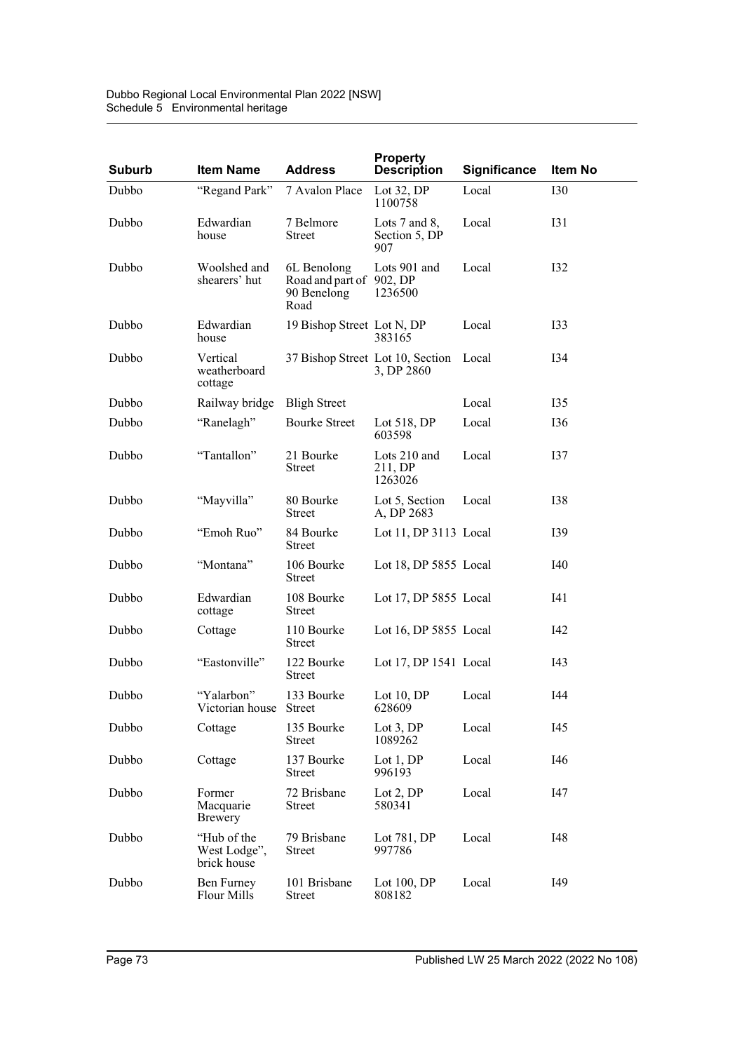| Suburb | Item Name | Address | Property Description | Significance | Item No |
|---|---|---|---|---|---|
| Dubbo | “Regand Park” | 7 Avalon Place | Lot 32, DP 1100758 | Local | I30 |
| Dubbo | Edwardian house | 7 Belmore Street | Lots 7 and 8, Section 5, DP 907 | Local | I31 |
| Dubbo | Woolshed and shearers’ hut | 6L Benolong Road and part of 90 Benelong Road | Lots 901 and 902, DP 1236500 | Local | I32 |
| Dubbo | Edwardian house | 19 Bishop Street | Lot N, DP 383165 | Local | I33 |
| Dubbo | Vertical weatherboard cottage | 37 Bishop Street | Lot 10, Section 3, DP 2860 | Local | I34 |
| Dubbo | Railway bridge | Bligh Street | | Local | I35 |
| Dubbo | “Ranelagh” | Bourke Street | Lot 518, DP 603598 | Local | I36 |
| Dubbo | “Tantallon” | 21 Bourke Street | Lots 210 and 211, DP 1263026 | Local | I37 |
| Dubbo | “Mayvilla” | 80 Bourke Street | Lot 5, Section A, DP 2683 | Local | I38 |
| Dubbo | “Emoh Ruo” | 84 Bourke Street | Lot 11, DP 3113 | Local | I39 |
| Dubbo | “Montana” | 106 Bourke Street | Lot 18, DP 5855 | Local | I40 |
| Dubbo | Edwardian cottage | 108 Bourke Street | Lot 17, DP 5855 | Local | I41 |
| Dubbo | Cottage | 110 Bourke Street | Lot 16, DP 5855 | Local | I42 |
| Dubbo | “Eastonville” | 122 Bourke Street | Lot 17, DP 1541 | Local | I43 |
| Dubbo | “Yalarbon” Victorian house | 133 Bourke Street | Lot 10, DP 628609 | Local | I44 |
| Dubbo | Cottage | 135 Bourke Street | Lot 3, DP 1089262 | Local | I45 |
| Dubbo | Cottage | 137 Bourke Street | Lot 1, DP 996193 | Local | I46 |
| Dubbo | Former Macquarie Brewery | 72 Brisbane Street | Lot 2, DP 580341 | Local | I47 |
| Dubbo | “Hub of the West Lodge”, brick house | 79 Brisbane Street | Lot 781, DP 997786 | Local | I48 |
| Dubbo | Ben Furney Flour Mills | 101 Brisbane Street | Lot 100, DP 808182 | Local | I49 |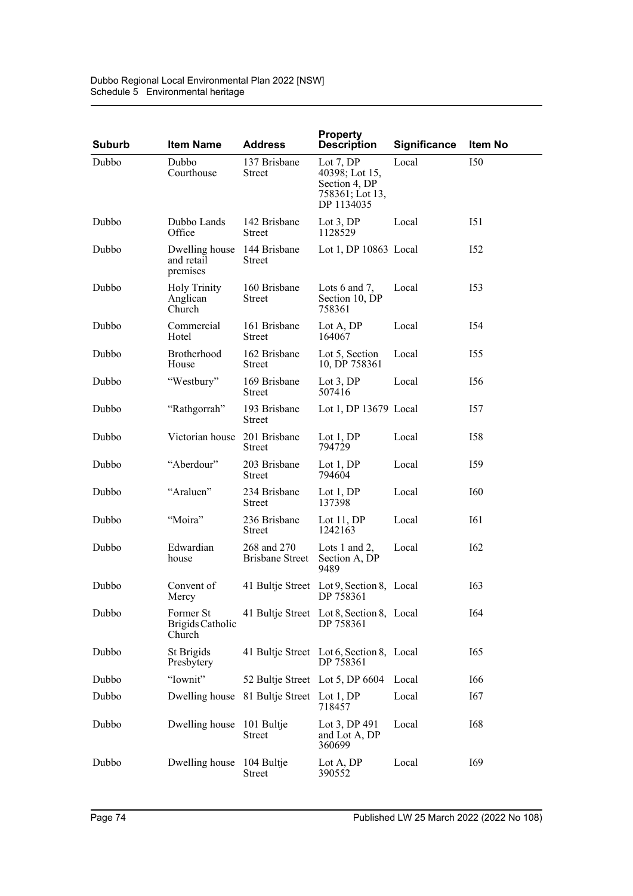| Suburb | Item Name | Address | Property Description | Significance | Item No |
|---|---|---|---|---|---|
| Dubbo | Dubbo Courthouse | 137 Brisbane Street | Lot 7, DP 40398; Lot 15, Section 4, DP 758361; Lot 13, DP 1134035 | Local | I50 |
| Dubbo | Dubbo Lands Office | 142 Brisbane Street | Lot 3, DP 1128529 | Local | I51 |
| Dubbo | Dwelling house and retail premises | 144 Brisbane Street | Lot 1, DP 10863 | Local | I52 |
| Dubbo | Holy Trinity Anglican Church | 160 Brisbane Street | Lots 6 and 7, Section 10, DP 758361 | Local | I53 |
| Dubbo | Commercial Hotel | 161 Brisbane Street | Lot A, DP 164067 | Local | I54 |
| Dubbo | Brotherhood House | 162 Brisbane Street | Lot 5, Section 10, DP 758361 | Local | I55 |
| Dubbo | "Westbury" | 169 Brisbane Street | Lot 3, DP 507416 | Local | I56 |
| Dubbo | "Rathgorrah" | 193 Brisbane Street | Lot 1, DP 13679 | Local | I57 |
| Dubbo | Victorian house | 201 Brisbane Street | Lot 1, DP 794729 | Local | I58 |
| Dubbo | "Aberdour" | 203 Brisbane Street | Lot 1, DP 794604 | Local | I59 |
| Dubbo | "Araluen" | 234 Brisbane Street | Lot 1, DP 137398 | Local | I60 |
| Dubbo | "Moira" | 236 Brisbane Street | Lot 11, DP 1242163 | Local | I61 |
| Dubbo | Edwardian house | 268 and 270 Brisbane Street | Lots 1 and 2, Section A, DP 9489 | Local | I62 |
| Dubbo | Convent of Mercy | 41 Bultje Street | Lot 9, Section 8, DP 758361 | Local | I63 |
| Dubbo | Former St Brigids Catholic Church | 41 Bultje Street | Lot 8, Section 8, DP 758361 | Local | I64 |
| Dubbo | St Brigids Presbytery | 41 Bultje Street | Lot 6, Section 8, DP 758361 | Local | I65 |
| Dubbo | "Iownit" | 52 Bultje Street | Lot 5, DP 6604 | Local | I66 |
| Dubbo | Dwelling house | 81 Bultje Street | Lot 1, DP 718457 | Local | I67 |
| Dubbo | Dwelling house | 101 Bultje Street | Lot 3, DP 491 and Lot A, DP 360699 | Local | I68 |
| Dubbo | Dwelling house | 104 Bultje Street | Lot A, DP 390552 | Local | I69 |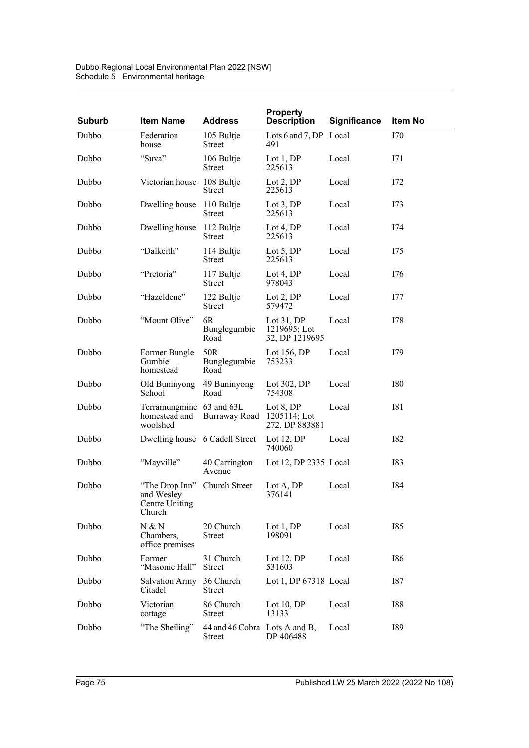| Suburb | Item Name | Address | Property Description | Significance | Item No |
|---|---|---|---|---|---|
| Dubbo | Federation house | 105 Bultje Street | Lots 6 and 7, DP 491 | Local | I70 |
| Dubbo | “Suva” | 106 Bultje Street | Lot 1, DP 225613 | Local | I71 |
| Dubbo | Victorian house | 108 Bultje Street | Lot 2, DP 225613 | Local | I72 |
| Dubbo | Dwelling house | 110 Bultje Street | Lot 3, DP 225613 | Local | I73 |
| Dubbo | Dwelling house | 112 Bultje Street | Lot 4, DP 225613 | Local | I74 |
| Dubbo | “Dalkeith” | 114 Bultje Street | Lot 5, DP 225613 | Local | I75 |
| Dubbo | “Pretoria” | 117 Bultje Street | Lot 4, DP 978043 | Local | I76 |
| Dubbo | “Hazeldene” | 122 Bultje Street | Lot 2, DP 579472 | Local | I77 |
| Dubbo | “Mount Olive” | 6R Bunglegumbie Road | Lot 31, DP 1219695; Lot 32, DP 1219695 | Local | I78 |
| Dubbo | Former Bungle Gumbie homestead | 50R Bunglegumbie Road | Lot 156, DP 753233 | Local | I79 |
| Dubbo | Old Buninyong School | 49 Buninyong Road | Lot 302, DP 754308 | Local | I80 |
| Dubbo | Terramungmine homestead and woolshed | 63 and 63L Burraway Road | Lot 8, DP 1205114; Lot 272, DP 883881 | Local | I81 |
| Dubbo | Dwelling house | 6 Cadell Street | Lot 12, DP 740060 | Local | I82 |
| Dubbo | “Mayville” | 40 Carrington Avenue | Lot 12, DP 2335 | Local | I83 |
| Dubbo | “The Drop Inn” and Wesley Centre Uniting Church | Church Street | Lot A, DP 376141 | Local | I84 |
| Dubbo | N & N Chambers, office premises | 20 Church Street | Lot 1, DP 198091 | Local | I85 |
| Dubbo | Former “Masonic Hall” | 31 Church Street | Lot 12, DP 531603 | Local | I86 |
| Dubbo | Salvation Army Citadel | 36 Church Street | Lot 1, DP 67318 | Local | I87 |
| Dubbo | Victorian cottage | 86 Church Street | Lot 10, DP 13133 | Local | I88 |
| Dubbo | “The Sheiling” | 44 and 46 Cobra Street | Lots A and B, DP 406488 | Local | I89 |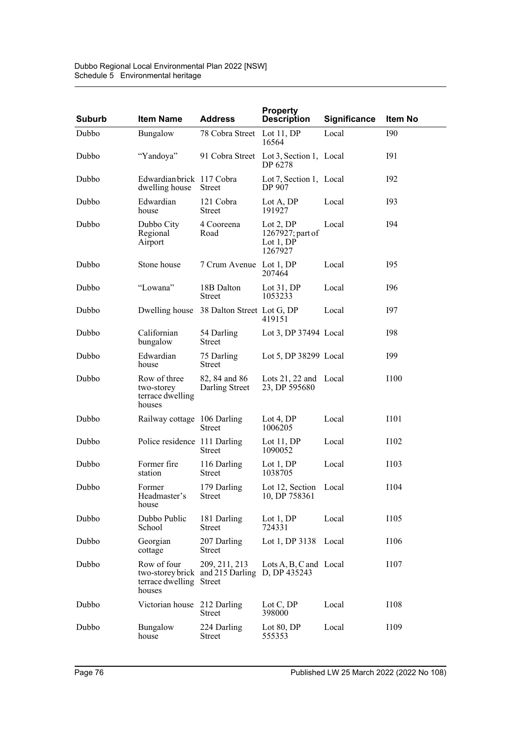| Suburb | Item Name | Address | Property Description | Significance | Item No |
|---|---|---|---|---|---|
| Dubbo | Bungalow | 78 Cobra Street | Lot 11, DP 16564 | Local | I90 |
| Dubbo | "Yandoya" | 91 Cobra Street | Lot 3, Section 1, DP 6278 | Local | I91 |
| Dubbo | Edwardian brick dwelling house | 117 Cobra Street | Lot 7, Section 1, DP 907 | Local | I92 |
| Dubbo | Edwardian house | 121 Cobra Street | Lot A, DP 191927 | Local | I93 |
| Dubbo | Dubbo City Regional Airport | 4 Cooreena Road | Lot 2, DP 1267927; part of Lot 1, DP 1267927 | Local | I94 |
| Dubbo | Stone house | 7 Crum Avenue | Lot 1, DP 207464 | Local | I95 |
| Dubbo | "Lowana" | 18B Dalton Street | Lot 31, DP 1053233 | Local | I96 |
| Dubbo | Dwelling house | 38 Dalton Street | Lot G, DP 419151 | Local | I97 |
| Dubbo | Californian bungalow | 54 Darling Street | Lot 3, DP 37494 | Local | I98 |
| Dubbo | Edwardian house | 75 Darling Street | Lot 5, DP 38299 | Local | I99 |
| Dubbo | Row of three two-storey terrace dwelling houses | 82, 84 and 86 Darling Street | Lots 21, 22 and 23, DP 595680 | Local | I100 |
| Dubbo | Railway cottage | 106 Darling Street | Lot 4, DP 1006205 | Local | I101 |
| Dubbo | Police residence | 111 Darling Street | Lot 11, DP 1090052 | Local | I102 |
| Dubbo | Former fire station | 116 Darling Street | Lot 1, DP 1038705 | Local | I103 |
| Dubbo | Former Headmaster's house | 179 Darling Street | Lot 12, Section 10, DP 758361 | Local | I104 |
| Dubbo | Dubbo Public School | 181 Darling Street | Lot 1, DP 724331 | Local | I105 |
| Dubbo | Georgian cottage | 207 Darling Street | Lot 1, DP 3138 | Local | I106 |
| Dubbo | Row of four two-storey brick terrace dwelling houses | 209, 211, 213 and 215 Darling Street | Lots A, B, C and D, DP 435243 | Local | I107 |
| Dubbo | Victorian house | 212 Darling Street | Lot C, DP 398000 | Local | I108 |
| Dubbo | Bungalow house | 224 Darling Street | Lot 80, DP 555353 | Local | I109 |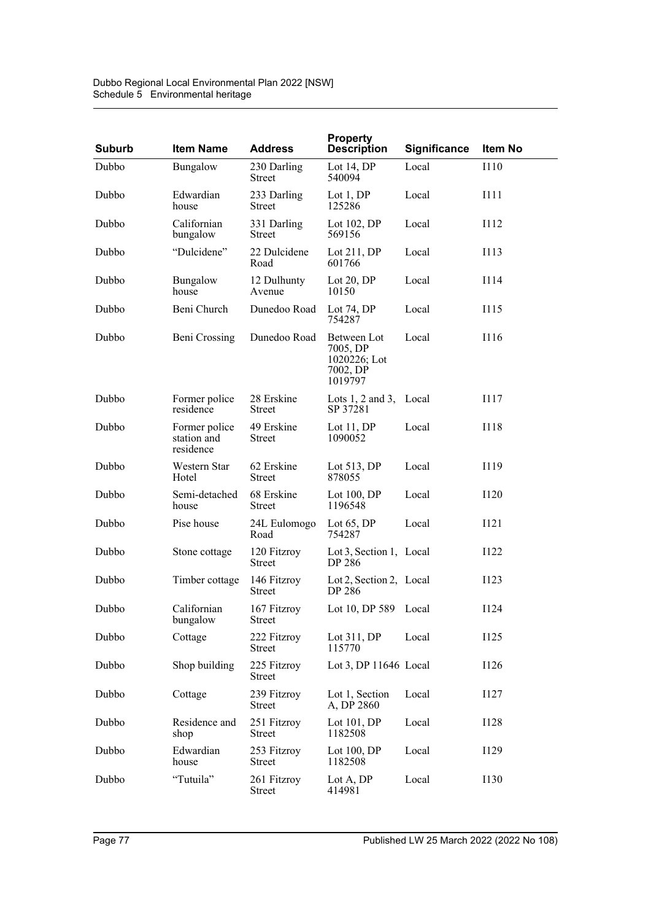| Suburb | Item Name | Address | Property Description | Significance | Item No |
| --- | --- | --- | --- | --- | --- |
| Dubbo | Bungalow | 230 Darling Street | Lot 14, DP 540094 | Local | I110 |
| Dubbo | Edwardian house | 233 Darling Street | Lot 1, DP 125286 | Local | I111 |
| Dubbo | Californian bungalow | 331 Darling Street | Lot 102, DP 569156 | Local | I112 |
| Dubbo | "Dulcidene" | 22 Dulcidene Road | Lot 211, DP 601766 | Local | I113 |
| Dubbo | Bungalow house | 12 Dulhunty Avenue | Lot 20, DP 10150 | Local | I114 |
| Dubbo | Beni Church | Dunedoo Road | Lot 74, DP 754287 | Local | I115 |
| Dubbo | Beni Crossing | Dunedoo Road | Between Lot 7005, DP 1020226; Lot 7002, DP 1019797 | Local | I116 |
| Dubbo | Former police residence | 28 Erskine Street | Lots 1, 2 and 3, SP 37281 | Local | I117 |
| Dubbo | Former police station and residence | 49 Erskine Street | Lot 11, DP 1090052 | Local | I118 |
| Dubbo | Western Star Hotel | 62 Erskine Street | Lot 513, DP 878055 | Local | I119 |
| Dubbo | Semi-detached house | 68 Erskine Street | Lot 100, DP 1196548 | Local | I120 |
| Dubbo | Pise house | 24L Eulomogo Road | Lot 65, DP 754287 | Local | I121 |
| Dubbo | Stone cottage | 120 Fitzroy Street | Lot 3, Section 1, DP 286 | Local | I122 |
| Dubbo | Timber cottage | 146 Fitzroy Street | Lot 2, Section 2, DP 286 | Local | I123 |
| Dubbo | Californian bungalow | 167 Fitzroy Street | Lot 10, DP 589 | Local | I124 |
| Dubbo | Cottage | 222 Fitzroy Street | Lot 311, DP 115770 | Local | I125 |
| Dubbo | Shop building | 225 Fitzroy Street | Lot 3, DP 11646 | Local | I126 |
| Dubbo | Cottage | 239 Fitzroy Street | Lot 1, Section A, DP 2860 | Local | I127 |
| Dubbo | Residence and shop | 251 Fitzroy Street | Lot 101, DP 1182508 | Local | I128 |
| Dubbo | Edwardian house | 253 Fitzroy Street | Lot 100, DP 1182508 | Local | I129 |
| Dubbo | "Tutuila" | 261 Fitzroy Street | Lot A, DP 414981 | Local | I130 |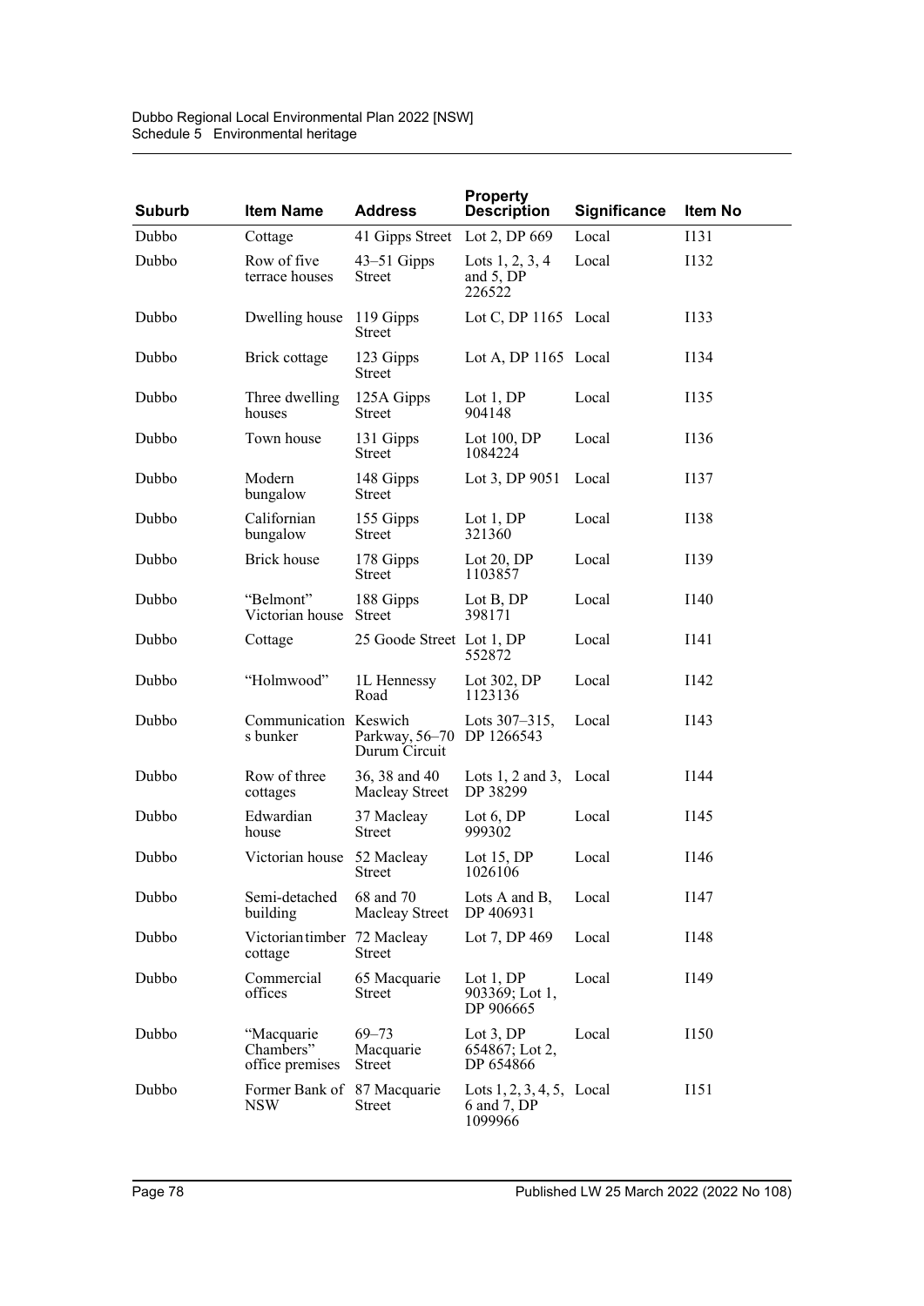| Suburb | Item Name | Address | Property Description | Significance | Item No |
|---|---|---|---|---|---|
| Dubbo | Cottage | 41 Gipps Street | Lot 2, DP 669 | Local | I131 |
| Dubbo | Row of five terrace houses | 43–51 Gipps Street | Lots 1, 2, 3, 4 and 5, DP 226522 | Local | I132 |
| Dubbo | Dwelling house | 119 Gipps Street | Lot C, DP 1165 | Local | I133 |
| Dubbo | Brick cottage | 123 Gipps Street | Lot A, DP 1165 | Local | I134 |
| Dubbo | Three dwelling houses | 125A Gipps Street | Lot 1, DP 904148 | Local | I135 |
| Dubbo | Town house | 131 Gipps Street | Lot 100, DP 1084224 | Local | I136 |
| Dubbo | Modern bungalow | 148 Gipps Street | Lot 3, DP 9051 | Local | I137 |
| Dubbo | Californian bungalow | 155 Gipps Street | Lot 1, DP 321360 | Local | I138 |
| Dubbo | Brick house | 178 Gipps Street | Lot 20, DP 1103857 | Local | I139 |
| Dubbo | "Belmont" Victorian house | 188 Gipps Street | Lot B, DP 398171 | Local | I140 |
| Dubbo | Cottage | 25 Goode Street | Lot 1, DP 552872 | Local | I141 |
| Dubbo | "Holmwood" | 1L Hennessy Road | Lot 302, DP 1123136 | Local | I142 |
| Dubbo | Communications bunker | Keswich Parkway, 56–70 Durum Circuit | Lots 307–315, DP 1266543 | Local | I143 |
| Dubbo | Row of three cottages | 36, 38 and 40 Macleay Street | Lots 1, 2 and 3, DP 38299 | Local | I144 |
| Dubbo | Edwardian house | 37 Macleay Street | Lot 6, DP 999302 | Local | I145 |
| Dubbo | Victorian house | 52 Macleay Street | Lot 15, DP 1026106 | Local | I146 |
| Dubbo | Semi-detached building | 68 and 70 Macleay Street | Lots A and B, DP 406931 | Local | I147 |
| Dubbo | Victorian timber cottage | 72 Macleay Street | Lot 7, DP 469 | Local | I148 |
| Dubbo | Commercial offices | 65 Macquarie Street | Lot 1, DP 903369; Lot 1, DP 906665 | Local | I149 |
| Dubbo | "Macquarie Chambers" office premises | 69–73 Macquarie Street | Lot 3, DP 654867; Lot 2, DP 654866 | Local | I150 |
| Dubbo | Former Bank of NSW | 87 Macquarie Street | Lots 1, 2, 3, 4, 5, 6 and 7, DP 1099966 | Local | I151 |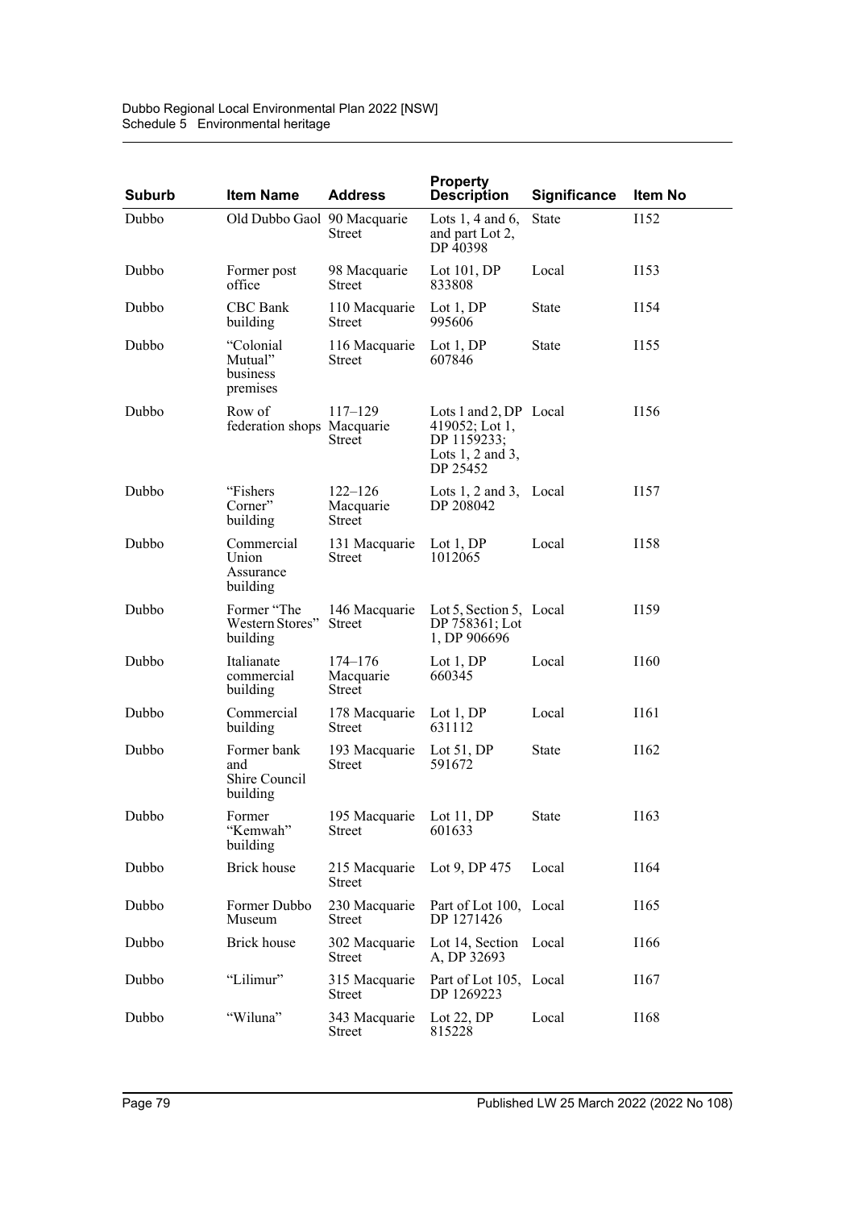| Suburb | Item Name | Address | Property Description | Significance | Item No |
|---|---|---|---|---|---|
| Dubbo | Old Dubbo Gaol | 90 Macquarie Street | Lots 1, 4 and 6, and part Lot 2, DP 40398 | State | I152 |
| Dubbo | Former post office | 98 Macquarie Street | Lot 101, DP 833808 | Local | I153 |
| Dubbo | CBC Bank building | 110 Macquarie Street | Lot 1, DP 995606 | State | I154 |
| Dubbo | "Colonial Mutual" business premises | 116 Macquarie Street | Lot 1, DP 607846 | State | I155 |
| Dubbo | Row of federation shops | 117–129 Macquarie Street | Lots 1 and 2, DP 419052; Lot 1, DP 1159233; Lots 1, 2 and 3, DP 25452 | Local | I156 |
| Dubbo | "Fishers Corner" building | 122–126 Macquarie Street | Lots 1, 2 and 3, DP 208042 | Local | I157 |
| Dubbo | Commercial Union Assurance building | 131 Macquarie Street | Lot 1, DP 1012065 | Local | I158 |
| Dubbo | Former "The Western Stores" building | 146 Macquarie Street | Lot 5, Section 5, DP 758361; Lot 1, DP 906696 | Local | I159 |
| Dubbo | Italianate commercial building | 174–176 Macquarie Street | Lot 1, DP 660345 | Local | I160 |
| Dubbo | Commercial building | 178 Macquarie Street | Lot 1, DP 631112 | Local | I161 |
| Dubbo | Former bank and Shire Council building | 193 Macquarie Street | Lot 51, DP 591672 | State | I162 |
| Dubbo | Former "Kemwah" building | 195 Macquarie Street | Lot 11, DP 601633 | State | I163 |
| Dubbo | Brick house | 215 Macquarie Street | Lot 9, DP 475 | Local | I164 |
| Dubbo | Former Dubbo Museum | 230 Macquarie Street | Part of Lot 100, DP 1271426 | Local | I165 |
| Dubbo | Brick house | 302 Macquarie Street | Lot 14, Section A, DP 32693 | Local | I166 |
| Dubbo | "Lilimur" | 315 Macquarie Street | Part of Lot 105, DP 1269223 | Local | I167 |
| Dubbo | "Wiluna" | 343 Macquarie Street | Lot 22, DP 815228 | Local | I168 |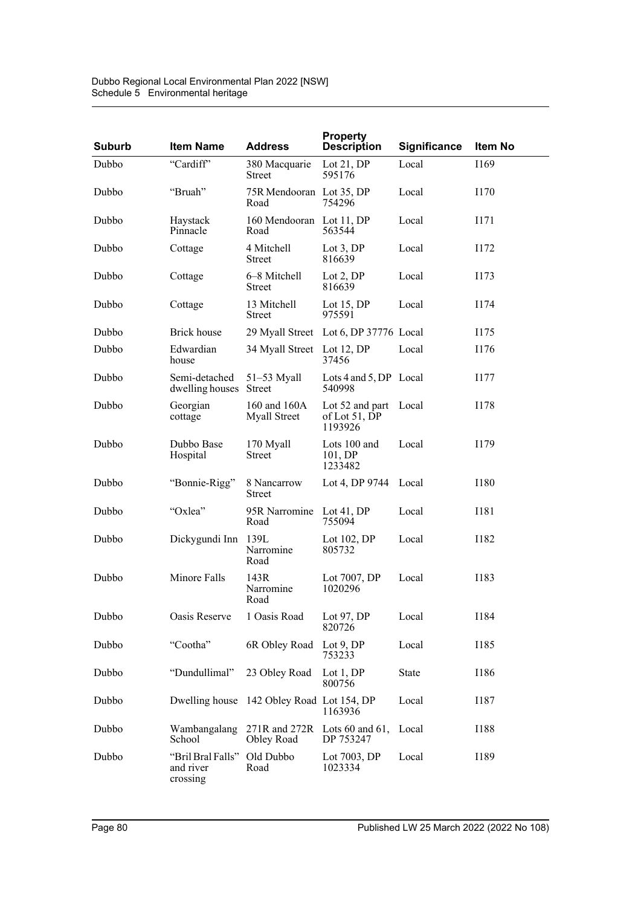| Suburb | Item Name | Address | Property Description | Significance | Item No |
|---|---|---|---|---|---|
| Dubbo | "Cardiff" | 380 Macquarie Street | Lot 21, DP 595176 | Local | I169 |
| Dubbo | "Bruah" | 75R Mendooran Road | Lot 35, DP 754296 | Local | I170 |
| Dubbo | Haystack Pinnacle | 160 Mendooran Road | Lot 11, DP 563544 | Local | I171 |
| Dubbo | Cottage | 4 Mitchell Street | Lot 3, DP 816639 | Local | I172 |
| Dubbo | Cottage | 6–8 Mitchell Street | Lot 2, DP 816639 | Local | I173 |
| Dubbo | Cottage | 13 Mitchell Street | Lot 15, DP 975591 | Local | I174 |
| Dubbo | Brick house | 29 Myall Street | Lot 6, DP 37776 | Local | I175 |
| Dubbo | Edwardian house | 34 Myall Street | Lot 12, DP 37456 | Local | I176 |
| Dubbo | Semi-detached dwelling houses | 51–53 Myall Street | Lots 4 and 5, DP 540998 | Local | I177 |
| Dubbo | Georgian cottage | 160 and 160A Myall Street | Lot 52 and part of Lot 51, DP 1193926 | Local | I178 |
| Dubbo | Dubbo Base Hospital | 170 Myall Street | Lots 100 and 101, DP 1233482 | Local | I179 |
| Dubbo | "Bonnie-Rigg" | 8 Nancarrow Street | Lot 4, DP 9744 | Local | I180 |
| Dubbo | "Oxlea" | 95R Narromine Road | Lot 41, DP 755094 | Local | I181 |
| Dubbo | Dickygundi Inn | 139L Narromine Road | Lot 102, DP 805732 | Local | I182 |
| Dubbo | Minore Falls | 143R Narromine Road | Lot 7007, DP 1020296 | Local | I183 |
| Dubbo | Oasis Reserve | 1 Oasis Road | Lot 97, DP 820726 | Local | I184 |
| Dubbo | "Cootha" | 6R Obley Road | Lot 9, DP 753233 | Local | I185 |
| Dubbo | "Dundullimal" | 23 Obley Road | Lot 1, DP 800756 | State | I186 |
| Dubbo | Dwelling house | 142 Obley Road | Lot 154, DP 1163936 | Local | I187 |
| Dubbo | Wambangalang School | 271R and 272R Obley Road | Lots 60 and 61, DP 753247 | Local | I188 |
| Dubbo | "Bril Bral Falls" and river crossing | Old Dubbo Road | Lot 7003, DP 1023334 | Local | I189 |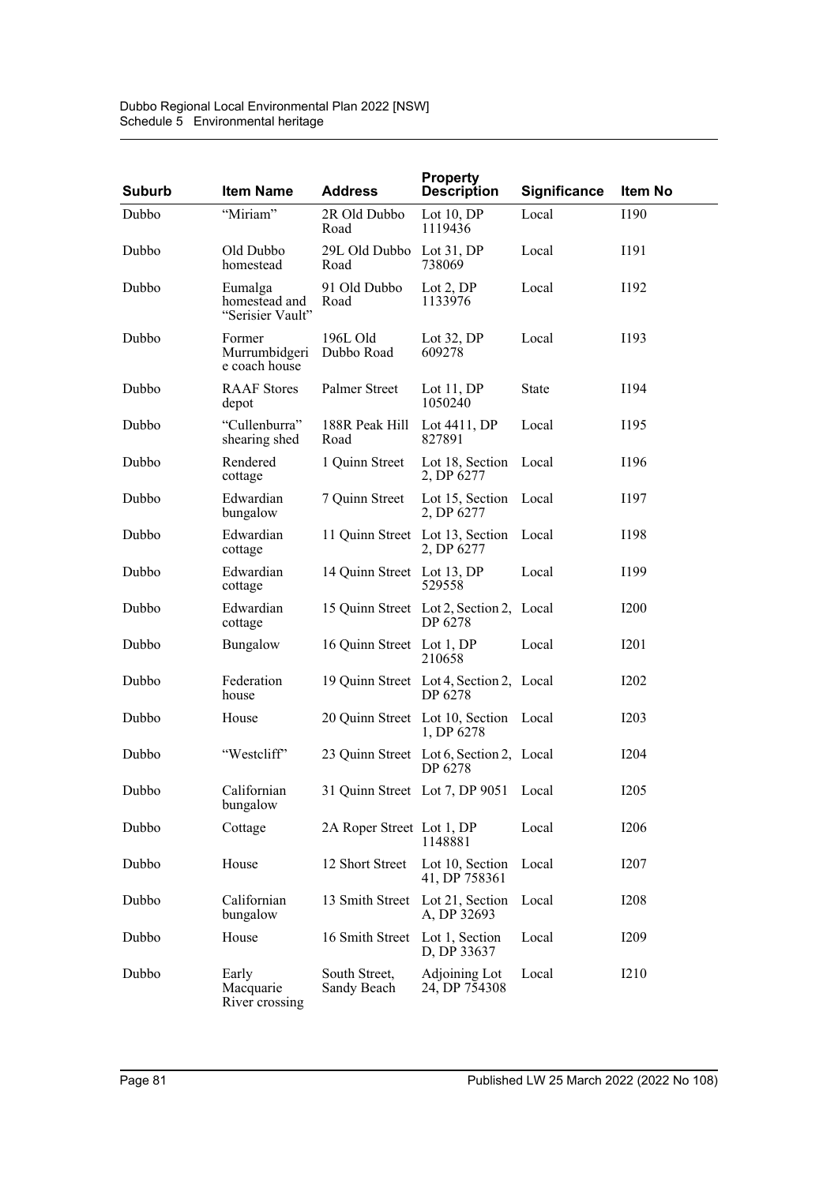| Suburb | Item Name | Address | Property Description | Significance | Item No |
|---|---|---|---|---|---|
| Dubbo | "Miriam" | 2R Old Dubbo Road | Lot 10, DP 1119436 | Local | I190 |
| Dubbo | Old Dubbo homestead | 29L Old Dubbo Road | Lot 31, DP 738069 | Local | I191 |
| Dubbo | Eumalga homestead and "Serisier Vault" | 91 Old Dubbo Road | Lot 2, DP 1133976 | Local | I192 |
| Dubbo | Former Murrumbidgeri e coach house | 196L Old Dubbo Road | Lot 32, DP 609278 | Local | I193 |
| Dubbo | RAAF Stores depot | Palmer Street | Lot 11, DP 1050240 | State | I194 |
| Dubbo | "Cullenburra" shearing shed | 188R Peak Hill Road | Lot 4411, DP 827891 | Local | I195 |
| Dubbo | Rendered cottage | 1 Quinn Street | Lot 18, Section 2, DP 6277 | Local | I196 |
| Dubbo | Edwardian bungalow | 7 Quinn Street | Lot 15, Section 2, DP 6277 | Local | I197 |
| Dubbo | Edwardian cottage | 11 Quinn Street | Lot 13, Section 2, DP 6277 | Local | I198 |
| Dubbo | Edwardian cottage | 14 Quinn Street | Lot 13, DP 529558 | Local | I199 |
| Dubbo | Edwardian cottage | 15 Quinn Street | Lot 2, Section 2, DP 6278 | Local | I200 |
| Dubbo | Bungalow | 16 Quinn Street | Lot 1, DP 210658 | Local | I201 |
| Dubbo | Federation house | 19 Quinn Street | Lot 4, Section 2, DP 6278 | Local | I202 |
| Dubbo | House | 20 Quinn Street | Lot 10, Section 1, DP 6278 | Local | I203 |
| Dubbo | "Westcliff" | 23 Quinn Street | Lot 6, Section 2, DP 6278 | Local | I204 |
| Dubbo | Californian bungalow | 31 Quinn Street | Lot 7, DP 9051 | Local | I205 |
| Dubbo | Cottage | 2A Roper Street | Lot 1, DP 1148881 | Local | I206 |
| Dubbo | House | 12 Short Street | Lot 10, Section 41, DP 758361 | Local | I207 |
| Dubbo | Californian bungalow | 13 Smith Street | Lot 21, Section A, DP 32693 | Local | I208 |
| Dubbo | House | 16 Smith Street | Lot 1, Section D, DP 33637 | Local | I209 |
| Dubbo | Early Macquarie River crossing | South Street, Sandy Beach | Adjoining Lot 24, DP 754308 | Local | I210 |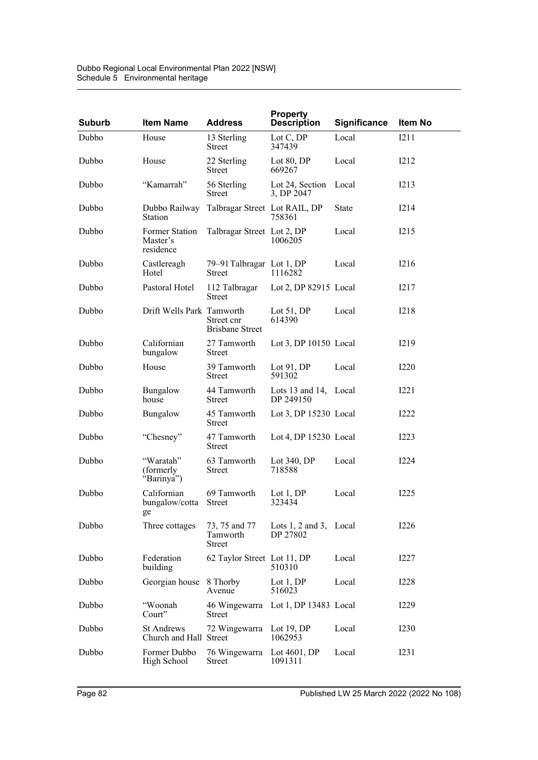| Suburb | Item Name | Address | Property Description | Significance | Item No |
|---|---|---|---|---|---|
| Dubbo | House | 13 Sterling Street | Lot C, DP 347439 | Local | I211 |
| Dubbo | House | 22 Sterling Street | Lot 80, DP 669267 | Local | I212 |
| Dubbo | “Kamarrah” | 56 Sterling Street | Lot 24, Section 3, DP 2047 | Local | I213 |
| Dubbo | Dubbo Railway Station | Talbragar Street | Lot RAIL, DP 758361 | State | I214 |
| Dubbo | Former Station Master’s residence | Talbragar Street | Lot 2, DP 1006205 | Local | I215 |
| Dubbo | Castlereagh Hotel | 79–91 Talbragar Street | Lot 1, DP 1116282 | Local | I216 |
| Dubbo | Pastoral Hotel | 112 Talbragar Street | Lot 2, DP 82915 | Local | I217 |
| Dubbo | Drift Wells Park | Tamworth Street cnr Brisbane Street | Lot 51, DP 614390 | Local | I218 |
| Dubbo | Californian bungalow | 27 Tamworth Street | Lot 3, DP 10150 | Local | I219 |
| Dubbo | House | 39 Tamworth Street | Lot 91, DP 591302 | Local | I220 |
| Dubbo | Bungalow house | 44 Tamworth Street | Lots 13 and 14, DP 249150 | Local | I221 |
| Dubbo | Bungalow | 45 Tamworth Street | Lot 3, DP 15230 | Local | I222 |
| Dubbo | “Chesney” | 47 Tamworth Street | Lot 4, DP 15230 | Local | I223 |
| Dubbo | “Waratah” (formerly “Barinya”) | 63 Tamworth Street | Lot 340, DP 718588 | Local | I224 |
| Dubbo | Californian bungalow/cottage | 69 Tamworth Street | Lot 1, DP 323434 | Local | I225 |
| Dubbo | Three cottages | 73, 75 and 77 Tamworth Street | Lots 1, 2 and 3, DP 27802 | Local | I226 |
| Dubbo | Federation building | 62 Taylor Street | Lot 11, DP 510310 | Local | I227 |
| Dubbo | Georgian house | 8 Thorby Avenue | Lot 1, DP 516023 | Local | I228 |
| Dubbo | “Woonah Court” | 46 Wingewarra Street | Lot 1, DP 13483 | Local | I229 |
| Dubbo | St Andrews Church and Hall | 72 Wingewarra Street | Lot 19, DP 1062953 | Local | I230 |
| Dubbo | Former Dubbo High School | 76 Wingewarra Street | Lot 4601, DP 1091311 | Local | I231 |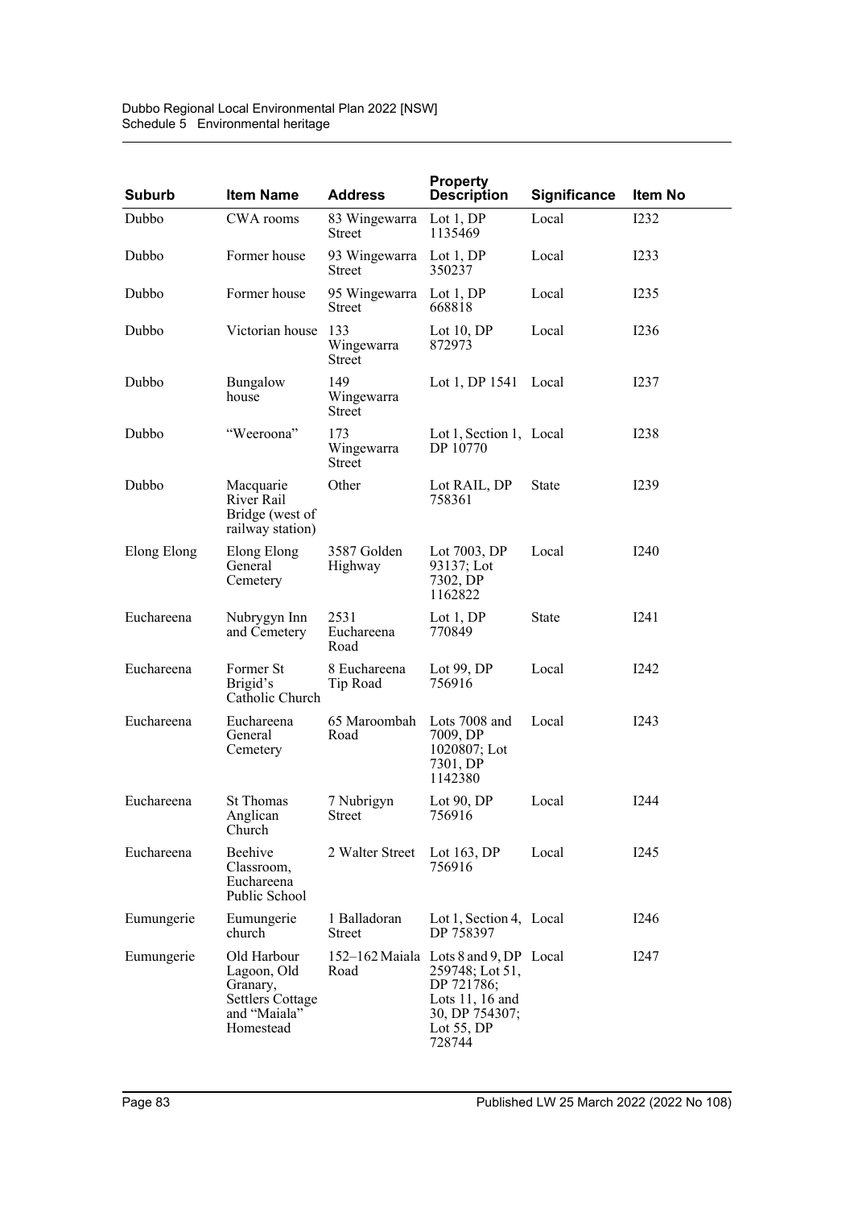| Suburb | Item Name | Address | Property Description | Significance | Item No |
|---|---|---|---|---|---|
| Dubbo | CWA rooms | 83 Wingewarra Street | Lot 1, DP 1135469 | Local | I232 |
| Dubbo | Former house | 93 Wingewarra Street | Lot 1, DP 350237 | Local | I233 |
| Dubbo | Former house | 95 Wingewarra Street | Lot 1, DP 668818 | Local | I235 |
| Dubbo | Victorian house | 133 Wingewarra Street | Lot 10, DP 872973 | Local | I236 |
| Dubbo | Bungalow house | 149 Wingewarra Street | Lot 1, DP 1541 | Local | I237 |
| Dubbo | "Weeroona" | 173 Wingewarra Street | Lot 1, Section 1, DP 10770 | Local | I238 |
| Dubbo | Macquarie River Rail Bridge (west of railway station) | Other | Lot RAIL, DP 758361 | State | I239 |
| Elong Elong | Elong Elong General Cemetery | 3587 Golden Highway | Lot 7003, DP 93137; Lot 7302, DP 1162822 | Local | I240 |
| Euchareena | Nubrygyn Inn and Cemetery | 2531 Euchareena Road | Lot 1, DP 770849 | State | I241 |
| Euchareena | Former St Brigid's Catholic Church | 8 Euchareena Tip Road | Lot 99, DP 756916 | Local | I242 |
| Euchareena | Euchareena General Cemetery | 65 Maroombah Road | Lots 7008 and 7009, DP 1020807; Lot 7301, DP 1142380 | Local | I243 |
| Euchareena | St Thomas Anglican Church | 7 Nubrigyn Street | Lot 90, DP 756916 | Local | I244 |
| Euchareena | Beehive Classroom, Euchareena Public School | 2 Walter Street | Lot 163, DP 756916 | Local | I245 |
| Eumungerie | Eumungerie church | 1 Balladoran Street | Lot 1, Section 4, DP 758397 | Local | I246 |
| Eumungerie | Old Harbour Lagoon, Old Granary, Settlers Cottage and "Maiala" Homestead | 152–162 Maiala Road | Lots 8 and 9, DP 259748; Lot 51, DP 721786; Lots 11, 16 and 30, DP 754307; Lot 55, DP 728744 | Local | I247 |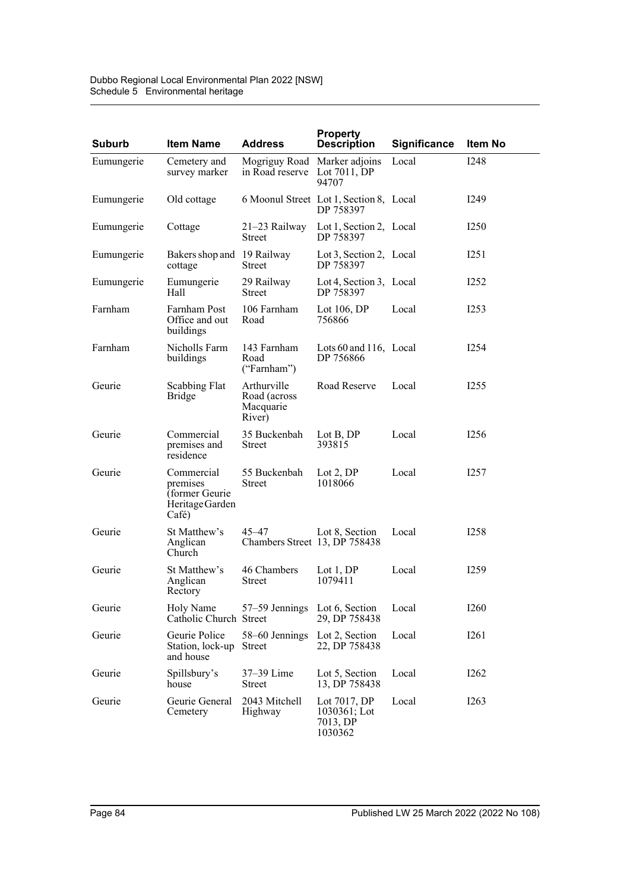| Suburb | Item Name | Address | Property Description | Significance | Item No |
|---|---|---|---|---|---|
| Eumungerie | Cemetery and survey marker | Mogriguy Road in Road reserve | Marker adjoins Lot 7011, DP 94707 | Local | I248 |
| Eumungerie | Old cottage | 6 Moonul Street | Lot 1, Section 8, DP 758397 | Local | I249 |
| Eumungerie | Cottage | 21–23 Railway Street | Lot 1, Section 2, DP 758397 | Local | I250 |
| Eumungerie | Bakers shop and cottage | 19 Railway Street | Lot 3, Section 2, DP 758397 | Local | I251 |
| Eumungerie | Eumungerie Hall | 29 Railway Street | Lot 4, Section 3, DP 758397 | Local | I252 |
| Farnham | Farnham Post Office and out buildings | 106 Farnham Road | Lot 106, DP 756866 | Local | I253 |
| Farnham | Nicholls Farm buildings | 143 Farnham Road ("Farnham") | Lots 60 and 116, DP 756866 | Local | I254 |
| Geurie | Scabbing Flat Bridge | Arthurville Road (across Macquarie River) | Road Reserve | Local | I255 |
| Geurie | Commercial premises and residence | 35 Buckenbah Street | Lot B, DP 393815 | Local | I256 |
| Geurie | Commercial premises (former Geurie Heritage Garden Café) | 55 Buckenbah Street | Lot 2, DP 1018066 | Local | I257 |
| Geurie | St Matthew's Anglican Church | 45–47 Chambers Street | Lot 8, Section 13, DP 758438 | Local | I258 |
| Geurie | St Matthew's Anglican Rectory | 46 Chambers Street | Lot 1, DP 1079411 | Local | I259 |
| Geurie | Holy Name Catholic Church | 57–59 Jennings Street | Lot 6, Section 29, DP 758438 | Local | I260 |
| Geurie | Geurie Police Station, lock-up and house | 58–60 Jennings Street | Lot 2, Section 22, DP 758438 | Local | I261 |
| Geurie | Spillsbury's house | 37–39 Lime Street | Lot 5, Section 13, DP 758438 | Local | I262 |
| Geurie | Geurie General Cemetery | 2043 Mitchell Highway | Lot 7017, DP 1030361; Lot 7013, DP 1030362 | Local | I263 |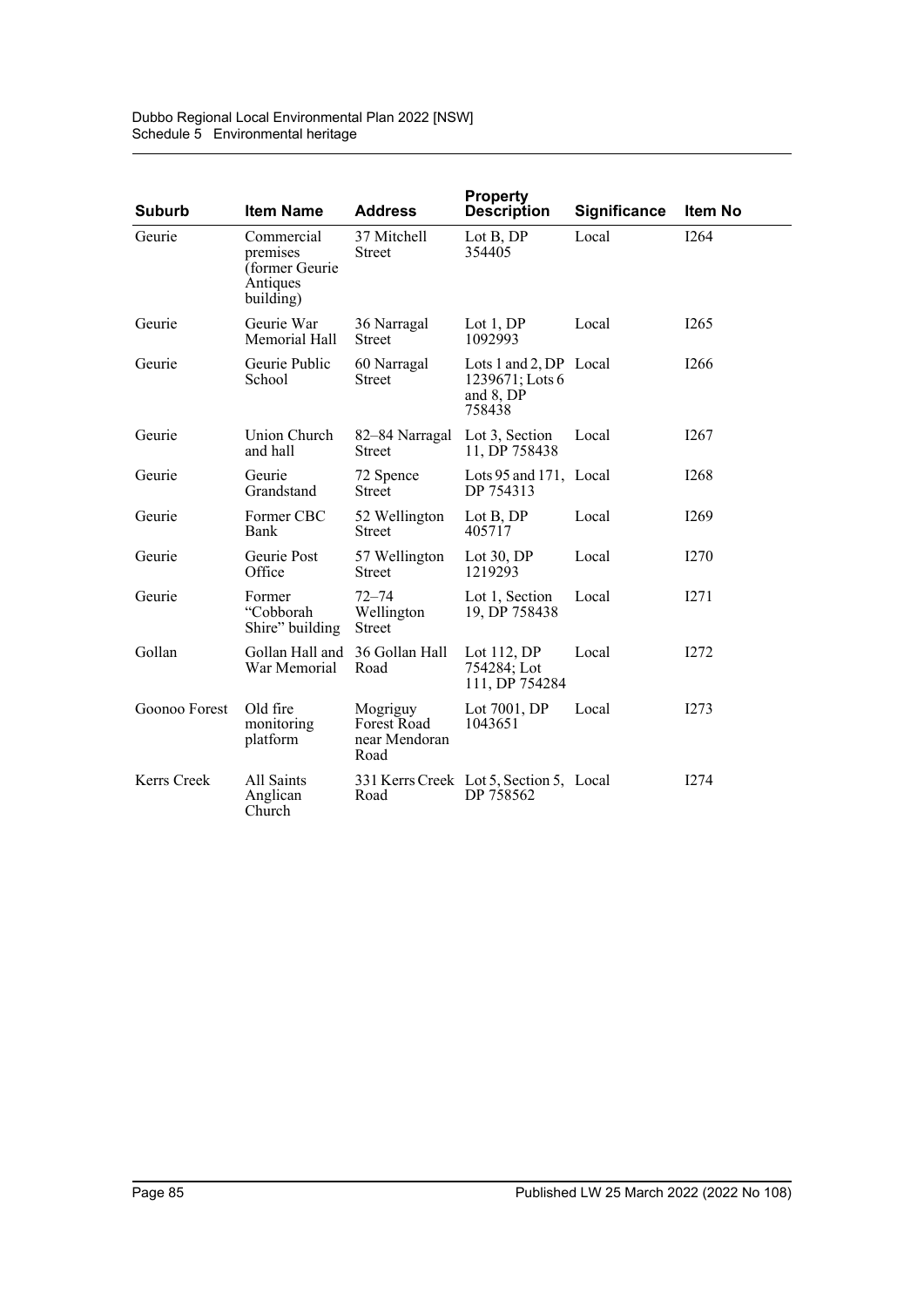| Suburb | Item Name | Address | Property Description | Significance | Item No |
|---|---|---|---|---|---|
| Geurie | Commercial premises (former Geurie Antiques building) | 37 Mitchell Street | Lot B, DP 354405 | Local | I264 |
| Geurie | Geurie War Memorial Hall | 36 Narragal Street | Lot 1, DP 1092993 | Local | I265 |
| Geurie | Geurie Public School | 60 Narragal Street | Lots 1 and 2, DP 1239671; Lots 6 and 8, DP 758438 | Local | I266 |
| Geurie | Union Church and hall | 82–84 Narragal Street | Lot 3, Section 11, DP 758438 | Local | I267 |
| Geurie | Geurie Grandstand | 72 Spence Street | Lots 95 and 171, DP 754313 | Local | I268 |
| Geurie | Former CBC Bank | 52 Wellington Street | Lot B, DP 405717 | Local | I269 |
| Geurie | Geurie Post Office | 57 Wellington Street | Lot 30, DP 1219293 | Local | I270 |
| Geurie | Former "Cobborah Shire" building | 72–74 Wellington Street | Lot 1, Section 19, DP 758438 | Local | I271 |
| Gollan | Gollan Hall and War Memorial | 36 Gollan Hall Road | Lot 112, DP 754284; Lot 111, DP 754284 | Local | I272 |
| Goonoo Forest | Old fire monitoring platform | Mogriguy Forest Road near Mendoran Road | Lot 7001, DP 1043651 | Local | I273 |
| Kerrs Creek | All Saints Anglican Church | 331 Kerrs Creek Road | Lot 5, Section 5, DP 758562 | Local | I274 |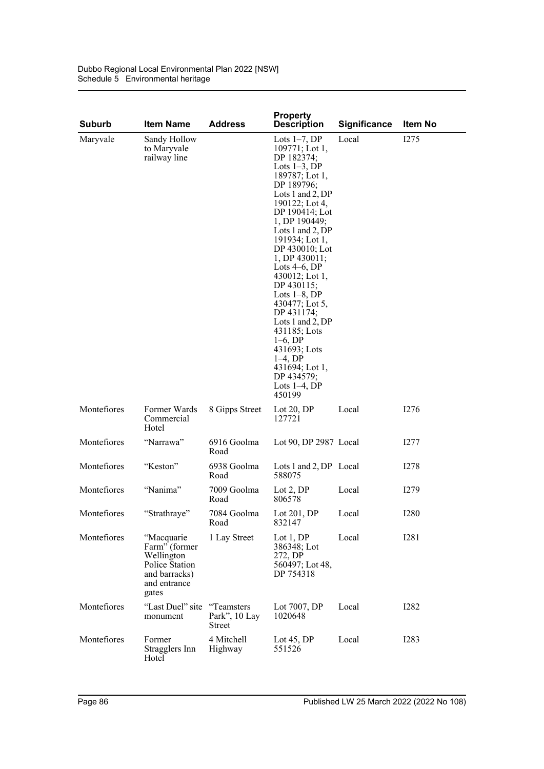| Suburb | Item Name | Address | Property Description | Significance | Item No |
|---|---|---|---|---|---|
| Maryvale | Sandy Hollow to Maryvale railway line | | Lots 1–7, DP 109771; Lot 1, DP 182374; Lots 1–3, DP 189787; Lot 1, DP 189796; Lots 1 and 2, DP 190122; Lot 4, DP 190414; Lot 1, DP 190449; Lots 1 and 2, DP 191934; Lot 1, DP 430010; Lot 1, DP 430011; Lots 4–6, DP 430012; Lot 1, DP 430115; Lots 1–8, DP 430477; Lot 5, DP 431174; Lots 1 and 2, DP 431185; Lots 1–6, DP 431693; Lots 1–4, DP 431694; Lot 1, DP 434579; Lots 1–4, DP 450199 | Local | I275 |
| Montefiores | Former Wards Commercial Hotel | 8 Gipps Street | Lot 20, DP 127721 | Local | I276 |
| Montefiores | "Narrawa" | 6916 Goolma Road | Lot 90, DP 2987 | Local | I277 |
| Montefiores | "Keston" | 6938 Goolma Road | Lots 1 and 2, DP 588075 | Local | I278 |
| Montefiores | "Nanima" | 7009 Goolma Road | Lot 2, DP 806578 | Local | I279 |
| Montefiores | "Strathraye" | 7084 Goolma Road | Lot 201, DP 832147 | Local | I280 |
| Montefiores | "Macquarie Farm" (former Wellington Police Station and barracks) and entrance gates | 1 Lay Street | Lot 1, DP 386348; Lot 272, DP 560497; Lot 48, DP 754318 | Local | I281 |
| Montefiores | "Last Duel" site monument | "Teamsters Park", 10 Lay Street | Lot 7007, DP 1020648 | Local | I282 |
| Montefiores | Former Stragglers Inn Hotel | 4 Mitchell Highway | Lot 45, DP 551526 | Local | I283 |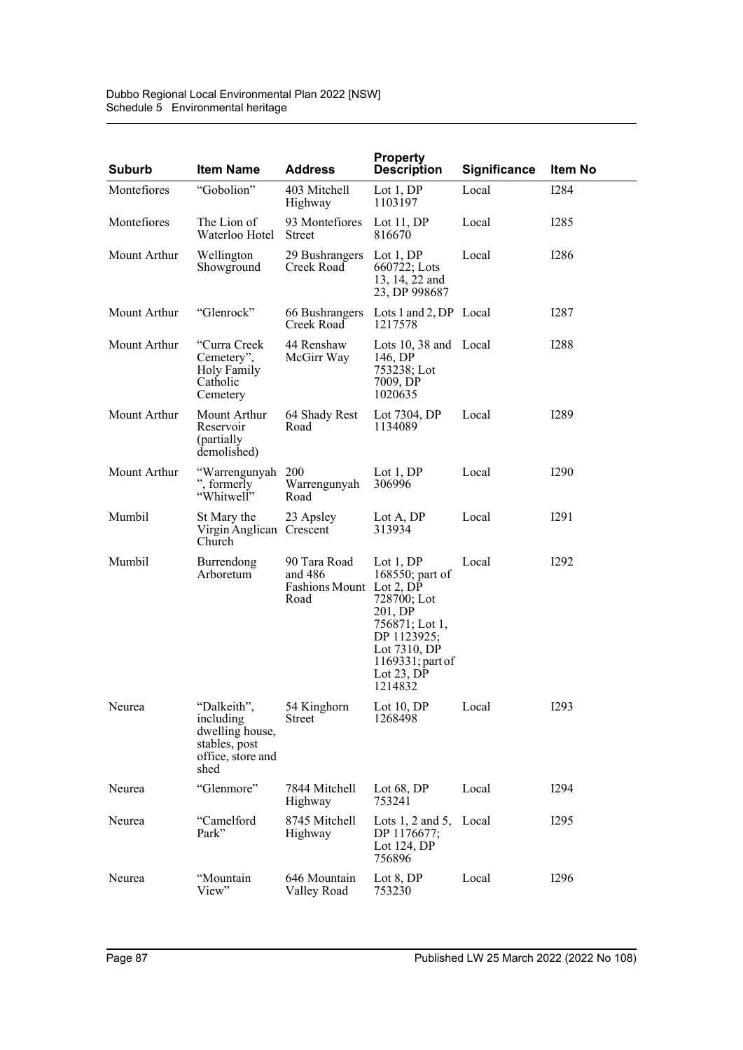| Suburb | Item Name | Address | Property Description | Significance | Item No |
|---|---|---|---|---|---|
| Montefiores | "Gobolion" | 403 Mitchell Highway | Lot 1, DP 1103197 | Local | I284 |
| Montefiores | The Lion of Waterloo Hotel | 93 Montefiores Street | Lot 11, DP 816670 | Local | I285 |
| Mount Arthur | Wellington Showground | 29 Bushrangers Creek Road | Lot 1, DP 660722; Lots 13, 14, 22 and 23, DP 998687 | Local | I286 |
| Mount Arthur | "Glenrock" | 66 Bushrangers Creek Road | Lots 1 and 2, DP 1217578 | Local | I287 |
| Mount Arthur | "Curra Creek Cemetery", Holy Family Catholic Cemetery | 44 Renshaw McGirr Way | Lots 10, 38 and 146, DP 753238; Lot 7009, DP 1020635 | Local | I288 |
| Mount Arthur | Mount Arthur Reservoir (partially demolished) | 64 Shady Rest Road | Lot 7304, DP 1134089 | Local | I289 |
| Mount Arthur | "Warrengunyah", formerly "Whitwell" | 200 Warrengunyah Road | Lot 1, DP 306996 | Local | I290 |
| Mumbil | St Mary the Virgin Anglican Church | 23 Apsley Crescent | Lot A, DP 313934 | Local | I291 |
| Mumbil | Burrendong Arboretum | 90 Tara Road and 486 Fashions Mount Road | Lot 1, DP 168550; part of Lot 2, DP 728700; Lot 201, DP 756871; Lot 1, DP 1123925; Lot 7310, DP 1169331; part of Lot 23, DP 1214832 | Local | I292 |
| Neurea | "Dalkeith", including dwelling house, stables, post office, store and shed | 54 Kinghorn Street | Lot 10, DP 1268498 | Local | I293 |
| Neurea | "Glenmore" | 7844 Mitchell Highway | Lot 68, DP 753241 | Local | I294 |
| Neurea | "Camelford Park" | 8745 Mitchell Highway | Lots 1, 2 and 5, DP 1176677; Lot 124, DP 756896 | Local | I295 |
| Neurea | "Mountain View" | 646 Mountain Valley Road | Lot 8, DP 753230 | Local | I296 |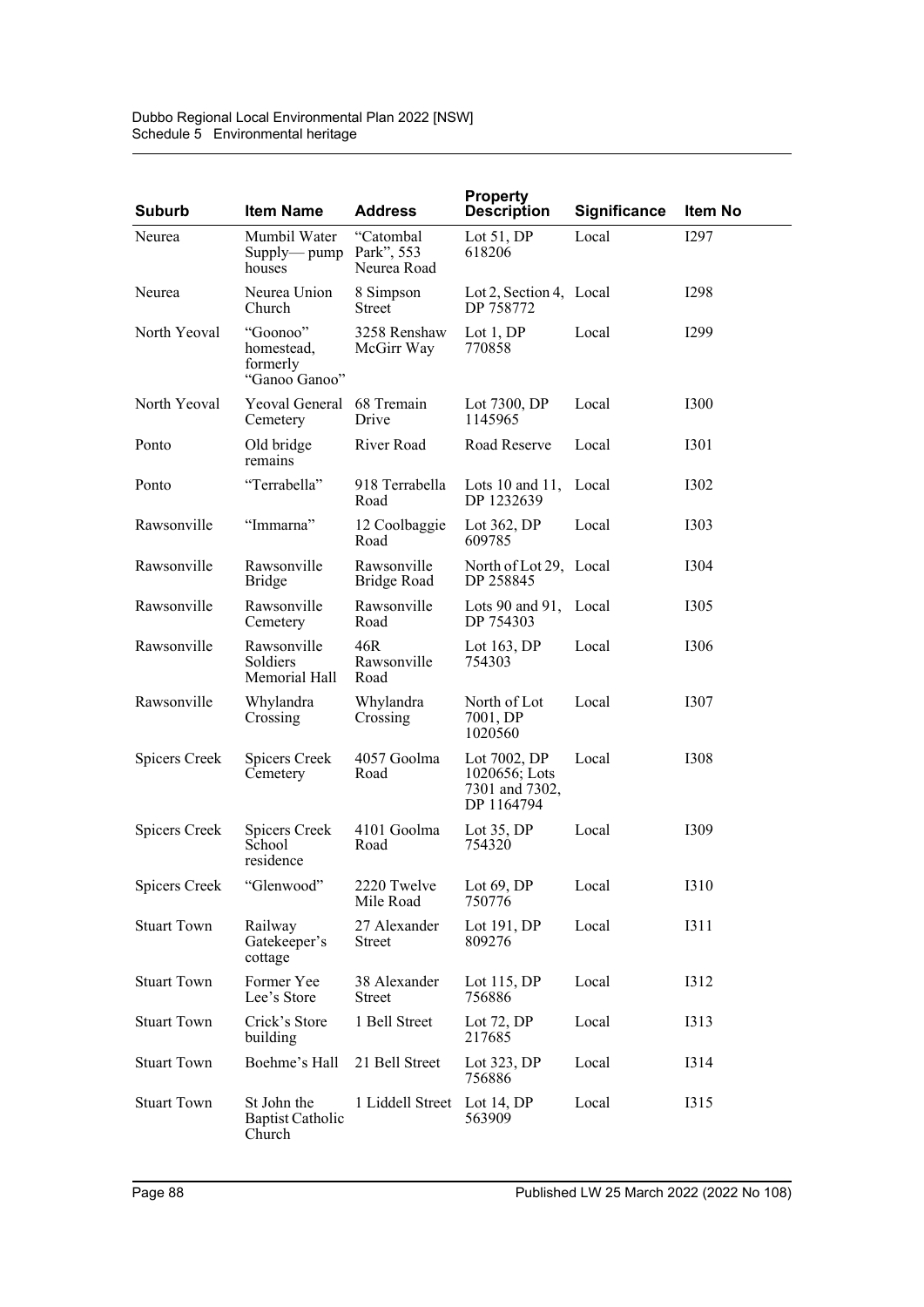| Suburb | Item Name | Address | Property Description | Significance | Item No |
|---|---|---|---|---|---|
| Neurea | Mumbil Water Supply— pump houses | "Catombal Park", 553 Neurea Road | Lot 51, DP 618206 | Local | I297 |
| Neurea | Neurea Union Church | 8 Simpson Street | Lot 2, Section 4, DP 758772 | Local | I298 |
| North Yeoval | "Goonoo" homestead, formerly "Ganoo Ganoo" | 3258 Renshaw McGirr Way | Lot 1, DP 770858 | Local | I299 |
| North Yeoval | Yeoval General Cemetery | 68 Tremain Drive | Lot 7300, DP 1145965 | Local | I300 |
| Ponto | Old bridge remains | River Road | Road Reserve | Local | I301 |
| Ponto | "Terrabella" | 918 Terrabella Road | Lots 10 and 11, DP 1232639 | Local | I302 |
| Rawsonville | "Immarna" | 12 Coolbaggie Road | Lot 362, DP 609785 | Local | I303 |
| Rawsonville | Rawsonville Bridge | Rawsonville Bridge Road | North of Lot 29, DP 258845 | Local | I304 |
| Rawsonville | Rawsonville Cemetery | Rawsonville Road | Lots 90 and 91, DP 754303 | Local | I305 |
| Rawsonville | Rawsonville Soldiers Memorial Hall | 46R Rawsonville Road | Lot 163, DP 754303 | Local | I306 |
| Rawsonville | Whylandra Crossing | Whylandra Crossing | North of Lot 7001, DP 1020560 | Local | I307 |
| Spicers Creek | Spicers Creek Cemetery | 4057 Goolma Road | Lot 7002, DP 1020656; Lots 7301 and 7302, DP 1164794 | Local | I308 |
| Spicers Creek | Spicers Creek School residence | 4101 Goolma Road | Lot 35, DP 754320 | Local | I309 |
| Spicers Creek | "Glenwood" | 2220 Twelve Mile Road | Lot 69, DP 750776 | Local | I310 |
| Stuart Town | Railway Gatekeeper's cottage | 27 Alexander Street | Lot 191, DP 809276 | Local | I311 |
| Stuart Town | Former Yee Lee's Store | 38 Alexander Street | Lot 115, DP 756886 | Local | I312 |
| Stuart Town | Crick's Store building | 1 Bell Street | Lot 72, DP 217685 | Local | I313 |
| Stuart Town | Boehme's Hall | 21 Bell Street | Lot 323, DP 756886 | Local | I314 |
| Stuart Town | St John the Baptist Catholic Church | 1 Liddell Street | Lot 14, DP 563909 | Local | I315 |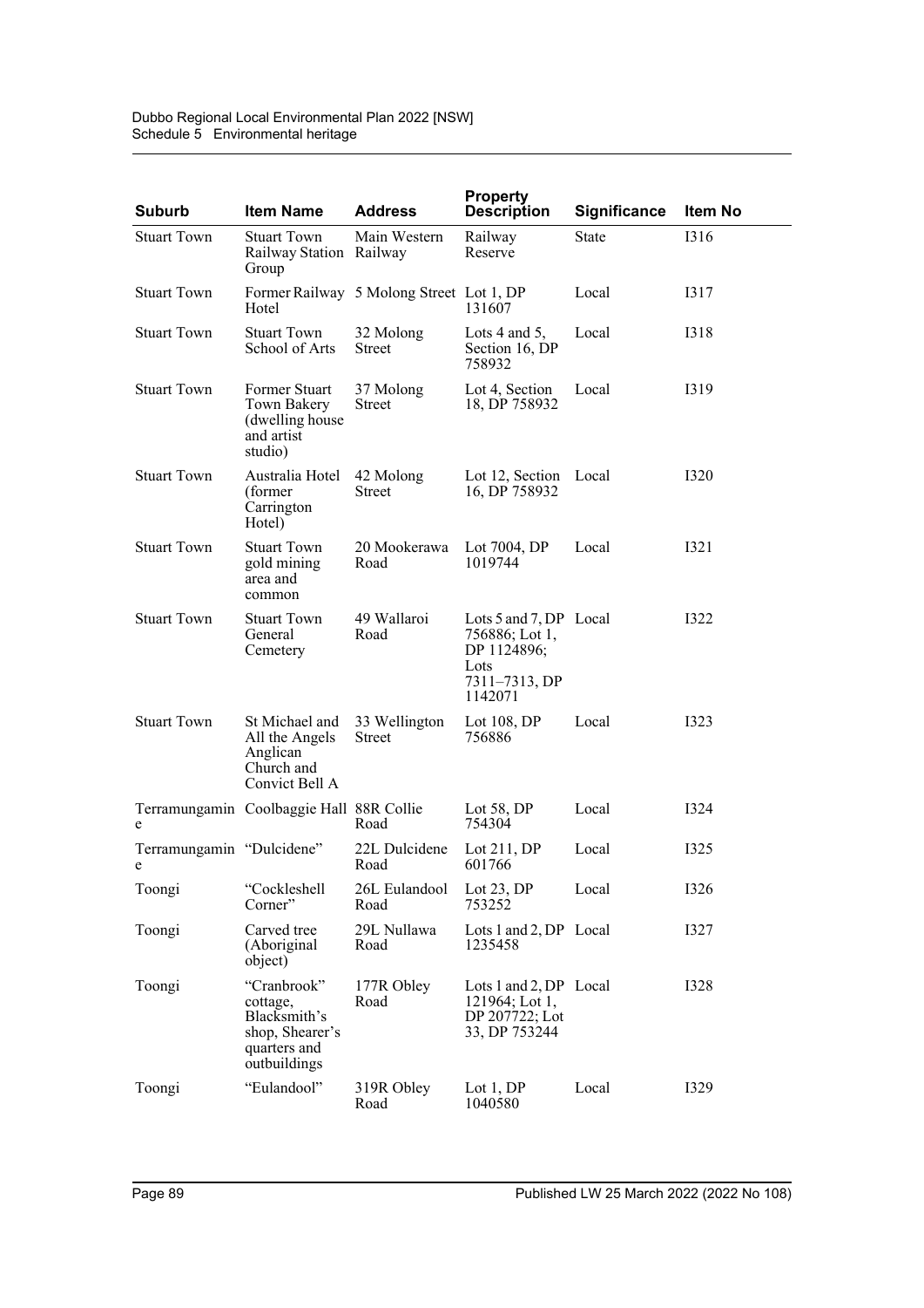| Suburb | Item Name | Address | Property Description | Significance | Item No |
|---|---|---|---|---|---|
| Stuart Town | Stuart Town Railway Station Group | Main Western Railway | Railway Reserve | State | I316 |
| Stuart Town | Former Railway Hotel | 5 Molong Street | Lot 1, DP 131607 | Local | I317 |
| Stuart Town | Stuart Town School of Arts | 32 Molong Street | Lots 4 and 5, Section 16, DP 758932 | Local | I318 |
| Stuart Town | Former Stuart Town Bakery (dwelling house and artist studio) | 37 Molong Street | Lot 4, Section 18, DP 758932 | Local | I319 |
| Stuart Town | Australia Hotel (former Carrington Hotel) | 42 Molong Street | Lot 12, Section 16, DP 758932 | Local | I320 |
| Stuart Town | Stuart Town gold mining area and common | 20 Mookerawa Road | Lot 7004, DP 1019744 | Local | I321 |
| Stuart Town | Stuart Town General Cemetery | 49 Wallaroi Road | Lots 5 and 7, DP 756886; Lot 1, DP 1124896; Lots 7311–7313, DP 1142071 | Local | I322 |
| Stuart Town | St Michael and All the Angels Anglican Church and Convict Bell A | 33 Wellington Street | Lot 108, DP 756886 | Local | I323 |
| Terramungamine | Coolbaggie Hall | 88R Collie Road | Lot 58, DP 754304 | Local | I324 |
| Terramungamine | "Dulcidene" | 22L Dulcidene Road | Lot 211, DP 601766 | Local | I325 |
| Toongi | "Cockleshell Corner" | 26L Eulandool Road | Lot 23, DP 753252 | Local | I326 |
| Toongi | Carved tree (Aboriginal object) | 29L Nullawa Road | Lots 1 and 2, DP 1235458 | Local | I327 |
| Toongi | "Cranbrook" cottage, Blacksmith's shop, Shearer's quarters and outbuildings | 177R Obley Road | Lots 1 and 2, DP 121964; Lot 1, DP 207722; Lot 33, DP 753244 | Local | I328 |
| Toongi | "Eulandool" | 319R Obley Road | Lot 1, DP 1040580 | Local | I329 |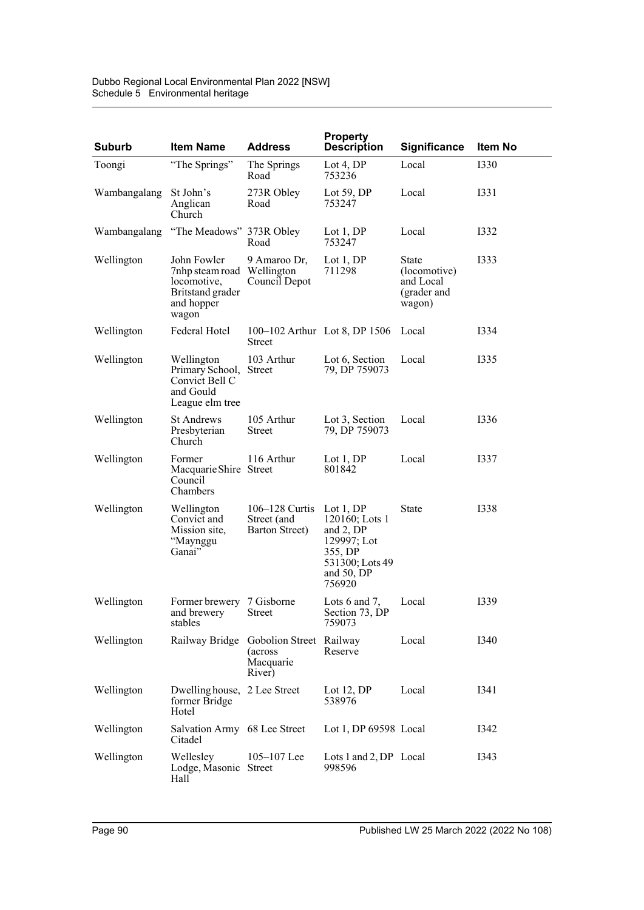| Suburb | Item Name | Address | Property Description | Significance | Item No |
|---|---|---|---|---|---|
| Toongi | "The Springs" | The Springs Road | Lot 4, DP 753236 | Local | I330 |
| Wambangalang | St John's Anglican Church | 273R Obley Road | Lot 59, DP 753247 | Local | I331 |
| Wambangalang | "The Meadows" | 373R Obley Road | Lot 1, DP 753247 | Local | I332 |
| Wellington | John Fowler 7nhp steam road locomotive, Britstand grader and hopper wagon | 9 Amaroo Dr, Wellington Council Depot | Lot 1, DP 711298 | State (locomotive) and Local (grader and wagon) | I333 |
| Wellington | Federal Hotel | 100–102 Arthur Street | Lot 8, DP 1506 | Local | I334 |
| Wellington | Wellington Primary School, Convict Bell C and Gould League elm tree | 103 Arthur Street | Lot 6, Section 79, DP 759073 | Local | I335 |
| Wellington | St Andrews Presbyterian Church | 105 Arthur Street | Lot 3, Section 79, DP 759073 | Local | I336 |
| Wellington | Former Macquarie Shire Council Chambers | 116 Arthur Street | Lot 1, DP 801842 | Local | I337 |
| Wellington | Wellington Convict and Mission site, "Maynggu Ganai" | 106–128 Curtis Street (and Barton Street) | Lot 1, DP 120160; Lots 1 and 2, DP 129997; Lot 355, DP 531300; Lots 49 and 50, DP 756920 | State | I338 |
| Wellington | Former brewery and brewery stables | 7 Gisborne Street | Lots 6 and 7, Section 73, DP 759073 | Local | I339 |
| Wellington | Railway Bridge | Gobolion Street (across Macquarie River) | Railway Reserve | Local | I340 |
| Wellington | Dwelling house, former Bridge Hotel | 2 Lee Street | Lot 12, DP 538976 | Local | I341 |
| Wellington | Salvation Army Citadel | 68 Lee Street | Lot 1, DP 69598 | Local | I342 |
| Wellington | Wellesley Lodge, Masonic Hall | 105–107 Lee Street | Lots 1 and 2, DP 998596 | Local | I343 |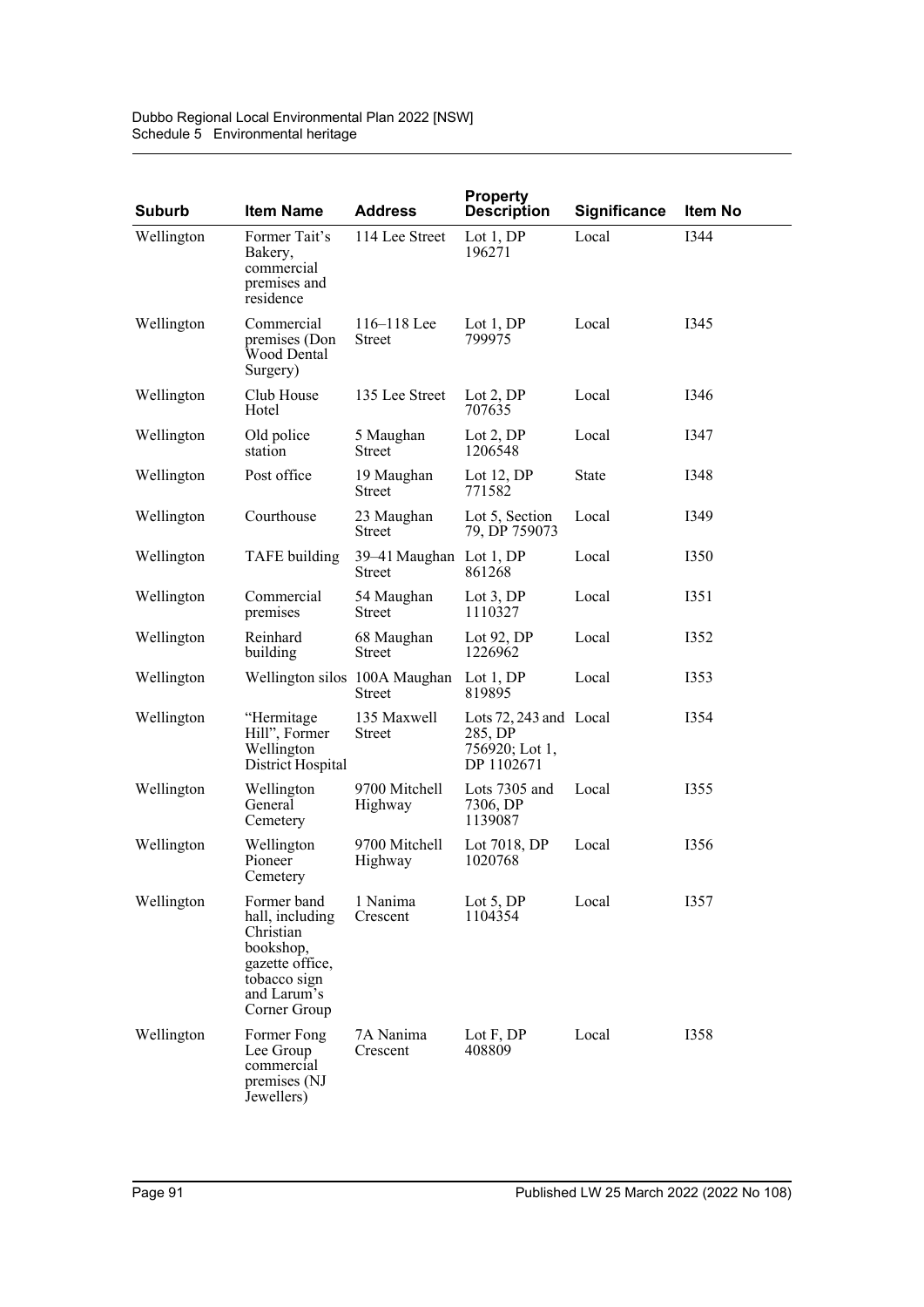| Suburb | Item Name | Address | Property Description | Significance | Item No |
|---|---|---|---|---|---|
| Wellington | Former Tait's Bakery, commercial premises and residence | 114 Lee Street | Lot 1, DP 196271 | Local | I344 |
| Wellington | Commercial premises (Don Wood Dental Surgery) | 116–118 Lee Street | Lot 1, DP 799975 | Local | I345 |
| Wellington | Club House Hotel | 135 Lee Street | Lot 2, DP 707635 | Local | I346 |
| Wellington | Old police station | 5 Maughan Street | Lot 2, DP 1206548 | Local | I347 |
| Wellington | Post office | 19 Maughan Street | Lot 12, DP 771582 | State | I348 |
| Wellington | Courthouse | 23 Maughan Street | Lot 5, Section 79, DP 759073 | Local | I349 |
| Wellington | TAFE building | 39–41 Maughan Street | Lot 1, DP 861268 | Local | I350 |
| Wellington | Commercial premises | 54 Maughan Street | Lot 3, DP 1110327 | Local | I351 |
| Wellington | Reinhard building | 68 Maughan Street | Lot 92, DP 1226962 | Local | I352 |
| Wellington | Wellington silos | 100A Maughan Street | Lot 1, DP 819895 | Local | I353 |
| Wellington | "Hermitage Hill", Former Wellington District Hospital | 135 Maxwell Street | Lots 72, 243 and 285, DP 756920; Lot 1, DP 1102671 | Local | I354 |
| Wellington | Wellington General Cemetery | 9700 Mitchell Highway | Lots 7305 and 7306, DP 1139087 | Local | I355 |
| Wellington | Wellington Pioneer Cemetery | 9700 Mitchell Highway | Lot 7018, DP 1020768 | Local | I356 |
| Wellington | Former band hall, including Christian bookshop, gazette office, tobacco sign and Larum's Corner Group | 1 Nanima Crescent | Lot 5, DP 1104354 | Local | I357 |
| Wellington | Former Fong Lee Group commercial premises (NJ Jewellers) | 7A Nanima Crescent | Lot F, DP 408809 | Local | I358 |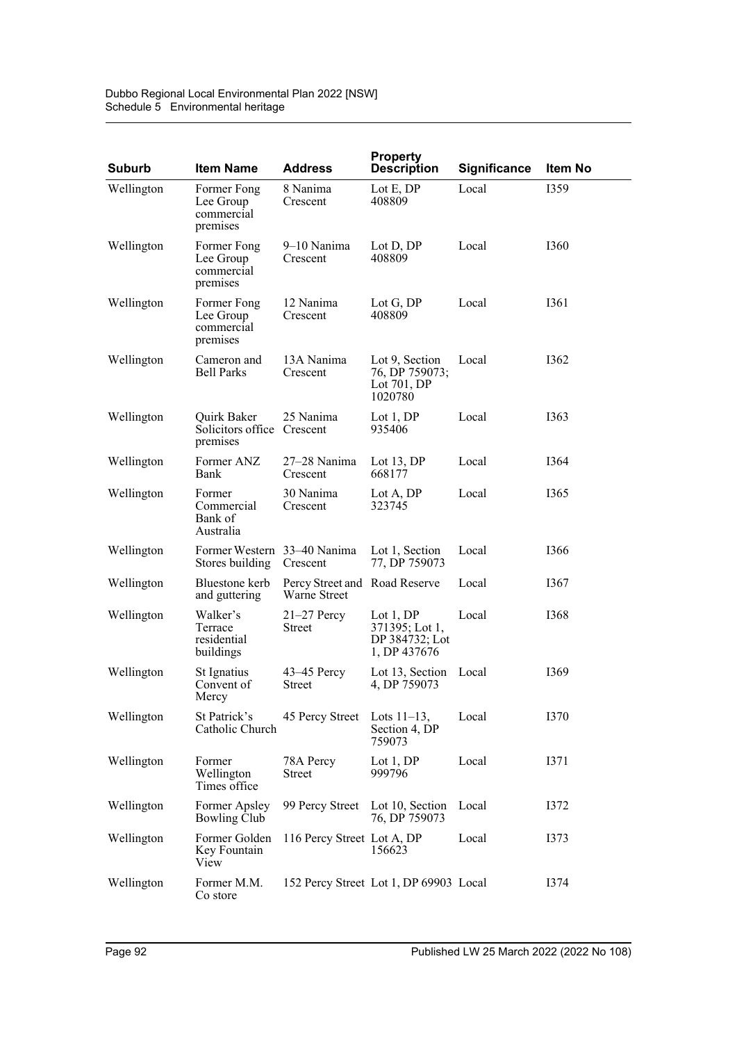| Suburb | Item Name | Address | Property Description | Significance | Item No |
|---|---|---|---|---|---|
| Wellington | Former Fong Lee Group commercial premises | 8 Nanima Crescent | Lot E, DP 408809 | Local | I359 |
| Wellington | Former Fong Lee Group commercial premises | 9–10 Nanima Crescent | Lot D, DP 408809 | Local | I360 |
| Wellington | Former Fong Lee Group commercial premises | 12 Nanima Crescent | Lot G, DP 408809 | Local | I361 |
| Wellington | Cameron and Bell Parks | 13A Nanima Crescent | Lot 9, Section 76, DP 759073; Lot 701, DP 1020780 | Local | I362 |
| Wellington | Quirk Baker Solicitors office premises | 25 Nanima Crescent | Lot 1, DP 935406 | Local | I363 |
| Wellington | Former ANZ Bank | 27–28 Nanima Crescent | Lot 13, DP 668177 | Local | I364 |
| Wellington | Former Commercial Bank of Australia | 30 Nanima Crescent | Lot A, DP 323745 | Local | I365 |
| Wellington | Former Western Stores building | 33–40 Nanima Crescent | Lot 1, Section 77, DP 759073 | Local | I366 |
| Wellington | Bluestone kerb and guttering | Percy Street and Warne Street | Road Reserve | Local | I367 |
| Wellington | Walker's Terrace residential buildings | 21–27 Percy Street | Lot 1, DP 371395; Lot 1, DP 384732; Lot 1, DP 437676 | Local | I368 |
| Wellington | St Ignatius Convent of Mercy | 43–45 Percy Street | Lot 13, Section 4, DP 759073 | Local | I369 |
| Wellington | St Patrick's Catholic Church | 45 Percy Street | Lots 11–13, Section 4, DP 759073 | Local | I370 |
| Wellington | Former Wellington Times office | 78A Percy Street | Lot 1, DP 999796 | Local | I371 |
| Wellington | Former Apsley Bowling Club | 99 Percy Street | Lot 10, Section 76, DP 759073 | Local | I372 |
| Wellington | Former Golden Key Fountain View | 116 Percy Street | Lot A, DP 156623 | Local | I373 |
| Wellington | Former M.M. Co store | 152 Percy Street | Lot 1, DP 69903 | Local | I374 |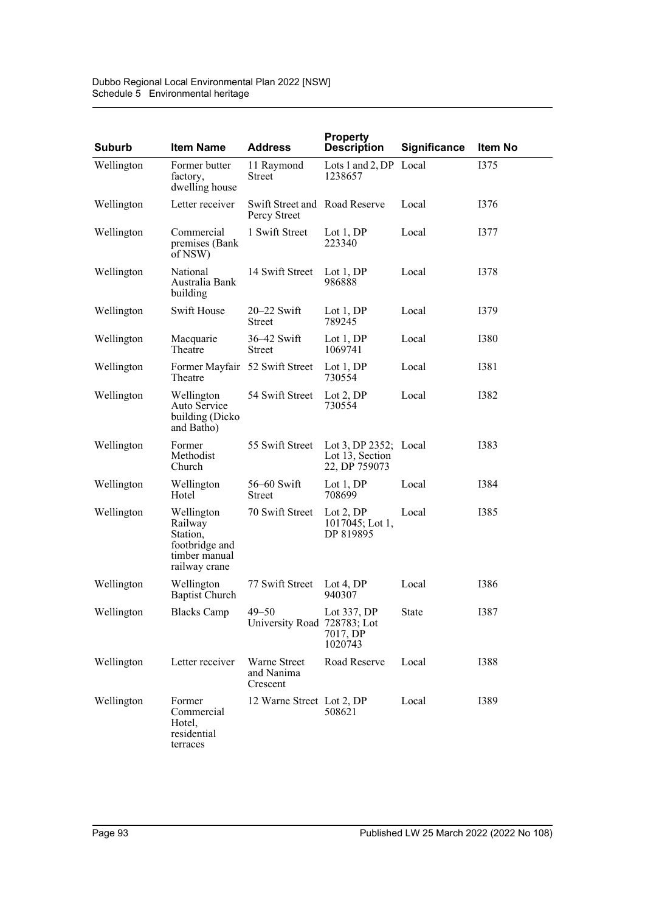| Suburb | Item Name | Address | Property Description | Significance | Item No |
|---|---|---|---|---|---|
| Wellington | Former butter factory, dwelling house | 11 Raymond Street | Lots 1 and 2, DP 1238657 | Local | I375 |
| Wellington | Letter receiver | Swift Street and Percy Street | Road Reserve | Local | I376 |
| Wellington | Commercial premises (Bank of NSW) | 1 Swift Street | Lot 1, DP 223340 | Local | I377 |
| Wellington | National Australia Bank building | 14 Swift Street | Lot 1, DP 986888 | Local | I378 |
| Wellington | Swift House | 20–22 Swift Street | Lot 1, DP 789245 | Local | I379 |
| Wellington | Macquarie Theatre | 36–42 Swift Street | Lot 1, DP 1069741 | Local | I380 |
| Wellington | Former Mayfair Theatre | 52 Swift Street | Lot 1, DP 730554 | Local | I381 |
| Wellington | Wellington Auto Service building (Dicko and Batho) | 54 Swift Street | Lot 2, DP 730554 | Local | I382 |
| Wellington | Former Methodist Church | 55 Swift Street | Lot 3, DP 2352; Lot 13, Section 22, DP 759073 | Local | I383 |
| Wellington | Wellington Hotel | 56–60 Swift Street | Lot 1, DP 708699 | Local | I384 |
| Wellington | Wellington Railway Station, footbridge and timber manual railway crane | 70 Swift Street | Lot 2, DP 1017045; Lot 1, DP 819895 | Local | I385 |
| Wellington | Wellington Baptist Church | 77 Swift Street | Lot 4, DP 940307 | Local | I386 |
| Wellington | Blacks Camp | 49–50 University Road | Lot 337, DP 728783; Lot 7017, DP 1020743 | State | I387 |
| Wellington | Letter receiver | Warne Street and Nanima Crescent | Road Reserve | Local | I388 |
| Wellington | Former Commercial Hotel, residential terraces | 12 Warne Street | Lot 2, DP 508621 | Local | I389 |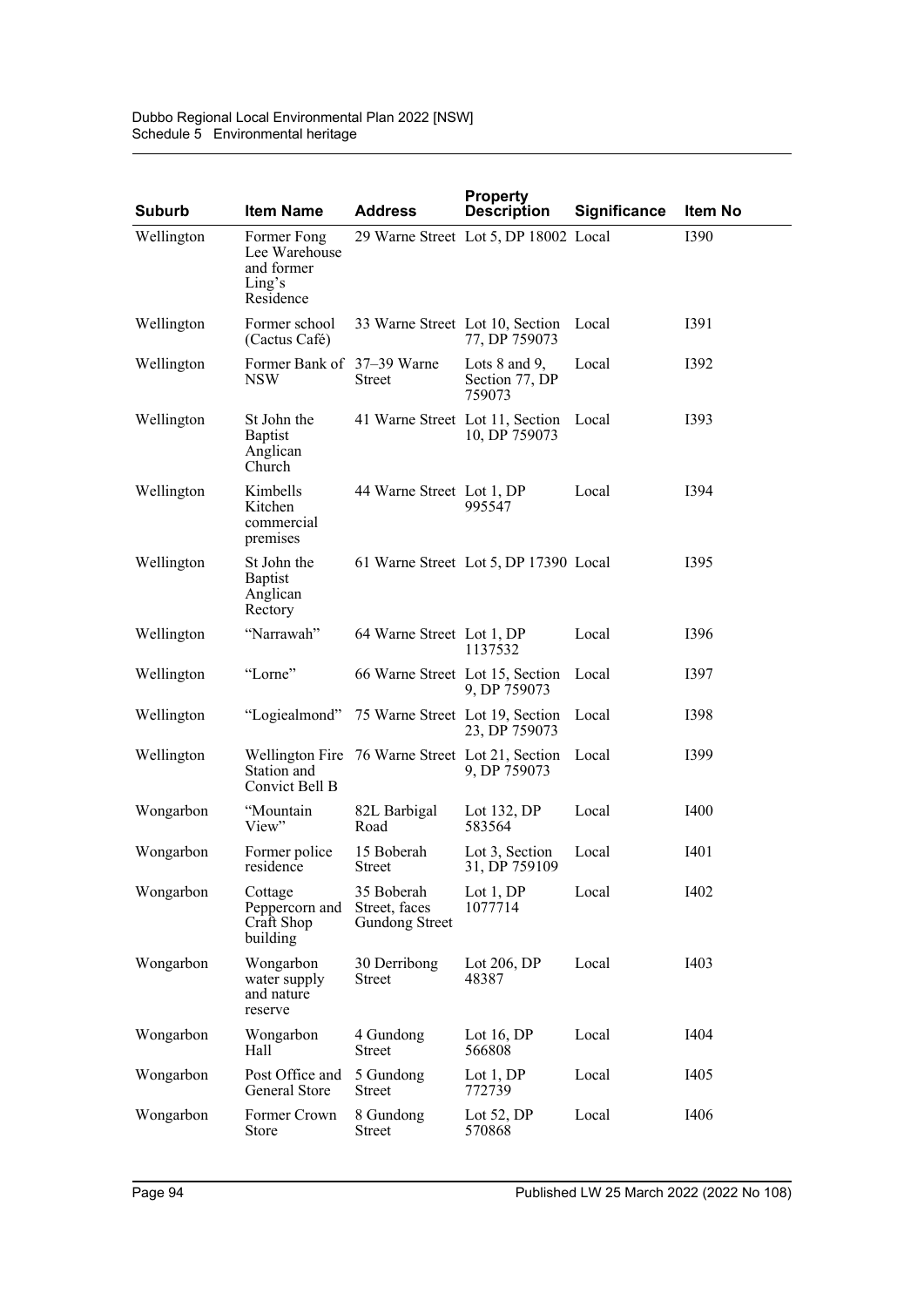| Suburb | Item Name | Address | Property Description | Significance | Item No |
|---|---|---|---|---|---|
| Wellington | Former Fong Lee Warehouse and former Ling’s Residence | 29 Warne Street | Lot 5, DP 18002 | Local | I390 |
| Wellington | Former school (Cactus Café) | 33 Warne Street | Lot 10, Section 77, DP 759073 | Local | I391 |
| Wellington | Former Bank of NSW | 37–39 Warne Street | Lots 8 and 9, Section 77, DP 759073 | Local | I392 |
| Wellington | St John the Baptist Anglican Church | 41 Warne Street | Lot 11, Section 10, DP 759073 | Local | I393 |
| Wellington | Kimbells Kitchen commercial premises | 44 Warne Street | Lot 1, DP 995547 | Local | I394 |
| Wellington | St John the Baptist Anglican Rectory | 61 Warne Street | Lot 5, DP 17390 | Local | I395 |
| Wellington | “Narrawah” | 64 Warne Street | Lot 1, DP 1137532 | Local | I396 |
| Wellington | “Lorne” | 66 Warne Street | Lot 15, Section 9, DP 759073 | Local | I397 |
| Wellington | “Logiealmond” | 75 Warne Street | Lot 19, Section 23, DP 759073 | Local | I398 |
| Wellington | Wellington Fire Station and Convict Bell B | 76 Warne Street | Lot 21, Section 9, DP 759073 | Local | I399 |
| Wongarbon | “Mountain View” | 82L Barbigal Road | Lot 132, DP 583564 | Local | I400 |
| Wongarbon | Former police residence | 15 Boberah Street | Lot 3, Section 31, DP 759109 | Local | I401 |
| Wongarbon | Cottage Peppercorn and Craft Shop building | 35 Boberah Street, faces Gundong Street | Lot 1, DP 1077714 | Local | I402 |
| Wongarbon | Wongarbon water supply and nature reserve | 30 Derribong Street | Lot 206, DP 48387 | Local | I403 |
| Wongarbon | Wongarbon Hall | 4 Gundong Street | Lot 16, DP 566808 | Local | I404 |
| Wongarbon | Post Office and General Store | 5 Gundong Street | Lot 1, DP 772739 | Local | I405 |
| Wongarbon | Former Crown Store | 8 Gundong Street | Lot 52, DP 570868 | Local | I406 |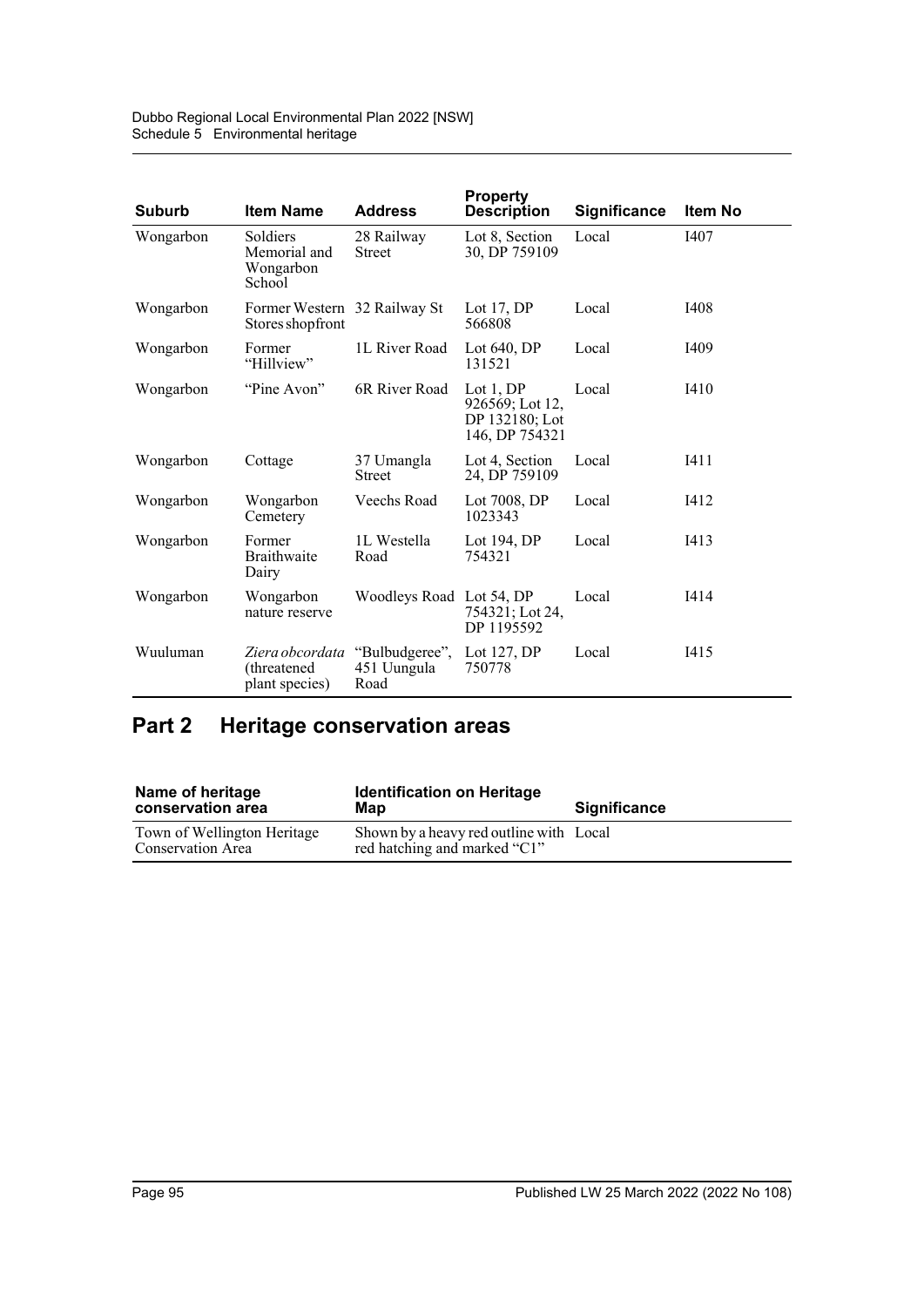| Suburb | Item Name | Address | Property Description | Significance | Item No |
|---|---|---|---|---|---|
| Wongarbon | Soldiers Memorial and Wongarbon School | 28 Railway Street | Lot 8, Section 30, DP 759109 | Local | I407 |
| Wongarbon | Former Western Stores shopfront | 32 Railway St | Lot 17, DP 566808 | Local | I408 |
| Wongarbon | Former "Hillview" | 1L River Road | Lot 640, DP 131521 | Local | I409 |
| Wongarbon | "Pine Avon" | 6R River Road | Lot 1, DP 926569; Lot 12, DP 132180; Lot 146, DP 754321 | Local | I410 |
| Wongarbon | Cottage | 37 Umangla Street | Lot 4, Section 24, DP 759109 | Local | I411 |
| Wongarbon | Wongarbon Cemetery | Veechs Road | Lot 7008, DP 1023343 | Local | I412 |
| Wongarbon | Former Braithwaite Dairy | 1L Westella Road | Lot 194, DP 754321 | Local | I413 |
| Wongarbon | Wongarbon nature reserve | Woodleys Road | Lot 54, DP 754321; Lot 24, DP 1195592 | Local | I414 |
| Wuuluman | *Ziera obcordata* (threatened plant species) | "Bulbudgeree", 451 Uungula Road | Lot 127, DP 750778 | Local | I415 |

## Part 2 Heritage conservation areas

| Name of heritage conservation area | Identification on Heritage Map | Significance |
|---|---|---|
| Town of Wellington Heritage Conservation Area | Shown by a heavy red outline with red hatching and marked "C1" | Local |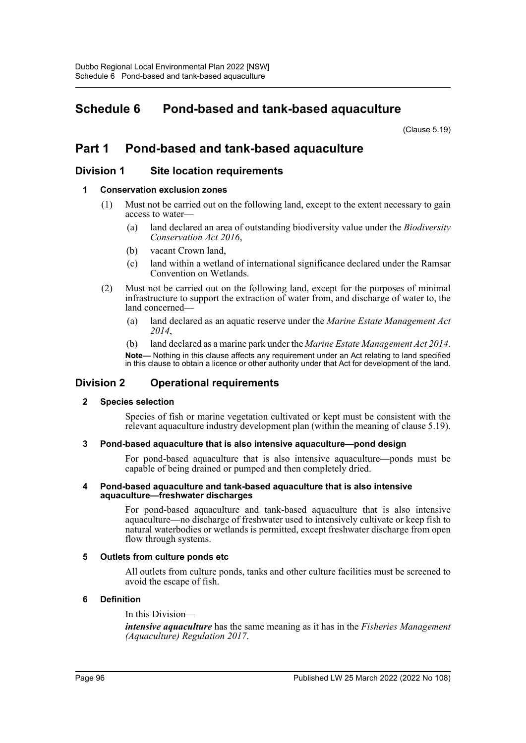# Schedule 6 Pond-based and tank-based aquaculture

(Clause 5.19)

## Part 1 Pond-based and tank-based aquaculture

### Division 1 Site location requirements

#### 1 Conservation exclusion zones

(1) Must not be carried out on the following land, except to the extent necessary to gain access to water—

(a) land declared an area of outstanding biodiversity value under the *Biodiversity Conservation Act 2016*,

(b) vacant Crown land,

(c) land within a wetland of international significance declared under the Ramsar Convention on Wetlands.

(2) Must not be carried out on the following land, except for the purposes of minimal infrastructure to support the extraction of water from, and discharge of water to, the land concerned—

(a) land declared as an aquatic reserve under the *Marine Estate Management Act 2014*,

(b) land declared as a marine park under the *Marine Estate Management Act 2014*.

**Note—** Nothing in this clause affects any requirement under an Act relating to land specified in this clause to obtain a licence or other authority under that Act for development of the land.

### Division 2 Operational requirements

#### 2 Species selection

Species of fish or marine vegetation cultivated or kept must be consistent with the relevant aquaculture industry development plan (within the meaning of clause 5.19).

#### 3 Pond-based aquaculture that is also intensive aquaculture—pond design

For pond-based aquaculture that is also intensive aquaculture—ponds must be capable of being drained or pumped and then completely dried.

#### 4 Pond-based aquaculture and tank-based aquaculture that is also intensive aquaculture—freshwater discharges

For pond-based aquaculture and tank-based aquaculture that is also intensive aquaculture—no discharge of freshwater used to intensively cultivate or keep fish to natural waterbodies or wetlands is permitted, except freshwater discharge from open flow through systems.

#### 5 Outlets from culture ponds etc

All outlets from culture ponds, tanks and other culture facilities must be screened to avoid the escape of fish.

#### 6 Definition

In this Division—

***intensive aquaculture*** has the same meaning as it has in the *Fisheries Management (Aquaculture) Regulation 2017*.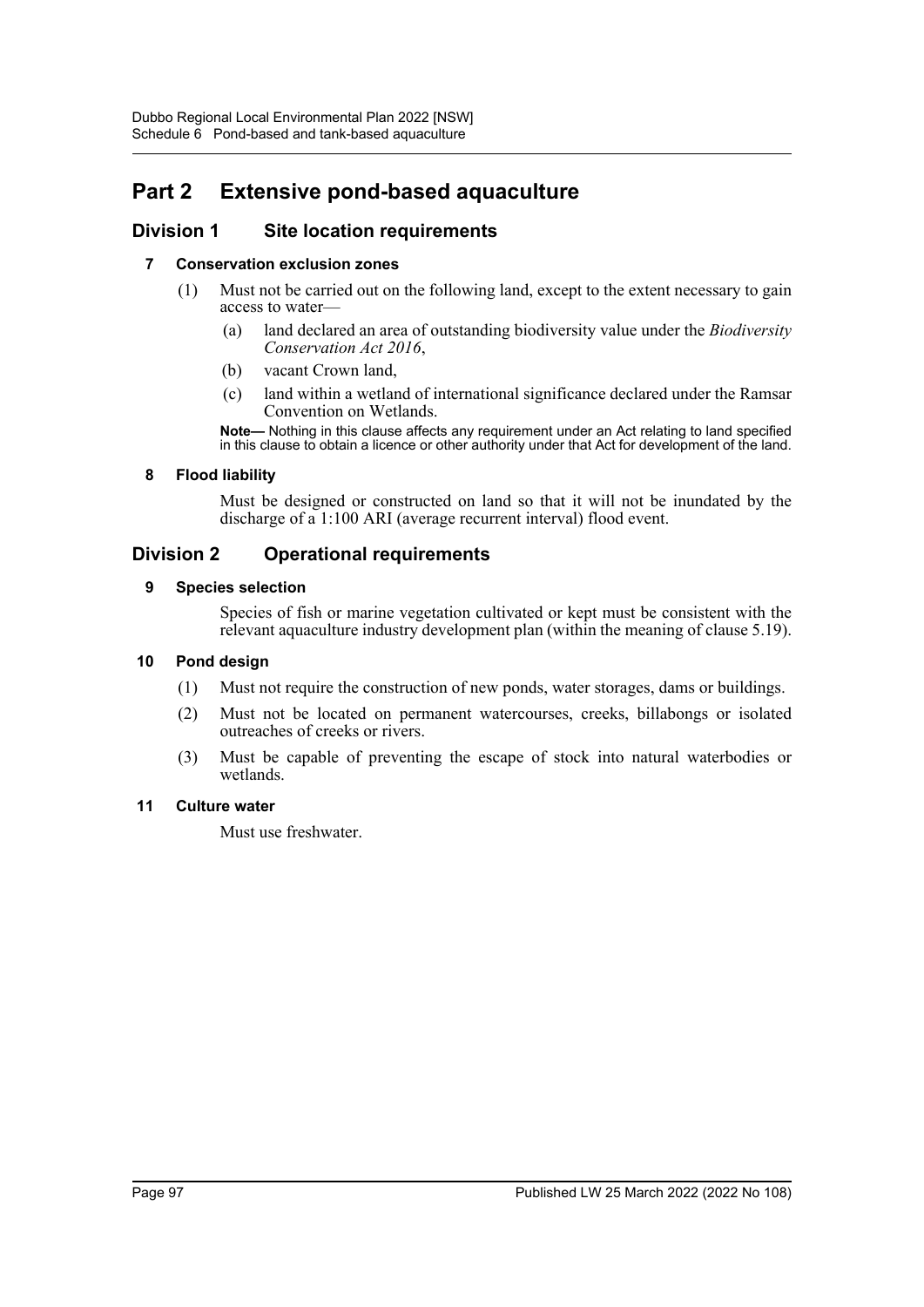# Part 2 Extensive pond-based aquaculture

## Division 1 Site location requirements

### 7 Conservation exclusion zones

(1) Must not be carried out on the following land, except to the extent necessary to gain access to water—

(a) land declared an area of outstanding biodiversity value under the *Biodiversity Conservation Act 2016*,

(b) vacant Crown land,

(c) land within a wetland of international significance declared under the Ramsar Convention on Wetlands.

**Note—** Nothing in this clause affects any requirement under an Act relating to land specified in this clause to obtain a licence or other authority under that Act for development of the land.

### 8 Flood liability

Must be designed or constructed on land so that it will not be inundated by the discharge of a 1:100 ARI (average recurrent interval) flood event.

## Division 2 Operational requirements

### 9 Species selection

Species of fish or marine vegetation cultivated or kept must be consistent with the relevant aquaculture industry development plan (within the meaning of clause 5.19).

### 10 Pond design

(1) Must not require the construction of new ponds, water storages, dams or buildings.

(2) Must not be located on permanent watercourses, creeks, billabongs or isolated outreaches of creeks or rivers.

(3) Must be capable of preventing the escape of stock into natural waterbodies or wetlands.

### 11 Culture water

Must use freshwater.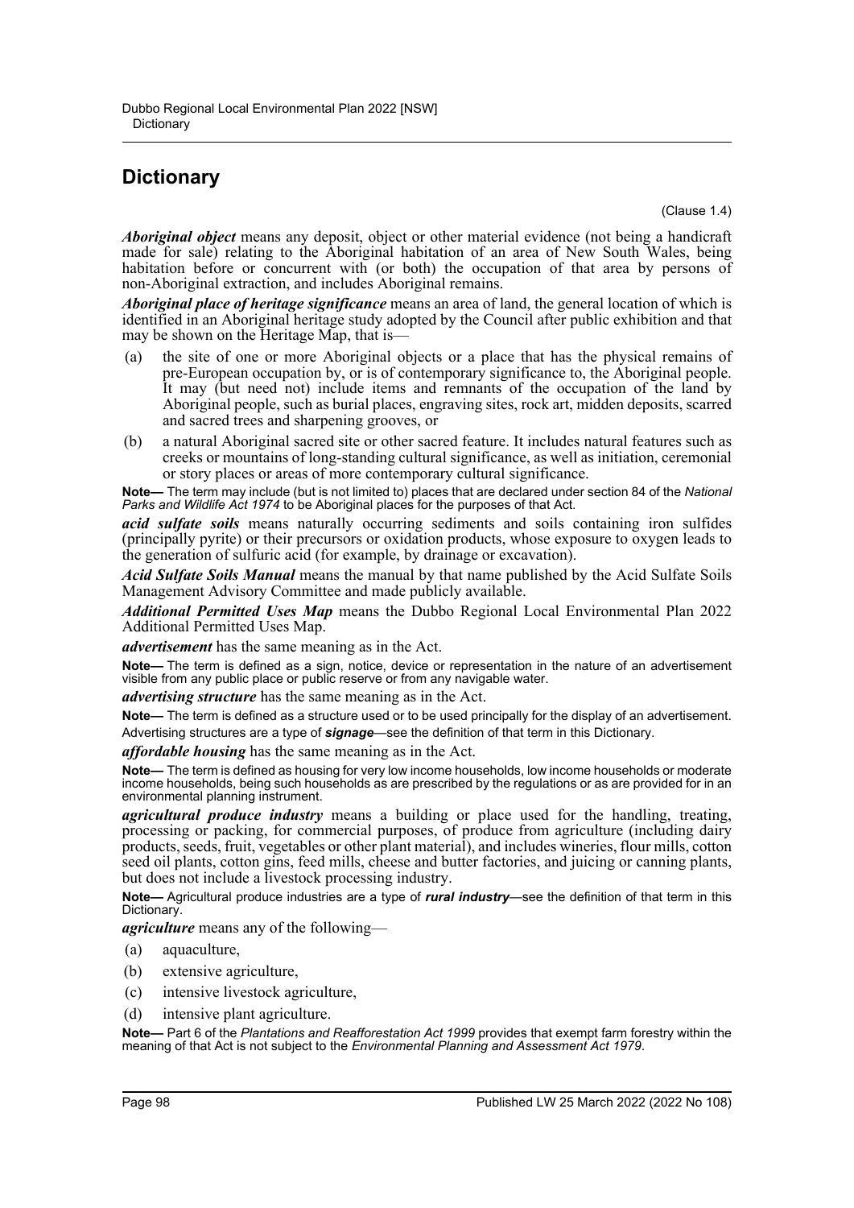# Dictionary

(Clause 1.4)

***Aboriginal object*** means any deposit, object or other material evidence (not being a handicraft made for sale) relating to the Aboriginal habitation of an area of New South Wales, being habitation before or concurrent with (or both) the occupation of that area by persons of non-Aboriginal extraction, and includes Aboriginal remains.

***Aboriginal place of heritage significance*** means an area of land, the general location of which is identified in an Aboriginal heritage study adopted by the Council after public exhibition and that may be shown on the Heritage Map, that is—

(a) the site of one or more Aboriginal objects or a place that has the physical remains of pre-European occupation by, or is of contemporary significance to, the Aboriginal people. It may (but need not) include items and remnants of the occupation of the land by Aboriginal people, such as burial places, engraving sites, rock art, midden deposits, scarred and sacred trees and sharpening grooves, or

(b) a natural Aboriginal sacred site or other sacred feature. It includes natural features such as creeks or mountains of long-standing cultural significance, as well as initiation, ceremonial or story places or areas of more contemporary cultural significance.

**Note—** The term may include (but is not limited to) places that are declared under section 84 of the *National Parks and Wildlife Act 1974* to be Aboriginal places for the purposes of that Act.

***acid sulfate soils*** means naturally occurring sediments and soils containing iron sulfides (principally pyrite) or their precursors or oxidation products, whose exposure to oxygen leads to the generation of sulfuric acid (for example, by drainage or excavation).

***Acid Sulfate Soils Manual*** means the manual by that name published by the Acid Sulfate Soils Management Advisory Committee and made publicly available.

***Additional Permitted Uses Map*** means the Dubbo Regional Local Environmental Plan 2022 Additional Permitted Uses Map.

***advertisement*** has the same meaning as in the Act.

**Note—** The term is defined as a sign, notice, device or representation in the nature of an advertisement visible from any public place or public reserve or from any navigable water.

***advertising structure*** has the same meaning as in the Act.

**Note—** The term is defined as a structure used or to be used principally for the display of an advertisement.

Advertising structures are a type of ***signage***—see the definition of that term in this Dictionary.

***affordable housing*** has the same meaning as in the Act.

**Note—** The term is defined as housing for very low income households, low income households or moderate income households, being such households as are prescribed by the regulations or as are provided for in an environmental planning instrument.

***agricultural produce industry*** means a building or place used for the handling, treating, processing or packing, for commercial purposes, of produce from agriculture (including dairy products, seeds, fruit, vegetables or other plant material), and includes wineries, flour mills, cotton seed oil plants, cotton gins, feed mills, cheese and butter factories, and juicing or canning plants, but does not include a livestock processing industry.

**Note—** Agricultural produce industries are a type of ***rural industry***—see the definition of that term in this Dictionary.

***agriculture*** means any of the following—

(a) aquaculture,

(b) extensive agriculture,

(c) intensive livestock agriculture,

(d) intensive plant agriculture.

**Note—** Part 6 of the *Plantations and Reafforestation Act 1999* provides that exempt farm forestry within the meaning of that Act is not subject to the *Environmental Planning and Assessment Act 1979*.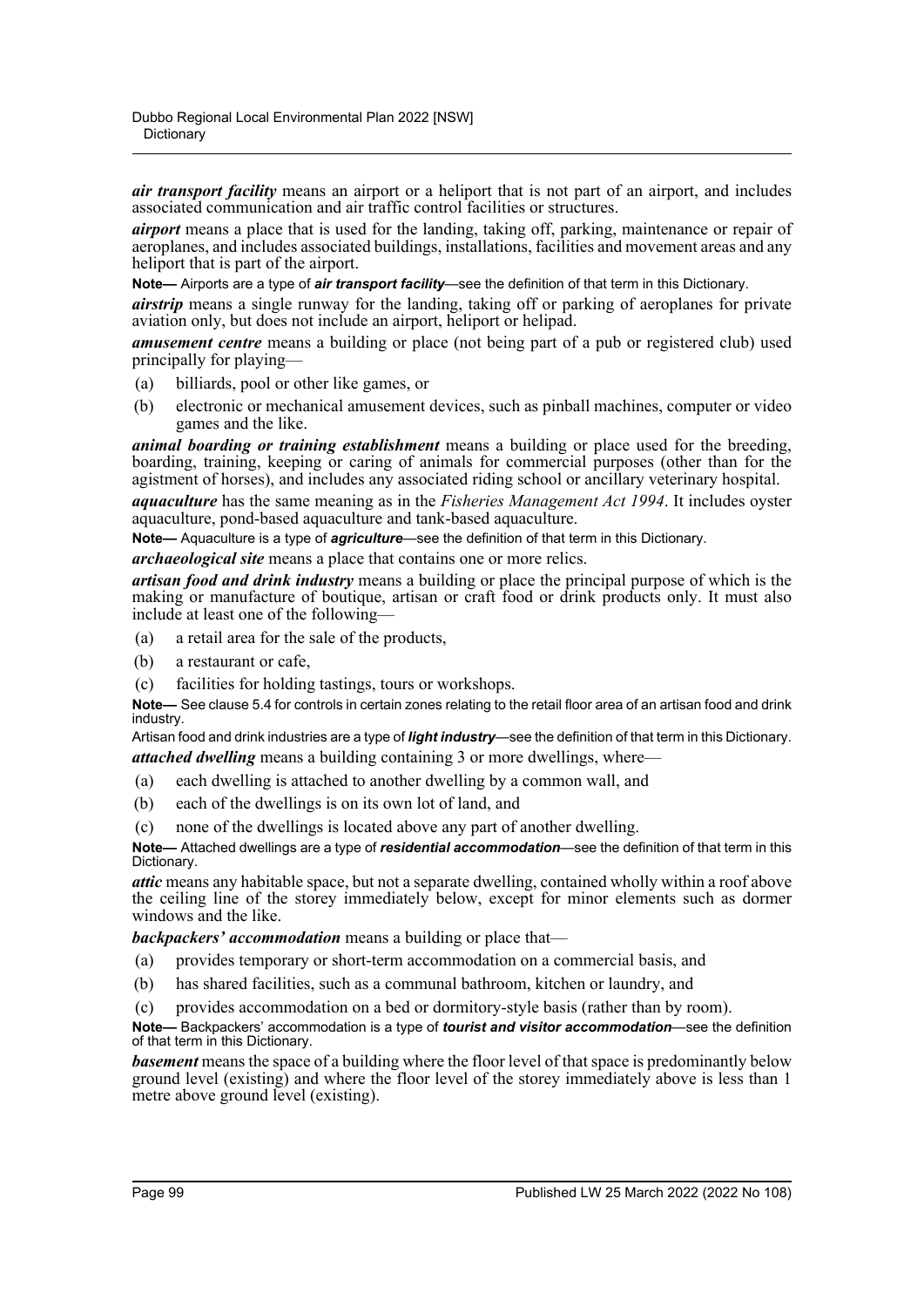***air transport facility*** means an airport or a heliport that is not part of an airport, and includes associated communication and air traffic control facilities or structures.

***airport*** means a place that is used for the landing, taking off, parking, maintenance or repair of aeroplanes, and includes associated buildings, installations, facilities and movement areas and any heliport that is part of the airport.

**Note—** Airports are a type of ***air transport facility***—see the definition of that term in this Dictionary.

***airstrip*** means a single runway for the landing, taking off or parking of aeroplanes for private aviation only, but does not include an airport, heliport or helipad.

***amusement centre*** means a building or place (not being part of a pub or registered club) used principally for playing—

(a) billiards, pool or other like games, or

(b) electronic or mechanical amusement devices, such as pinball machines, computer or video games and the like.

***animal boarding or training establishment*** means a building or place used for the breeding, boarding, training, keeping or caring of animals for commercial purposes (other than for the agistment of horses), and includes any associated riding school or ancillary veterinary hospital.

***aquaculture*** has the same meaning as in the *Fisheries Management Act 1994*. It includes oyster aquaculture, pond-based aquaculture and tank-based aquaculture.

**Note—** Aquaculture is a type of ***agriculture***—see the definition of that term in this Dictionary.

***archaeological site*** means a place that contains one or more relics.

***artisan food and drink industry*** means a building or place the principal purpose of which is the making or manufacture of boutique, artisan or craft food or drink products only. It must also include at least one of the following—

(a) a retail area for the sale of the products,

(b) a restaurant or cafe,

(c) facilities for holding tastings, tours or workshops.

**Note—** See clause 5.4 for controls in certain zones relating to the retail floor area of an artisan food and drink industry.

Artisan food and drink industries are a type of ***light industry***—see the definition of that term in this Dictionary.

***attached dwelling*** means a building containing 3 or more dwellings, where—

(a) each dwelling is attached to another dwelling by a common wall, and

(b) each of the dwellings is on its own lot of land, and

(c) none of the dwellings is located above any part of another dwelling.

**Note—** Attached dwellings are a type of ***residential accommodation***—see the definition of that term in this Dictionary.

***attic*** means any habitable space, but not a separate dwelling, contained wholly within a roof above the ceiling line of the storey immediately below, except for minor elements such as dormer windows and the like.

***backpackers' accommodation*** means a building or place that—

(a) provides temporary or short-term accommodation on a commercial basis, and

(b) has shared facilities, such as a communal bathroom, kitchen or laundry, and

(c) provides accommodation on a bed or dormitory-style basis (rather than by room).

**Note—** Backpackers' accommodation is a type of ***tourist and visitor accommodation***—see the definition of that term in this Dictionary.

***basement*** means the space of a building where the floor level of that space is predominantly below ground level (existing) and where the floor level of the storey immediately above is less than 1 metre above ground level (existing).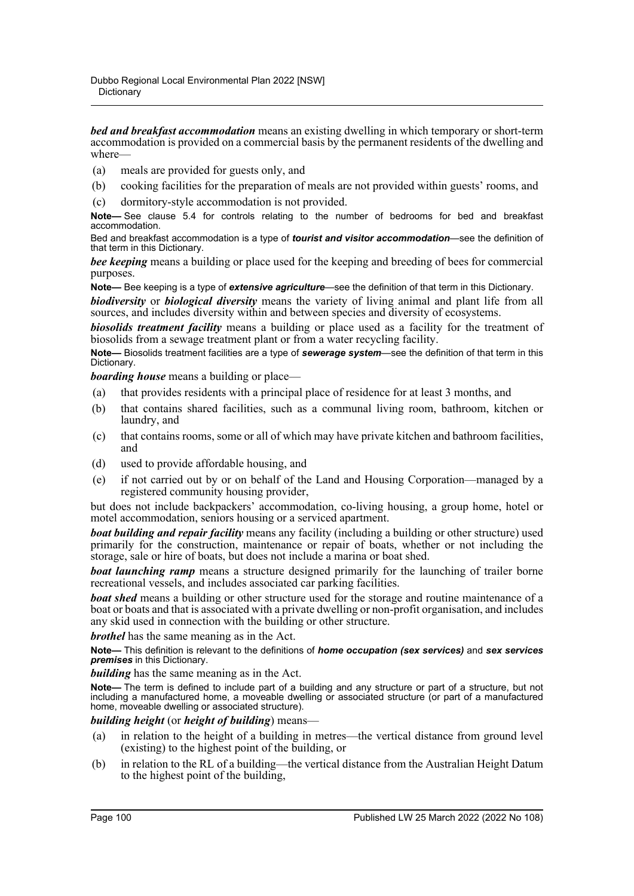***bed and breakfast accommodation*** means an existing dwelling in which temporary or short-term accommodation is provided on a commercial basis by the permanent residents of the dwelling and where—

(a) meals are provided for guests only, and

(b) cooking facilities for the preparation of meals are not provided within guests' rooms, and

(c) dormitory-style accommodation is not provided.

**Note—** See clause 5.4 for controls relating to the number of bedrooms for bed and breakfast accommodation.

Bed and breakfast accommodation is a type of ***tourist and visitor accommodation***—see the definition of that term in this Dictionary.

***bee keeping*** means a building or place used for the keeping and breeding of bees for commercial purposes.

**Note—** Bee keeping is a type of ***extensive agriculture***—see the definition of that term in this Dictionary.

***biodiversity*** or ***biological diversity*** means the variety of living animal and plant life from all sources, and includes diversity within and between species and diversity of ecosystems.

***biosolids treatment facility*** means a building or place used as a facility for the treatment of biosolids from a sewage treatment plant or from a water recycling facility.

**Note—** Biosolids treatment facilities are a type of ***sewerage system***—see the definition of that term in this Dictionary.

***boarding house*** means a building or place—

(a) that provides residents with a principal place of residence for at least 3 months, and

(b) that contains shared facilities, such as a communal living room, bathroom, kitchen or laundry, and

(c) that contains rooms, some or all of which may have private kitchen and bathroom facilities, and

(d) used to provide affordable housing, and

(e) if not carried out by or on behalf of the Land and Housing Corporation—managed by a registered community housing provider,

but does not include backpackers' accommodation, co-living housing, a group home, hotel or motel accommodation, seniors housing or a serviced apartment.

***boat building and repair facility*** means any facility (including a building or other structure) used primarily for the construction, maintenance or repair of boats, whether or not including the storage, sale or hire of boats, but does not include a marina or boat shed.

***boat launching ramp*** means a structure designed primarily for the launching of trailer borne recreational vessels, and includes associated car parking facilities.

***boat shed*** means a building or other structure used for the storage and routine maintenance of a boat or boats and that is associated with a private dwelling or non-profit organisation, and includes any skid used in connection with the building or other structure.

***brothel*** has the same meaning as in the Act.

**Note—** This definition is relevant to the definitions of ***home occupation (sex services)*** and ***sex services premises*** in this Dictionary.

***building*** has the same meaning as in the Act.

**Note—** The term is defined to include part of a building and any structure or part of a structure, but not including a manufactured home, a moveable dwelling or associated structure (or part of a manufactured home, moveable dwelling or associated structure).

***building height*** (or ***height of building***) means—

(a) in relation to the height of a building in metres—the vertical distance from ground level (existing) to the highest point of the building, or

(b) in relation to the RL of a building—the vertical distance from the Australian Height Datum to the highest point of the building,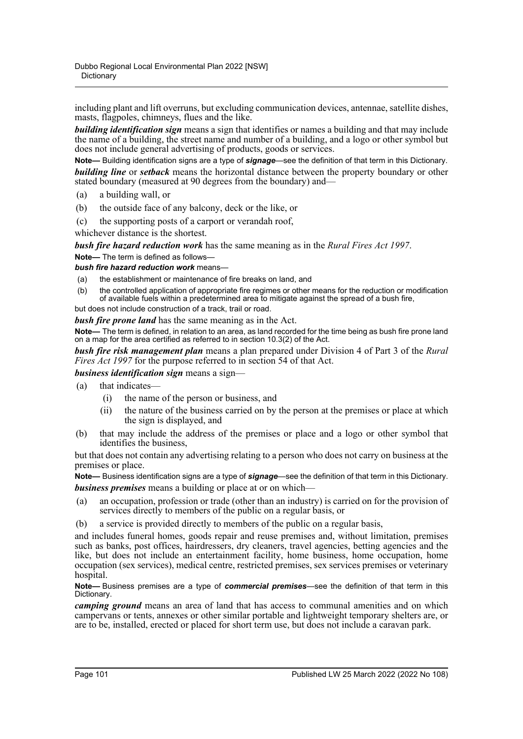including plant and lift overruns, but excluding communication devices, antennae, satellite dishes, masts, flagpoles, chimneys, flues and the like.

***building identification sign*** means a sign that identifies or names a building and that may include the name of a building, the street name and number of a building, and a logo or other symbol but does not include general advertising of products, goods or services.

**Note—** Building identification signs are a type of ***signage***—see the definition of that term in this Dictionary.

***building line*** or ***setback*** means the horizontal distance between the property boundary or other stated boundary (measured at 90 degrees from the boundary) and—

(a) a building wall, or

(b) the outside face of any balcony, deck or the like, or

(c) the supporting posts of a carport or verandah roof,

whichever distance is the shortest.

***bush fire hazard reduction work*** has the same meaning as in the *Rural Fires Act 1997*.

**Note—** The term is defined as follows—

***bush fire hazard reduction work*** means—

(a) the establishment or maintenance of fire breaks on land, and

(b) the controlled application of appropriate fire regimes or other means for the reduction or modification of available fuels within a predetermined area to mitigate against the spread of a bush fire,

but does not include construction of a track, trail or road.

***bush fire prone land*** has the same meaning as in the Act.

**Note—** The term is defined, in relation to an area, as land recorded for the time being as bush fire prone land on a map for the area certified as referred to in section 10.3(2) of the Act.

***bush fire risk management plan*** means a plan prepared under Division 4 of Part 3 of the *Rural Fires Act 1997* for the purpose referred to in section 54 of that Act.

***business identification sign*** means a sign—

(a) that indicates—

(i) the name of the person or business, and

(ii) the nature of the business carried on by the person at the premises or place at which the sign is displayed, and

(b) that may include the address of the premises or place and a logo or other symbol that identifies the business,

but that does not contain any advertising relating to a person who does not carry on business at the premises or place.

**Note—** Business identification signs are a type of ***signage***—see the definition of that term in this Dictionary.

***business premises*** means a building or place at or on which—

(a) an occupation, profession or trade (other than an industry) is carried on for the provision of services directly to members of the public on a regular basis, or

(b) a service is provided directly to members of the public on a regular basis,

and includes funeral homes, goods repair and reuse premises and, without limitation, premises such as banks, post offices, hairdressers, dry cleaners, travel agencies, betting agencies and the like, but does not include an entertainment facility, home business, home occupation, home occupation (sex services), medical centre, restricted premises, sex services premises or veterinary hospital.

**Note—** Business premises are a type of ***commercial premises***—see the definition of that term in this Dictionary.

***camping ground*** means an area of land that has access to communal amenities and on which campervans or tents, annexes or other similar portable and lightweight temporary shelters are, or are to be, installed, erected or placed for short term use, but does not include a caravan park.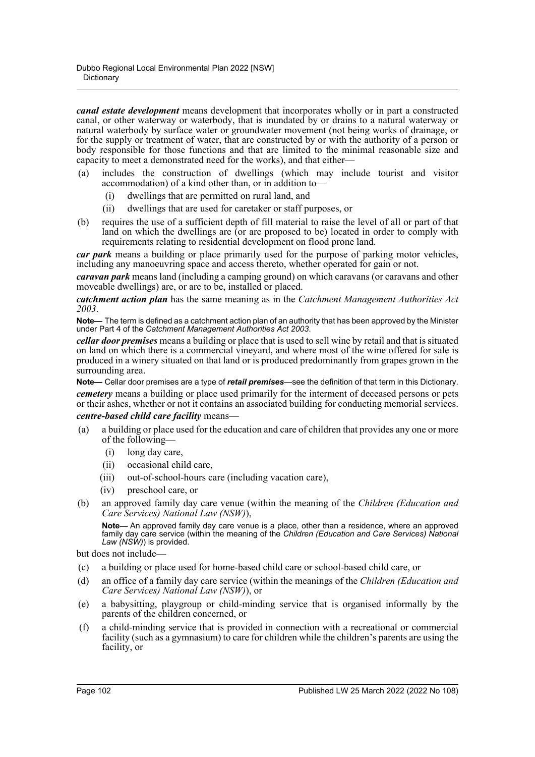***canal estate development*** means development that incorporates wholly or in part a constructed canal, or other waterway or waterbody, that is inundated by or drains to a natural waterway or natural waterbody by surface water or groundwater movement (not being works of drainage, or for the supply or treatment of water, that are constructed by or with the authority of a person or body responsible for those functions and that are limited to the minimal reasonable size and capacity to meet a demonstrated need for the works), and that either—

(a) includes the construction of dwellings (which may include tourist and visitor accommodation) of a kind other than, or in addition to—

  (i) dwellings that are permitted on rural land, and

  (ii) dwellings that are used for caretaker or staff purposes, or

(b) requires the use of a sufficient depth of fill material to raise the level of all or part of that land on which the dwellings are (or are proposed to be) located in order to comply with requirements relating to residential development on flood prone land.

***car park*** means a building or place primarily used for the purpose of parking motor vehicles, including any manoeuvring space and access thereto, whether operated for gain or not.

***caravan park*** means land (including a camping ground) on which caravans (or caravans and other moveable dwellings) are, or are to be, installed or placed.

***catchment action plan*** has the same meaning as in the *Catchment Management Authorities Act 2003*.

**Note—** The term is defined as a catchment action plan of an authority that has been approved by the Minister under Part 4 of the *Catchment Management Authorities Act 2003*.

***cellar door premises*** means a building or place that is used to sell wine by retail and that is situated on land on which there is a commercial vineyard, and where most of the wine offered for sale is produced in a winery situated on that land or is produced predominantly from grapes grown in the surrounding area.

**Note—** Cellar door premises are a type of ***retail premises***—see the definition of that term in this Dictionary.

***cemetery*** means a building or place used primarily for the interment of deceased persons or pets or their ashes, whether or not it contains an associated building for conducting memorial services.

***centre-based child care facility*** means—

(a) a building or place used for the education and care of children that provides any one or more of the following—

  (i) long day care,

  (ii) occasional child care,

  (iii) out-of-school-hours care (including vacation care),

  (iv) preschool care, or

(b) an approved family day care venue (within the meaning of the *Children (Education and Care Services) National Law (NSW)*),

**Note—** An approved family day care venue is a place, other than a residence, where an approved family day care service (within the meaning of the *Children (Education and Care Services) National Law (NSW)*) is provided.

but does not include—

(c) a building or place used for home-based child care or school-based child care, or

(d) an office of a family day care service (within the meanings of the *Children (Education and Care Services) National Law (NSW)*), or

(e) a babysitting, playgroup or child-minding service that is organised informally by the parents of the children concerned, or

(f) a child-minding service that is provided in connection with a recreational or commercial facility (such as a gymnasium) to care for children while the children's parents are using the facility, or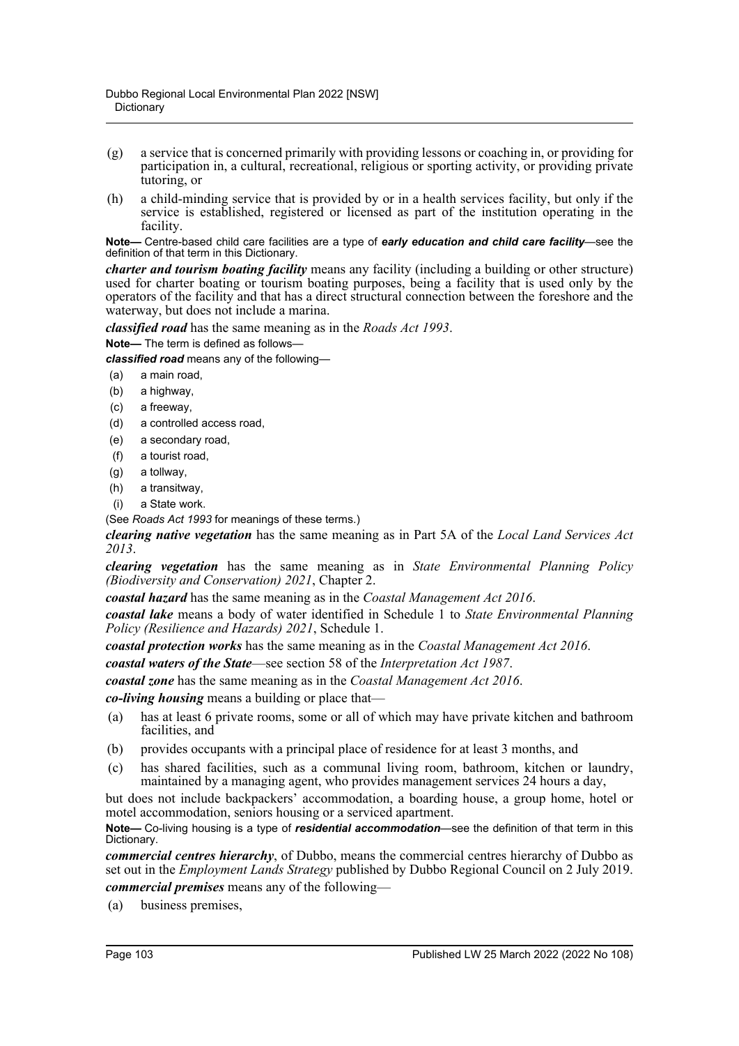(g) a service that is concerned primarily with providing lessons or coaching in, or providing for participation in, a cultural, recreational, religious or sporting activity, or providing private tutoring, or

(h) a child-minding service that is provided by or in a health services facility, but only if the service is established, registered or licensed as part of the institution operating in the facility.

**Note—** Centre-based child care facilities are a type of ***early education and child care facility***—see the definition of that term in this Dictionary.

***charter and tourism boating facility*** means any facility (including a building or other structure) used for charter boating or tourism boating purposes, being a facility that is used only by the operators of the facility and that has a direct structural connection between the foreshore and the waterway, but does not include a marina.

***classified road*** has the same meaning as in the *Roads Act 1993*.

**Note—** The term is defined as follows—

***classified road*** means any of the following—

(a) a main road,

(b) a highway,

(c) a freeway,

(d) a controlled access road,

(e) a secondary road,

(f) a tourist road,

(g) a tollway,

(h) a transitway,

(i) a State work.

(See *Roads Act 1993* for meanings of these terms.)

***clearing native vegetation*** has the same meaning as in Part 5A of the *Local Land Services Act 2013*.

***clearing vegetation*** has the same meaning as in *State Environmental Planning Policy (Biodiversity and Conservation) 2021*, Chapter 2.

***coastal hazard*** has the same meaning as in the *Coastal Management Act 2016*.

***coastal lake*** means a body of water identified in Schedule 1 to *State Environmental Planning Policy (Resilience and Hazards) 2021*, Schedule 1.

***coastal protection works*** has the same meaning as in the *Coastal Management Act 2016*.

***coastal waters of the State***—see section 58 of the *Interpretation Act 1987*.

***coastal zone*** has the same meaning as in the *Coastal Management Act 2016*.

***co-living housing*** means a building or place that—

(a) has at least 6 private rooms, some or all of which may have private kitchen and bathroom facilities, and

(b) provides occupants with a principal place of residence for at least 3 months, and

(c) has shared facilities, such as a communal living room, bathroom, kitchen or laundry, maintained by a managing agent, who provides management services 24 hours a day,

but does not include backpackers' accommodation, a boarding house, a group home, hotel or motel accommodation, seniors housing or a serviced apartment.

**Note—** Co-living housing is a type of ***residential accommodation***—see the definition of that term in this Dictionary.

***commercial centres hierarchy***, of Dubbo, means the commercial centres hierarchy of Dubbo as set out in the *Employment Lands Strategy* published by Dubbo Regional Council on 2 July 2019.

***commercial premises*** means any of the following—

(a) business premises,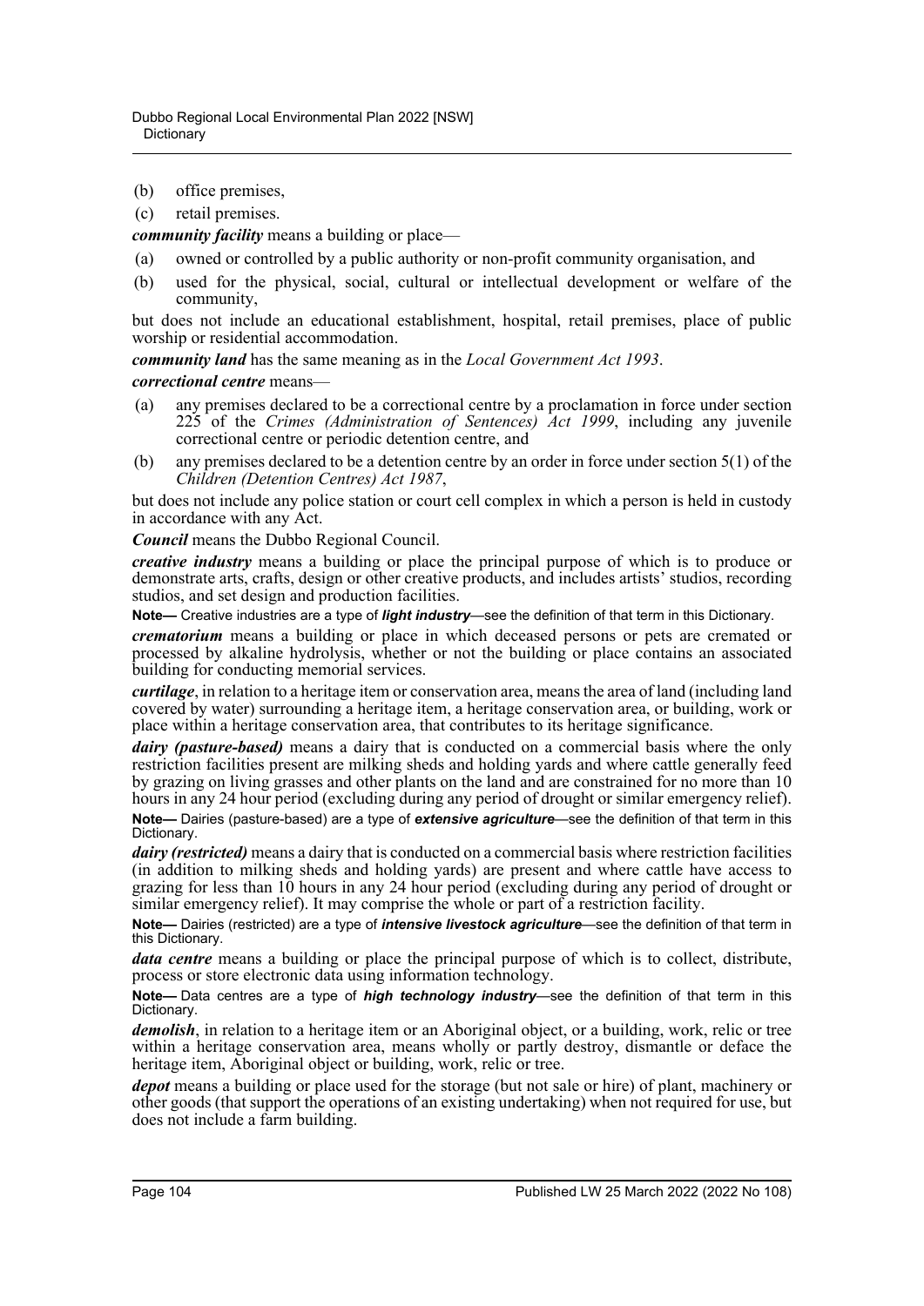(b) office premises,

(c) retail premises.

***community facility*** means a building or place—

(a) owned or controlled by a public authority or non-profit community organisation, and

(b) used for the physical, social, cultural or intellectual development or welfare of the community,

but does not include an educational establishment, hospital, retail premises, place of public worship or residential accommodation.

***community land*** has the same meaning as in the *Local Government Act 1993*.

***correctional centre*** means—

(a) any premises declared to be a correctional centre by a proclamation in force under section 225 of the *Crimes (Administration of Sentences) Act 1999*, including any juvenile correctional centre or periodic detention centre, and

(b) any premises declared to be a detention centre by an order in force under section 5(1) of the *Children (Detention Centres) Act 1987*,

but does not include any police station or court cell complex in which a person is held in custody in accordance with any Act.

***Council*** means the Dubbo Regional Council.

***creative industry*** means a building or place the principal purpose of which is to produce or demonstrate arts, crafts, design or other creative products, and includes artists' studios, recording studios, and set design and production facilities.

**Note—** Creative industries are a type of ***light industry***—see the definition of that term in this Dictionary.

***crematorium*** means a building or place in which deceased persons or pets are cremated or processed by alkaline hydrolysis, whether or not the building or place contains an associated building for conducting memorial services.

***curtilage***, in relation to a heritage item or conservation area, means the area of land (including land covered by water) surrounding a heritage item, a heritage conservation area, or building, work or place within a heritage conservation area, that contributes to its heritage significance.

***dairy (pasture-based)*** means a dairy that is conducted on a commercial basis where the only restriction facilities present are milking sheds and holding yards and where cattle generally feed by grazing on living grasses and other plants on the land and are constrained for no more than 10 hours in any 24 hour period (excluding during any period of drought or similar emergency relief).

**Note—** Dairies (pasture-based) are a type of ***extensive agriculture***—see the definition of that term in this Dictionary.

***dairy (restricted)*** means a dairy that is conducted on a commercial basis where restriction facilities (in addition to milking sheds and holding yards) are present and where cattle have access to grazing for less than 10 hours in any 24 hour period (excluding during any period of drought or similar emergency relief). It may comprise the whole or part of a restriction facility.

**Note—** Dairies (restricted) are a type of ***intensive livestock agriculture***—see the definition of that term in this Dictionary.

***data centre*** means a building or place the principal purpose of which is to collect, distribute, process or store electronic data using information technology.

**Note—** Data centres are a type of ***high technology industry***—see the definition of that term in this Dictionary.

***demolish***, in relation to a heritage item or an Aboriginal object, or a building, work, relic or tree within a heritage conservation area, means wholly or partly destroy, dismantle or deface the heritage item, Aboriginal object or building, work, relic or tree.

***depot*** means a building or place used for the storage (but not sale or hire) of plant, machinery or other goods (that support the operations of an existing undertaking) when not required for use, but does not include a farm building.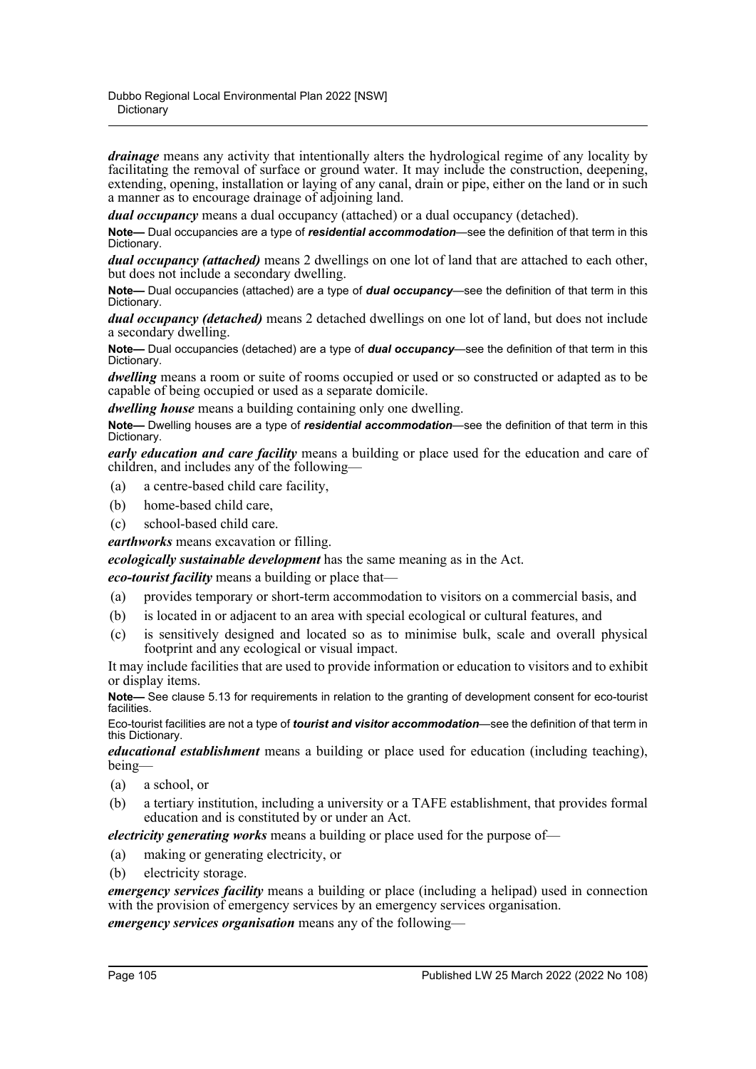***drainage*** means any activity that intentionally alters the hydrological regime of any locality by facilitating the removal of surface or ground water. It may include the construction, deepening, extending, opening, installation or laying of any canal, drain or pipe, either on the land or in such a manner as to encourage drainage of adjoining land.

***dual occupancy*** means a dual occupancy (attached) or a dual occupancy (detached).

**Note—** Dual occupancies are a type of ***residential accommodation***—see the definition of that term in this Dictionary.

***dual occupancy (attached)*** means 2 dwellings on one lot of land that are attached to each other, but does not include a secondary dwelling.

**Note—** Dual occupancies (attached) are a type of ***dual occupancy***—see the definition of that term in this Dictionary.

***dual occupancy (detached)*** means 2 detached dwellings on one lot of land, but does not include a secondary dwelling.

**Note—** Dual occupancies (detached) are a type of ***dual occupancy***—see the definition of that term in this Dictionary.

***dwelling*** means a room or suite of rooms occupied or used or so constructed or adapted as to be capable of being occupied or used as a separate domicile.

***dwelling house*** means a building containing only one dwelling.

**Note—** Dwelling houses are a type of ***residential accommodation***—see the definition of that term in this Dictionary.

***early education and care facility*** means a building or place used for the education and care of children, and includes any of the following—

(a) a centre-based child care facility,

(b) home-based child care,

(c) school-based child care.

***earthworks*** means excavation or filling.

***ecologically sustainable development*** has the same meaning as in the Act.

***eco-tourist facility*** means a building or place that—

(a) provides temporary or short-term accommodation to visitors on a commercial basis, and

(b) is located in or adjacent to an area with special ecological or cultural features, and

(c) is sensitively designed and located so as to minimise bulk, scale and overall physical footprint and any ecological or visual impact.

It may include facilities that are used to provide information or education to visitors and to exhibit or display items.

**Note—** See clause 5.13 for requirements in relation to the granting of development consent for eco-tourist facilities.

Eco-tourist facilities are not a type of ***tourist and visitor accommodation***—see the definition of that term in this Dictionary.

***educational establishment*** means a building or place used for education (including teaching), being—

(a) a school, or

(b) a tertiary institution, including a university or a TAFE establishment, that provides formal education and is constituted by or under an Act.

***electricity generating works*** means a building or place used for the purpose of—

(a) making or generating electricity, or

(b) electricity storage.

***emergency services facility*** means a building or place (including a helipad) used in connection with the provision of emergency services by an emergency services organisation.

***emergency services organisation*** means any of the following—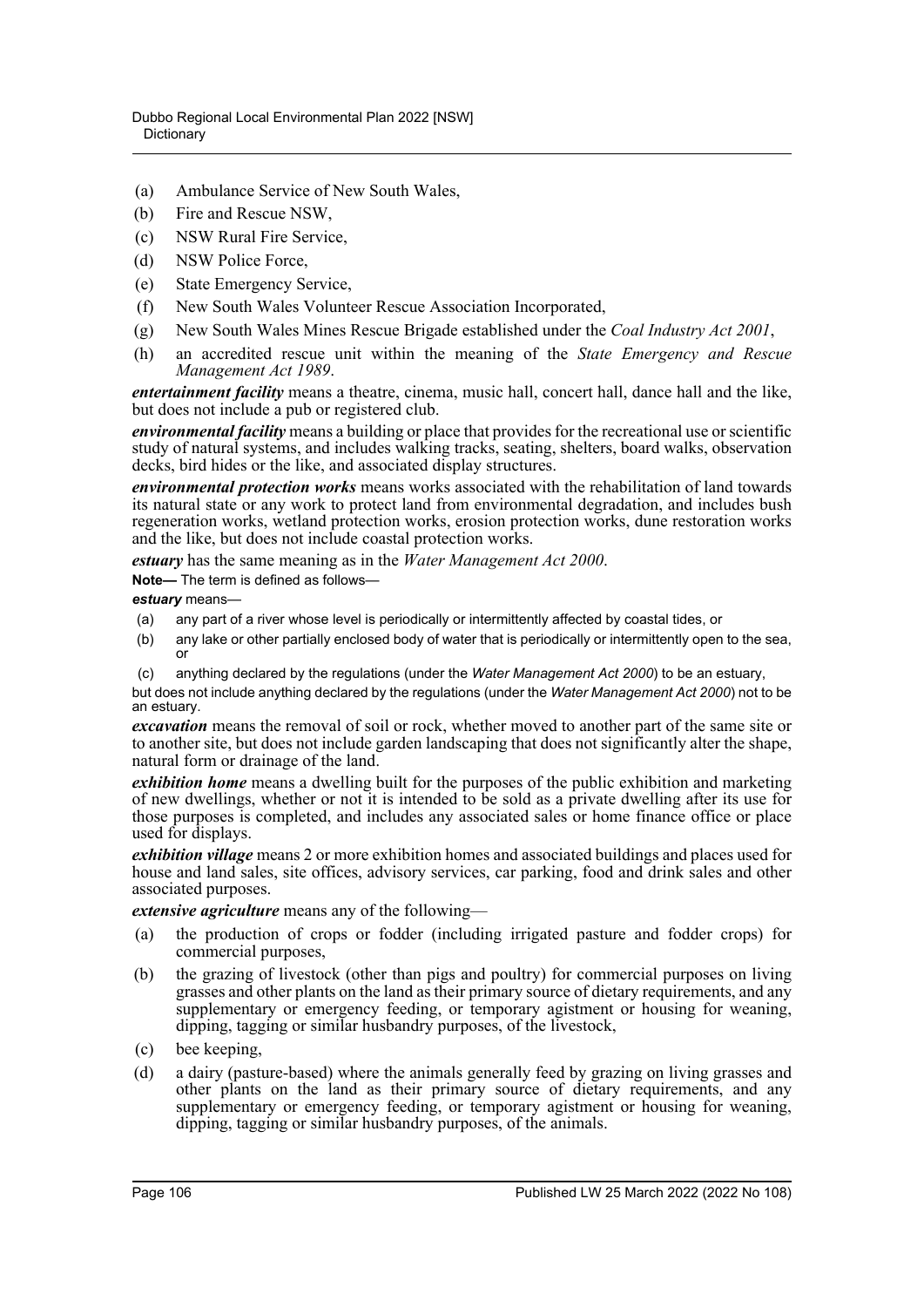(a) Ambulance Service of New South Wales,

(b) Fire and Rescue NSW,

(c) NSW Rural Fire Service,

(d) NSW Police Force,

(e) State Emergency Service,

(f) New South Wales Volunteer Rescue Association Incorporated,

(g) New South Wales Mines Rescue Brigade established under the *Coal Industry Act 2001*,

(h) an accredited rescue unit within the meaning of the *State Emergency and Rescue Management Act 1989*.

***entertainment facility*** means a theatre, cinema, music hall, concert hall, dance hall and the like, but does not include a pub or registered club.

***environmental facility*** means a building or place that provides for the recreational use or scientific study of natural systems, and includes walking tracks, seating, shelters, board walks, observation decks, bird hides or the like, and associated display structures.

***environmental protection works*** means works associated with the rehabilitation of land towards its natural state or any work to protect land from environmental degradation, and includes bush regeneration works, wetland protection works, erosion protection works, dune restoration works and the like, but does not include coastal protection works.

***estuary*** has the same meaning as in the *Water Management Act 2000*.

**Note—** The term is defined as follows—

***estuary*** means—

(a) any part of a river whose level is periodically or intermittently affected by coastal tides, or

(b) any lake or other partially enclosed body of water that is periodically or intermittently open to the sea, or

(c) anything declared by the regulations (under the *Water Management Act 2000*) to be an estuary,

but does not include anything declared by the regulations (under the *Water Management Act 2000*) not to be an estuary.

***excavation*** means the removal of soil or rock, whether moved to another part of the same site or to another site, but does not include garden landscaping that does not significantly alter the shape, natural form or drainage of the land.

***exhibition home*** means a dwelling built for the purposes of the public exhibition and marketing of new dwellings, whether or not it is intended to be sold as a private dwelling after its use for those purposes is completed, and includes any associated sales or home finance office or place used for displays.

***exhibition village*** means 2 or more exhibition homes and associated buildings and places used for house and land sales, site offices, advisory services, car parking, food and drink sales and other associated purposes.

***extensive agriculture*** means any of the following—

(a) the production of crops or fodder (including irrigated pasture and fodder crops) for commercial purposes,

(b) the grazing of livestock (other than pigs and poultry) for commercial purposes on living grasses and other plants on the land as their primary source of dietary requirements, and any supplementary or emergency feeding, or temporary agistment or housing for weaning, dipping, tagging or similar husbandry purposes, of the livestock,

(c) bee keeping,

(d) a dairy (pasture-based) where the animals generally feed by grazing on living grasses and other plants on the land as their primary source of dietary requirements, and any supplementary or emergency feeding, or temporary agistment or housing for weaning, dipping, tagging or similar husbandry purposes, of the animals.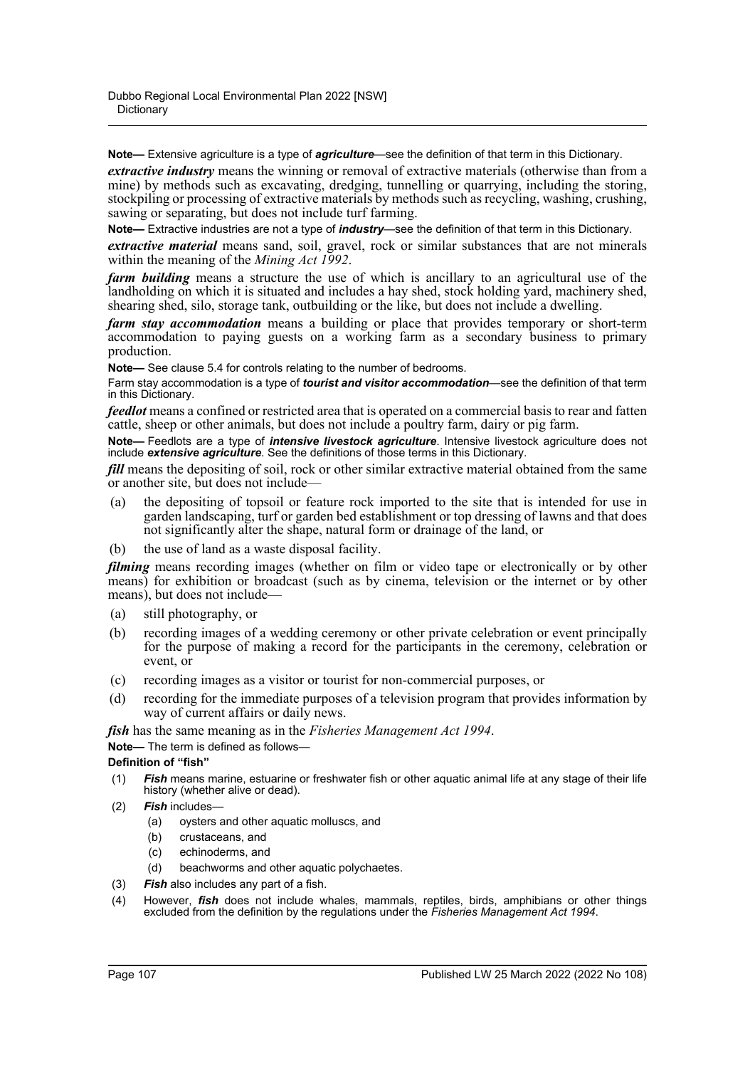**Note—** Extensive agriculture is a type of ***agriculture***—see the definition of that term in this Dictionary.

***extractive industry*** means the winning or removal of extractive materials (otherwise than from a mine) by methods such as excavating, dredging, tunnelling or quarrying, including the storing, stockpiling or processing of extractive materials by methods such as recycling, washing, crushing, sawing or separating, but does not include turf farming.

**Note—** Extractive industries are not a type of ***industry***—see the definition of that term in this Dictionary.

***extractive material*** means sand, soil, gravel, rock or similar substances that are not minerals within the meaning of the *Mining Act 1992*.

***farm building*** means a structure the use of which is ancillary to an agricultural use of the landholding on which it is situated and includes a hay shed, stock holding yard, machinery shed, shearing shed, silo, storage tank, outbuilding or the like, but does not include a dwelling.

***farm stay accommodation*** means a building or place that provides temporary or short-term accommodation to paying guests on a working farm as a secondary business to primary production.

**Note—** See clause 5.4 for controls relating to the number of bedrooms.

Farm stay accommodation is a type of ***tourist and visitor accommodation***—see the definition of that term in this Dictionary.

***feedlot*** means a confined or restricted area that is operated on a commercial basis to rear and fatten cattle, sheep or other animals, but does not include a poultry farm, dairy or pig farm.

**Note—** Feedlots are a type of ***intensive livestock agriculture***. Intensive livestock agriculture does not include ***extensive agriculture***. See the definitions of those terms in this Dictionary.

***fill*** means the depositing of soil, rock or other similar extractive material obtained from the same or another site, but does not include—

(a) the depositing of topsoil or feature rock imported to the site that is intended for use in garden landscaping, turf or garden bed establishment or top dressing of lawns and that does not significantly alter the shape, natural form or drainage of the land, or

(b) the use of land as a waste disposal facility.

***filming*** means recording images (whether on film or video tape or electronically or by other means) for exhibition or broadcast (such as by cinema, television or the internet or by other means), but does not include—

(a) still photography, or

(b) recording images of a wedding ceremony or other private celebration or event principally for the purpose of making a record for the participants in the ceremony, celebration or event, or

(c) recording images as a visitor or tourist for non-commercial purposes, or

(d) recording for the immediate purposes of a television program that provides information by way of current affairs or daily news.

***fish*** has the same meaning as in the *Fisheries Management Act 1994*.

**Note—** The term is defined as follows—

**Definition of "fish"**

(1) ***Fish*** means marine, estuarine or freshwater fish or other aquatic animal life at any stage of their life history (whether alive or dead).

(2) ***Fish*** includes—

  (a) oysters and other aquatic molluscs, and

  (b) crustaceans, and

  (c) echinoderms, and

  (d) beachworms and other aquatic polychaetes.

(3) ***Fish*** also includes any part of a fish.

(4) However, ***fish*** does not include whales, mammals, reptiles, birds, amphibians or other things excluded from the definition by the regulations under the *Fisheries Management Act 1994*.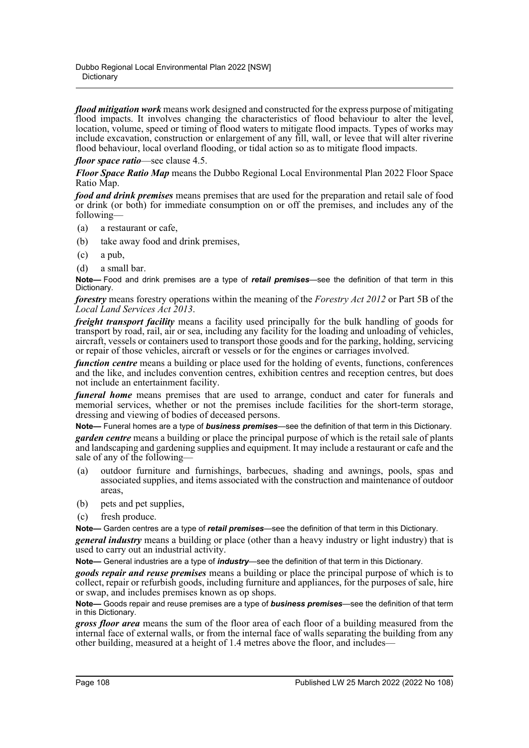***flood mitigation work*** means work designed and constructed for the express purpose of mitigating flood impacts. It involves changing the characteristics of flood behaviour to alter the level, location, volume, speed or timing of flood waters to mitigate flood impacts. Types of works may include excavation, construction or enlargement of any fill, wall, or levee that will alter riverine flood behaviour, local overland flooding, or tidal action so as to mitigate flood impacts.

***floor space ratio***—see clause 4.5.

***Floor Space Ratio Map*** means the Dubbo Regional Local Environmental Plan 2022 Floor Space Ratio Map.

***food and drink premises*** means premises that are used for the preparation and retail sale of food or drink (or both) for immediate consumption on or off the premises, and includes any of the following—

(a) a restaurant or cafe,

(b) take away food and drink premises,

(c) a pub,

(d) a small bar.

**Note—** Food and drink premises are a type of ***retail premises***—see the definition of that term in this Dictionary.

***forestry*** means forestry operations within the meaning of the *Forestry Act 2012* or Part 5B of the *Local Land Services Act 2013*.

***freight transport facility*** means a facility used principally for the bulk handling of goods for transport by road, rail, air or sea, including any facility for the loading and unloading of vehicles, aircraft, vessels or containers used to transport those goods and for the parking, holding, servicing or repair of those vehicles, aircraft or vessels or for the engines or carriages involved.

***function centre*** means a building or place used for the holding of events, functions, conferences and the like, and includes convention centres, exhibition centres and reception centres, but does not include an entertainment facility.

***funeral home*** means premises that are used to arrange, conduct and cater for funerals and memorial services, whether or not the premises include facilities for the short-term storage, dressing and viewing of bodies of deceased persons.

**Note—** Funeral homes are a type of ***business premises***—see the definition of that term in this Dictionary.

***garden centre*** means a building or place the principal purpose of which is the retail sale of plants and landscaping and gardening supplies and equipment. It may include a restaurant or cafe and the sale of any of the following—

(a) outdoor furniture and furnishings, barbecues, shading and awnings, pools, spas and associated supplies, and items associated with the construction and maintenance of outdoor areas,

(b) pets and pet supplies,

(c) fresh produce.

**Note—** Garden centres are a type of ***retail premises***—see the definition of that term in this Dictionary.

***general industry*** means a building or place (other than a heavy industry or light industry) that is used to carry out an industrial activity.

**Note—** General industries are a type of ***industry***—see the definition of that term in this Dictionary.

***goods repair and reuse premises*** means a building or place the principal purpose of which is to collect, repair or refurbish goods, including furniture and appliances, for the purposes of sale, hire or swap, and includes premises known as op shops.

**Note—** Goods repair and reuse premises are a type of ***business premises***—see the definition of that term in this Dictionary.

***gross floor area*** means the sum of the floor area of each floor of a building measured from the internal face of external walls, or from the internal face of walls separating the building from any other building, measured at a height of 1.4 metres above the floor, and includes—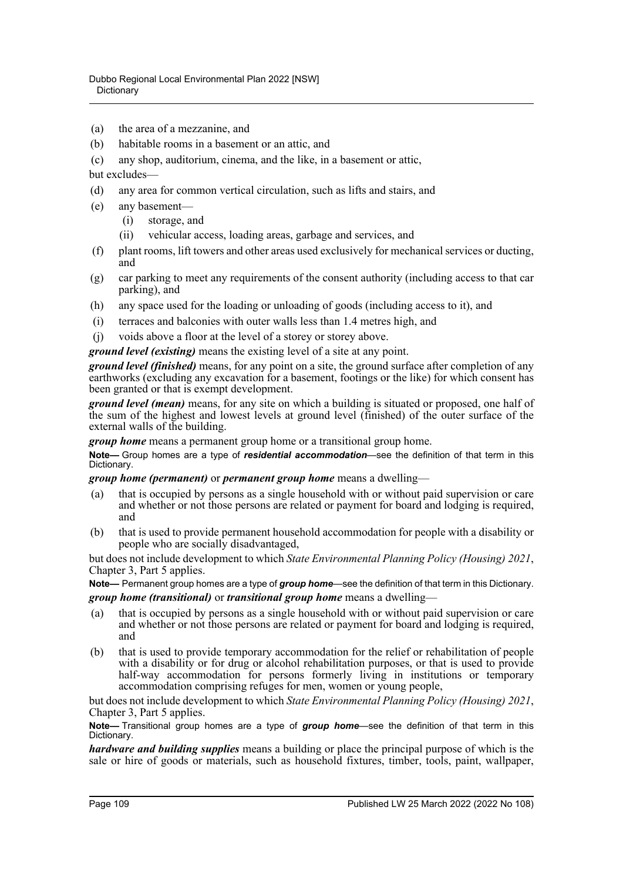(a) the area of a mezzanine, and

(b) habitable rooms in a basement or an attic, and

(c) any shop, auditorium, cinema, and the like, in a basement or attic,

but excludes—

(d) any area for common vertical circulation, such as lifts and stairs, and

(e) any basement—

  (i) storage, and

  (ii) vehicular access, loading areas, garbage and services, and

(f) plant rooms, lift towers and other areas used exclusively for mechanical services or ducting, and

(g) car parking to meet any requirements of the consent authority (including access to that car parking), and

(h) any space used for the loading or unloading of goods (including access to it), and

(i) terraces and balconies with outer walls less than 1.4 metres high, and

(j) voids above a floor at the level of a storey or storey above.

***ground level (existing)*** means the existing level of a site at any point.

***ground level (finished)*** means, for any point on a site, the ground surface after completion of any earthworks (excluding any excavation for a basement, footings or the like) for which consent has been granted or that is exempt development.

***ground level (mean)*** means, for any site on which a building is situated or proposed, one half of the sum of the highest and lowest levels at ground level (finished) of the outer surface of the external walls of the building.

***group home*** means a permanent group home or a transitional group home.

**Note—** Group homes are a type of ***residential accommodation***—see the definition of that term in this Dictionary.

***group home (permanent)*** or ***permanent group home*** means a dwelling—

(a) that is occupied by persons as a single household with or without paid supervision or care and whether or not those persons are related or payment for board and lodging is required, and

(b) that is used to provide permanent household accommodation for people with a disability or people who are socially disadvantaged,

but does not include development to which *State Environmental Planning Policy (Housing) 2021*, Chapter 3, Part 5 applies.

**Note—** Permanent group homes are a type of ***group home***—see the definition of that term in this Dictionary.

***group home (transitional)*** or ***transitional group home*** means a dwelling—

(a) that is occupied by persons as a single household with or without paid supervision or care and whether or not those persons are related or payment for board and lodging is required, and

(b) that is used to provide temporary accommodation for the relief or rehabilitation of people with a disability or for drug or alcohol rehabilitation purposes, or that is used to provide half-way accommodation for persons formerly living in institutions or temporary accommodation comprising refuges for men, women or young people,

but does not include development to which *State Environmental Planning Policy (Housing) 2021*, Chapter 3, Part 5 applies.

**Note—** Transitional group homes are a type of ***group home***—see the definition of that term in this Dictionary.

***hardware and building supplies*** means a building or place the principal purpose of which is the sale or hire of goods or materials, such as household fixtures, timber, tools, paint, wallpaper,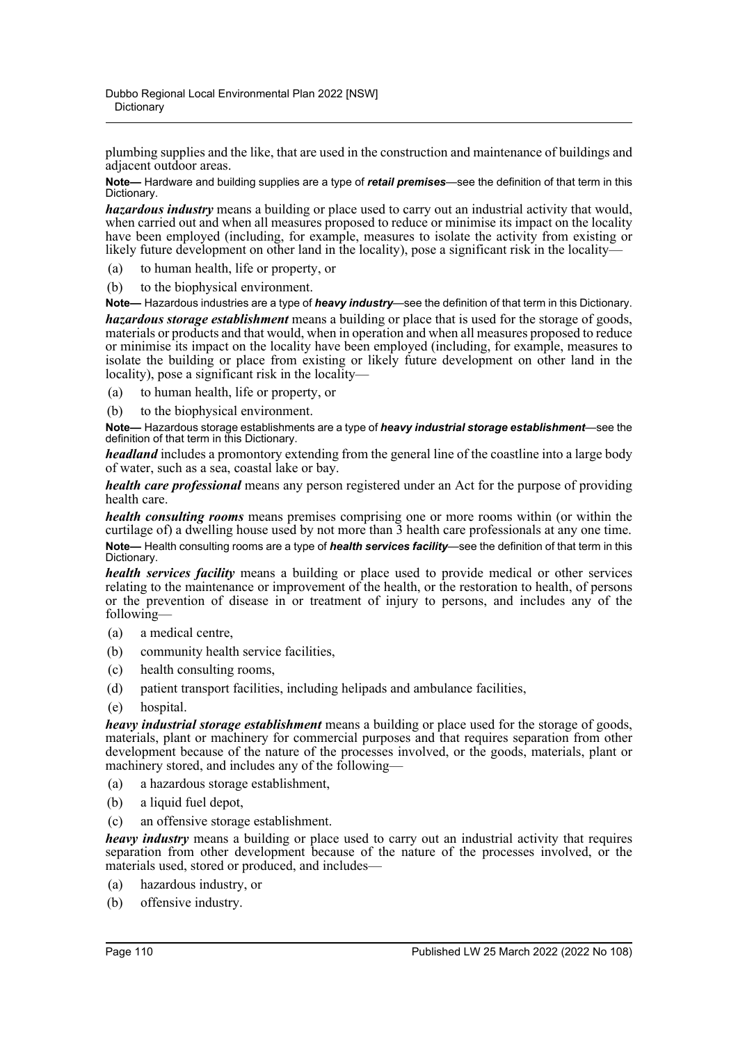plumbing supplies and the like, that are used in the construction and maintenance of buildings and adjacent outdoor areas.

**Note—** Hardware and building supplies are a type of ***retail premises***—see the definition of that term in this Dictionary.

***hazardous industry*** means a building or place used to carry out an industrial activity that would, when carried out and when all measures proposed to reduce or minimise its impact on the locality have been employed (including, for example, measures to isolate the activity from existing or likely future development on other land in the locality), pose a significant risk in the locality—

(a) to human health, life or property, or

(b) to the biophysical environment.

**Note—** Hazardous industries are a type of ***heavy industry***—see the definition of that term in this Dictionary.

***hazardous storage establishment*** means a building or place that is used for the storage of goods, materials or products and that would, when in operation and when all measures proposed to reduce or minimise its impact on the locality have been employed (including, for example, measures to isolate the building or place from existing or likely future development on other land in the locality), pose a significant risk in the locality—

(a) to human health, life or property, or

(b) to the biophysical environment.

**Note—** Hazardous storage establishments are a type of ***heavy industrial storage establishment***—see the definition of that term in this Dictionary.

***headland*** includes a promontory extending from the general line of the coastline into a large body of water, such as a sea, coastal lake or bay.

***health care professional*** means any person registered under an Act for the purpose of providing health care.

***health consulting rooms*** means premises comprising one or more rooms within (or within the curtilage of) a dwelling house used by not more than 3 health care professionals at any one time.

**Note—** Health consulting rooms are a type of ***health services facility***—see the definition of that term in this Dictionary.

***health services facility*** means a building or place used to provide medical or other services relating to the maintenance or improvement of the health, or the restoration to health, of persons or the prevention of disease in or treatment of injury to persons, and includes any of the following—

(a) a medical centre,

(b) community health service facilities,

(c) health consulting rooms,

(d) patient transport facilities, including helipads and ambulance facilities,

(e) hospital.

***heavy industrial storage establishment*** means a building or place used for the storage of goods, materials, plant or machinery for commercial purposes and that requires separation from other development because of the nature of the processes involved, or the goods, materials, plant or machinery stored, and includes any of the following—

(a) a hazardous storage establishment,

(b) a liquid fuel depot,

(c) an offensive storage establishment.

***heavy industry*** means a building or place used to carry out an industrial activity that requires separation from other development because of the nature of the processes involved, or the materials used, stored or produced, and includes—

(a) hazardous industry, or

(b) offensive industry.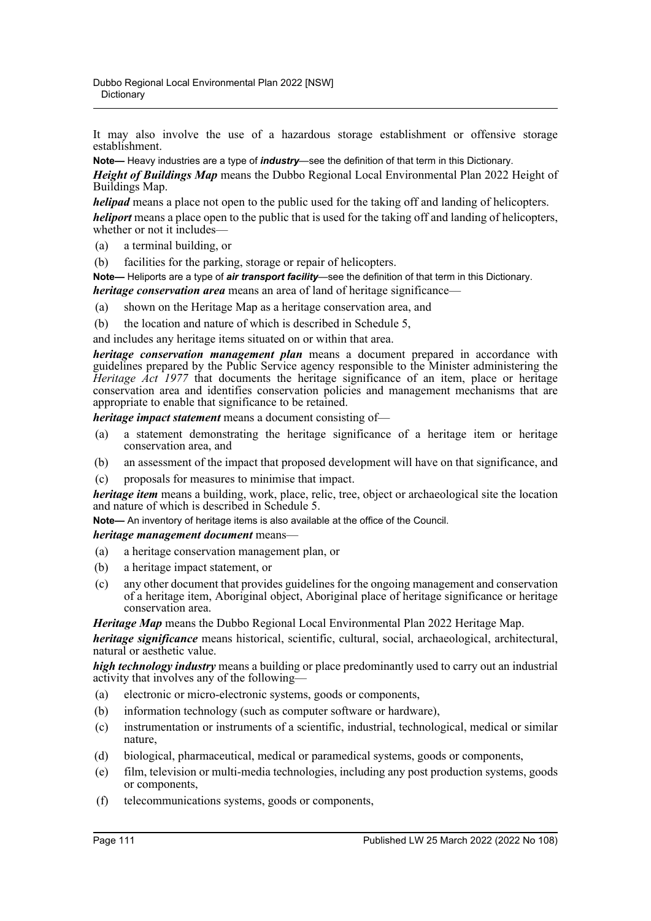It may also involve the use of a hazardous storage establishment or offensive storage establishment.

**Note—** Heavy industries are a type of ***industry***—see the definition of that term in this Dictionary.

***Height of Buildings Map*** means the Dubbo Regional Local Environmental Plan 2022 Height of Buildings Map.

***helipad*** means a place not open to the public used for the taking off and landing of helicopters.

***heliport*** means a place open to the public that is used for the taking off and landing of helicopters, whether or not it includes—

(a) a terminal building, or

(b) facilities for the parking, storage or repair of helicopters.

**Note—** Heliports are a type of ***air transport facility***—see the definition of that term in this Dictionary.

***heritage conservation area*** means an area of land of heritage significance—

(a) shown on the Heritage Map as a heritage conservation area, and

(b) the location and nature of which is described in Schedule 5,

and includes any heritage items situated on or within that area.

***heritage conservation management plan*** means a document prepared in accordance with guidelines prepared by the Public Service agency responsible to the Minister administering the *Heritage Act 1977* that documents the heritage significance of an item, place or heritage conservation area and identifies conservation policies and management mechanisms that are appropriate to enable that significance to be retained.

***heritage impact statement*** means a document consisting of—

(a) a statement demonstrating the heritage significance of a heritage item or heritage conservation area, and

(b) an assessment of the impact that proposed development will have on that significance, and

(c) proposals for measures to minimise that impact.

***heritage item*** means a building, work, place, relic, tree, object or archaeological site the location and nature of which is described in Schedule 5.

**Note—** An inventory of heritage items is also available at the office of the Council.

***heritage management document*** means—

(a) a heritage conservation management plan, or

(b) a heritage impact statement, or

(c) any other document that provides guidelines for the ongoing management and conservation of a heritage item, Aboriginal object, Aboriginal place of heritage significance or heritage conservation area.

***Heritage Map*** means the Dubbo Regional Local Environmental Plan 2022 Heritage Map.

***heritage significance*** means historical, scientific, cultural, social, archaeological, architectural, natural or aesthetic value.

***high technology industry*** means a building or place predominantly used to carry out an industrial activity that involves any of the following—

(a) electronic or micro-electronic systems, goods or components,

(b) information technology (such as computer software or hardware),

(c) instrumentation or instruments of a scientific, industrial, technological, medical or similar nature,

(d) biological, pharmaceutical, medical or paramedical systems, goods or components,

(e) film, television or multi-media technologies, including any post production systems, goods or components,

(f) telecommunications systems, goods or components,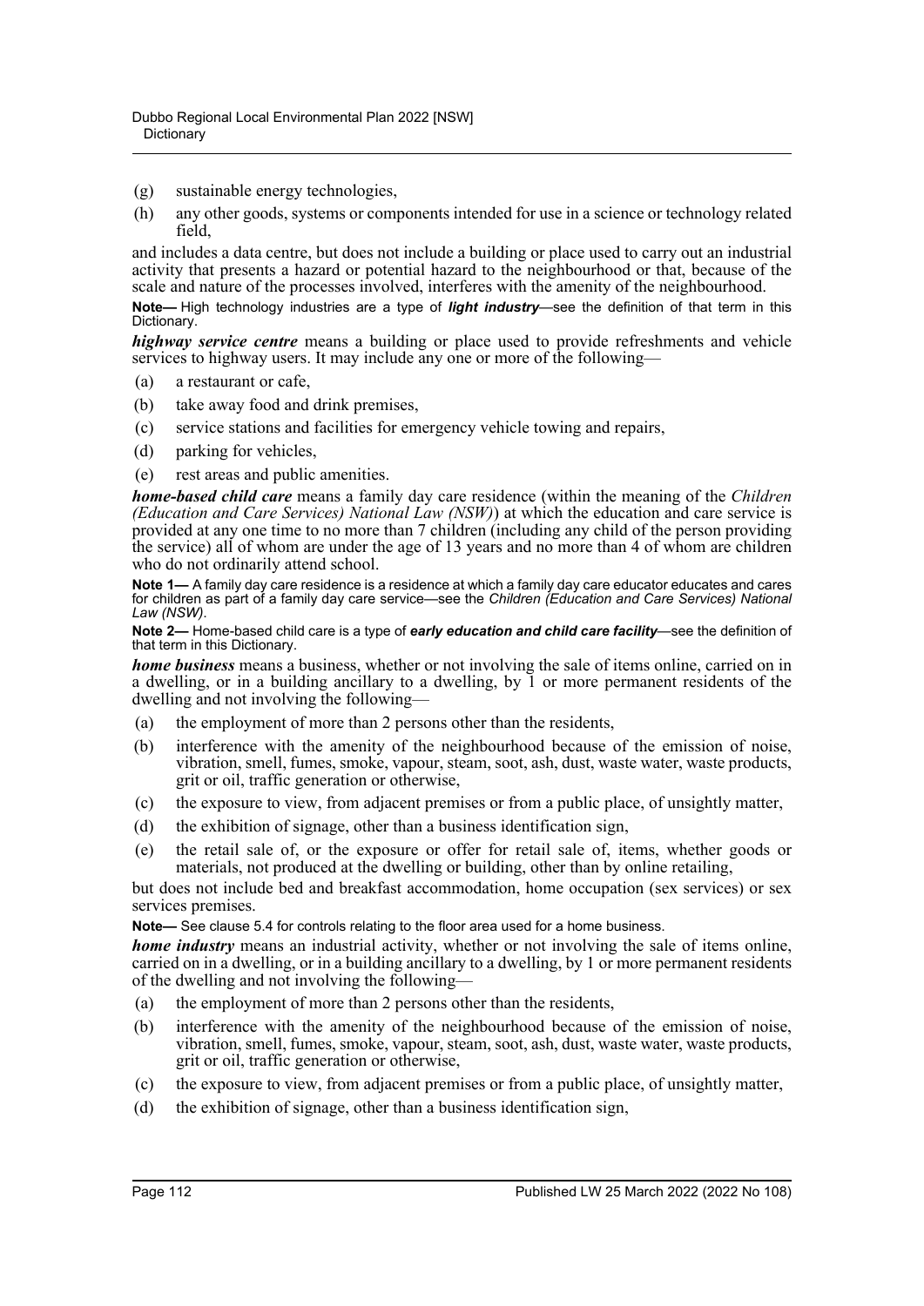(g) sustainable energy technologies,

(h) any other goods, systems or components intended for use in a science or technology related field,

and includes a data centre, but does not include a building or place used to carry out an industrial activity that presents a hazard or potential hazard to the neighbourhood or that, because of the scale and nature of the processes involved, interferes with the amenity of the neighbourhood.

**Note—** High technology industries are a type of ***light industry***—see the definition of that term in this Dictionary.

***highway service centre*** means a building or place used to provide refreshments and vehicle services to highway users. It may include any one or more of the following—

(a) a restaurant or cafe,

(b) take away food and drink premises,

(c) service stations and facilities for emergency vehicle towing and repairs,

(d) parking for vehicles,

(e) rest areas and public amenities.

***home-based child care*** means a family day care residence (within the meaning of the *Children (Education and Care Services) National Law (NSW)*) at which the education and care service is provided at any one time to no more than 7 children (including any child of the person providing the service) all of whom are under the age of 13 years and no more than 4 of whom are children who do not ordinarily attend school.

**Note 1—** A family day care residence is a residence at which a family day care educator educates and cares for children as part of a family day care service—see the *Children (Education and Care Services) National Law (NSW)*.

**Note 2—** Home-based child care is a type of ***early education and child care facility***—see the definition of that term in this Dictionary.

***home business*** means a business, whether or not involving the sale of items online, carried on in a dwelling, or in a building ancillary to a dwelling, by 1 or more permanent residents of the dwelling and not involving the following—

(a) the employment of more than 2 persons other than the residents,

(b) interference with the amenity of the neighbourhood because of the emission of noise, vibration, smell, fumes, smoke, vapour, steam, soot, ash, dust, waste water, waste products, grit or oil, traffic generation or otherwise,

(c) the exposure to view, from adjacent premises or from a public place, of unsightly matter,

(d) the exhibition of signage, other than a business identification sign,

(e) the retail sale of, or the exposure or offer for retail sale of, items, whether goods or materials, not produced at the dwelling or building, other than by online retailing,

but does not include bed and breakfast accommodation, home occupation (sex services) or sex services premises.

**Note—** See clause 5.4 for controls relating to the floor area used for a home business.

***home industry*** means an industrial activity, whether or not involving the sale of items online, carried on in a dwelling, or in a building ancillary to a dwelling, by 1 or more permanent residents of the dwelling and not involving the following—

(a) the employment of more than 2 persons other than the residents,

(b) interference with the amenity of the neighbourhood because of the emission of noise, vibration, smell, fumes, smoke, vapour, steam, soot, ash, dust, waste water, waste products, grit or oil, traffic generation or otherwise,

(c) the exposure to view, from adjacent premises or from a public place, of unsightly matter,

(d) the exhibition of signage, other than a business identification sign,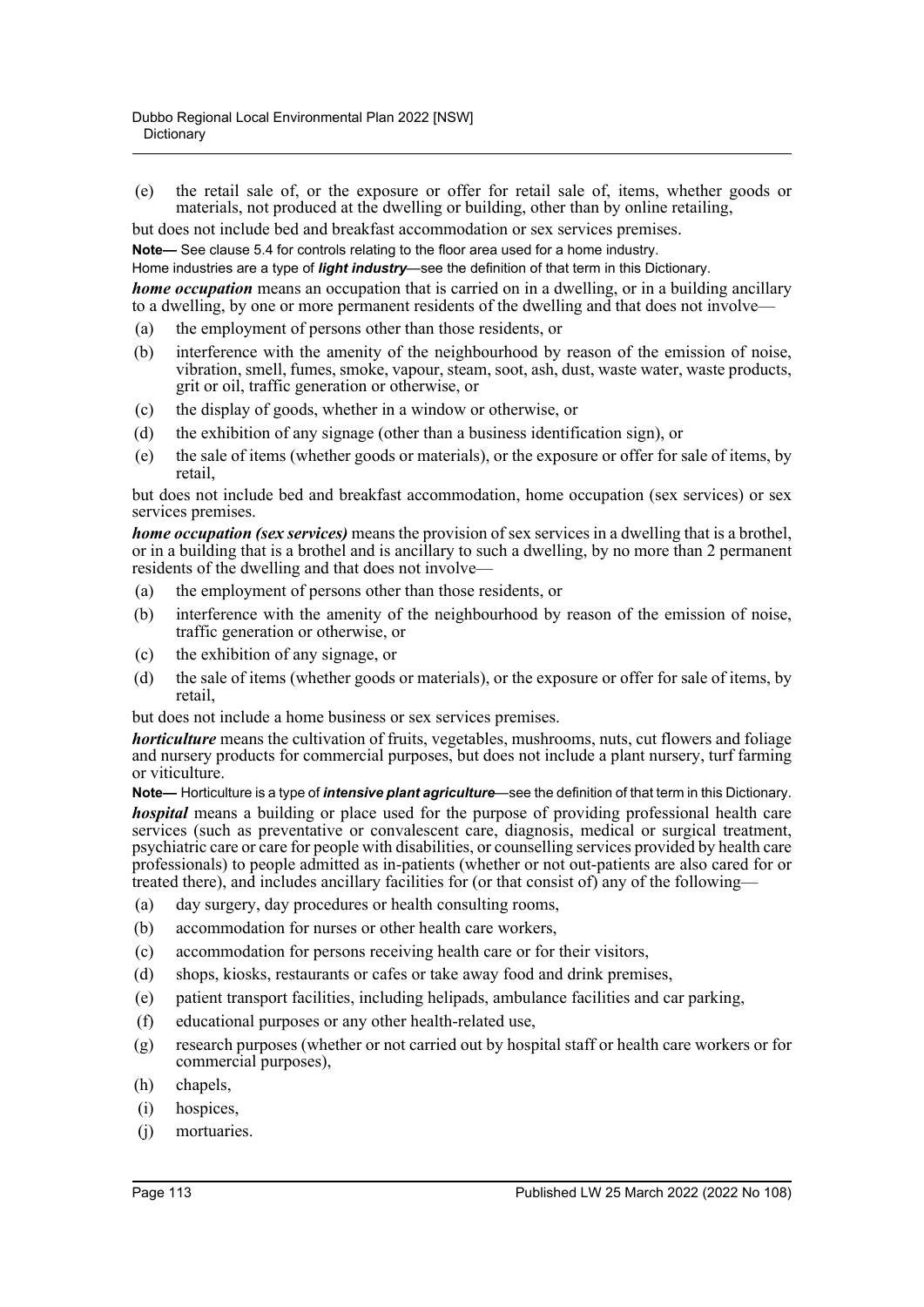(e) the retail sale of, or the exposure or offer for retail sale of, items, whether goods or materials, not produced at the dwelling or building, other than by online retailing,

but does not include bed and breakfast accommodation or sex services premises.

**Note—** See clause 5.4 for controls relating to the floor area used for a home industry.

Home industries are a type of ***light industry***—see the definition of that term in this Dictionary.

***home occupation*** means an occupation that is carried on in a dwelling, or in a building ancillary to a dwelling, by one or more permanent residents of the dwelling and that does not involve—

(a) the employment of persons other than those residents, or

(b) interference with the amenity of the neighbourhood by reason of the emission of noise, vibration, smell, fumes, smoke, vapour, steam, soot, ash, dust, waste water, waste products, grit or oil, traffic generation or otherwise, or

(c) the display of goods, whether in a window or otherwise, or

(d) the exhibition of any signage (other than a business identification sign), or

(e) the sale of items (whether goods or materials), or the exposure or offer for sale of items, by retail,

but does not include bed and breakfast accommodation, home occupation (sex services) or sex services premises.

***home occupation (sex services)*** means the provision of sex services in a dwelling that is a brothel, or in a building that is a brothel and is ancillary to such a dwelling, by no more than 2 permanent residents of the dwelling and that does not involve—

(a) the employment of persons other than those residents, or

(b) interference with the amenity of the neighbourhood by reason of the emission of noise, traffic generation or otherwise, or

(c) the exhibition of any signage, or

(d) the sale of items (whether goods or materials), or the exposure or offer for sale of items, by retail,

but does not include a home business or sex services premises.

***horticulture*** means the cultivation of fruits, vegetables, mushrooms, nuts, cut flowers and foliage and nursery products for commercial purposes, but does not include a plant nursery, turf farming or viticulture.

**Note—** Horticulture is a type of ***intensive plant agriculture***—see the definition of that term in this Dictionary.

***hospital*** means a building or place used for the purpose of providing professional health care services (such as preventative or convalescent care, diagnosis, medical or surgical treatment, psychiatric care or care for people with disabilities, or counselling services provided by health care professionals) to people admitted as in-patients (whether or not out-patients are also cared for or treated there), and includes ancillary facilities for (or that consist of) any of the following—

(a) day surgery, day procedures or health consulting rooms,

(b) accommodation for nurses or other health care workers,

(c) accommodation for persons receiving health care or for their visitors,

(d) shops, kiosks, restaurants or cafes or take away food and drink premises,

(e) patient transport facilities, including helipads, ambulance facilities and car parking,

(f) educational purposes or any other health-related use,

(g) research purposes (whether or not carried out by hospital staff or health care workers or for commercial purposes),

(h) chapels,

(i) hospices,

(j) mortuaries.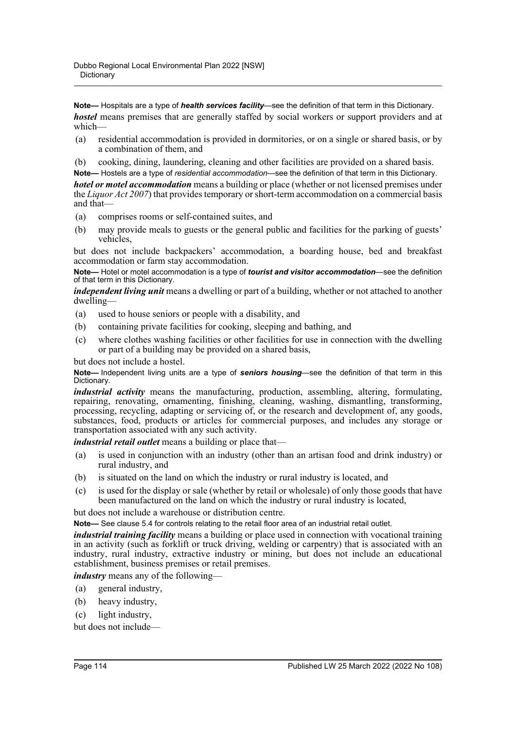**Note—** Hospitals are a type of ***health services facility***—see the definition of that term in this Dictionary.

***hostel*** means premises that are generally staffed by social workers or support providers and at which—

(a) residential accommodation is provided in dormitories, or on a single or shared basis, or by a combination of them, and

(b) cooking, dining, laundering, cleaning and other facilities are provided on a shared basis.

**Note—** Hostels are a type of *residential accommodation*—see the definition of that term in this Dictionary.

***hotel or motel accommodation*** means a building or place (whether or not licensed premises under the *Liquor Act 2007*) that provides temporary or short-term accommodation on a commercial basis and that—

(a) comprises rooms or self-contained suites, and

(b) may provide meals to guests or the general public and facilities for the parking of guests' vehicles,

but does not include backpackers' accommodation, a boarding house, bed and breakfast accommodation or farm stay accommodation.

**Note—** Hotel or motel accommodation is a type of ***tourist and visitor accommodation***—see the definition of that term in this Dictionary.

***independent living unit*** means a dwelling or part of a building, whether or not attached to another dwelling—

(a) used to house seniors or people with a disability, and

(b) containing private facilities for cooking, sleeping and bathing, and

(c) where clothes washing facilities or other facilities for use in connection with the dwelling or part of a building may be provided on a shared basis,

but does not include a hostel.

**Note—** Independent living units are a type of ***seniors housing***—see the definition of that term in this Dictionary.

***industrial activity*** means the manufacturing, production, assembling, altering, formulating, repairing, renovating, ornamenting, finishing, cleaning, washing, dismantling, transforming, processing, recycling, adapting or servicing of, or the research and development of, any goods, substances, food, products or articles for commercial purposes, and includes any storage or transportation associated with any such activity.

***industrial retail outlet*** means a building or place that—

(a) is used in conjunction with an industry (other than an artisan food and drink industry) or rural industry, and

(b) is situated on the land on which the industry or rural industry is located, and

(c) is used for the display or sale (whether by retail or wholesale) of only those goods that have been manufactured on the land on which the industry or rural industry is located,

but does not include a warehouse or distribution centre.

**Note—** See clause 5.4 for controls relating to the retail floor area of an industrial retail outlet.

***industrial training facility*** means a building or place used in connection with vocational training in an activity (such as forklift or truck driving, welding or carpentry) that is associated with an industry, rural industry, extractive industry or mining, but does not include an educational establishment, business premises or retail premises.

***industry*** means any of the following—

(a) general industry,

(b) heavy industry,

(c) light industry,

but does not include—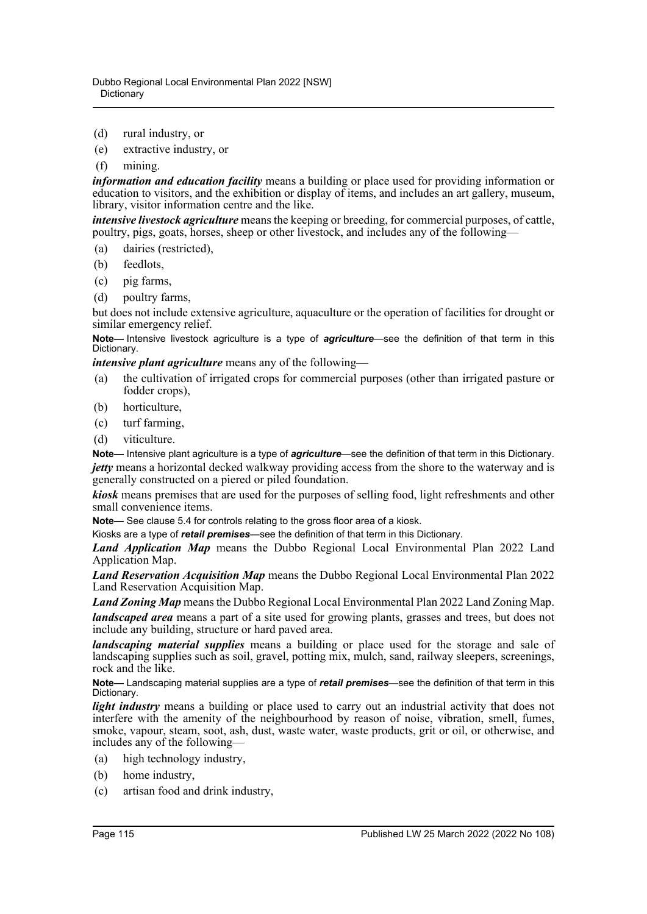(d) rural industry, or

(e) extractive industry, or

(f) mining.

***information and education facility*** means a building or place used for providing information or education to visitors, and the exhibition or display of items, and includes an art gallery, museum, library, visitor information centre and the like.

***intensive livestock agriculture*** means the keeping or breeding, for commercial purposes, of cattle, poultry, pigs, goats, horses, sheep or other livestock, and includes any of the following—

(a) dairies (restricted),

(b) feedlots,

(c) pig farms,

(d) poultry farms,

but does not include extensive agriculture, aquaculture or the operation of facilities for drought or similar emergency relief.

**Note—** Intensive livestock agriculture is a type of ***agriculture***—see the definition of that term in this Dictionary.

***intensive plant agriculture*** means any of the following—

(a) the cultivation of irrigated crops for commercial purposes (other than irrigated pasture or fodder crops),

(b) horticulture,

(c) turf farming,

(d) viticulture.

**Note—** Intensive plant agriculture is a type of ***agriculture***—see the definition of that term in this Dictionary.

***jetty*** means a horizontal decked walkway providing access from the shore to the waterway and is generally constructed on a piered or piled foundation.

***kiosk*** means premises that are used for the purposes of selling food, light refreshments and other small convenience items.

**Note—** See clause 5.4 for controls relating to the gross floor area of a kiosk.

Kiosks are a type of ***retail premises***—see the definition of that term in this Dictionary.

***Land Application Map*** means the Dubbo Regional Local Environmental Plan 2022 Land Application Map.

***Land Reservation Acquisition Map*** means the Dubbo Regional Local Environmental Plan 2022 Land Reservation Acquisition Map.

***Land Zoning Map*** means the Dubbo Regional Local Environmental Plan 2022 Land Zoning Map.

***landscaped area*** means a part of a site used for growing plants, grasses and trees, but does not include any building, structure or hard paved area.

***landscaping material supplies*** means a building or place used for the storage and sale of landscaping supplies such as soil, gravel, potting mix, mulch, sand, railway sleepers, screenings, rock and the like.

**Note—** Landscaping material supplies are a type of ***retail premises***—see the definition of that term in this Dictionary.

***light industry*** means a building or place used to carry out an industrial activity that does not interfere with the amenity of the neighbourhood by reason of noise, vibration, smell, fumes, smoke, vapour, steam, soot, ash, dust, waste water, waste products, grit or oil, or otherwise, and includes any of the following—

(a) high technology industry,

(b) home industry,

(c) artisan food and drink industry,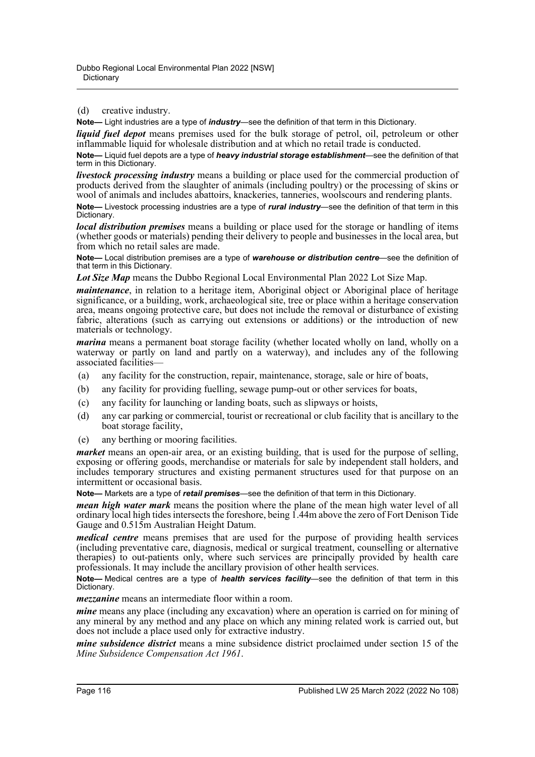(d) creative industry.

**Note—** Light industries are a type of ***industry***—see the definition of that term in this Dictionary.

***liquid fuel depot*** means premises used for the bulk storage of petrol, oil, petroleum or other inflammable liquid for wholesale distribution and at which no retail trade is conducted.

**Note—** Liquid fuel depots are a type of ***heavy industrial storage establishment***—see the definition of that term in this Dictionary.

***livestock processing industry*** means a building or place used for the commercial production of products derived from the slaughter of animals (including poultry) or the processing of skins or wool of animals and includes abattoirs, knackeries, tanneries, woolscours and rendering plants.

**Note—** Livestock processing industries are a type of ***rural industry***—see the definition of that term in this Dictionary.

***local distribution premises*** means a building or place used for the storage or handling of items (whether goods or materials) pending their delivery to people and businesses in the local area, but from which no retail sales are made.

**Note—** Local distribution premises are a type of ***warehouse or distribution centre***—see the definition of that term in this Dictionary.

***Lot Size Map*** means the Dubbo Regional Local Environmental Plan 2022 Lot Size Map.

***maintenance***, in relation to a heritage item, Aboriginal object or Aboriginal place of heritage significance, or a building, work, archaeological site, tree or place within a heritage conservation area, means ongoing protective care, but does not include the removal or disturbance of existing fabric, alterations (such as carrying out extensions or additions) or the introduction of new materials or technology.

***marina*** means a permanent boat storage facility (whether located wholly on land, wholly on a waterway or partly on land and partly on a waterway), and includes any of the following associated facilities—

(a) any facility for the construction, repair, maintenance, storage, sale or hire of boats,

(b) any facility for providing fuelling, sewage pump-out or other services for boats,

(c) any facility for launching or landing boats, such as slipways or hoists,

(d) any car parking or commercial, tourist or recreational or club facility that is ancillary to the boat storage facility,

(e) any berthing or mooring facilities.

***market*** means an open-air area, or an existing building, that is used for the purpose of selling, exposing or offering goods, merchandise or materials for sale by independent stall holders, and includes temporary structures and existing permanent structures used for that purpose on an intermittent or occasional basis.

**Note—** Markets are a type of ***retail premises***—see the definition of that term in this Dictionary.

***mean high water mark*** means the position where the plane of the mean high water level of all ordinary local high tides intersects the foreshore, being 1.44m above the zero of Fort Denison Tide Gauge and 0.515m Australian Height Datum.

***medical centre*** means premises that are used for the purpose of providing health services (including preventative care, diagnosis, medical or surgical treatment, counselling or alternative therapies) to out-patients only, where such services are principally provided by health care professionals. It may include the ancillary provision of other health services.

**Note—** Medical centres are a type of ***health services facility***—see the definition of that term in this Dictionary.

***mezzanine*** means an intermediate floor within a room.

***mine*** means any place (including any excavation) where an operation is carried on for mining of any mineral by any method and any place on which any mining related work is carried out, but does not include a place used only for extractive industry.

***mine subsidence district*** means a mine subsidence district proclaimed under section 15 of the *Mine Subsidence Compensation Act 1961*.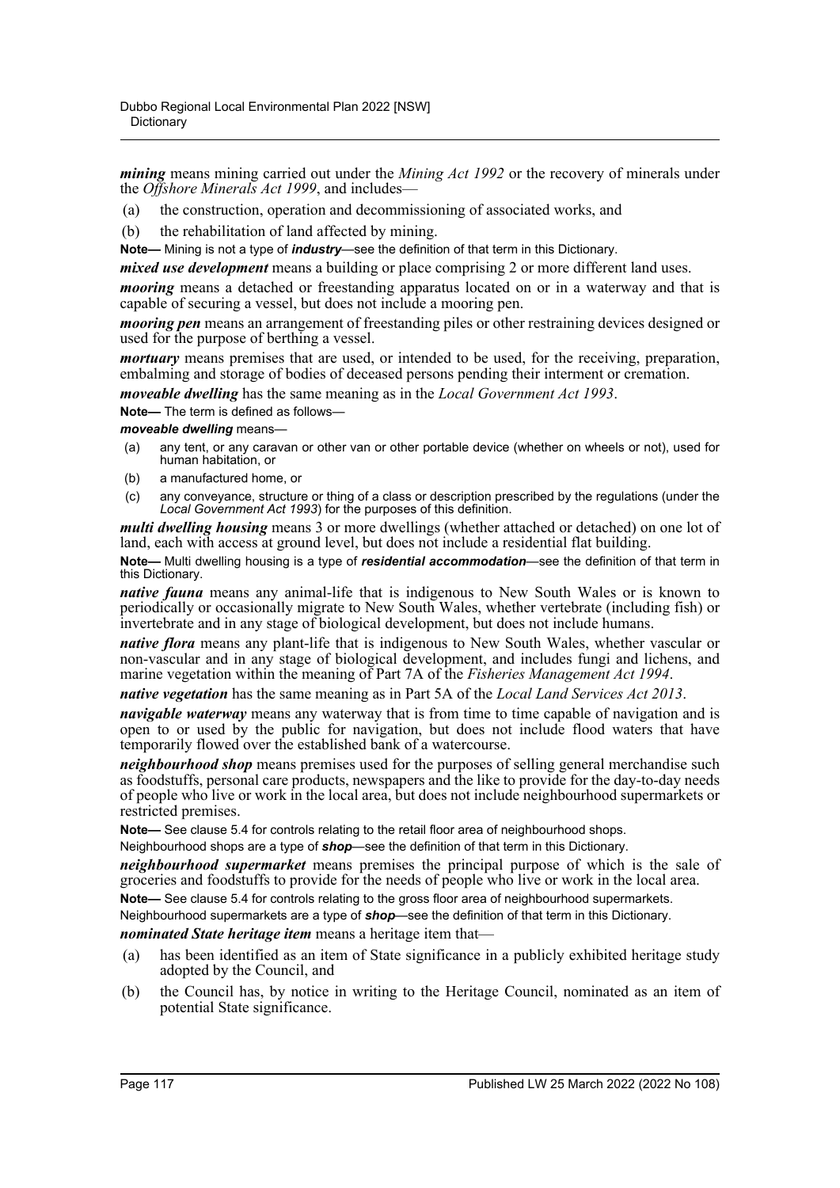***mining*** means mining carried out under the *Mining Act 1992* or the recovery of minerals under the *Offshore Minerals Act 1999*, and includes—

(a) the construction, operation and decommissioning of associated works, and

(b) the rehabilitation of land affected by mining.

**Note—** Mining is not a type of ***industry***—see the definition of that term in this Dictionary.

***mixed use development*** means a building or place comprising 2 or more different land uses.

***mooring*** means a detached or freestanding apparatus located on or in a waterway and that is capable of securing a vessel, but does not include a mooring pen.

***mooring pen*** means an arrangement of freestanding piles or other restraining devices designed or used for the purpose of berthing a vessel.

***mortuary*** means premises that are used, or intended to be used, for the receiving, preparation, embalming and storage of bodies of deceased persons pending their interment or cremation.

***moveable dwelling*** has the same meaning as in the *Local Government Act 1993*.

**Note—** The term is defined as follows—

***moveable dwelling*** means—

(a) any tent, or any caravan or other van or other portable device (whether on wheels or not), used for human habitation, or

(b) a manufactured home, or

(c) any conveyance, structure or thing of a class or description prescribed by the regulations (under the *Local Government Act 1993*) for the purposes of this definition.

***multi dwelling housing*** means 3 or more dwellings (whether attached or detached) on one lot of land, each with access at ground level, but does not include a residential flat building.

**Note—** Multi dwelling housing is a type of ***residential accommodation***—see the definition of that term in this Dictionary.

***native fauna*** means any animal-life that is indigenous to New South Wales or is known to periodically or occasionally migrate to New South Wales, whether vertebrate (including fish) or invertebrate and in any stage of biological development, but does not include humans.

***native flora*** means any plant-life that is indigenous to New South Wales, whether vascular or non-vascular and in any stage of biological development, and includes fungi and lichens, and marine vegetation within the meaning of Part 7A of the *Fisheries Management Act 1994*.

***native vegetation*** has the same meaning as in Part 5A of the *Local Land Services Act 2013*.

***navigable waterway*** means any waterway that is from time to time capable of navigation and is open to or used by the public for navigation, but does not include flood waters that have temporarily flowed over the established bank of a watercourse.

***neighbourhood shop*** means premises used for the purposes of selling general merchandise such as foodstuffs, personal care products, newspapers and the like to provide for the day-to-day needs of people who live or work in the local area, but does not include neighbourhood supermarkets or restricted premises.

**Note—** See clause 5.4 for controls relating to the retail floor area of neighbourhood shops.

Neighbourhood shops are a type of ***shop***—see the definition of that term in this Dictionary.

***neighbourhood supermarket*** means premises the principal purpose of which is the sale of groceries and foodstuffs to provide for the needs of people who live or work in the local area.

**Note—** See clause 5.4 for controls relating to the gross floor area of neighbourhood supermarkets.

Neighbourhood supermarkets are a type of ***shop***—see the definition of that term in this Dictionary.

***nominated State heritage item*** means a heritage item that—

(a) has been identified as an item of State significance in a publicly exhibited heritage study adopted by the Council, and

(b) the Council has, by notice in writing to the Heritage Council, nominated as an item of potential State significance.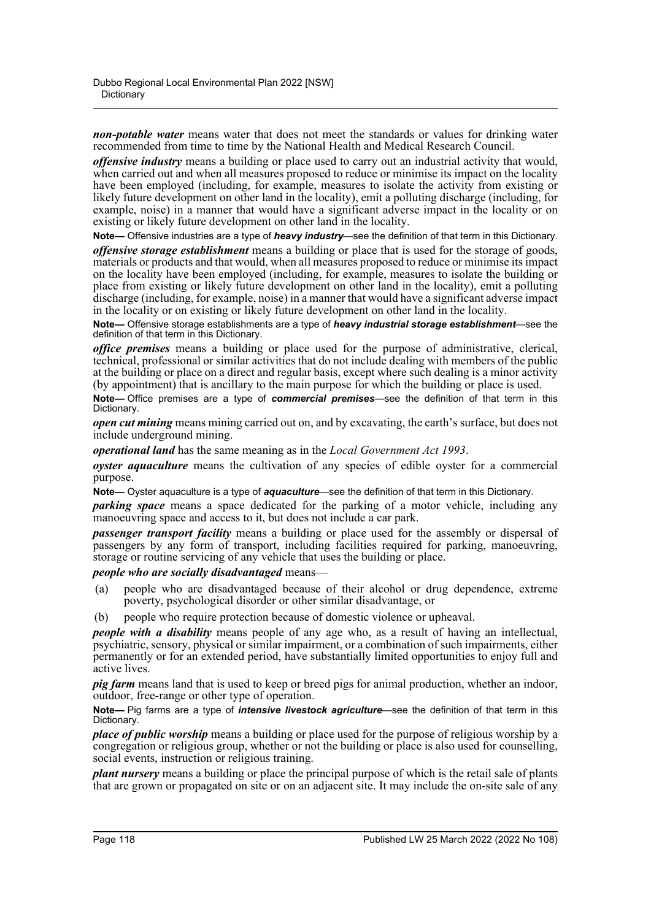***non-potable water*** means water that does not meet the standards or values for drinking water recommended from time to time by the National Health and Medical Research Council.

***offensive industry*** means a building or place used to carry out an industrial activity that would, when carried out and when all measures proposed to reduce or minimise its impact on the locality have been employed (including, for example, measures to isolate the activity from existing or likely future development on other land in the locality), emit a polluting discharge (including, for example, noise) in a manner that would have a significant adverse impact in the locality or on existing or likely future development on other land in the locality.

**Note—** Offensive industries are a type of ***heavy industry***—see the definition of that term in this Dictionary.

***offensive storage establishment*** means a building or place that is used for the storage of goods, materials or products and that would, when all measures proposed to reduce or minimise its impact on the locality have been employed (including, for example, measures to isolate the building or place from existing or likely future development on other land in the locality), emit a polluting discharge (including, for example, noise) in a manner that would have a significant adverse impact in the locality or on existing or likely future development on other land in the locality.

**Note—** Offensive storage establishments are a type of ***heavy industrial storage establishment***—see the definition of that term in this Dictionary.

***office premises*** means a building or place used for the purpose of administrative, clerical, technical, professional or similar activities that do not include dealing with members of the public at the building or place on a direct and regular basis, except where such dealing is a minor activity (by appointment) that is ancillary to the main purpose for which the building or place is used.

**Note—** Office premises are a type of ***commercial premises***—see the definition of that term in this Dictionary.

***open cut mining*** means mining carried out on, and by excavating, the earth's surface, but does not include underground mining.

***operational land*** has the same meaning as in the *Local Government Act 1993*.

***oyster aquaculture*** means the cultivation of any species of edible oyster for a commercial purpose.

**Note—** Oyster aquaculture is a type of ***aquaculture***—see the definition of that term in this Dictionary.

***parking space*** means a space dedicated for the parking of a motor vehicle, including any manoeuvring space and access to it, but does not include a car park.

***passenger transport facility*** means a building or place used for the assembly or dispersal of passengers by any form of transport, including facilities required for parking, manoeuvring, storage or routine servicing of any vehicle that uses the building or place.

***people who are socially disadvantaged*** means—

(a) people who are disadvantaged because of their alcohol or drug dependence, extreme poverty, psychological disorder or other similar disadvantage, or

(b) people who require protection because of domestic violence or upheaval.

***people with a disability*** means people of any age who, as a result of having an intellectual, psychiatric, sensory, physical or similar impairment, or a combination of such impairments, either permanently or for an extended period, have substantially limited opportunities to enjoy full and active lives.

***pig farm*** means land that is used to keep or breed pigs for animal production, whether an indoor, outdoor, free-range or other type of operation.

**Note—** Pig farms are a type of ***intensive livestock agriculture***—see the definition of that term in this Dictionary.

***place of public worship*** means a building or place used for the purpose of religious worship by a congregation or religious group, whether or not the building or place is also used for counselling, social events, instruction or religious training.

***plant nursery*** means a building or place the principal purpose of which is the retail sale of plants that are grown or propagated on site or on an adjacent site. It may include the on-site sale of any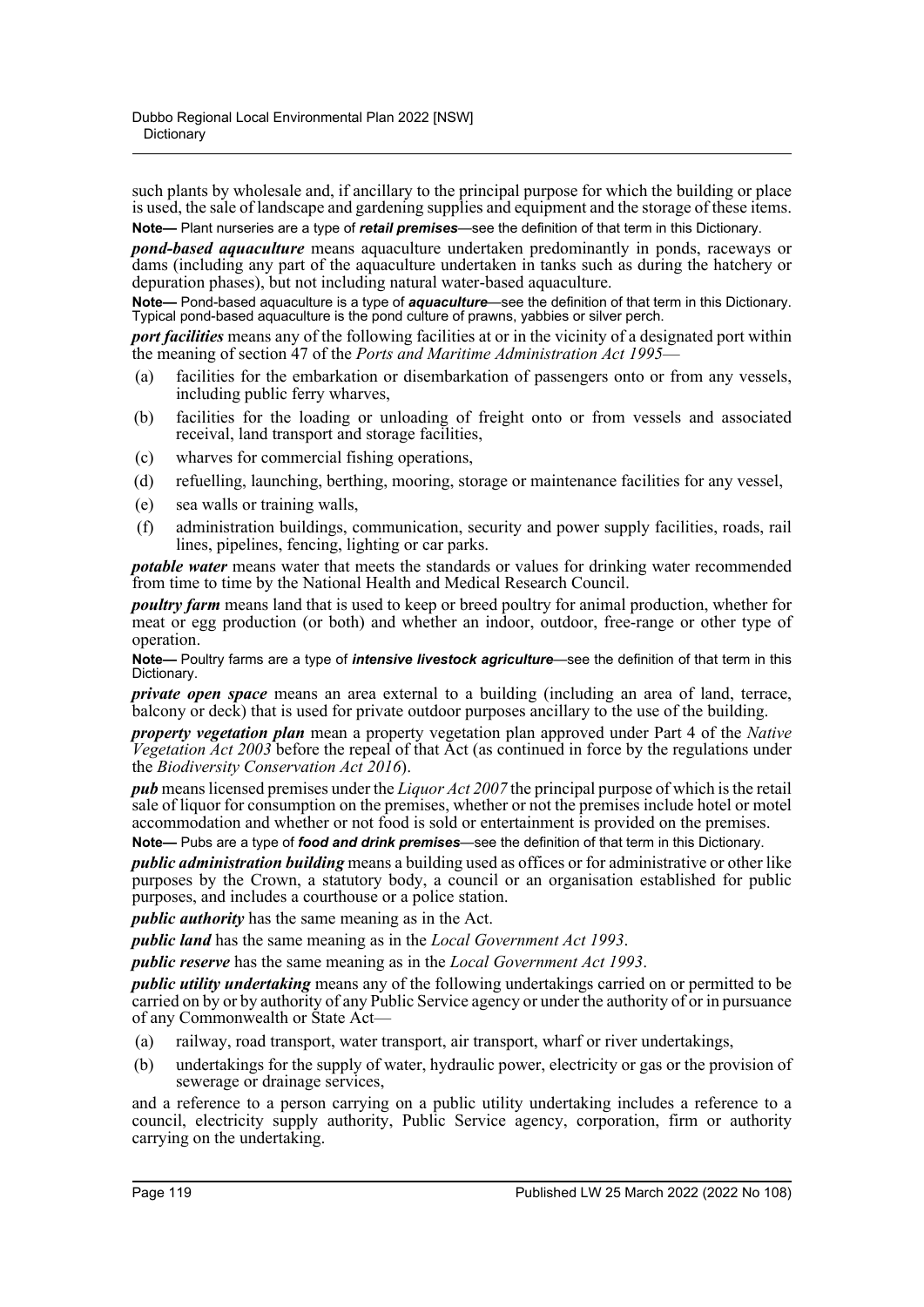such plants by wholesale and, if ancillary to the principal purpose for which the building or place is used, the sale of landscape and gardening supplies and equipment and the storage of these items.

**Note—** Plant nurseries are a type of ***retail premises***—see the definition of that term in this Dictionary.

***pond-based aquaculture*** means aquaculture undertaken predominantly in ponds, raceways or dams (including any part of the aquaculture undertaken in tanks such as during the hatchery or depuration phases), but not including natural water-based aquaculture.

**Note—** Pond-based aquaculture is a type of ***aquaculture***—see the definition of that term in this Dictionary. Typical pond-based aquaculture is the pond culture of prawns, yabbies or silver perch.

***port facilities*** means any of the following facilities at or in the vicinity of a designated port within the meaning of section 47 of the *Ports and Maritime Administration Act 1995*—

(a) facilities for the embarkation or disembarkation of passengers onto or from any vessels, including public ferry wharves,

(b) facilities for the loading or unloading of freight onto or from vessels and associated receival, land transport and storage facilities,

(c) wharves for commercial fishing operations,

(d) refuelling, launching, berthing, mooring, storage or maintenance facilities for any vessel,

(e) sea walls or training walls,

(f) administration buildings, communication, security and power supply facilities, roads, rail lines, pipelines, fencing, lighting or car parks.

***potable water*** means water that meets the standards or values for drinking water recommended from time to time by the National Health and Medical Research Council.

***poultry farm*** means land that is used to keep or breed poultry for animal production, whether for meat or egg production (or both) and whether an indoor, outdoor, free-range or other type of operation.

**Note—** Poultry farms are a type of ***intensive livestock agriculture***—see the definition of that term in this Dictionary.

***private open space*** means an area external to a building (including an area of land, terrace, balcony or deck) that is used for private outdoor purposes ancillary to the use of the building.

***property vegetation plan*** mean a property vegetation plan approved under Part 4 of the *Native Vegetation Act 2003* before the repeal of that Act (as continued in force by the regulations under the *Biodiversity Conservation Act 2016*).

***pub*** means licensed premises under the *Liquor Act 2007* the principal purpose of which is the retail sale of liquor for consumption on the premises, whether or not the premises include hotel or motel accommodation and whether or not food is sold or entertainment is provided on the premises.

**Note—** Pubs are a type of ***food and drink premises***—see the definition of that term in this Dictionary.

***public administration building*** means a building used as offices or for administrative or other like purposes by the Crown, a statutory body, a council or an organisation established for public purposes, and includes a courthouse or a police station.

***public authority*** has the same meaning as in the Act.

***public land*** has the same meaning as in the *Local Government Act 1993*.

***public reserve*** has the same meaning as in the *Local Government Act 1993*.

***public utility undertaking*** means any of the following undertakings carried on or permitted to be carried on by or by authority of any Public Service agency or under the authority of or in pursuance of any Commonwealth or State Act—

(a) railway, road transport, water transport, air transport, wharf or river undertakings,

(b) undertakings for the supply of water, hydraulic power, electricity or gas or the provision of sewerage or drainage services,

and a reference to a person carrying on a public utility undertaking includes a reference to a council, electricity supply authority, Public Service agency, corporation, firm or authority carrying on the undertaking.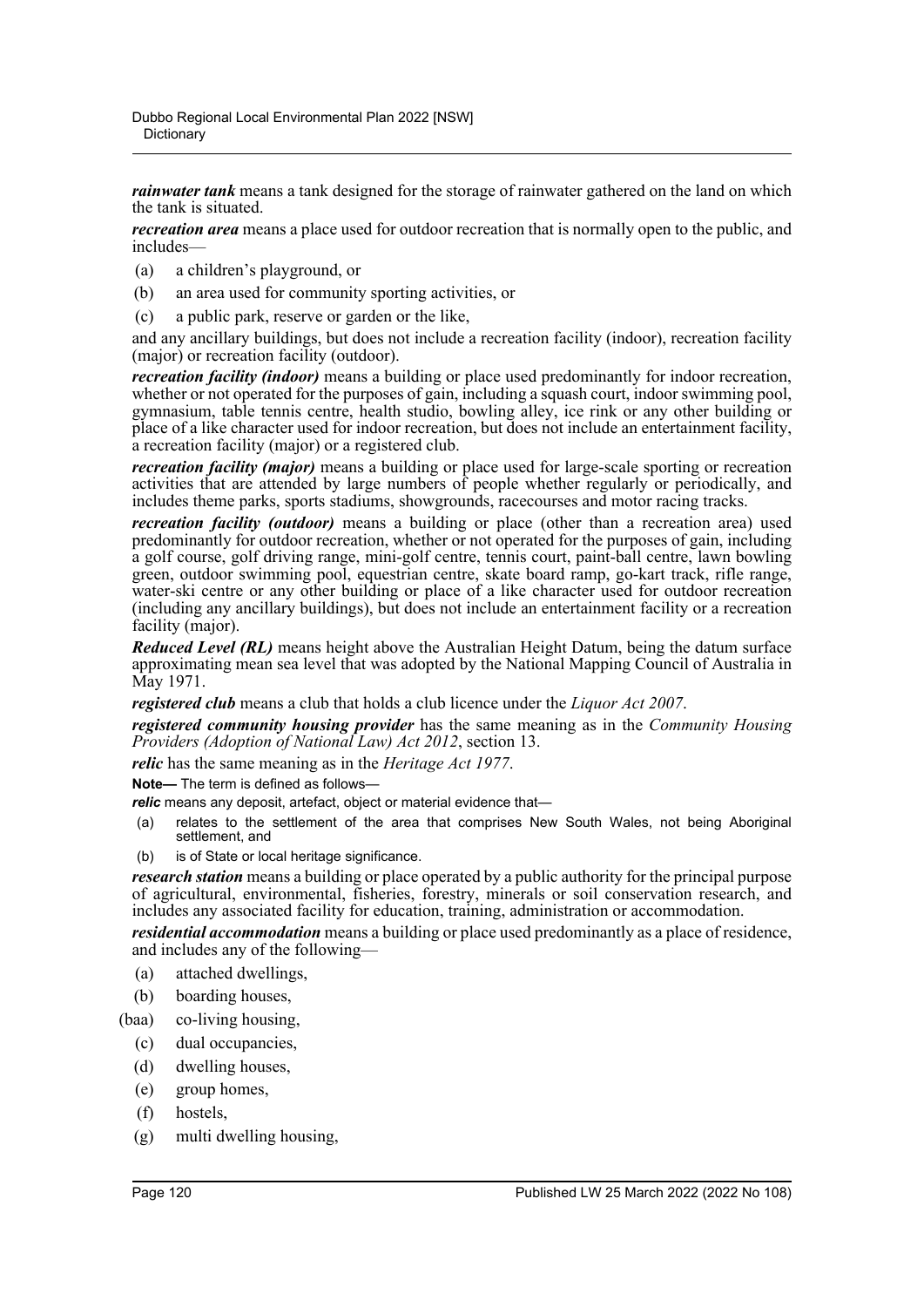***rainwater tank*** means a tank designed for the storage of rainwater gathered on the land on which the tank is situated.

***recreation area*** means a place used for outdoor recreation that is normally open to the public, and includes—

(a) a children's playground, or

(b) an area used for community sporting activities, or

(c) a public park, reserve or garden or the like,

and any ancillary buildings, but does not include a recreation facility (indoor), recreation facility (major) or recreation facility (outdoor).

***recreation facility (indoor)*** means a building or place used predominantly for indoor recreation, whether or not operated for the purposes of gain, including a squash court, indoor swimming pool, gymnasium, table tennis centre, health studio, bowling alley, ice rink or any other building or place of a like character used for indoor recreation, but does not include an entertainment facility, a recreation facility (major) or a registered club.

***recreation facility (major)*** means a building or place used for large-scale sporting or recreation activities that are attended by large numbers of people whether regularly or periodically, and includes theme parks, sports stadiums, showgrounds, racecourses and motor racing tracks.

***recreation facility (outdoor)*** means a building or place (other than a recreation area) used predominantly for outdoor recreation, whether or not operated for the purposes of gain, including a golf course, golf driving range, mini-golf centre, tennis court, paint-ball centre, lawn bowling green, outdoor swimming pool, equestrian centre, skate board ramp, go-kart track, rifle range, water-ski centre or any other building or place of a like character used for outdoor recreation (including any ancillary buildings), but does not include an entertainment facility or a recreation facility (major).

***Reduced Level (RL)*** means height above the Australian Height Datum, being the datum surface approximating mean sea level that was adopted by the National Mapping Council of Australia in May 1971.

***registered club*** means a club that holds a club licence under the *Liquor Act 2007*.

***registered community housing provider*** has the same meaning as in the *Community Housing Providers (Adoption of National Law) Act 2012*, section 13.

***relic*** has the same meaning as in the *Heritage Act 1977*.

**Note—** The term is defined as follows—

***relic*** means any deposit, artefact, object or material evidence that—

(a) relates to the settlement of the area that comprises New South Wales, not being Aboriginal settlement, and

(b) is of State or local heritage significance.

***research station*** means a building or place operated by a public authority for the principal purpose of agricultural, environmental, fisheries, forestry, minerals or soil conservation research, and includes any associated facility for education, training, administration or accommodation.

***residential accommodation*** means a building or place used predominantly as a place of residence, and includes any of the following—

(a) attached dwellings,

(b) boarding houses,

(baa) co-living housing,

(c) dual occupancies,

(d) dwelling houses,

(e) group homes,

(f) hostels,

(g) multi dwelling housing,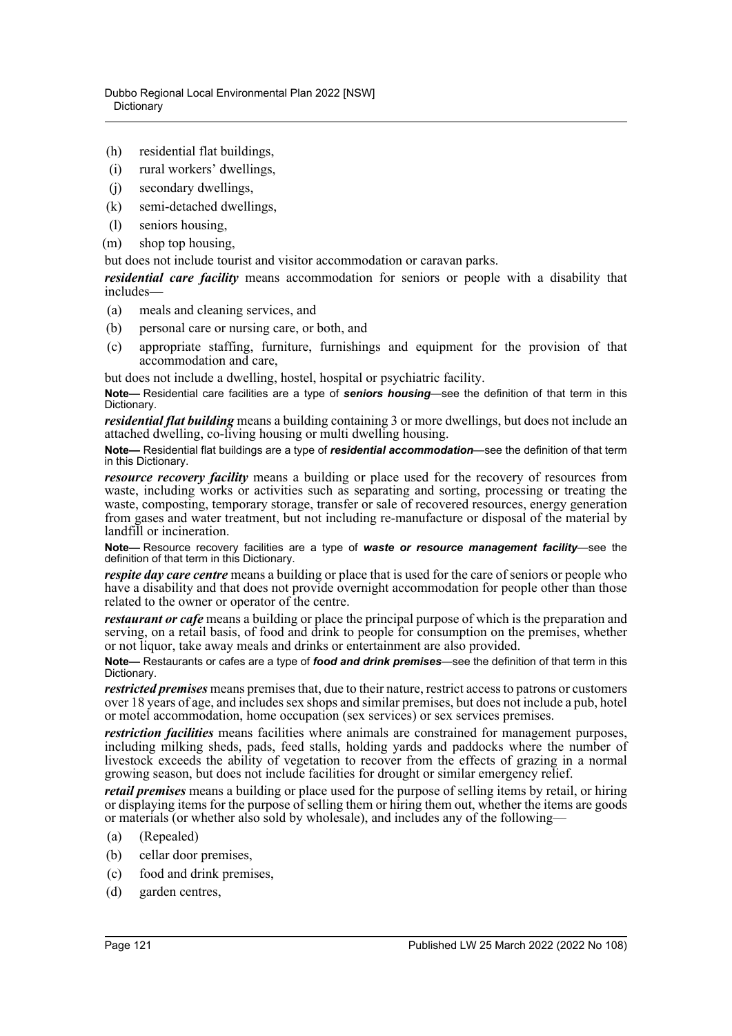(h) residential flat buildings,
(i) rural workers' dwellings,
(j) secondary dwellings,
(k) semi-detached dwellings,
(l) seniors housing,
(m) shop top housing,

but does not include tourist and visitor accommodation or caravan parks.

***residential care facility*** means accommodation for seniors or people with a disability that includes—

(a) meals and cleaning services, and
(b) personal care or nursing care, or both, and
(c) appropriate staffing, furniture, furnishings and equipment for the provision of that accommodation and care,

but does not include a dwelling, hostel, hospital or psychiatric facility.

**Note—** Residential care facilities are a type of ***seniors housing***—see the definition of that term in this Dictionary.

***residential flat building*** means a building containing 3 or more dwellings, but does not include an attached dwelling, co-living housing or multi dwelling housing.

**Note—** Residential flat buildings are a type of ***residential accommodation***—see the definition of that term in this Dictionary.

***resource recovery facility*** means a building or place used for the recovery of resources from waste, including works or activities such as separating and sorting, processing or treating the waste, composting, temporary storage, transfer or sale of recovered resources, energy generation from gases and water treatment, but not including re-manufacture or disposal of the material by landfill or incineration.

**Note—** Resource recovery facilities are a type of ***waste or resource management facility***—see the definition of that term in this Dictionary.

***respite day care centre*** means a building or place that is used for the care of seniors or people who have a disability and that does not provide overnight accommodation for people other than those related to the owner or operator of the centre.

***restaurant or cafe*** means a building or place the principal purpose of which is the preparation and serving, on a retail basis, of food and drink to people for consumption on the premises, whether or not liquor, take away meals and drinks or entertainment are also provided.

**Note—** Restaurants or cafes are a type of ***food and drink premises***—see the definition of that term in this Dictionary.

***restricted premises*** means premises that, due to their nature, restrict access to patrons or customers over 18 years of age, and includes sex shops and similar premises, but does not include a pub, hotel or motel accommodation, home occupation (sex services) or sex services premises.

***restriction facilities*** means facilities where animals are constrained for management purposes, including milking sheds, pads, feed stalls, holding yards and paddocks where the number of livestock exceeds the ability of vegetation to recover from the effects of grazing in a normal growing season, but does not include facilities for drought or similar emergency relief.

***retail premises*** means a building or place used for the purpose of selling items by retail, or hiring or displaying items for the purpose of selling them or hiring them out, whether the items are goods or materials (or whether also sold by wholesale), and includes any of the following—

(a) (Repealed)
(b) cellar door premises,
(c) food and drink premises,
(d) garden centres,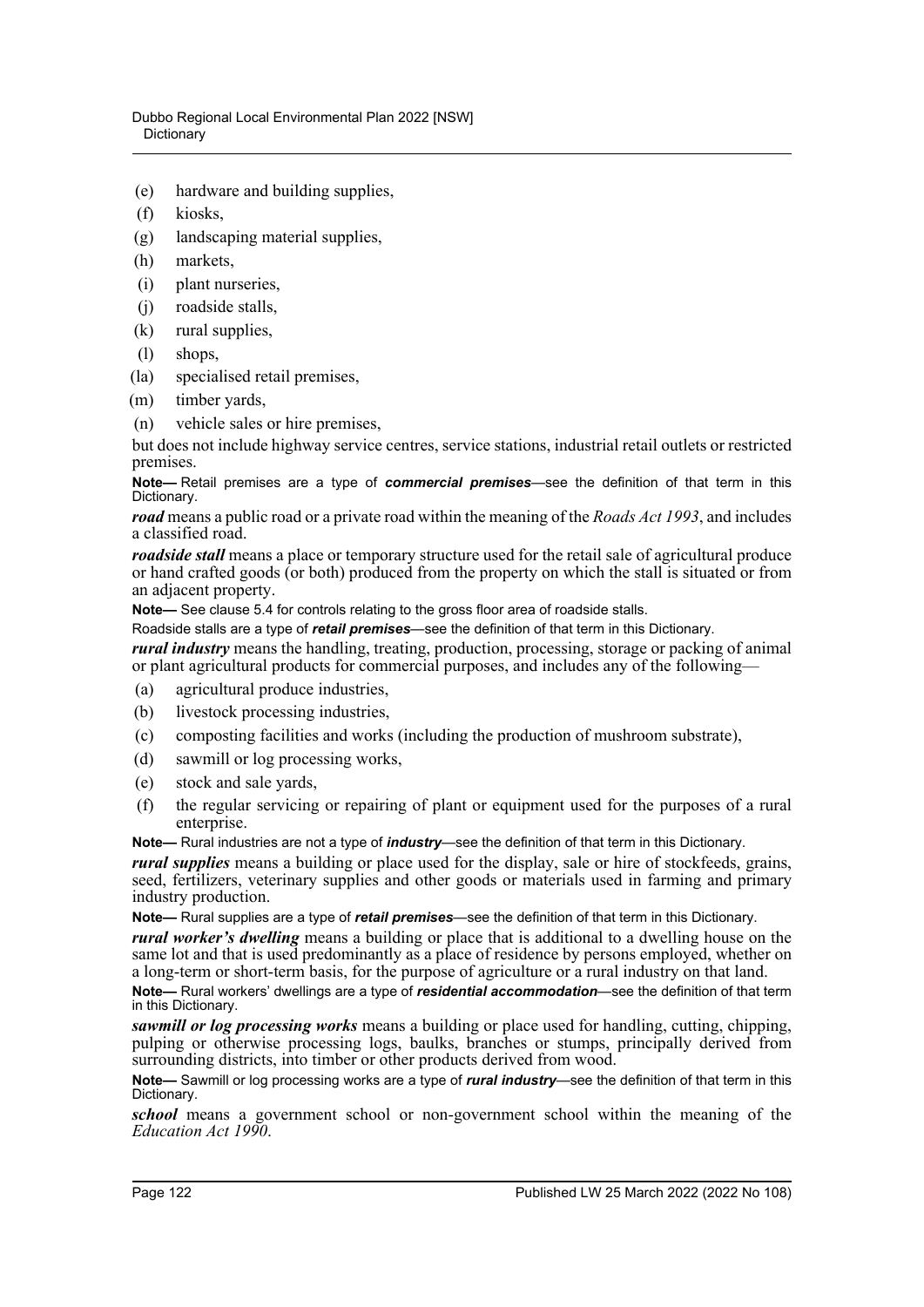(e) hardware and building supplies,

(f) kiosks,

(g) landscaping material supplies,

(h) markets,

(i) plant nurseries,

(j) roadside stalls,

(k) rural supplies,

(l) shops,

(la) specialised retail premises,

(m) timber yards,

(n) vehicle sales or hire premises,

but does not include highway service centres, service stations, industrial retail outlets or restricted premises.

**Note—** Retail premises are a type of ***commercial premises***—see the definition of that term in this Dictionary.

***road*** means a public road or a private road within the meaning of the *Roads Act 1993*, and includes a classified road.

***roadside stall*** means a place or temporary structure used for the retail sale of agricultural produce or hand crafted goods (or both) produced from the property on which the stall is situated or from an adjacent property.

**Note—** See clause 5.4 for controls relating to the gross floor area of roadside stalls.

Roadside stalls are a type of ***retail premises***—see the definition of that term in this Dictionary.

***rural industry*** means the handling, treating, production, processing, storage or packing of animal or plant agricultural products for commercial purposes, and includes any of the following—

(a) agricultural produce industries,

(b) livestock processing industries,

(c) composting facilities and works (including the production of mushroom substrate),

(d) sawmill or log processing works,

(e) stock and sale yards,

(f) the regular servicing or repairing of plant or equipment used for the purposes of a rural enterprise.

**Note—** Rural industries are not a type of ***industry***—see the definition of that term in this Dictionary.

***rural supplies*** means a building or place used for the display, sale or hire of stockfeeds, grains, seed, fertilizers, veterinary supplies and other goods or materials used in farming and primary industry production.

**Note—** Rural supplies are a type of ***retail premises***—see the definition of that term in this Dictionary.

***rural worker's dwelling*** means a building or place that is additional to a dwelling house on the same lot and that is used predominantly as a place of residence by persons employed, whether on a long-term or short-term basis, for the purpose of agriculture or a rural industry on that land.

**Note—** Rural workers' dwellings are a type of ***residential accommodation***—see the definition of that term in this Dictionary.

***sawmill or log processing works*** means a building or place used for handling, cutting, chipping, pulping or otherwise processing logs, baulks, branches or stumps, principally derived from surrounding districts, into timber or other products derived from wood.

**Note—** Sawmill or log processing works are a type of ***rural industry***—see the definition of that term in this Dictionary.

***school*** means a government school or non-government school within the meaning of the *Education Act 1990*.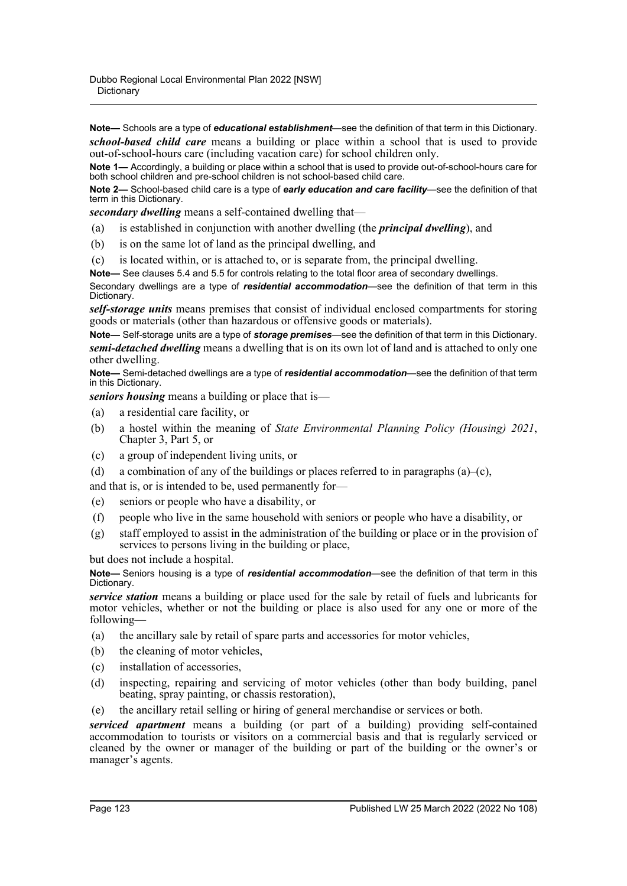**Note—** Schools are a type of ***educational establishment***—see the definition of that term in this Dictionary.

***school-based child care*** means a building or place within a school that is used to provide out-of-school-hours care (including vacation care) for school children only.

**Note 1—** Accordingly, a building or place within a school that is used to provide out-of-school-hours care for both school children and pre-school children is not school-based child care.

**Note 2—** School-based child care is a type of ***early education and care facility***—see the definition of that term in this Dictionary.

***secondary dwelling*** means a self-contained dwelling that—

(a) is established in conjunction with another dwelling (the ***principal dwelling***), and

(b) is on the same lot of land as the principal dwelling, and

(c) is located within, or is attached to, or is separate from, the principal dwelling.

**Note—** See clauses 5.4 and 5.5 for controls relating to the total floor area of secondary dwellings.

Secondary dwellings are a type of ***residential accommodation***—see the definition of that term in this Dictionary.

***self-storage units*** means premises that consist of individual enclosed compartments for storing goods or materials (other than hazardous or offensive goods or materials).

**Note—** Self-storage units are a type of ***storage premises***—see the definition of that term in this Dictionary.

***semi-detached dwelling*** means a dwelling that is on its own lot of land and is attached to only one other dwelling.

**Note—** Semi-detached dwellings are a type of ***residential accommodation***—see the definition of that term in this Dictionary.

***seniors housing*** means a building or place that is—

(a) a residential care facility, or

(b) a hostel within the meaning of *State Environmental Planning Policy (Housing) 2021*, Chapter 3, Part 5, or

(c) a group of independent living units, or

(d) a combination of any of the buildings or places referred to in paragraphs (a)–(c),

and that is, or is intended to be, used permanently for—

(e) seniors or people who have a disability, or

(f) people who live in the same household with seniors or people who have a disability, or

(g) staff employed to assist in the administration of the building or place or in the provision of services to persons living in the building or place,

but does not include a hospital.

**Note—** Seniors housing is a type of ***residential accommodation***—see the definition of that term in this Dictionary.

***service station*** means a building or place used for the sale by retail of fuels and lubricants for motor vehicles, whether or not the building or place is also used for any one or more of the following—

(a) the ancillary sale by retail of spare parts and accessories for motor vehicles,

(b) the cleaning of motor vehicles,

(c) installation of accessories,

(d) inspecting, repairing and servicing of motor vehicles (other than body building, panel beating, spray painting, or chassis restoration),

(e) the ancillary retail selling or hiring of general merchandise or services or both.

***serviced apartment*** means a building (or part of a building) providing self-contained accommodation to tourists or visitors on a commercial basis and that is regularly serviced or cleaned by the owner or manager of the building or part of the building or the owner's or manager's agents.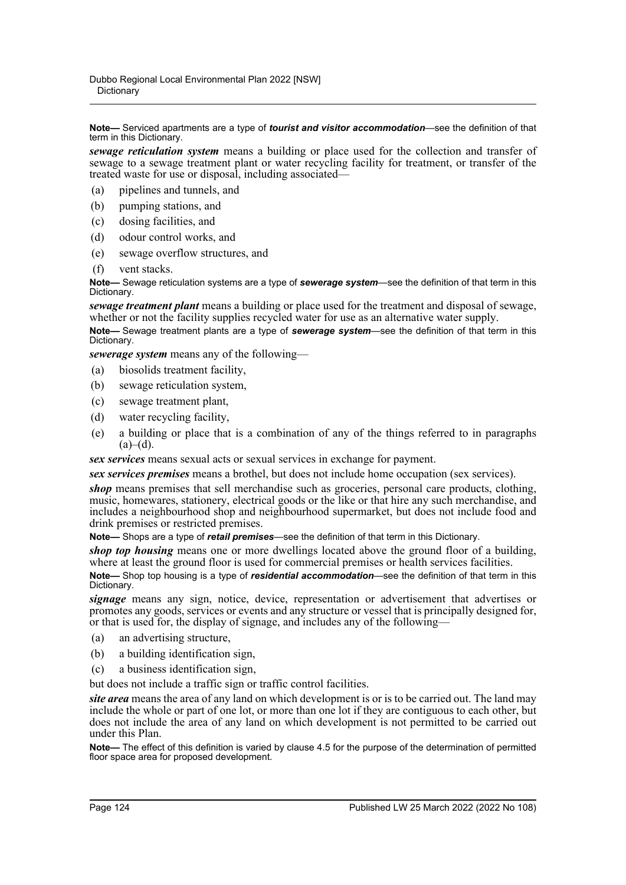**Note—** Serviced apartments are a type of ***tourist and visitor accommodation***—see the definition of that term in this Dictionary.

***sewage reticulation system*** means a building or place used for the collection and transfer of sewage to a sewage treatment plant or water recycling facility for treatment, or transfer of the treated waste for use or disposal, including associated—

(a) pipelines and tunnels, and

(b) pumping stations, and

(c) dosing facilities, and

(d) odour control works, and

(e) sewage overflow structures, and

(f) vent stacks.

**Note—** Sewage reticulation systems are a type of ***sewerage system***—see the definition of that term in this Dictionary.

***sewage treatment plant*** means a building or place used for the treatment and disposal of sewage, whether or not the facility supplies recycled water for use as an alternative water supply.

**Note—** Sewage treatment plants are a type of ***sewerage system***—see the definition of that term in this Dictionary.

***sewerage system*** means any of the following—

(a) biosolids treatment facility,

(b) sewage reticulation system,

(c) sewage treatment plant,

(d) water recycling facility,

(e) a building or place that is a combination of any of the things referred to in paragraphs (a)–(d).

***sex services*** means sexual acts or sexual services in exchange for payment.

***sex services premises*** means a brothel, but does not include home occupation (sex services).

***shop*** means premises that sell merchandise such as groceries, personal care products, clothing, music, homewares, stationery, electrical goods or the like or that hire any such merchandise, and includes a neighbourhood shop and neighbourhood supermarket, but does not include food and drink premises or restricted premises.

**Note—** Shops are a type of ***retail premises***—see the definition of that term in this Dictionary.

***shop top housing*** means one or more dwellings located above the ground floor of a building, where at least the ground floor is used for commercial premises or health services facilities.

**Note—** Shop top housing is a type of ***residential accommodation***—see the definition of that term in this Dictionary.

***signage*** means any sign, notice, device, representation or advertisement that advertises or promotes any goods, services or events and any structure or vessel that is principally designed for, or that is used for, the display of signage, and includes any of the following—

(a) an advertising structure,

(b) a building identification sign,

(c) a business identification sign,

but does not include a traffic sign or traffic control facilities.

***site area*** means the area of any land on which development is or is to be carried out. The land may include the whole or part of one lot, or more than one lot if they are contiguous to each other, but does not include the area of any land on which development is not permitted to be carried out under this Plan.

**Note—** The effect of this definition is varied by clause 4.5 for the purpose of the determination of permitted floor space area for proposed development.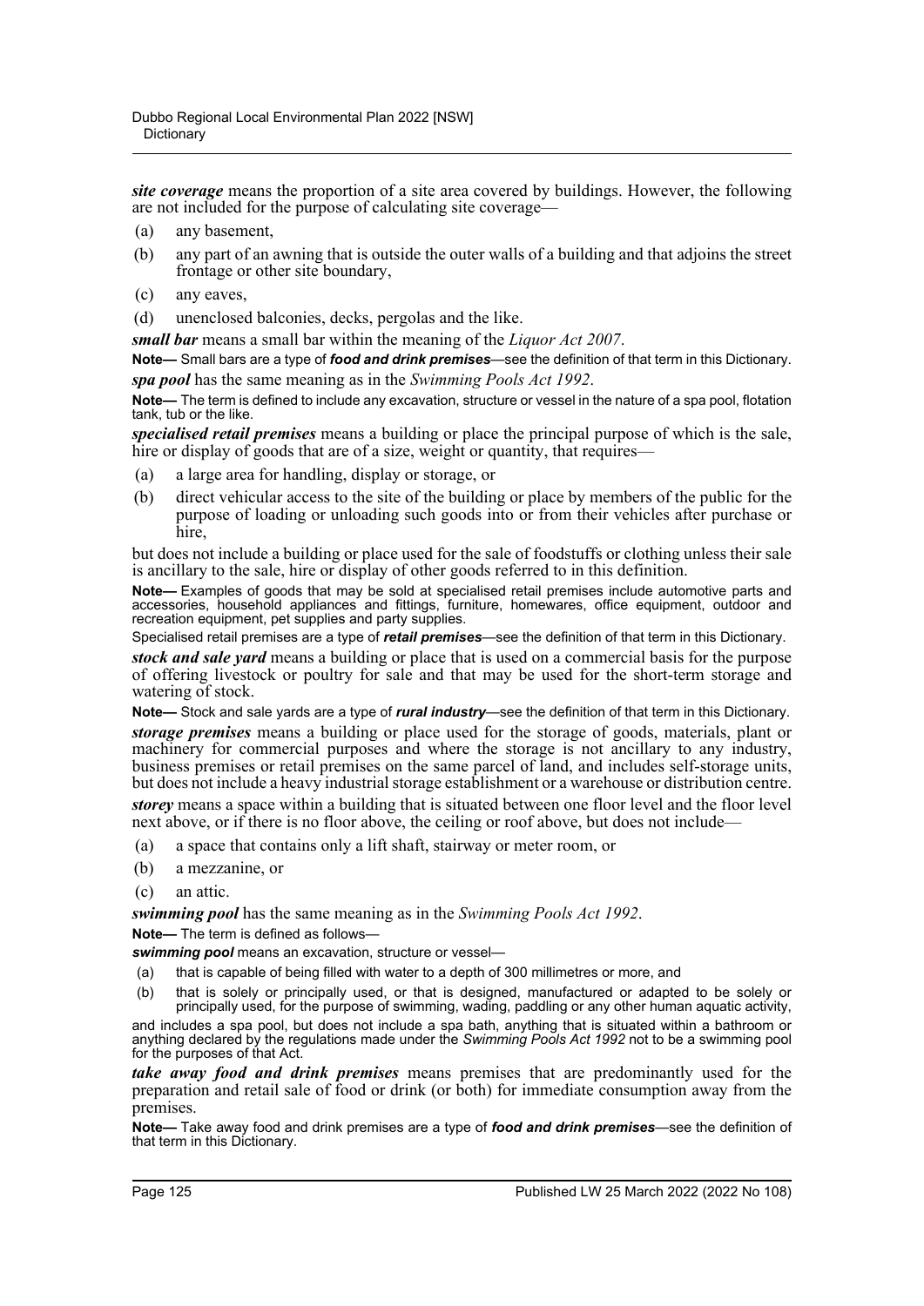***site coverage*** means the proportion of a site area covered by buildings. However, the following are not included for the purpose of calculating site coverage—

(a) any basement,

(b) any part of an awning that is outside the outer walls of a building and that adjoins the street frontage or other site boundary,

(c) any eaves,

(d) unenclosed balconies, decks, pergolas and the like.

***small bar*** means a small bar within the meaning of the *Liquor Act 2007*.

**Note—** Small bars are a type of ***food and drink premises***—see the definition of that term in this Dictionary.

***spa pool*** has the same meaning as in the *Swimming Pools Act 1992*.

**Note—** The term is defined to include any excavation, structure or vessel in the nature of a spa pool, flotation tank, tub or the like.

***specialised retail premises*** means a building or place the principal purpose of which is the sale, hire or display of goods that are of a size, weight or quantity, that requires—

(a) a large area for handling, display or storage, or

(b) direct vehicular access to the site of the building or place by members of the public for the purpose of loading or unloading such goods into or from their vehicles after purchase or hire,

but does not include a building or place used for the sale of foodstuffs or clothing unless their sale is ancillary to the sale, hire or display of other goods referred to in this definition.

**Note—** Examples of goods that may be sold at specialised retail premises include automotive parts and accessories, household appliances and fittings, furniture, homewares, office equipment, outdoor and recreation equipment, pet supplies and party supplies.

Specialised retail premises are a type of ***retail premises***—see the definition of that term in this Dictionary.

***stock and sale yard*** means a building or place that is used on a commercial basis for the purpose of offering livestock or poultry for sale and that may be used for the short-term storage and watering of stock.

**Note—** Stock and sale yards are a type of ***rural industry***—see the definition of that term in this Dictionary.

***storage premises*** means a building or place used for the storage of goods, materials, plant or machinery for commercial purposes and where the storage is not ancillary to any industry, business premises or retail premises on the same parcel of land, and includes self-storage units, but does not include a heavy industrial storage establishment or a warehouse or distribution centre.

***storey*** means a space within a building that is situated between one floor level and the floor level next above, or if there is no floor above, the ceiling or roof above, but does not include—

(a) a space that contains only a lift shaft, stairway or meter room, or

(b) a mezzanine, or

(c) an attic.

***swimming pool*** has the same meaning as in the *Swimming Pools Act 1992*.

**Note—** The term is defined as follows—

***swimming pool*** means an excavation, structure or vessel—

(a) that is capable of being filled with water to a depth of 300 millimetres or more, and

(b) that is solely or principally used, or that is designed, manufactured or adapted to be solely or principally used, for the purpose of swimming, wading, paddling or any other human aquatic activity,

and includes a spa pool, but does not include a spa bath, anything that is situated within a bathroom or anything declared by the regulations made under the *Swimming Pools Act 1992* not to be a swimming pool for the purposes of that Act.

***take away food and drink premises*** means premises that are predominantly used for the preparation and retail sale of food or drink (or both) for immediate consumption away from the premises.

**Note—** Take away food and drink premises are a type of ***food and drink premises***—see the definition of that term in this Dictionary.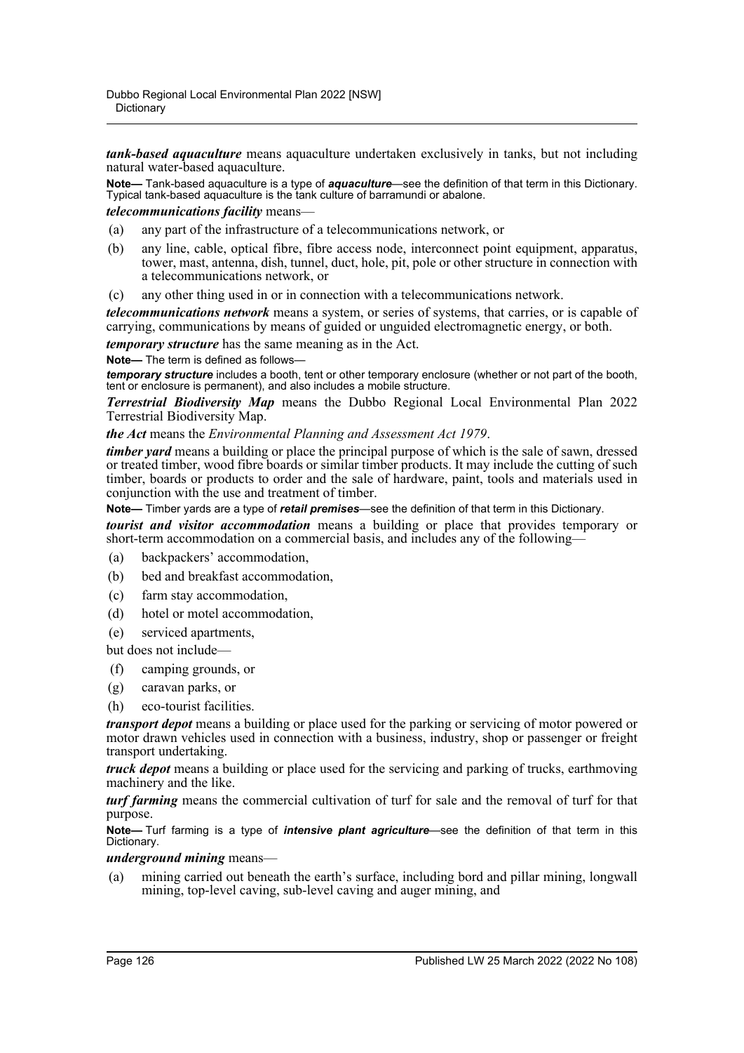***tank-based aquaculture*** means aquaculture undertaken exclusively in tanks, but not including natural water-based aquaculture.

**Note—** Tank-based aquaculture is a type of ***aquaculture***—see the definition of that term in this Dictionary. Typical tank-based aquaculture is the tank culture of barramundi or abalone.

***telecommunications facility*** means—

(a) any part of the infrastructure of a telecommunications network, or

(b) any line, cable, optical fibre, fibre access node, interconnect point equipment, apparatus, tower, mast, antenna, dish, tunnel, duct, hole, pit, pole or other structure in connection with a telecommunications network, or

(c) any other thing used in or in connection with a telecommunications network.

***telecommunications network*** means a system, or series of systems, that carries, or is capable of carrying, communications by means of guided or unguided electromagnetic energy, or both.

***temporary structure*** has the same meaning as in the Act.

**Note—** The term is defined as follows—

***temporary structure*** includes a booth, tent or other temporary enclosure (whether or not part of the booth, tent or enclosure is permanent), and also includes a mobile structure.

***Terrestrial Biodiversity Map*** means the Dubbo Regional Local Environmental Plan 2022 Terrestrial Biodiversity Map.

***the Act*** means the *Environmental Planning and Assessment Act 1979*.

***timber yard*** means a building or place the principal purpose of which is the sale of sawn, dressed or treated timber, wood fibre boards or similar timber products. It may include the cutting of such timber, boards or products to order and the sale of hardware, paint, tools and materials used in conjunction with the use and treatment of timber.

**Note—** Timber yards are a type of ***retail premises***—see the definition of that term in this Dictionary.

***tourist and visitor accommodation*** means a building or place that provides temporary or short-term accommodation on a commercial basis, and includes any of the following—

(a) backpackers' accommodation,

(b) bed and breakfast accommodation,

(c) farm stay accommodation,

(d) hotel or motel accommodation,

(e) serviced apartments,

but does not include—

(f) camping grounds, or

(g) caravan parks, or

(h) eco-tourist facilities.

***transport depot*** means a building or place used for the parking or servicing of motor powered or motor drawn vehicles used in connection with a business, industry, shop or passenger or freight transport undertaking.

***truck depot*** means a building or place used for the servicing and parking of trucks, earthmoving machinery and the like.

***turf farming*** means the commercial cultivation of turf for sale and the removal of turf for that purpose.

**Note—** Turf farming is a type of ***intensive plant agriculture***—see the definition of that term in this Dictionary.

***underground mining*** means—

(a) mining carried out beneath the earth's surface, including bord and pillar mining, longwall mining, top-level caving, sub-level caving and auger mining, and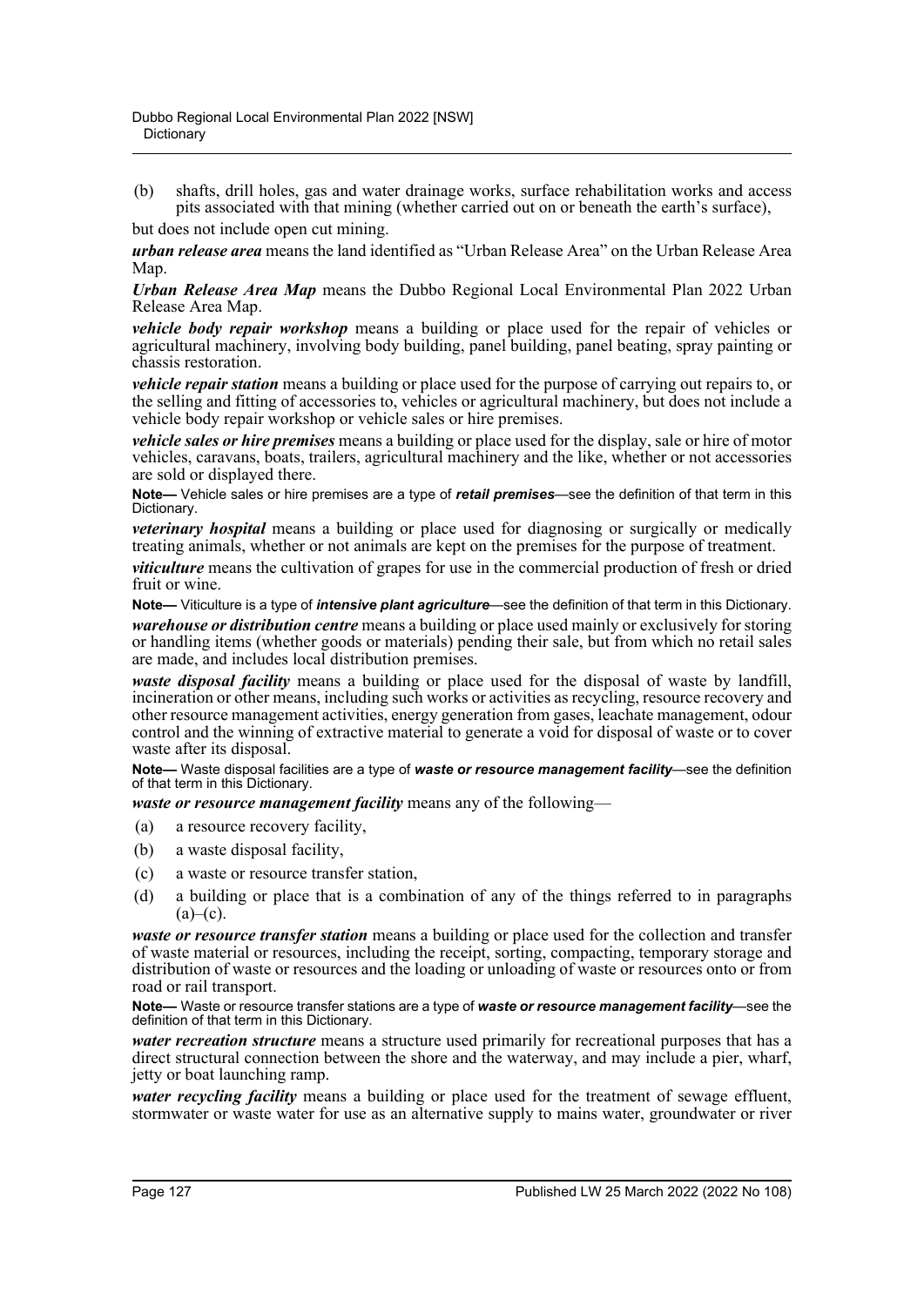(b) shafts, drill holes, gas and water drainage works, surface rehabilitation works and access pits associated with that mining (whether carried out on or beneath the earth's surface),

but does not include open cut mining.

***urban release area*** means the land identified as "Urban Release Area" on the Urban Release Area Map.

***Urban Release Area Map*** means the Dubbo Regional Local Environmental Plan 2022 Urban Release Area Map.

***vehicle body repair workshop*** means a building or place used for the repair of vehicles or agricultural machinery, involving body building, panel building, panel beating, spray painting or chassis restoration.

***vehicle repair station*** means a building or place used for the purpose of carrying out repairs to, or the selling and fitting of accessories to, vehicles or agricultural machinery, but does not include a vehicle body repair workshop or vehicle sales or hire premises.

***vehicle sales or hire premises*** means a building or place used for the display, sale or hire of motor vehicles, caravans, boats, trailers, agricultural machinery and the like, whether or not accessories are sold or displayed there.

**Note—** Vehicle sales or hire premises are a type of ***retail premises***—see the definition of that term in this Dictionary.

***veterinary hospital*** means a building or place used for diagnosing or surgically or medically treating animals, whether or not animals are kept on the premises for the purpose of treatment.

***viticulture*** means the cultivation of grapes for use in the commercial production of fresh or dried fruit or wine.

**Note—** Viticulture is a type of ***intensive plant agriculture***—see the definition of that term in this Dictionary.

***warehouse or distribution centre*** means a building or place used mainly or exclusively for storing or handling items (whether goods or materials) pending their sale, but from which no retail sales are made, and includes local distribution premises.

***waste disposal facility*** means a building or place used for the disposal of waste by landfill, incineration or other means, including such works or activities as recycling, resource recovery and other resource management activities, energy generation from gases, leachate management, odour control and the winning of extractive material to generate a void for disposal of waste or to cover waste after its disposal.

**Note—** Waste disposal facilities are a type of ***waste or resource management facility***—see the definition of that term in this Dictionary.

***waste or resource management facility*** means any of the following—

(a) a resource recovery facility,

(b) a waste disposal facility,

(c) a waste or resource transfer station,

(d) a building or place that is a combination of any of the things referred to in paragraphs (a)–(c).

***waste or resource transfer station*** means a building or place used for the collection and transfer of waste material or resources, including the receipt, sorting, compacting, temporary storage and distribution of waste or resources and the loading or unloading of waste or resources onto or from road or rail transport.

**Note—** Waste or resource transfer stations are a type of ***waste or resource management facility***—see the definition of that term in this Dictionary.

***water recreation structure*** means a structure used primarily for recreational purposes that has a direct structural connection between the shore and the waterway, and may include a pier, wharf, jetty or boat launching ramp.

***water recycling facility*** means a building or place used for the treatment of sewage effluent, stormwater or waste water for use as an alternative supply to mains water, groundwater or river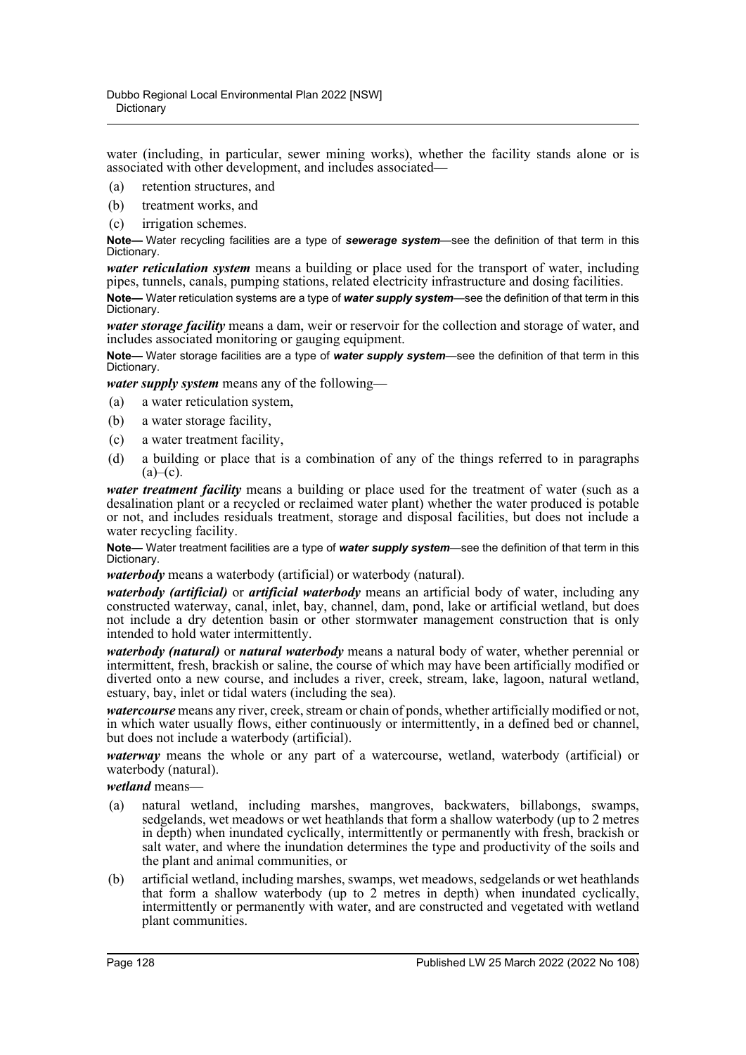water (including, in particular, sewer mining works), whether the facility stands alone or is associated with other development, and includes associated—

(a) retention structures, and

(b) treatment works, and

(c) irrigation schemes.

**Note—** Water recycling facilities are a type of ***sewerage system***—see the definition of that term in this Dictionary.

***water reticulation system*** means a building or place used for the transport of water, including pipes, tunnels, canals, pumping stations, related electricity infrastructure and dosing facilities.

**Note—** Water reticulation systems are a type of ***water supply system***—see the definition of that term in this Dictionary.

***water storage facility*** means a dam, weir or reservoir for the collection and storage of water, and includes associated monitoring or gauging equipment.

**Note—** Water storage facilities are a type of ***water supply system***—see the definition of that term in this Dictionary.

***water supply system*** means any of the following—

(a) a water reticulation system,

(b) a water storage facility,

(c) a water treatment facility,

(d) a building or place that is a combination of any of the things referred to in paragraphs (a)–(c).

***water treatment facility*** means a building or place used for the treatment of water (such as a desalination plant or a recycled or reclaimed water plant) whether the water produced is potable or not, and includes residuals treatment, storage and disposal facilities, but does not include a water recycling facility.

**Note—** Water treatment facilities are a type of ***water supply system***—see the definition of that term in this Dictionary.

***waterbody*** means a waterbody (artificial) or waterbody (natural).

***waterbody (artificial)*** or ***artificial waterbody*** means an artificial body of water, including any constructed waterway, canal, inlet, bay, channel, dam, pond, lake or artificial wetland, but does not include a dry detention basin or other stormwater management construction that is only intended to hold water intermittently.

***waterbody (natural)*** or ***natural waterbody*** means a natural body of water, whether perennial or intermittent, fresh, brackish or saline, the course of which may have been artificially modified or diverted onto a new course, and includes a river, creek, stream, lake, lagoon, natural wetland, estuary, bay, inlet or tidal waters (including the sea).

***watercourse*** means any river, creek, stream or chain of ponds, whether artificially modified or not, in which water usually flows, either continuously or intermittently, in a defined bed or channel, but does not include a waterbody (artificial).

***waterway*** means the whole or any part of a watercourse, wetland, waterbody (artificial) or waterbody (natural).

***wetland*** means—

(a) natural wetland, including marshes, mangroves, backwaters, billabongs, swamps, sedgelands, wet meadows or wet heathlands that form a shallow waterbody (up to 2 metres in depth) when inundated cyclically, intermittently or permanently with fresh, brackish or salt water, and where the inundation determines the type and productivity of the soils and the plant and animal communities, or

(b) artificial wetland, including marshes, swamps, wet meadows, sedgelands or wet heathlands that form a shallow waterbody (up to 2 metres in depth) when inundated cyclically, intermittently or permanently with water, and are constructed and vegetated with wetland plant communities.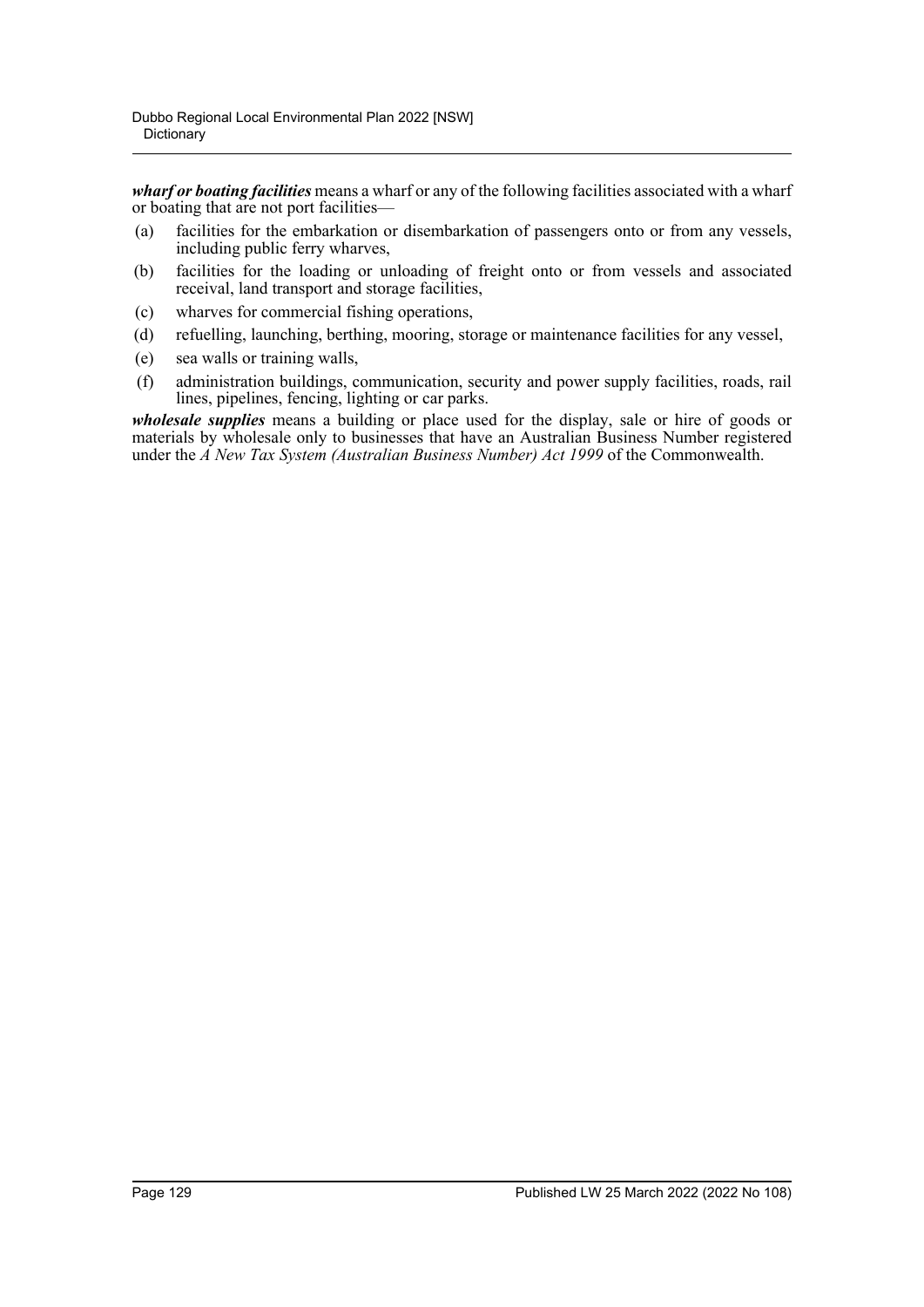***wharf or boating facilities*** means a wharf or any of the following facilities associated with a wharf or boating that are not port facilities—

(a) facilities for the embarkation or disembarkation of passengers onto or from any vessels, including public ferry wharves,

(b) facilities for the loading or unloading of freight onto or from vessels and associated receival, land transport and storage facilities,

(c) wharves for commercial fishing operations,

(d) refuelling, launching, berthing, mooring, storage or maintenance facilities for any vessel,

(e) sea walls or training walls,

(f) administration buildings, communication, security and power supply facilities, roads, rail lines, pipelines, fencing, lighting or car parks.

***wholesale supplies*** means a building or place used for the display, sale or hire of goods or materials by wholesale only to businesses that have an Australian Business Number registered under the *A New Tax System (Australian Business Number) Act 1999* of the Commonwealth.